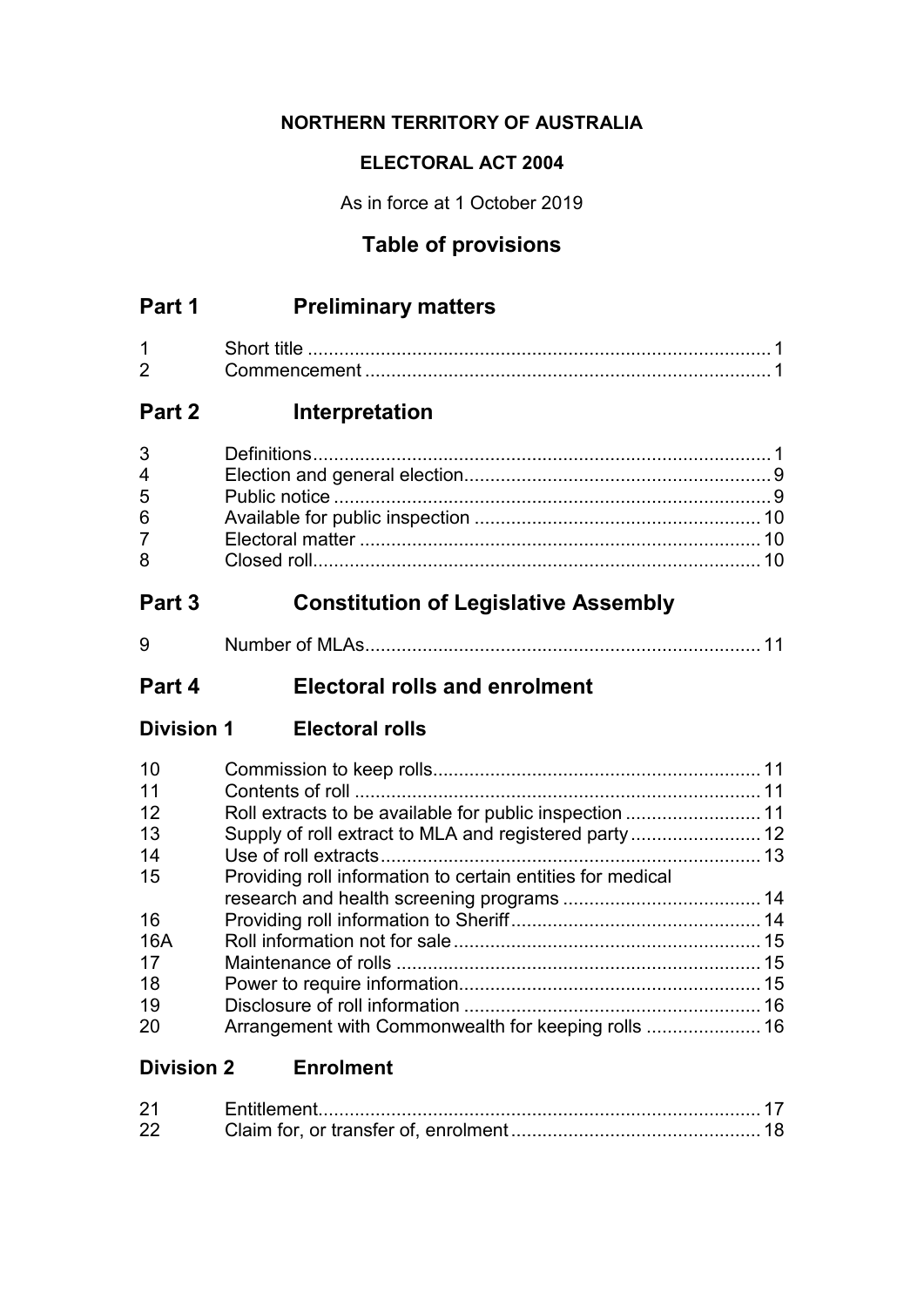**NORTHERN TERRITORY OF AUSTRALIA**

**ELECTORAL ACT 2004**

As in force at 1 October 2019

## Table of provisions

## Part 1 Preliminary matters

| | | |
|---|---|---|
| 1 | Short title | 1 |
| 2 | Commencement | 1 |

## Part 2 Interpretation

| | | |
|---|---|---|
| 3 | Definitions | 1 |
| 4 | Election and general election | 9 |
| 5 | Public notice | 9 |
| 6 | Available for public inspection | 10 |
| 7 | Electoral matter | 10 |
| 8 | Closed roll | 10 |

## Part 3 Constitution of Legislative Assembly

| | | |
|---|---|---|
| 9 | Number of MLAs | 11 |

## Part 4 Electoral rolls and enrolment

### Division 1 Electoral rolls

| | | |
|---|---|---|
| 10 | Commission to keep rolls | 11 |
| 11 | Contents of roll | 11 |
| 12 | Roll extracts to be available for public inspection | 11 |
| 13 | Supply of roll extract to MLA and registered party | 12 |
| 14 | Use of roll extracts | 13 |
| 15 | Providing roll information to certain entities for medical research and health screening programs | 14 |
| 16 | Providing roll information to Sheriff | 14 |
| 16A | Roll information not for sale | 15 |
| 17 | Maintenance of rolls | 15 |
| 18 | Power to require information | 15 |
| 19 | Disclosure of roll information | 16 |
| 20 | Arrangement with Commonwealth for keeping rolls | 16 |

### Division 2 Enrolment

| | | |
|---|---|---|
| 21 | Entitlement | 17 |
| 22 | Claim for, or transfer of, enrolment | 18 |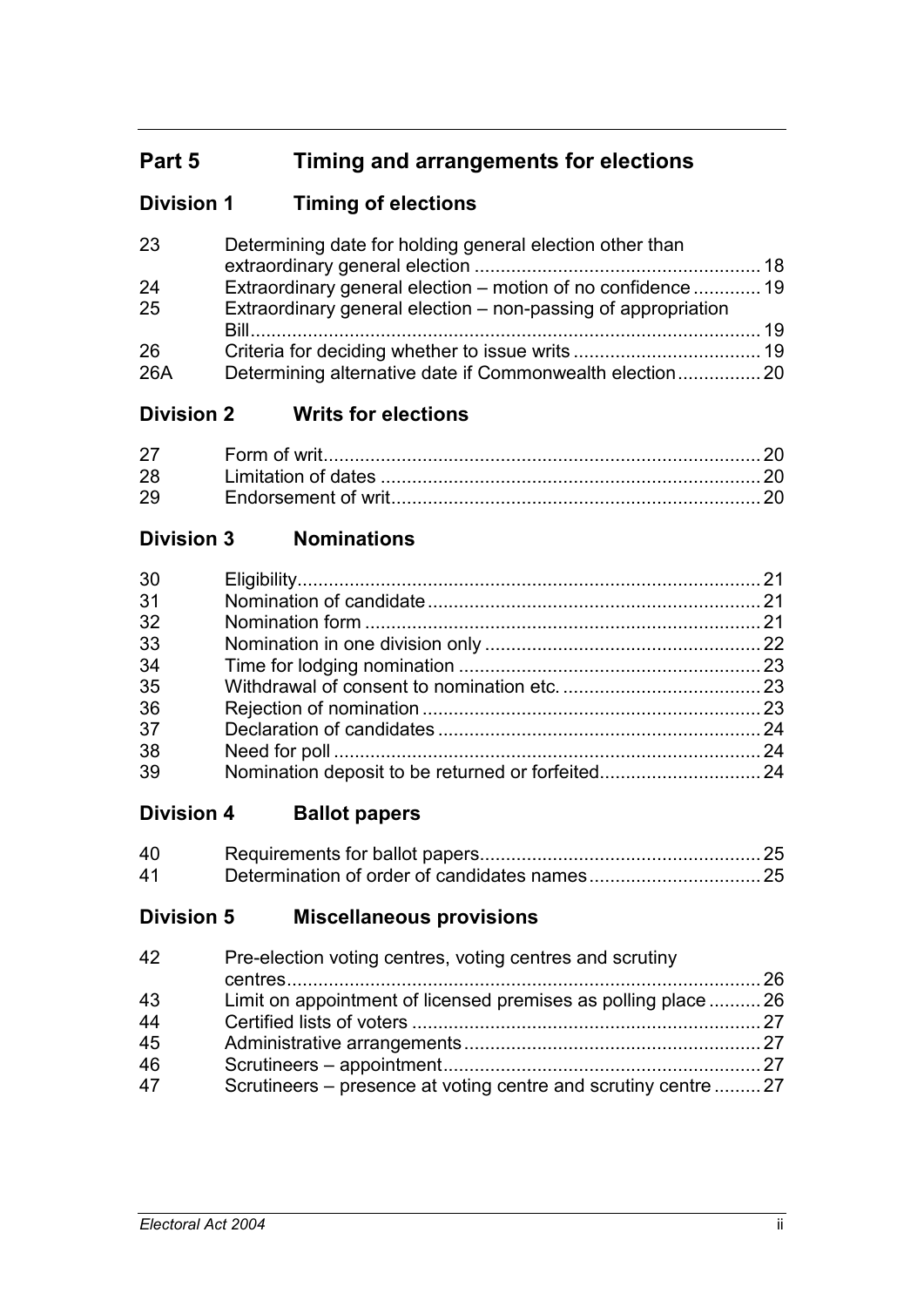## Part 5 Timing and arrangements for elections

### Division 1 Timing of elections

| | | |
|---|---|---|
| 23 | Determining date for holding general election other than extraordinary general election | 18 |
| 24 | Extraordinary general election – motion of no confidence | 19 |
| 25 | Extraordinary general election – non-passing of appropriation Bill | 19 |
| 26 | Criteria for deciding whether to issue writs | 19 |
| 26A | Determining alternative date if Commonwealth election | 20 |

### Division 2 Writs for elections

| | | |
|---|---|---|
| 27 | Form of writ | 20 |
| 28 | Limitation of dates | 20 |
| 29 | Endorsement of writ | 20 |

### Division 3 Nominations

| | | |
|---|---|---|
| 30 | Eligibility | 21 |
| 31 | Nomination of candidate | 21 |
| 32 | Nomination form | 21 |
| 33 | Nomination in one division only | 22 |
| 34 | Time for lodging nomination | 23 |
| 35 | Withdrawal of consent to nomination etc. | 23 |
| 36 | Rejection of nomination | 23 |
| 37 | Declaration of candidates | 24 |
| 38 | Need for poll | 24 |
| 39 | Nomination deposit to be returned or forfeited | 24 |

### Division 4 Ballot papers

| | | |
|---|---|---|
| 40 | Requirements for ballot papers | 25 |
| 41 | Determination of order of candidates names | 25 |

### Division 5 Miscellaneous provisions

| | | |
|---|---|---|
| 42 | Pre-election voting centres, voting centres and scrutiny centres | 26 |
| 43 | Limit on appointment of licensed premises as polling place | 26 |
| 44 | Certified lists of voters | 27 |
| 45 | Administrative arrangements | 27 |
| 46 | Scrutineers – appointment | 27 |
| 47 | Scrutineers – presence at voting centre and scrutiny centre | 27 |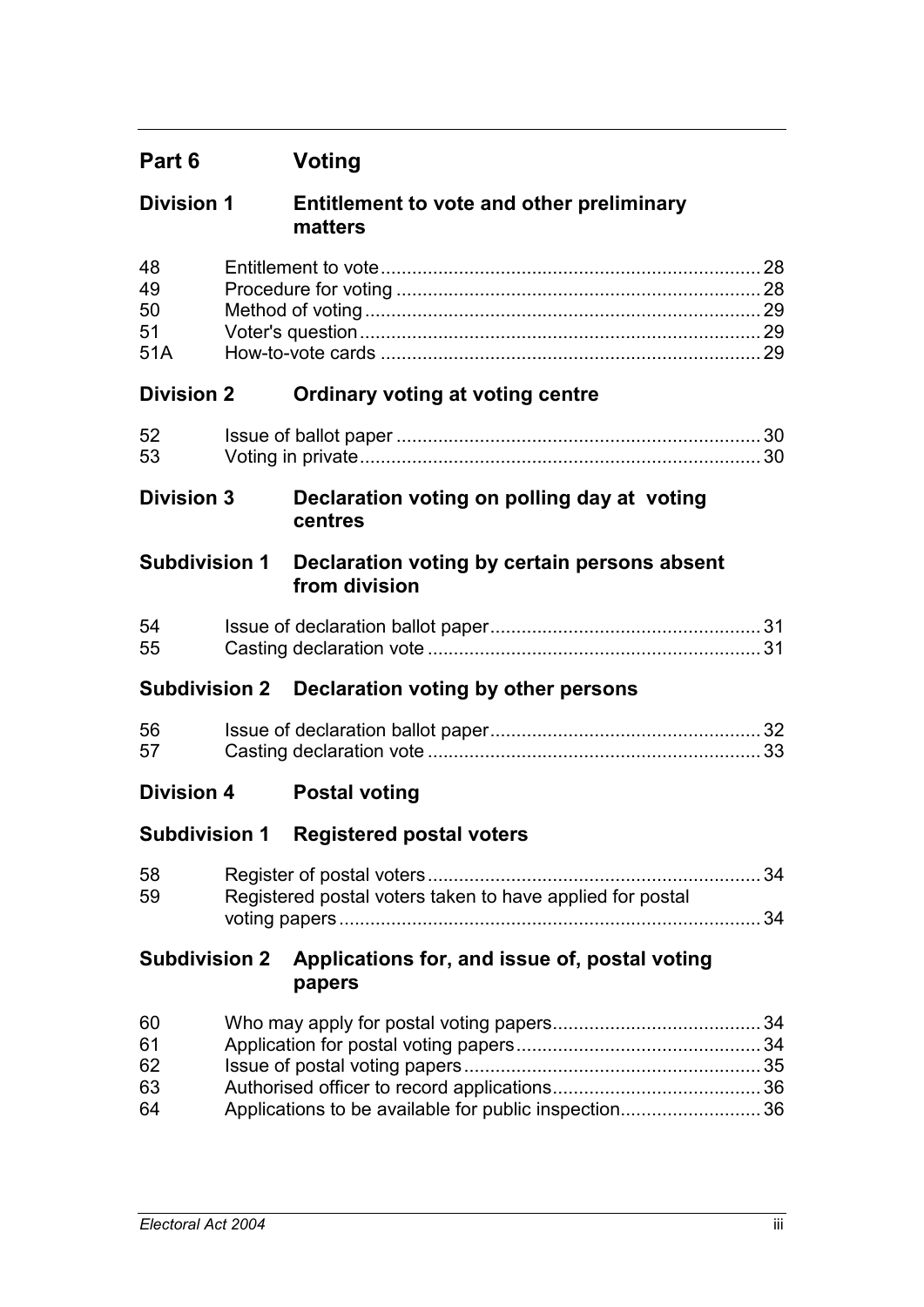## Part 6 Voting

### Division 1 Entitlement to vote and other preliminary matters

| | | |
|---|---|---|
| 48 | Entitlement to vote | 28 |
| 49 | Procedure for voting | 28 |
| 50 | Method of voting | 29 |
| 51 | Voter's question | 29 |
| 51A | How-to-vote cards | 29 |

### Division 2 Ordinary voting at voting centre

| | | |
|---|---|---|
| 52 | Issue of ballot paper | 30 |
| 53 | Voting in private | 30 |

### Division 3 Declaration voting on polling day at voting centres

#### Subdivision 1 Declaration voting by certain persons absent from division

| | | |
|---|---|---|
| 54 | Issue of declaration ballot paper | 31 |
| 55 | Casting declaration vote | 31 |

#### Subdivision 2 Declaration voting by other persons

| | | |
|---|---|---|
| 56 | Issue of declaration ballot paper | 32 |
| 57 | Casting declaration vote | 33 |

### Division 4 Postal voting

#### Subdivision 1 Registered postal voters

| | | |
|---|---|---|
| 58 | Register of postal voters | 34 |
| 59 | Registered postal voters taken to have applied for postal voting papers | 34 |

#### Subdivision 2 Applications for, and issue of, postal voting papers

| | | |
|---|---|---|
| 60 | Who may apply for postal voting papers | 34 |
| 61 | Application for postal voting papers | 34 |
| 62 | Issue of postal voting papers | 35 |
| 63 | Authorised officer to record applications | 36 |
| 64 | Applications to be available for public inspection | 36 |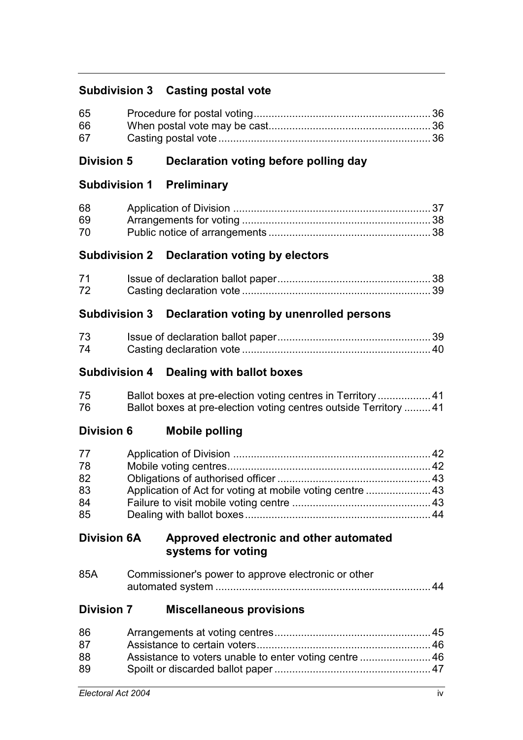### Subdivision 3 Casting postal vote

| | | |
|---|---|---|
| 65 | Procedure for postal voting | 36 |
| 66 | When postal vote may be cast | 36 |
| 67 | Casting postal vote | 36 |

## Division 5 Declaration voting before polling day

### Subdivision 1 Preliminary

| | | |
|---|---|---|
| 68 | Application of Division | 37 |
| 69 | Arrangements for voting | 38 |
| 70 | Public notice of arrangements | 38 |

### Subdivision 2 Declaration voting by electors

| | | |
|---|---|---|
| 71 | Issue of declaration ballot paper | 38 |
| 72 | Casting declaration vote | 39 |

### Subdivision 3 Declaration voting by unenrolled persons

| | | |
|---|---|---|
| 73 | Issue of declaration ballot paper | 39 |
| 74 | Casting declaration vote | 40 |

### Subdivision 4 Dealing with ballot boxes

| | | |
|---|---|---|
| 75 | Ballot boxes at pre-election voting centres in Territory | 41 |
| 76 | Ballot boxes at pre-election voting centres outside Territory | 41 |

## Division 6 Mobile polling

| | | |
|---|---|---|
| 77 | Application of Division | 42 |
| 78 | Mobile voting centres | 42 |
| 82 | Obligations of authorised officer | 43 |
| 83 | Application of Act for voting at mobile voting centre | 43 |
| 84 | Failure to visit mobile voting centre | 43 |
| 85 | Dealing with ballot boxes | 44 |

## Division 6A Approved electronic and other automated systems for voting

| | | |
|---|---|---|
| 85A | Commissioner's power to approve electronic or other automated system | 44 |

## Division 7 Miscellaneous provisions

| | | |
|---|---|---|
| 86 | Arrangements at voting centres | 45 |
| 87 | Assistance to certain voters | 46 |
| 88 | Assistance to voters unable to enter voting centre | 46 |
| 89 | Spoilt or discarded ballot paper | 47 |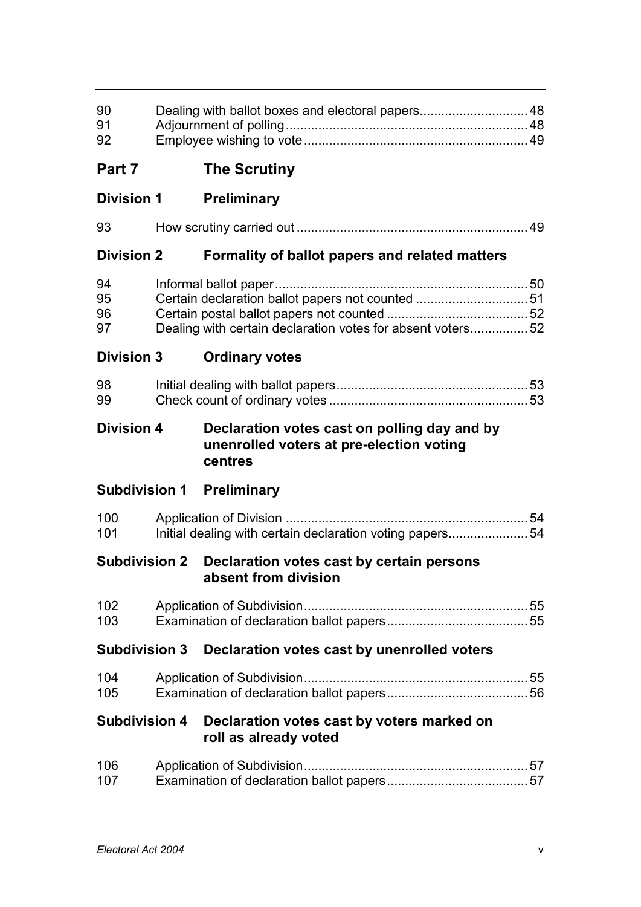| | | |
|---|---|---|
| 90 | Dealing with ballot boxes and electoral papers | 48 |
| 91 | Adjournment of polling | 48 |
| 92 | Employee wishing to vote | 49 |

## Part 7 The Scrutiny

### Division 1 Preliminary

| | | |
|---|---|---|
| 93 | How scrutiny carried out | 49 |

### Division 2 Formality of ballot papers and related matters

| | | |
|---|---|---|
| 94 | Informal ballot paper | 50 |
| 95 | Certain declaration ballot papers not counted | 51 |
| 96 | Certain postal ballot papers not counted | 52 |
| 97 | Dealing with certain declaration votes for absent voters | 52 |

### Division 3 Ordinary votes

| | | |
|---|---|---|
| 98 | Initial dealing with ballot papers | 53 |
| 99 | Check count of ordinary votes | 53 |

### Division 4 Declaration votes cast on polling day and by unenrolled voters at pre-election voting centres

#### Subdivision 1 Preliminary

| | | |
|---|---|---|
| 100 | Application of Division | 54 |
| 101 | Initial dealing with certain declaration voting papers | 54 |

#### Subdivision 2 Declaration votes cast by certain persons absent from division

| | | |
|---|---|---|
| 102 | Application of Subdivision | 55 |
| 103 | Examination of declaration ballot papers | 55 |

#### Subdivision 3 Declaration votes cast by unenrolled voters

| | | |
|---|---|---|
| 104 | Application of Subdivision | 55 |
| 105 | Examination of declaration ballot papers | 56 |

#### Subdivision 4 Declaration votes cast by voters marked on roll as already voted

| | | |
|---|---|---|
| 106 | Application of Subdivision | 57 |
| 107 | Examination of declaration ballot papers | 57 |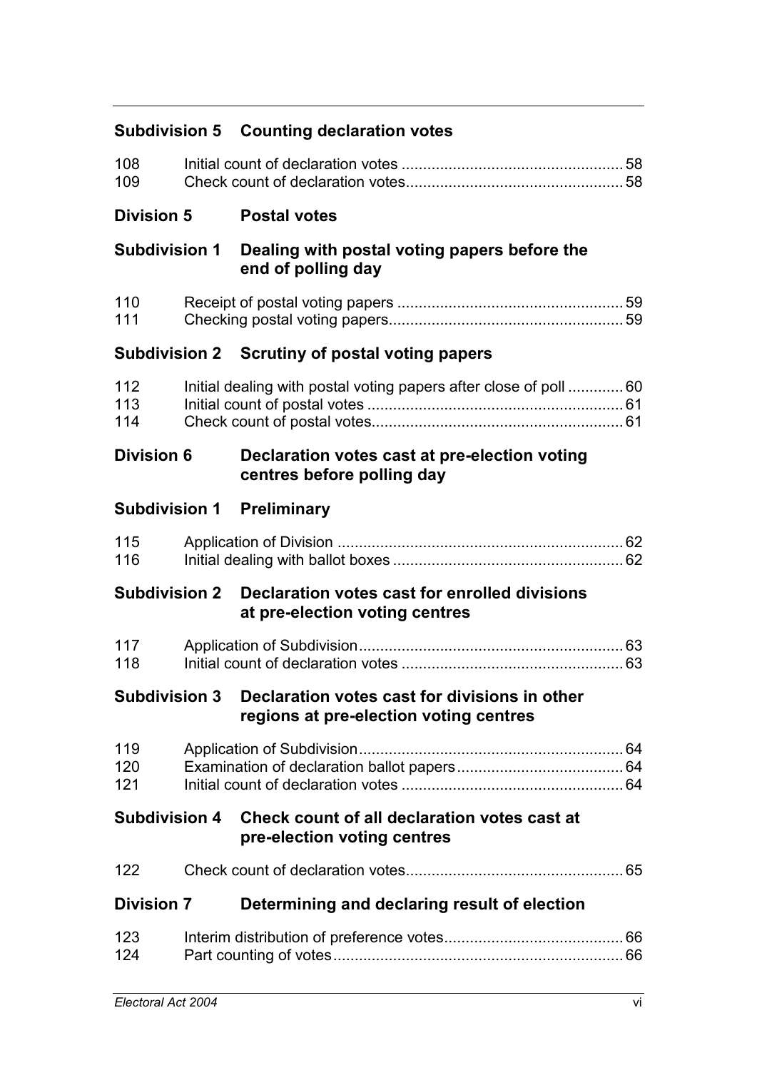**Subdivision 5 Counting declaration votes**

| | | |
|---|---|---|
| 108 | Initial count of declaration votes | 58 |
| 109 | Check count of declaration votes | 58 |

**Division 5 Postal votes**

**Subdivision 1 Dealing with postal voting papers before the end of polling day**

| | | |
|---|---|---|
| 110 | Receipt of postal voting papers | 59 |
| 111 | Checking postal voting papers | 59 |

**Subdivision 2 Scrutiny of postal voting papers**

| | | |
|---|---|---|
| 112 | Initial dealing with postal voting papers after close of poll | 60 |
| 113 | Initial count of postal votes | 61 |
| 114 | Check count of postal votes | 61 |

**Division 6 Declaration votes cast at pre-election voting centres before polling day**

**Subdivision 1 Preliminary**

| | | |
|---|---|---|
| 115 | Application of Division | 62 |
| 116 | Initial dealing with ballot boxes | 62 |

**Subdivision 2 Declaration votes cast for enrolled divisions at pre-election voting centres**

| | | |
|---|---|---|
| 117 | Application of Subdivision | 63 |
| 118 | Initial count of declaration votes | 63 |

**Subdivision 3 Declaration votes cast for divisions in other regions at pre-election voting centres**

| | | |
|---|---|---|
| 119 | Application of Subdivision | 64 |
| 120 | Examination of declaration ballot papers | 64 |
| 121 | Initial count of declaration votes | 64 |

**Subdivision 4 Check count of all declaration votes cast at pre-election voting centres**

| | | |
|---|---|---|
| 122 | Check count of declaration votes | 65 |

**Division 7 Determining and declaring result of election**

| | | |
|---|---|---|
| 123 | Interim distribution of preference votes | 66 |
| 124 | Part counting of votes | 66 |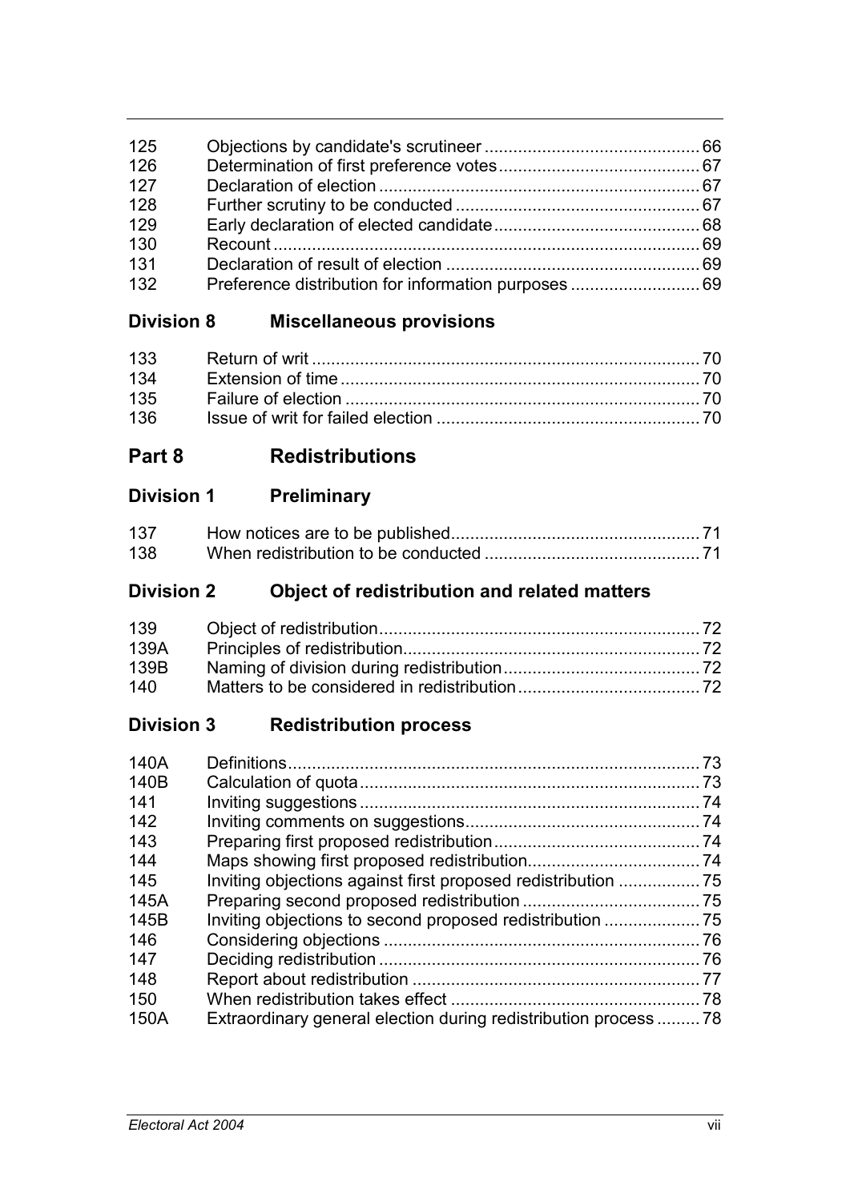| | | |
|---|---|---|
| 125 | Objections by candidate's scrutineer | 66 |
| 126 | Determination of first preference votes | 67 |
| 127 | Declaration of election | 67 |
| 128 | Further scrutiny to be conducted | 67 |
| 129 | Early declaration of elected candidate | 68 |
| 130 | Recount | 69 |
| 131 | Declaration of result of election | 69 |
| 132 | Preference distribution for information purposes | 69 |

### Division 8 Miscellaneous provisions

| | | |
|---|---|---|
| 133 | Return of writ | 70 |
| 134 | Extension of time | 70 |
| 135 | Failure of election | 70 |
| 136 | Issue of writ for failed election | 70 |

## Part 8 Redistributions

### Division 1 Preliminary

| | | |
|---|---|---|
| 137 | How notices are to be published | 71 |
| 138 | When redistribution to be conducted | 71 |

### Division 2 Object of redistribution and related matters

| | | |
|---|---|---|
| 139 | Object of redistribution | 72 |
| 139A | Principles of redistribution | 72 |
| 139B | Naming of division during redistribution | 72 |
| 140 | Matters to be considered in redistribution | 72 |

### Division 3 Redistribution process

| | | |
|---|---|---|
| 140A | Definitions | 73 |
| 140B | Calculation of quota | 73 |
| 141 | Inviting suggestions | 74 |
| 142 | Inviting comments on suggestions | 74 |
| 143 | Preparing first proposed redistribution | 74 |
| 144 | Maps showing first proposed redistribution | 74 |
| 145 | Inviting objections against first proposed redistribution | 75 |
| 145A | Preparing second proposed redistribution | 75 |
| 145B | Inviting objections to second proposed redistribution | 75 |
| 146 | Considering objections | 76 |
| 147 | Deciding redistribution | 76 |
| 148 | Report about redistribution | 77 |
| 150 | When redistribution takes effect | 78 |
| 150A | Extraordinary general election during redistribution process | 78 |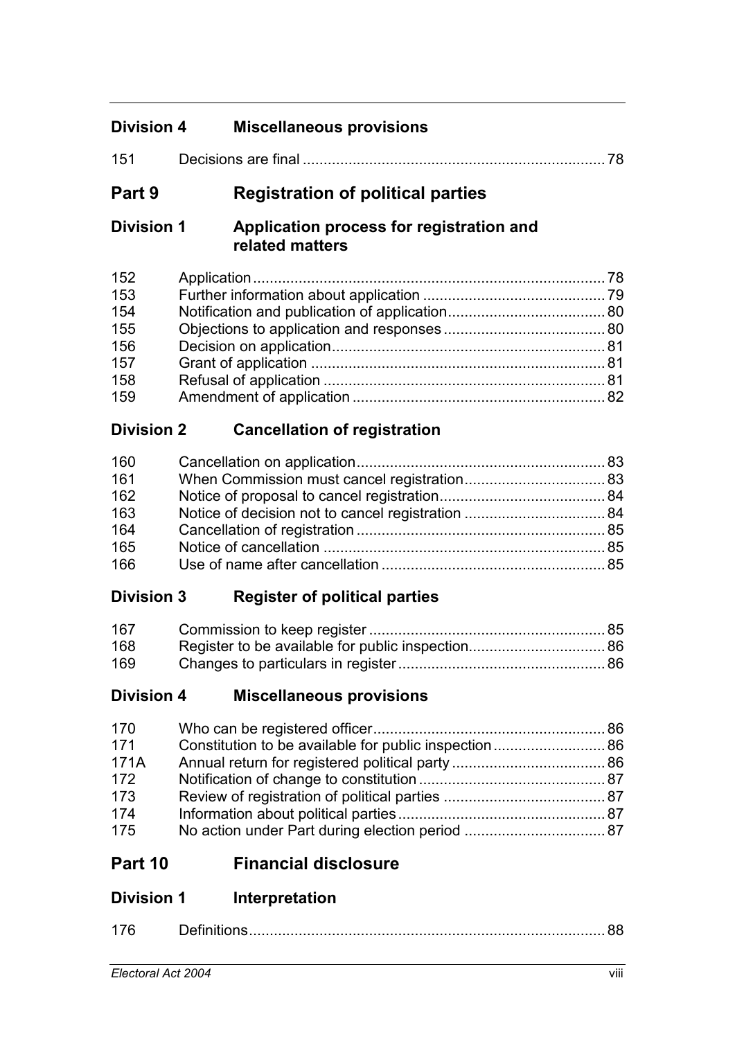## Division 4 Miscellaneous provisions

| | | |
|---|---|---|
| 151 | Decisions are final | 78 |

# Part 9 Registration of political parties

## Division 1 Application process for registration and related matters

| | | |
|---|---|---|
| 152 | Application | 78 |
| 153 | Further information about application | 79 |
| 154 | Notification and publication of application | 80 |
| 155 | Objections to application and responses | 80 |
| 156 | Decision on application | 81 |
| 157 | Grant of application | 81 |
| 158 | Refusal of application | 81 |
| 159 | Amendment of application | 82 |

## Division 2 Cancellation of registration

| | | |
|---|---|---|
| 160 | Cancellation on application | 83 |
| 161 | When Commission must cancel registration | 83 |
| 162 | Notice of proposal to cancel registration | 84 |
| 163 | Notice of decision not to cancel registration | 84 |
| 164 | Cancellation of registration | 85 |
| 165 | Notice of cancellation | 85 |
| 166 | Use of name after cancellation | 85 |

## Division 3 Register of political parties

| | | |
|---|---|---|
| 167 | Commission to keep register | 85 |
| 168 | Register to be available for public inspection | 86 |
| 169 | Changes to particulars in register | 86 |

## Division 4 Miscellaneous provisions

| | | |
|---|---|---|
| 170 | Who can be registered officer | 86 |
| 171 | Constitution to be available for public inspection | 86 |
| 171A | Annual return for registered political party | 86 |
| 172 | Notification of change to constitution | 87 |
| 173 | Review of registration of political parties | 87 |
| 174 | Information about political parties | 87 |
| 175 | No action under Part during election period | 87 |

# Part 10 Financial disclosure

## Division 1 Interpretation

| | | |
|---|---|---|
| 176 | Definitions | 88 |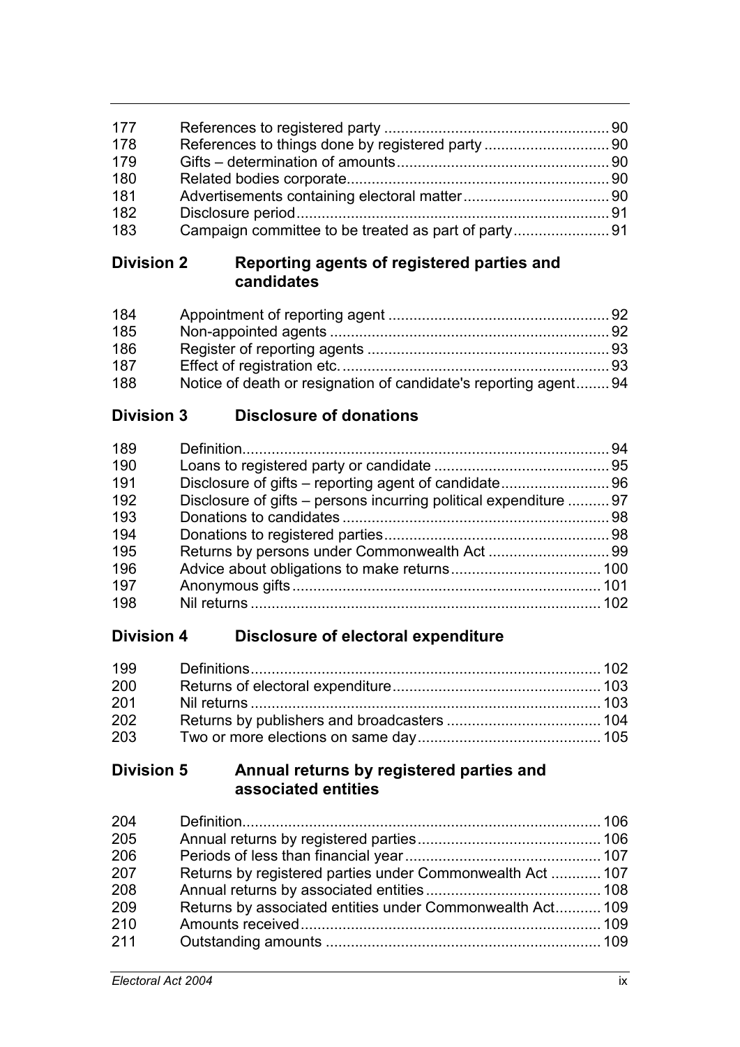| | | |
|---|---|---|
| 177 | References to registered party | 90 |
| 178 | References to things done by registered party | 90 |
| 179 | Gifts – determination of amounts | 90 |
| 180 | Related bodies corporate | 90 |
| 181 | Advertisements containing electoral matter | 90 |
| 182 | Disclosure period | 91 |
| 183 | Campaign committee to be treated as part of party | 91 |

### Division 2 Reporting agents of registered parties and candidates

| | | |
|---|---|---|
| 184 | Appointment of reporting agent | 92 |
| 185 | Non-appointed agents | 92 |
| 186 | Register of reporting agents | 93 |
| 187 | Effect of registration etc. | 93 |
| 188 | Notice of death or resignation of candidate's reporting agent | 94 |

### Division 3 Disclosure of donations

| | | |
|---|---|---|
| 189 | Definition | 94 |
| 190 | Loans to registered party or candidate | 95 |
| 191 | Disclosure of gifts – reporting agent of candidate | 96 |
| 192 | Disclosure of gifts – persons incurring political expenditure | 97 |
| 193 | Donations to candidates | 98 |
| 194 | Donations to registered parties | 98 |
| 195 | Returns by persons under Commonwealth Act | 99 |
| 196 | Advice about obligations to make returns | 100 |
| 197 | Anonymous gifts | 101 |
| 198 | Nil returns | 102 |

### Division 4 Disclosure of electoral expenditure

| | | |
|---|---|---|
| 199 | Definitions | 102 |
| 200 | Returns of electoral expenditure | 103 |
| 201 | Nil returns | 103 |
| 202 | Returns by publishers and broadcasters | 104 |
| 203 | Two or more elections on same day | 105 |

### Division 5 Annual returns by registered parties and associated entities

| | | |
|---|---|---|
| 204 | Definition | 106 |
| 205 | Annual returns by registered parties | 106 |
| 206 | Periods of less than financial year | 107 |
| 207 | Returns by registered parties under Commonwealth Act | 107 |
| 208 | Annual returns by associated entities | 108 |
| 209 | Returns by associated entities under Commonwealth Act | 109 |
| 210 | Amounts received | 109 |
| 211 | Outstanding amounts | 109 |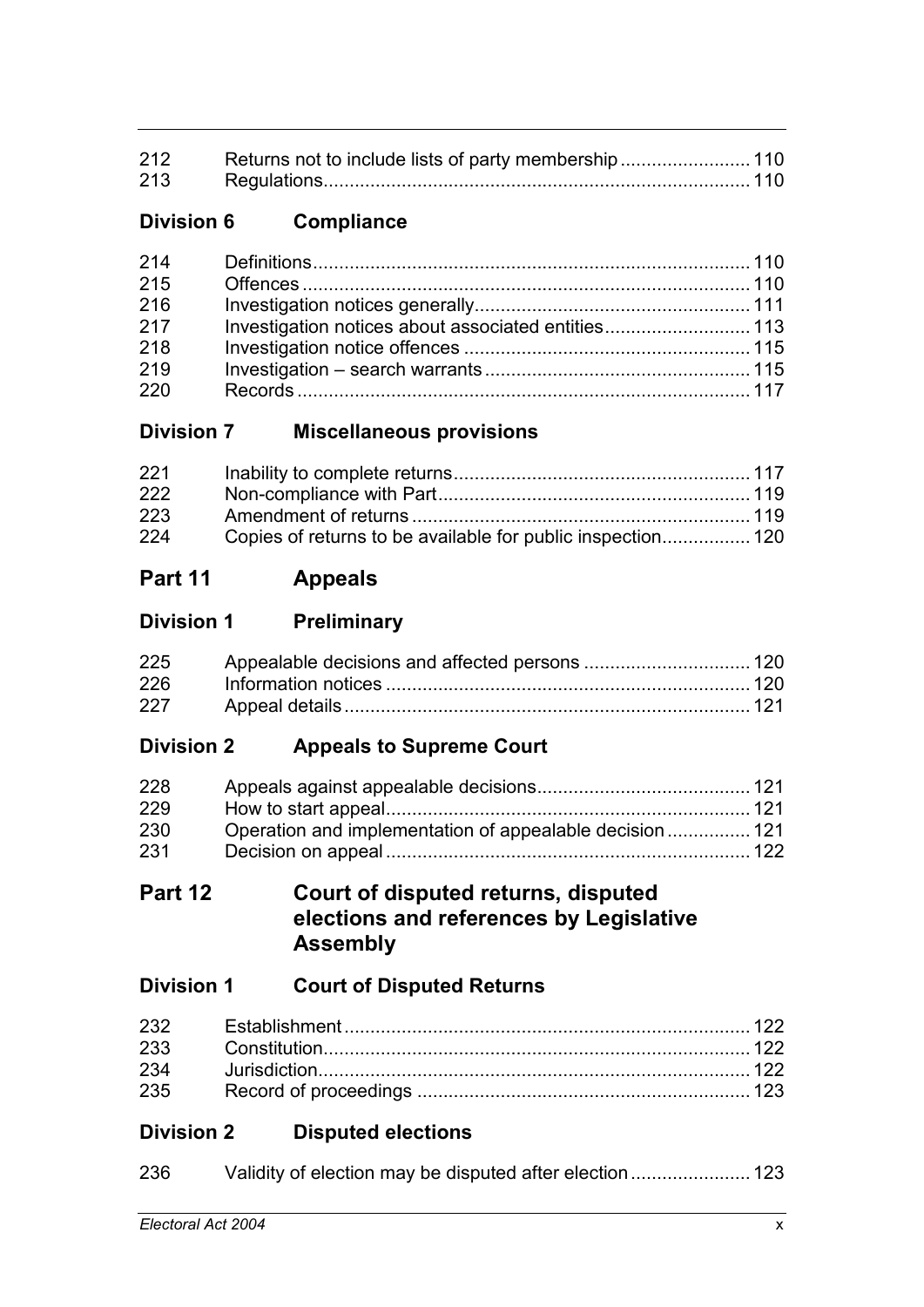| | | |
|---|---|---|
| 212 | Returns not to include lists of party membership | 110 |
| 213 | Regulations | 110 |

### Division 6 Compliance

| | | |
|---|---|---|
| 214 | Definitions | 110 |
| 215 | Offences | 110 |
| 216 | Investigation notices generally | 111 |
| 217 | Investigation notices about associated entities | 113 |
| 218 | Investigation notice offences | 115 |
| 219 | Investigation – search warrants | 115 |
| 220 | Records | 117 |

### Division 7 Miscellaneous provisions

| | | |
|---|---|---|
| 221 | Inability to complete returns | 117 |
| 222 | Non-compliance with Part | 119 |
| 223 | Amendment of returns | 119 |
| 224 | Copies of returns to be available for public inspection | 120 |

## Part 11 Appeals

### Division 1 Preliminary

| | | |
|---|---|---|
| 225 | Appealable decisions and affected persons | 120 |
| 226 | Information notices | 120 |
| 227 | Appeal details | 121 |

### Division 2 Appeals to Supreme Court

| | | |
|---|---|---|
| 228 | Appeals against appealable decisions | 121 |
| 229 | How to start appeal | 121 |
| 230 | Operation and implementation of appealable decision | 121 |
| 231 | Decision on appeal | 122 |

## Part 12 Court of disputed returns, disputed elections and references by Legislative Assembly

### Division 1 Court of Disputed Returns

| | | |
|---|---|---|
| 232 | Establishment | 122 |
| 233 | Constitution | 122 |
| 234 | Jurisdiction | 122 |
| 235 | Record of proceedings | 123 |

### Division 2 Disputed elections

| | | |
|---|---|---|
| 236 | Validity of election may be disputed after election | 123 |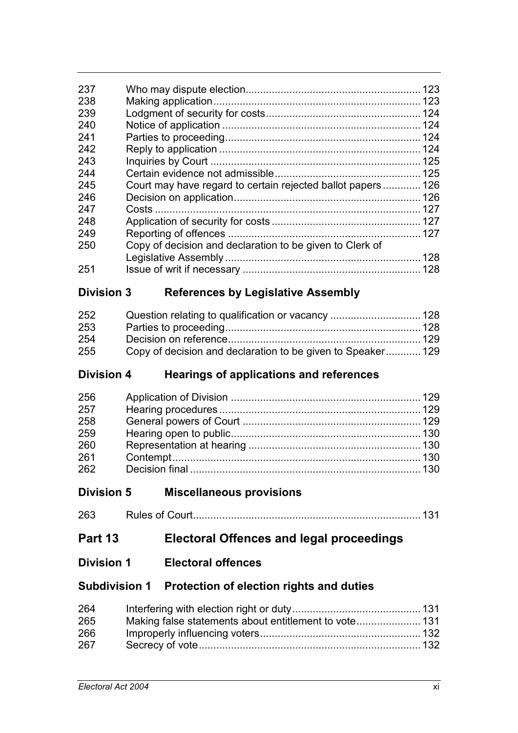| | | |
|---|---|---|
| 237 | Who may dispute election | 123 |
| 238 | Making application | 123 |
| 239 | Lodgment of security for costs | 124 |
| 240 | Notice of application | 124 |
| 241 | Parties to proceeding | 124 |
| 242 | Reply to application | 124 |
| 243 | Inquiries by Court | 125 |
| 244 | Certain evidence not admissible | 125 |
| 245 | Court may have regard to certain rejected ballot papers | 126 |
| 246 | Decision on application | 126 |
| 247 | Costs | 127 |
| 248 | Application of security for costs | 127 |
| 249 | Reporting of offences | 127 |
| 250 | Copy of decision and declaration to be given to Clerk of Legislative Assembly | 128 |
| 251 | Issue of writ if necessary | 128 |

### Division 3 References by Legislative Assembly

| | | |
|---|---|---|
| 252 | Question relating to qualification or vacancy | 128 |
| 253 | Parties to proceeding | 128 |
| 254 | Decision on reference | 129 |
| 255 | Copy of decision and declaration to be given to Speaker | 129 |

### Division 4 Hearings of applications and references

| | | |
|---|---|---|
| 256 | Application of Division | 129 |
| 257 | Hearing procedures | 129 |
| 258 | General powers of Court | 129 |
| 259 | Hearing open to public | 130 |
| 260 | Representation at hearing | 130 |
| 261 | Contempt | 130 |
| 262 | Decision final | 130 |

### Division 5 Miscellaneous provisions

| | | |
|---|---|---|
| 263 | Rules of Court | 131 |

## Part 13 Electoral Offences and legal proceedings

### Division 1 Electoral offences

#### Subdivision 1 Protection of election rights and duties

| | | |
|---|---|---|
| 264 | Interfering with election right or duty | 131 |
| 265 | Making false statements about entitlement to vote | 131 |
| 266 | Improperly influencing voters | 132 |
| 267 | Secrecy of vote | 132 |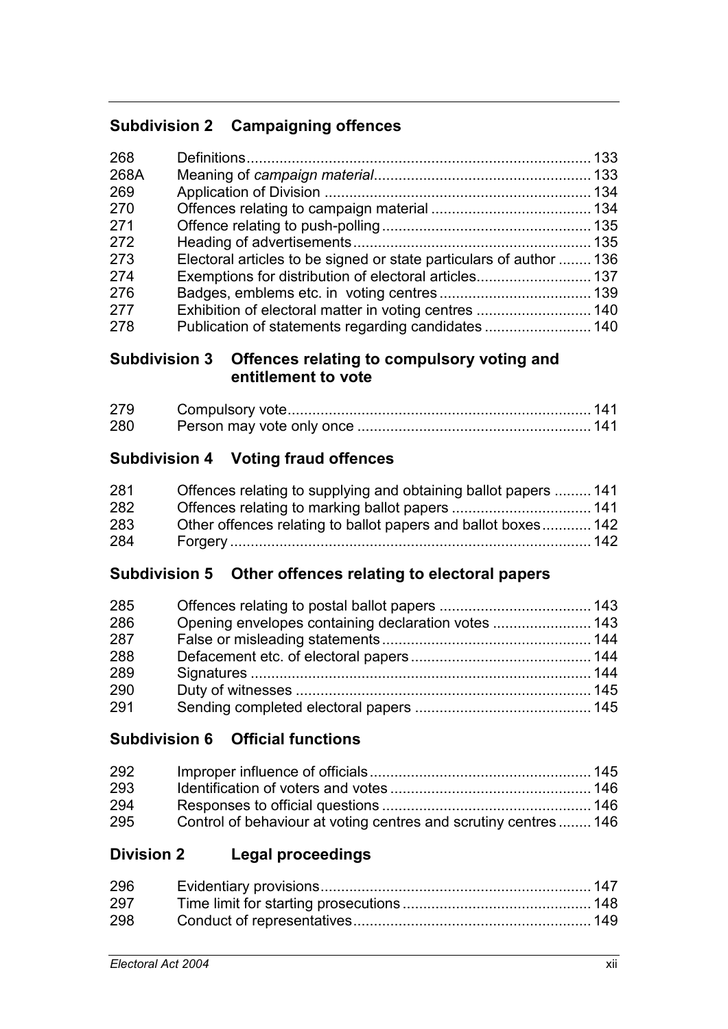### Subdivision 2 Campaigning offences

| | | |
|---|---|---|
| 268 | Definitions | 133 |
| 268A | Meaning of *campaign material* | 133 |
| 269 | Application of Division | 134 |
| 270 | Offences relating to campaign material | 134 |
| 271 | Offence relating to push-polling | 135 |
| 272 | Heading of advertisements | 135 |
| 273 | Electoral articles to be signed or state particulars of author | 136 |
| 274 | Exemptions for distribution of electoral articles | 137 |
| 276 | Badges, emblems etc. in voting centres | 139 |
| 277 | Exhibition of electoral matter in voting centres | 140 |
| 278 | Publication of statements regarding candidates | 140 |

### Subdivision 3 Offences relating to compulsory voting and entitlement to vote

| | | |
|---|---|---|
| 279 | Compulsory vote | 141 |
| 280 | Person may vote only once | 141 |

### Subdivision 4 Voting fraud offences

| | | |
|---|---|---|
| 281 | Offences relating to supplying and obtaining ballot papers | 141 |
| 282 | Offences relating to marking ballot papers | 141 |
| 283 | Other offences relating to ballot papers and ballot boxes | 142 |
| 284 | Forgery | 142 |

### Subdivision 5 Other offences relating to electoral papers

| | | |
|---|---|---|
| 285 | Offences relating to postal ballot papers | 143 |
| 286 | Opening envelopes containing declaration votes | 143 |
| 287 | False or misleading statements | 144 |
| 288 | Defacement etc. of electoral papers | 144 |
| 289 | Signatures | 144 |
| 290 | Duty of witnesses | 145 |
| 291 | Sending completed electoral papers | 145 |

### Subdivision 6 Official functions

| | | |
|---|---|---|
| 292 | Improper influence of officials | 145 |
| 293 | Identification of voters and votes | 146 |
| 294 | Responses to official questions | 146 |
| 295 | Control of behaviour at voting centres and scrutiny centres | 146 |

## Division 2 Legal proceedings

| | | |
|---|---|---|
| 296 | Evidentiary provisions | 147 |
| 297 | Time limit for starting prosecutions | 148 |
| 298 | Conduct of representatives | 149 |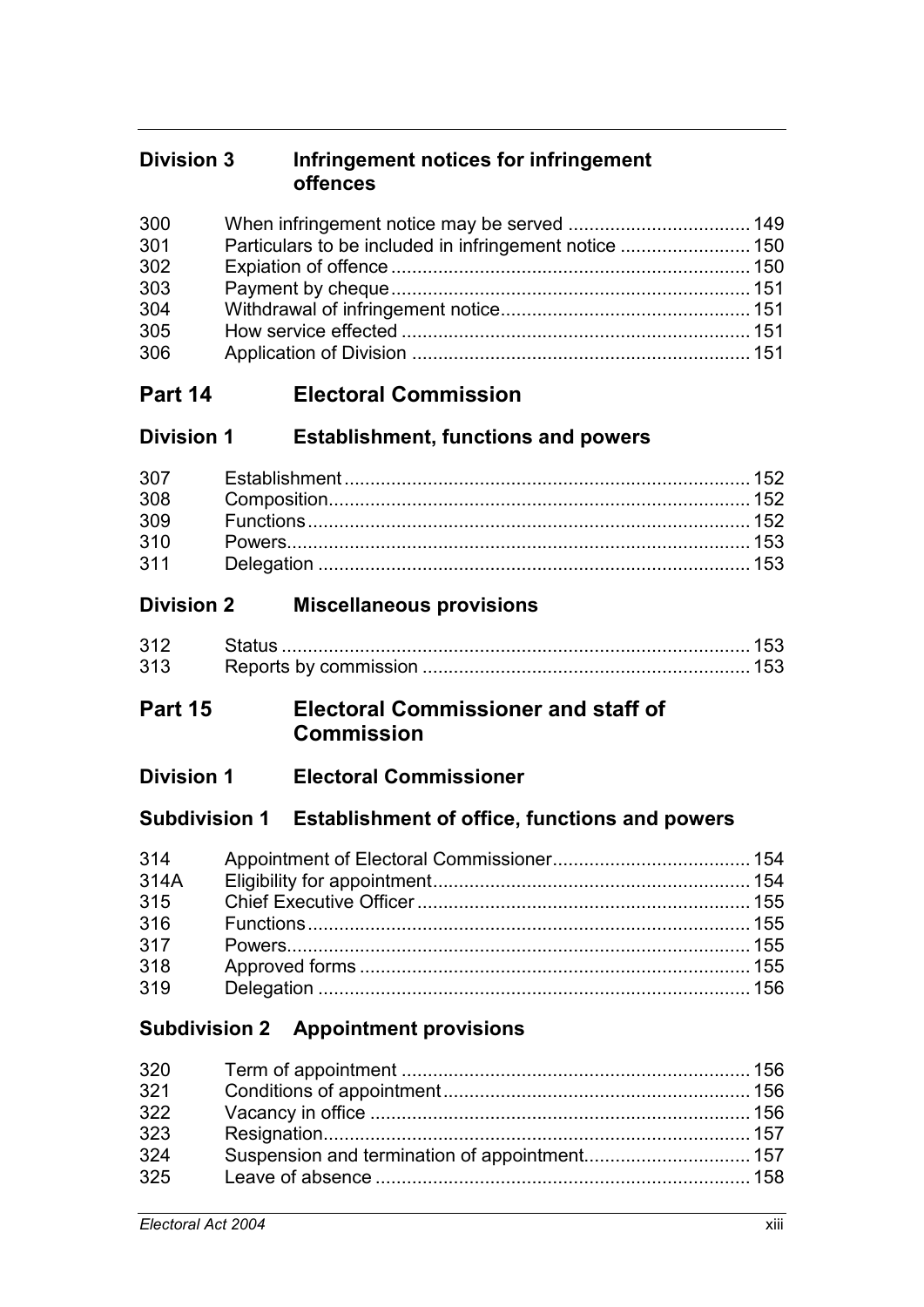## Division 3 Infringement notices for infringement offences

| | | |
|---|---|---|
| 300 | When infringement notice may be served | 149 |
| 301 | Particulars to be included in infringement notice | 150 |
| 302 | Expiation of offence | 150 |
| 303 | Payment by cheque | 151 |
| 304 | Withdrawal of infringement notice | 151 |
| 305 | How service effected | 151 |
| 306 | Application of Division | 151 |

# Part 14 Electoral Commission

## Division 1 Establishment, functions and powers

| | | |
|---|---|---|
| 307 | Establishment | 152 |
| 308 | Composition | 152 |
| 309 | Functions | 152 |
| 310 | Powers | 153 |
| 311 | Delegation | 153 |

## Division 2 Miscellaneous provisions

| | | |
|---|---|---|
| 312 | Status | 153 |
| 313 | Reports by commission | 153 |

# Part 15 Electoral Commissioner and staff of Commission

## Division 1 Electoral Commissioner

### Subdivision 1 Establishment of office, functions and powers

| | | |
|---|---|---|
| 314 | Appointment of Electoral Commissioner | 154 |
| 314A | Eligibility for appointment | 154 |
| 315 | Chief Executive Officer | 155 |
| 316 | Functions | 155 |
| 317 | Powers | 155 |
| 318 | Approved forms | 155 |
| 319 | Delegation | 156 |

### Subdivision 2 Appointment provisions

| | | |
|---|---|---|
| 320 | Term of appointment | 156 |
| 321 | Conditions of appointment | 156 |
| 322 | Vacancy in office | 156 |
| 323 | Resignation | 157 |
| 324 | Suspension and termination of appointment | 157 |
| 325 | Leave of absence | 158 |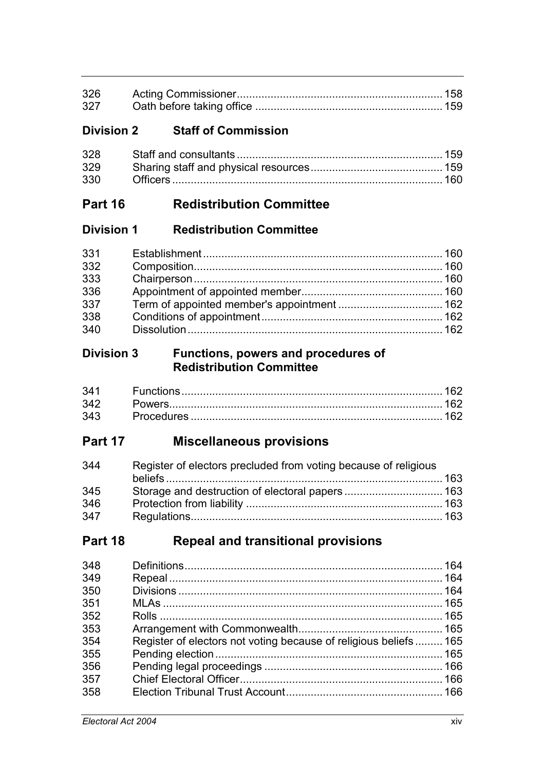| | | |
|---|---|---|
| 326 | Acting Commissioner | 158 |
| 327 | Oath before taking office | 159 |

### Division 2 Staff of Commission

| | | |
|---|---|---|
| 328 | Staff and consultants | 159 |
| 329 | Sharing staff and physical resources | 159 |
| 330 | Officers | 160 |

## Part 16 Redistribution Committee

### Division 1 Redistribution Committee

| | | |
|---|---|---|
| 331 | Establishment | 160 |
| 332 | Composition | 160 |
| 333 | Chairperson | 160 |
| 336 | Appointment of appointed member | 160 |
| 337 | Term of appointed member's appointment | 162 |
| 338 | Conditions of appointment | 162 |
| 340 | Dissolution | 162 |

### Division 3 Functions, powers and procedures of Redistribution Committee

| | | |
|---|---|---|
| 341 | Functions | 162 |
| 342 | Powers | 162 |
| 343 | Procedures | 162 |

## Part 17 Miscellaneous provisions

| | | |
|---|---|---|
| 344 | Register of electors precluded from voting because of religious beliefs | 163 |
| 345 | Storage and destruction of electoral papers | 163 |
| 346 | Protection from liability | 163 |
| 347 | Regulations | 163 |

## Part 18 Repeal and transitional provisions

| | | |
|---|---|---|
| 348 | Definitions | 164 |
| 349 | Repeal | 164 |
| 350 | Divisions | 164 |
| 351 | MLAs | 165 |
| 352 | Rolls | 165 |
| 353 | Arrangement with Commonwealth | 165 |
| 354 | Register of electors not voting because of religious beliefs | 165 |
| 355 | Pending election | 165 |
| 356 | Pending legal proceedings | 166 |
| 357 | Chief Electoral Officer | 166 |
| 358 | Election Tribunal Trust Account | 166 |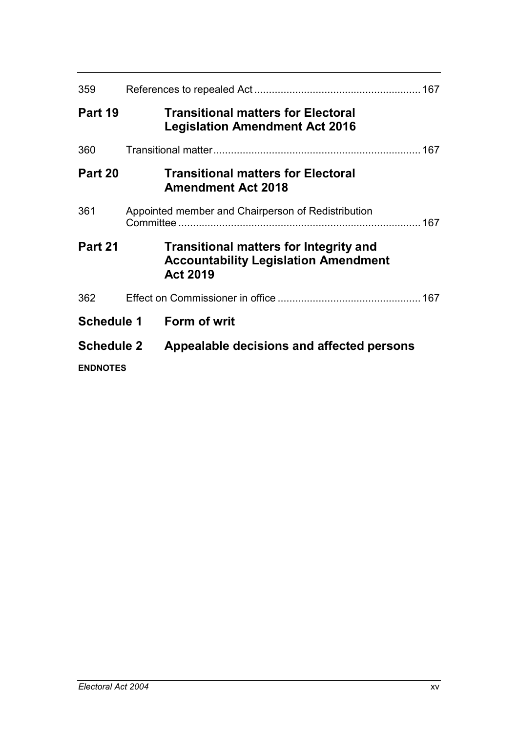359 References to repealed Act ........................................................ 167

**Part 19 Transitional matters for Electoral Legislation Amendment Act 2016**

360 Transitional matter ...................................................................... 167

**Part 20 Transitional matters for Electoral Amendment Act 2018**

361 Appointed member and Chairperson of Redistribution Committee .................................................................................. 167

**Part 21 Transitional matters for Integrity and Accountability Legislation Amendment Act 2019**

362 Effect on Commissioner in office ................................................ 167

**Schedule 1 Form of writ**

**Schedule 2 Appealable decisions and affected persons**

**ENDNOTES**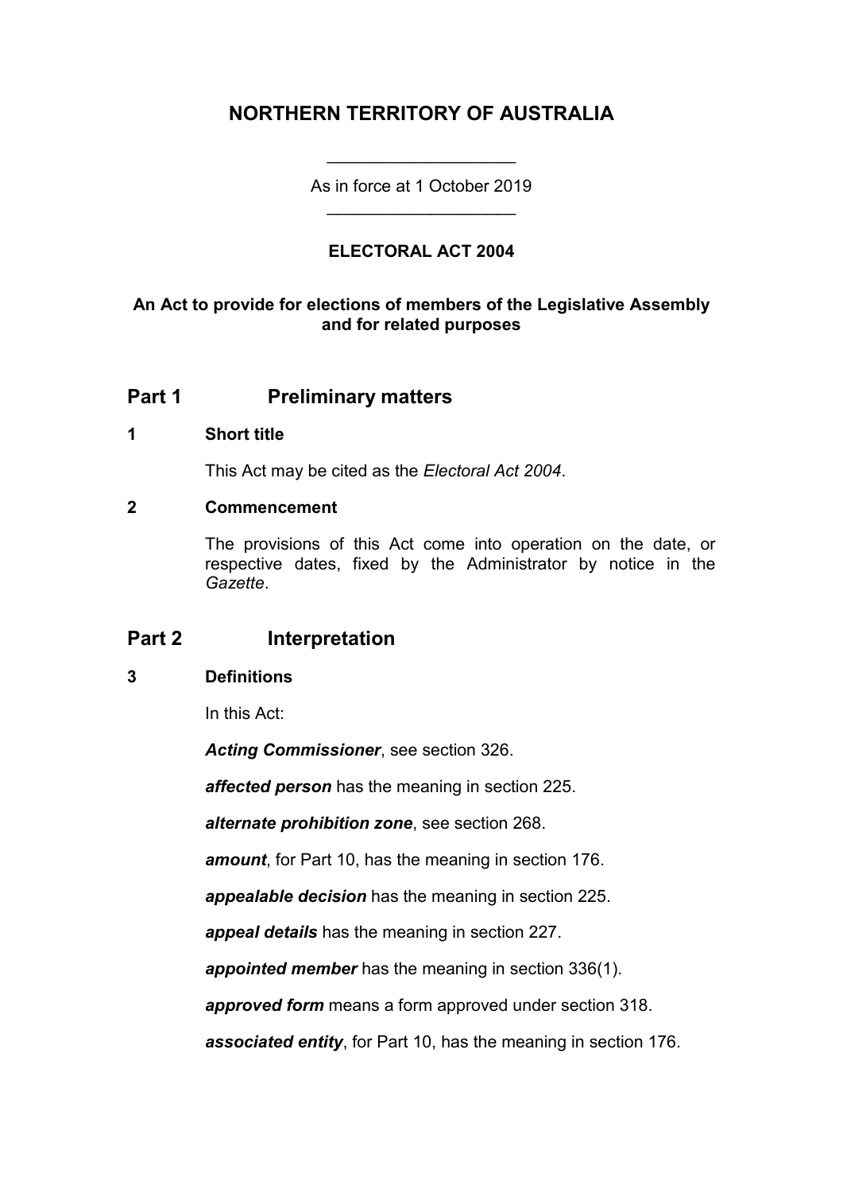# NORTHERN TERRITORY OF AUSTRALIA

As in force at 1 October 2019

**ELECTORAL ACT 2004**

**An Act to provide for elections of members of the Legislative Assembly and for related purposes**

## Part 1 Preliminary matters

### 1 Short title

This Act may be cited as the *Electoral Act 2004*.

### 2 Commencement

The provisions of this Act come into operation on the date, or respective dates, fixed by the Administrator by notice in the *Gazette*.

## Part 2 Interpretation

### 3 Definitions

In this Act:

***Acting Commissioner***, see section 326.

***affected person*** has the meaning in section 225.

***alternate prohibition zone***, see section 268.

***amount***, for Part 10, has the meaning in section 176.

***appealable decision*** has the meaning in section 225.

***appeal details*** has the meaning in section 227.

***appointed member*** has the meaning in section 336(1).

***approved form*** means a form approved under section 318.

***associated entity***, for Part 10, has the meaning in section 176.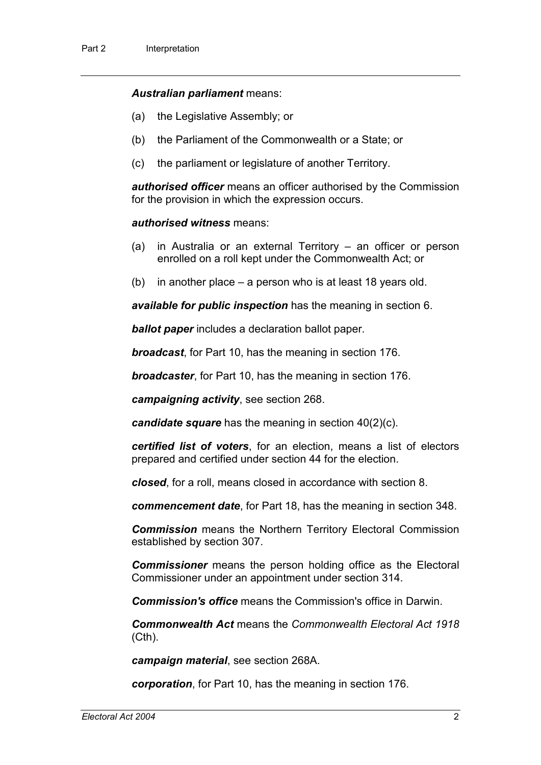***Australian parliament*** means:

(a) the Legislative Assembly; or

(b) the Parliament of the Commonwealth or a State; or

(c) the parliament or legislature of another Territory.

***authorised officer*** means an officer authorised by the Commission for the provision in which the expression occurs.

***authorised witness*** means:

(a) in Australia or an external Territory – an officer or person enrolled on a roll kept under the Commonwealth Act; or

(b) in another place – a person who is at least 18 years old.

***available for public inspection*** has the meaning in section 6.

***ballot paper*** includes a declaration ballot paper.

***broadcast***, for Part 10, has the meaning in section 176.

***broadcaster***, for Part 10, has the meaning in section 176.

***campaigning activity***, see section 268.

***candidate square*** has the meaning in section 40(2)(c).

***certified list of voters***, for an election, means a list of electors prepared and certified under section 44 for the election.

***closed***, for a roll, means closed in accordance with section 8.

***commencement date***, for Part 18, has the meaning in section 348.

***Commission*** means the Northern Territory Electoral Commission established by section 307.

***Commissioner*** means the person holding office as the Electoral Commissioner under an appointment under section 314.

***Commission's office*** means the Commission's office in Darwin.

***Commonwealth Act*** means the *Commonwealth Electoral Act 1918* (Cth).

***campaign material***, see section 268A.

***corporation***, for Part 10, has the meaning in section 176.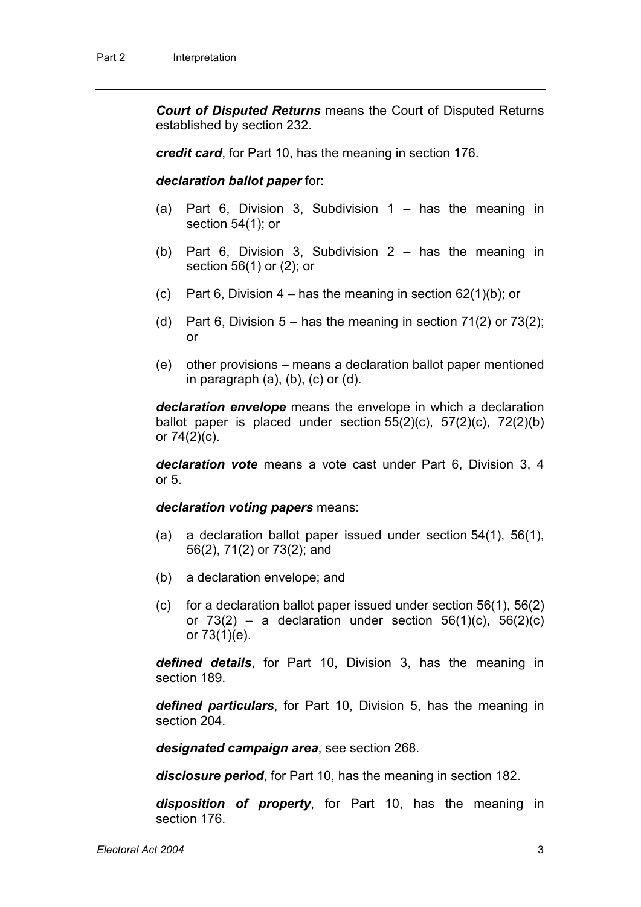***Court of Disputed Returns*** means the Court of Disputed Returns established by section 232.

***credit card***, for Part 10, has the meaning in section 176.

***declaration ballot paper*** for:

(a) Part 6, Division 3, Subdivision 1 – has the meaning in section 54(1); or

(b) Part 6, Division 3, Subdivision 2 – has the meaning in section 56(1) or (2); or

(c) Part 6, Division 4 – has the meaning in section 62(1)(b); or

(d) Part 6, Division 5 – has the meaning in section 71(2) or 73(2); or

(e) other provisions – means a declaration ballot paper mentioned in paragraph (a), (b), (c) or (d).

***declaration envelope*** means the envelope in which a declaration ballot paper is placed under section 55(2)(c), 57(2)(c), 72(2)(b) or 74(2)(c).

***declaration vote*** means a vote cast under Part 6, Division 3, 4 or 5.

***declaration voting papers*** means:

(a) a declaration ballot paper issued under section 54(1), 56(1), 56(2), 71(2) or 73(2); and

(b) a declaration envelope; and

(c) for a declaration ballot paper issued under section 56(1), 56(2) or 73(2) – a declaration under section 56(1)(c), 56(2)(c) or 73(1)(e).

***defined details***, for Part 10, Division 3, has the meaning in section 189.

***defined particulars***, for Part 10, Division 5, has the meaning in section 204.

***designated campaign area***, see section 268.

***disclosure period***, for Part 10, has the meaning in section 182.

***disposition of property***, for Part 10, has the meaning in section 176.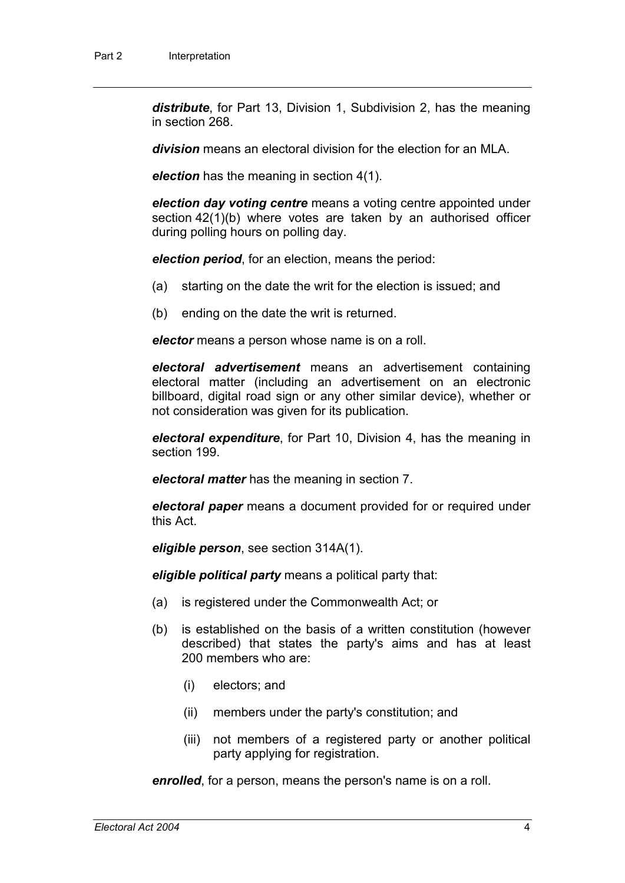***distribute***, for Part 13, Division 1, Subdivision 2, has the meaning in section 268.

***division*** means an electoral division for the election for an MLA.

***election*** has the meaning in section 4(1).

***election day voting centre*** means a voting centre appointed under section 42(1)(b) where votes are taken by an authorised officer during polling hours on polling day.

***election period***, for an election, means the period:

(a) starting on the date the writ for the election is issued; and

(b) ending on the date the writ is returned.

***elector*** means a person whose name is on a roll.

***electoral advertisement*** means an advertisement containing electoral matter (including an advertisement on an electronic billboard, digital road sign or any other similar device), whether or not consideration was given for its publication.

***electoral expenditure***, for Part 10, Division 4, has the meaning in section 199.

***electoral matter*** has the meaning in section 7.

***electoral paper*** means a document provided for or required under this Act.

***eligible person***, see section 314A(1).

***eligible political party*** means a political party that:

(a) is registered under the Commonwealth Act; or

(b) is established on the basis of a written constitution (however described) that states the party's aims and has at least 200 members who are:

  (i) electors; and

  (ii) members under the party's constitution; and

  (iii) not members of a registered party or another political party applying for registration.

***enrolled***, for a person, means the person's name is on a roll.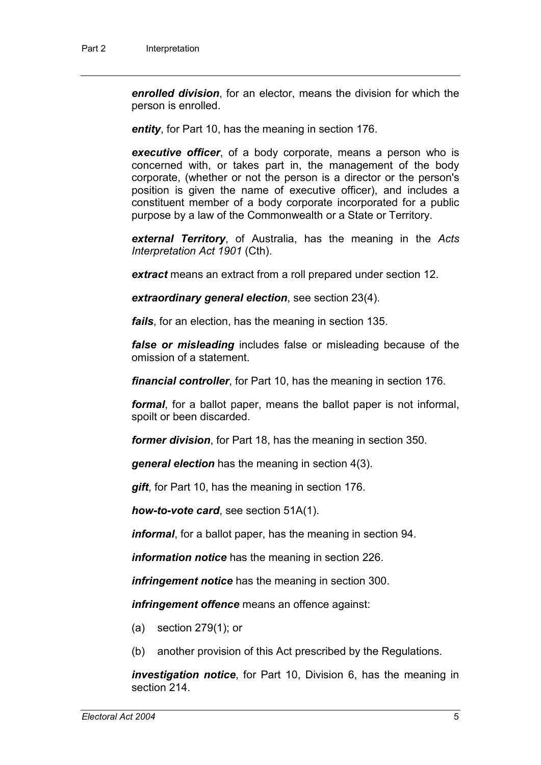***enrolled division***, for an elector, means the division for which the person is enrolled.

***entity***, for Part 10, has the meaning in section 176.

***executive officer***, of a body corporate, means a person who is concerned with, or takes part in, the management of the body corporate, (whether or not the person is a director or the person's position is given the name of executive officer), and includes a constituent member of a body corporate incorporated for a public purpose by a law of the Commonwealth or a State or Territory.

***external Territory***, of Australia, has the meaning in the *Acts Interpretation Act 1901* (Cth).

***extract*** means an extract from a roll prepared under section 12.

***extraordinary general election***, see section 23(4).

***fails***, for an election, has the meaning in section 135.

***false or misleading*** includes false or misleading because of the omission of a statement.

***financial controller***, for Part 10, has the meaning in section 176.

***formal***, for a ballot paper, means the ballot paper is not informal, spoilt or been discarded.

***former division***, for Part 18, has the meaning in section 350.

***general election*** has the meaning in section 4(3).

***gift***, for Part 10, has the meaning in section 176.

***how-to-vote card***, see section 51A(1).

***informal***, for a ballot paper, has the meaning in section 94.

***information notice*** has the meaning in section 226.

***infringement notice*** has the meaning in section 300.

***infringement offence*** means an offence against:

(a) section 279(1); or

(b) another provision of this Act prescribed by the Regulations.

***investigation notice***, for Part 10, Division 6, has the meaning in section 214.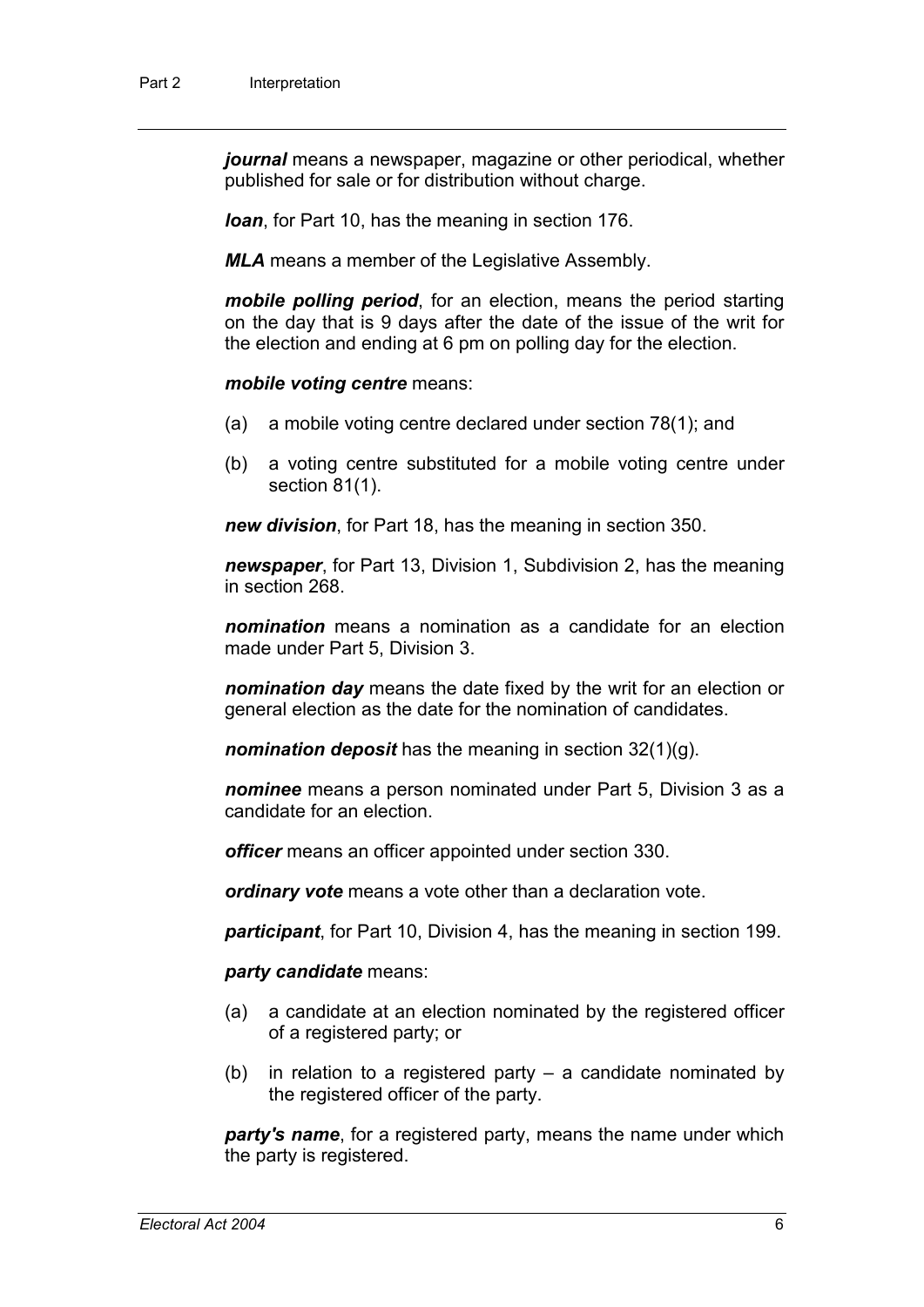***journal*** means a newspaper, magazine or other periodical, whether published for sale or for distribution without charge.

***loan***, for Part 10, has the meaning in section 176.

***MLA*** means a member of the Legislative Assembly.

***mobile polling period***, for an election, means the period starting on the day that is 9 days after the date of the issue of the writ for the election and ending at 6 pm on polling day for the election.

***mobile voting centre*** means:

(a) a mobile voting centre declared under section 78(1); and

(b) a voting centre substituted for a mobile voting centre under section 81(1).

***new division***, for Part 18, has the meaning in section 350.

***newspaper***, for Part 13, Division 1, Subdivision 2, has the meaning in section 268.

***nomination*** means a nomination as a candidate for an election made under Part 5, Division 3.

***nomination day*** means the date fixed by the writ for an election or general election as the date for the nomination of candidates.

***nomination deposit*** has the meaning in section 32(1)(g).

***nominee*** means a person nominated under Part 5, Division 3 as a candidate for an election.

***officer*** means an officer appointed under section 330.

***ordinary vote*** means a vote other than a declaration vote.

***participant***, for Part 10, Division 4, has the meaning in section 199.

***party candidate*** means:

(a) a candidate at an election nominated by the registered officer of a registered party; or

(b) in relation to a registered party – a candidate nominated by the registered officer of the party.

***party's name***, for a registered party, means the name under which the party is registered.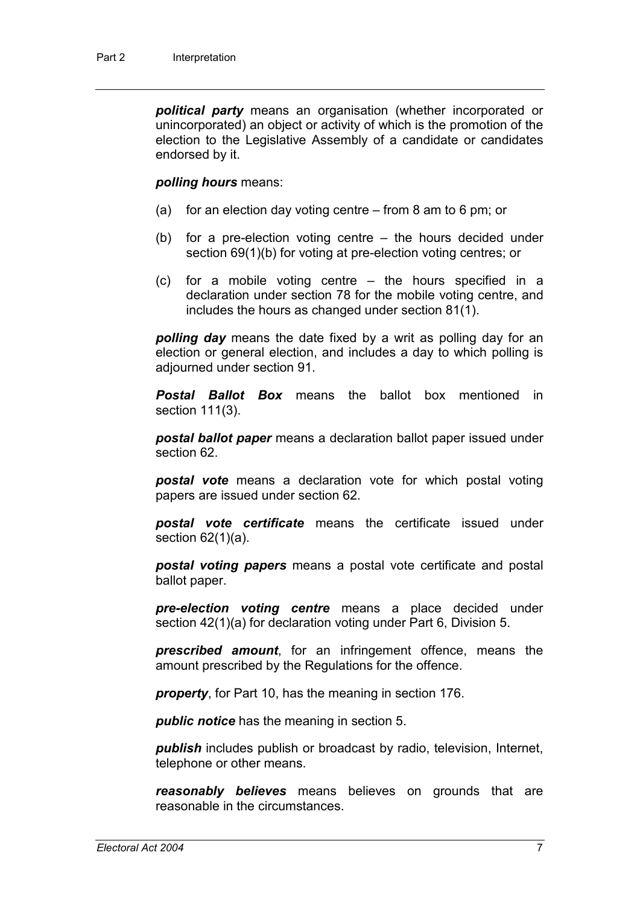***political party*** means an organisation (whether incorporated or unincorporated) an object or activity of which is the promotion of the election to the Legislative Assembly of a candidate or candidates endorsed by it.

***polling hours*** means:

- (a) for an election day voting centre – from 8 am to 6 pm; or
- (b) for a pre-election voting centre – the hours decided under section 69(1)(b) for voting at pre-election voting centres; or
- (c) for a mobile voting centre – the hours specified in a declaration under section 78 for the mobile voting centre, and includes the hours as changed under section 81(1).

***polling day*** means the date fixed by a writ as polling day for an election or general election, and includes a day to which polling is adjourned under section 91.

***Postal Ballot Box*** means the ballot box mentioned in section 111(3).

***postal ballot paper*** means a declaration ballot paper issued under section 62.

***postal vote*** means a declaration vote for which postal voting papers are issued under section 62.

***postal vote certificate*** means the certificate issued under section 62(1)(a).

***postal voting papers*** means a postal vote certificate and postal ballot paper.

***pre-election voting centre*** means a place decided under section 42(1)(a) for declaration voting under Part 6, Division 5.

***prescribed amount***, for an infringement offence, means the amount prescribed by the Regulations for the offence.

***property***, for Part 10, has the meaning in section 176.

***public notice*** has the meaning in section 5.

***publish*** includes publish or broadcast by radio, television, Internet, telephone or other means.

***reasonably believes*** means believes on grounds that are reasonable in the circumstances.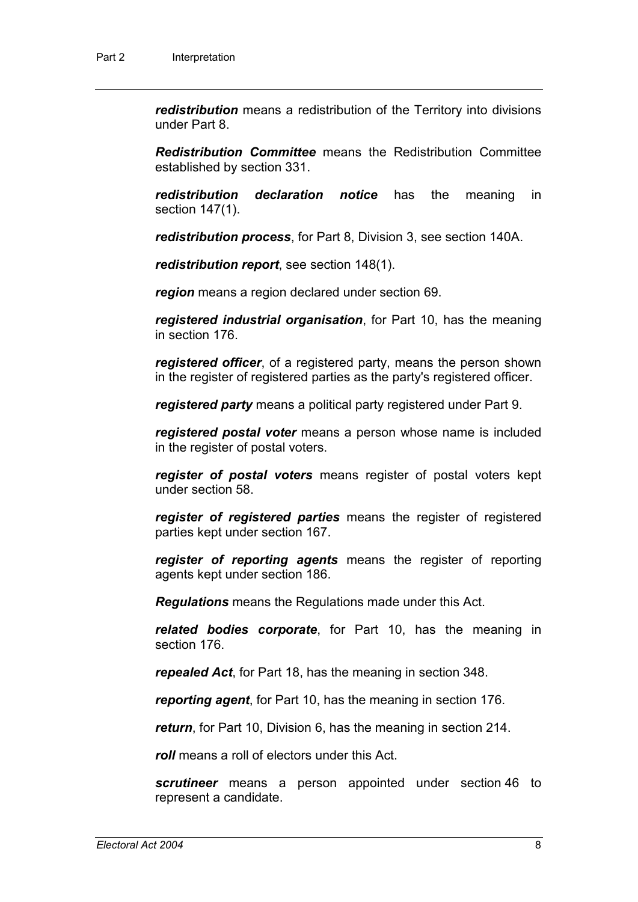***redistribution*** means a redistribution of the Territory into divisions under Part 8.

***Redistribution Committee*** means the Redistribution Committee established by section 331.

***redistribution declaration notice*** has the meaning in section 147(1).

***redistribution process***, for Part 8, Division 3, see section 140A.

***redistribution report***, see section 148(1).

***region*** means a region declared under section 69.

***registered industrial organisation***, for Part 10, has the meaning in section 176.

***registered officer***, of a registered party, means the person shown in the register of registered parties as the party's registered officer.

***registered party*** means a political party registered under Part 9.

***registered postal voter*** means a person whose name is included in the register of postal voters.

***register of postal voters*** means register of postal voters kept under section 58.

***register of registered parties*** means the register of registered parties kept under section 167.

***register of reporting agents*** means the register of reporting agents kept under section 186.

***Regulations*** means the Regulations made under this Act.

***related bodies corporate***, for Part 10, has the meaning in section 176.

***repealed Act***, for Part 18, has the meaning in section 348.

***reporting agent***, for Part 10, has the meaning in section 176.

***return***, for Part 10, Division 6, has the meaning in section 214.

***roll*** means a roll of electors under this Act.

***scrutineer*** means a person appointed under section 46 to represent a candidate.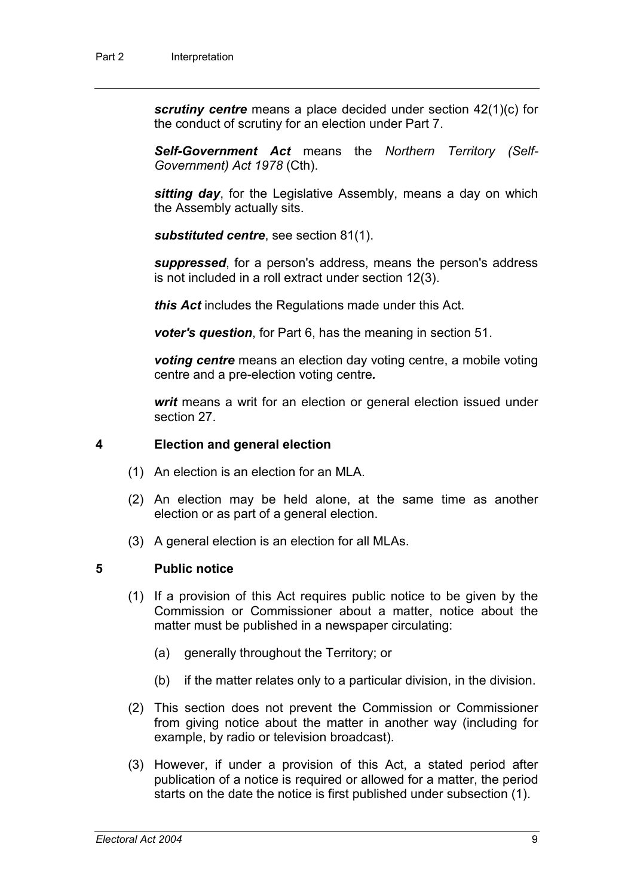***scrutiny centre*** means a place decided under section 42(1)(c) for the conduct of scrutiny for an election under Part 7.

***Self-Government Act*** means the *Northern Territory (Self-Government) Act 1978* (Cth).

***sitting day***, for the Legislative Assembly, means a day on which the Assembly actually sits.

***substituted centre***, see section 81(1).

***suppressed***, for a person's address, means the person's address is not included in a roll extract under section 12(3).

***this Act*** includes the Regulations made under this Act.

***voter's question***, for Part 6, has the meaning in section 51.

***voting centre*** means an election day voting centre, a mobile voting centre and a pre-election voting centre.

***writ*** means a writ for an election or general election issued under section 27.

### 4 Election and general election

(1) An election is an election for an MLA.

(2) An election may be held alone, at the same time as another election or as part of a general election.

(3) A general election is an election for all MLAs.

### 5 Public notice

(1) If a provision of this Act requires public notice to be given by the Commission or Commissioner about a matter, notice about the matter must be published in a newspaper circulating:

(a) generally throughout the Territory; or

(b) if the matter relates only to a particular division, in the division.

(2) This section does not prevent the Commission or Commissioner from giving notice about the matter in another way (including for example, by radio or television broadcast).

(3) However, if under a provision of this Act, a stated period after publication of a notice is required or allowed for a matter, the period starts on the date the notice is first published under subsection (1).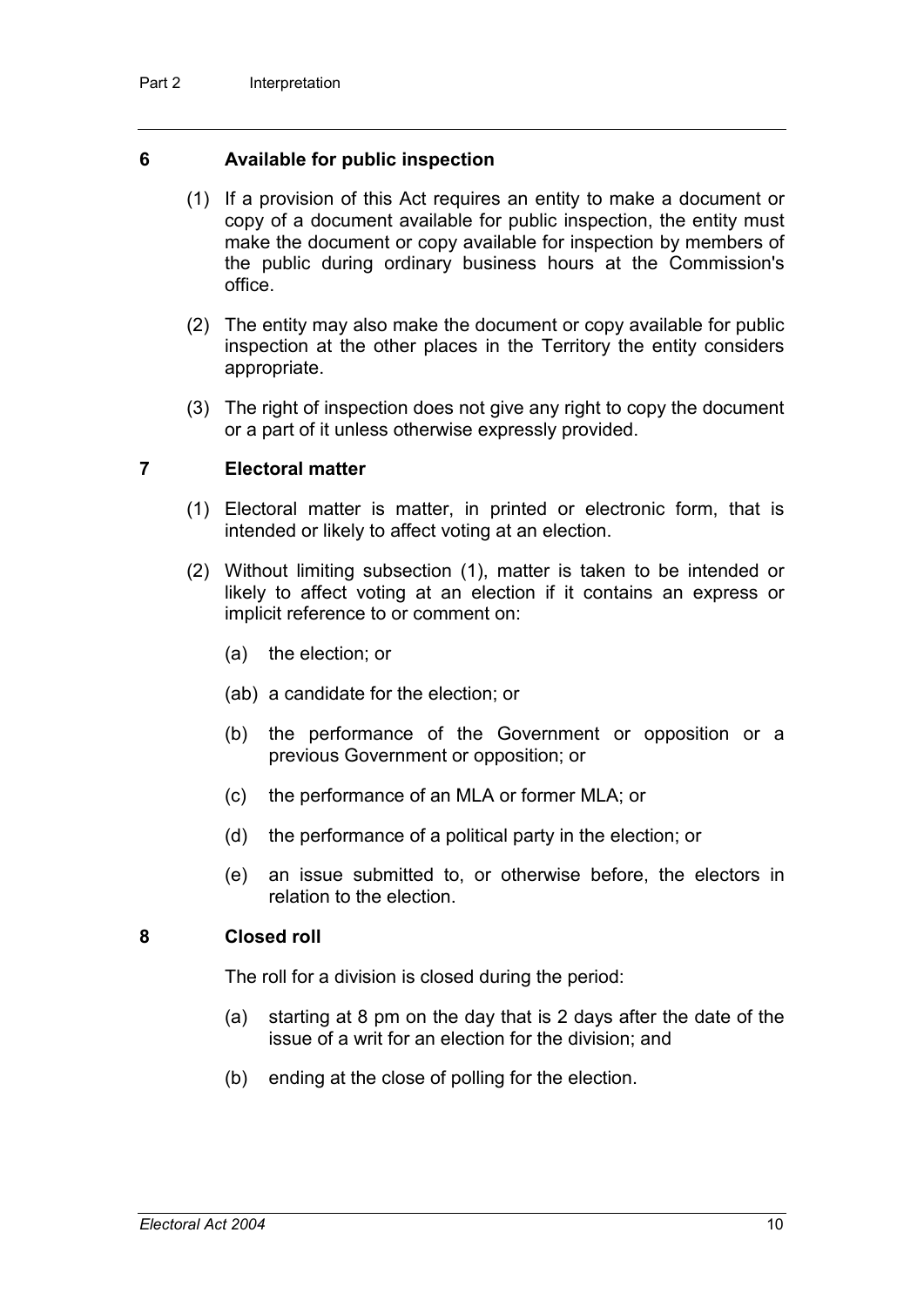### 6 Available for public inspection

(1) If a provision of this Act requires an entity to make a document or copy of a document available for public inspection, the entity must make the document or copy available for inspection by members of the public during ordinary business hours at the Commission's office.

(2) The entity may also make the document or copy available for public inspection at the other places in the Territory the entity considers appropriate.

(3) The right of inspection does not give any right to copy the document or a part of it unless otherwise expressly provided.

### 7 Electoral matter

(1) Electoral matter is matter, in printed or electronic form, that is intended or likely to affect voting at an election.

(2) Without limiting subsection (1), matter is taken to be intended or likely to affect voting at an election if it contains an express or implicit reference to or comment on:

- (a) the election; or
- (ab) a candidate for the election; or
- (b) the performance of the Government or opposition or a previous Government or opposition; or
- (c) the performance of an MLA or former MLA; or
- (d) the performance of a political party in the election; or
- (e) an issue submitted to, or otherwise before, the electors in relation to the election.

### 8 Closed roll

The roll for a division is closed during the period:

- (a) starting at 8 pm on the day that is 2 days after the date of the issue of a writ for an election for the division; and
- (b) ending at the close of polling for the election.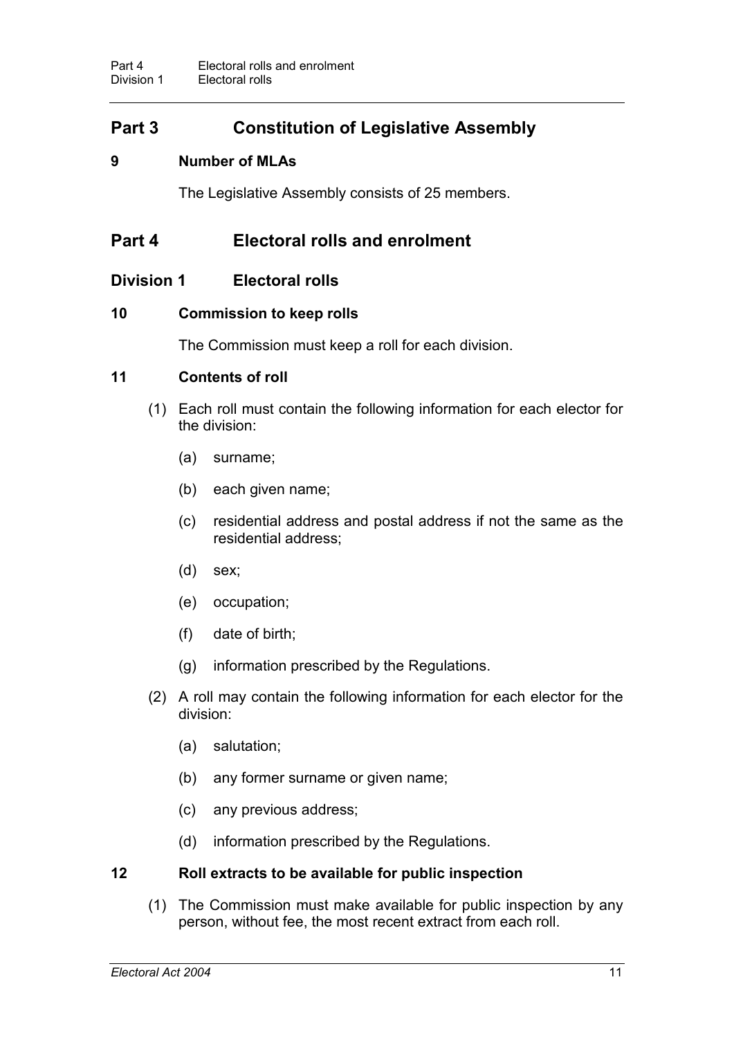## Part 3 Constitution of Legislative Assembly

### 9 Number of MLAs

The Legislative Assembly consists of 25 members.

## Part 4 Electoral rolls and enrolment

### Division 1 Electoral rolls

### 10 Commission to keep rolls

The Commission must keep a roll for each division.

### 11 Contents of roll

(1) Each roll must contain the following information for each elector for the division:

(a) surname;

(b) each given name;

(c) residential address and postal address if not the same as the residential address;

(d) sex;

(e) occupation;

(f) date of birth;

(g) information prescribed by the Regulations.

(2) A roll may contain the following information for each elector for the division:

(a) salutation;

(b) any former surname or given name;

(c) any previous address;

(d) information prescribed by the Regulations.

### 12 Roll extracts to be available for public inspection

(1) The Commission must make available for public inspection by any person, without fee, the most recent extract from each roll.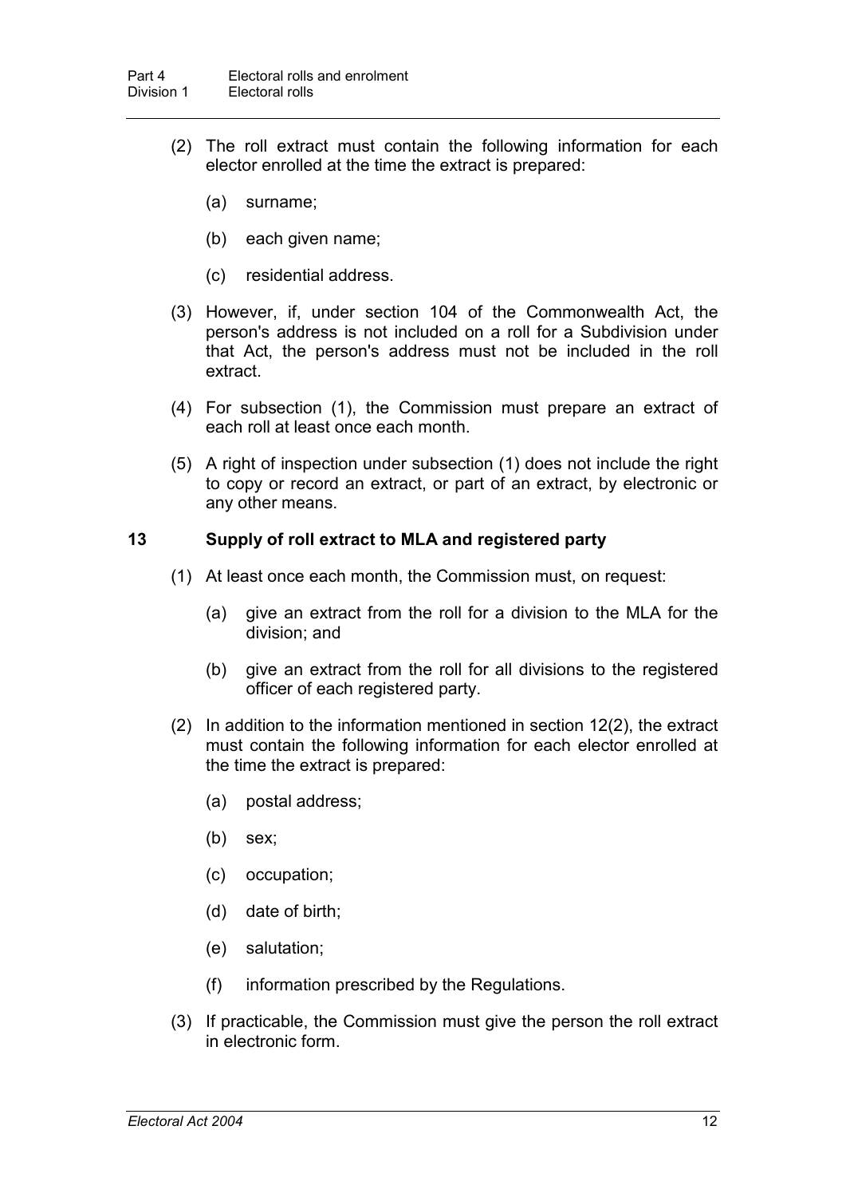(2) The roll extract must contain the following information for each elector enrolled at the time the extract is prepared:

(a) surname;

(b) each given name;

(c) residential address.

(3) However, if, under section 104 of the Commonwealth Act, the person's address is not included on a roll for a Subdivision under that Act, the person's address must not be included in the roll extract.

(4) For subsection (1), the Commission must prepare an extract of each roll at least once each month.

(5) A right of inspection under subsection (1) does not include the right to copy or record an extract, or part of an extract, by electronic or any other means.

### 13 Supply of roll extract to MLA and registered party

(1) At least once each month, the Commission must, on request:

(a) give an extract from the roll for a division to the MLA for the division; and

(b) give an extract from the roll for all divisions to the registered officer of each registered party.

(2) In addition to the information mentioned in section 12(2), the extract must contain the following information for each elector enrolled at the time the extract is prepared:

(a) postal address;

(b) sex;

(c) occupation;

(d) date of birth;

(e) salutation;

(f) information prescribed by the Regulations.

(3) If practicable, the Commission must give the person the roll extract in electronic form.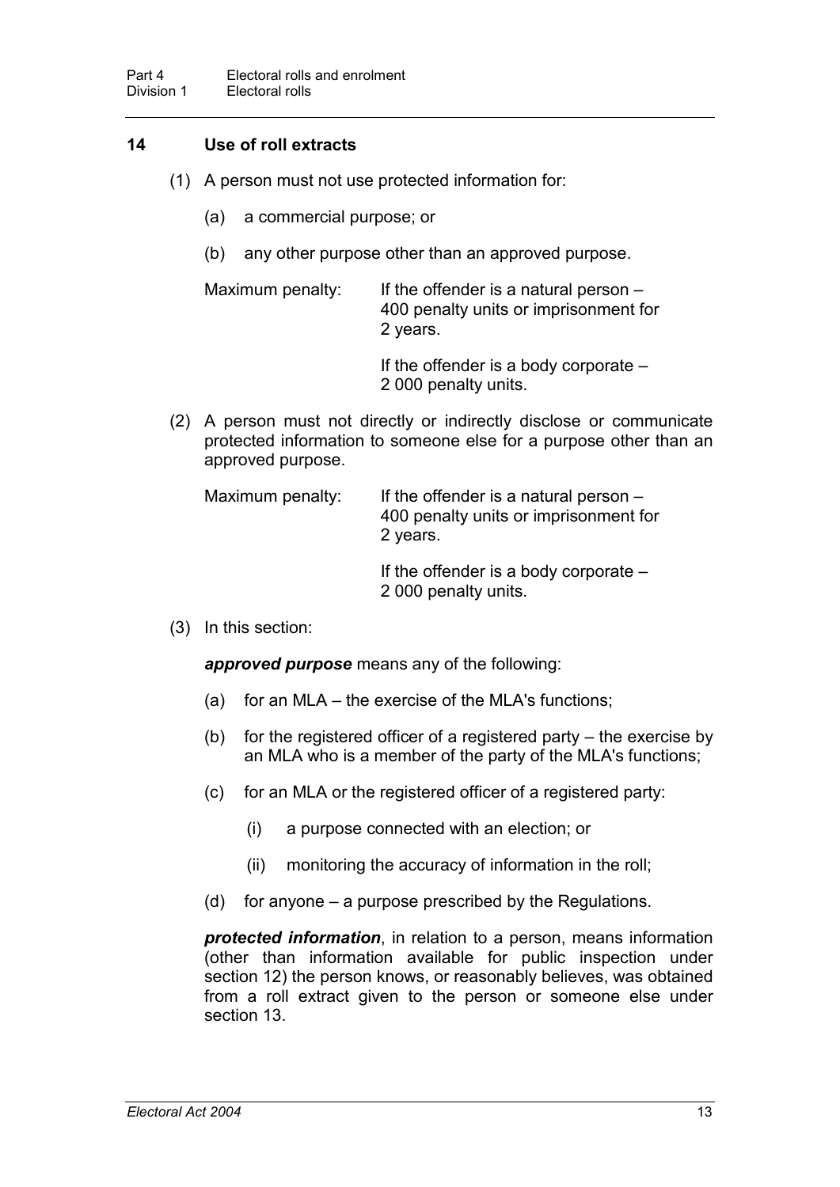## 14 Use of roll extracts

(1) A person must not use protected information for:

- (a) a commercial purpose; or
- (b) any other purpose other than an approved purpose.

Maximum penalty: If the offender is a natural person – 400 penalty units or imprisonment for 2 years.

If the offender is a body corporate – 2 000 penalty units.

(2) A person must not directly or indirectly disclose or communicate protected information to someone else for a purpose other than an approved purpose.

Maximum penalty: If the offender is a natural person – 400 penalty units or imprisonment for 2 years.

If the offender is a body corporate – 2 000 penalty units.

(3) In this section:

***approved purpose*** means any of the following:

- (a) for an MLA – the exercise of the MLA's functions;
- (b) for the registered officer of a registered party – the exercise by an MLA who is a member of the party of the MLA's functions;
- (c) for an MLA or the registered officer of a registered party:
  - (i) a purpose connected with an election; or
  - (ii) monitoring the accuracy of information in the roll;
- (d) for anyone – a purpose prescribed by the Regulations.

***protected information***, in relation to a person, means information (other than information available for public inspection under section 12) the person knows, or reasonably believes, was obtained from a roll extract given to the person or someone else under section 13.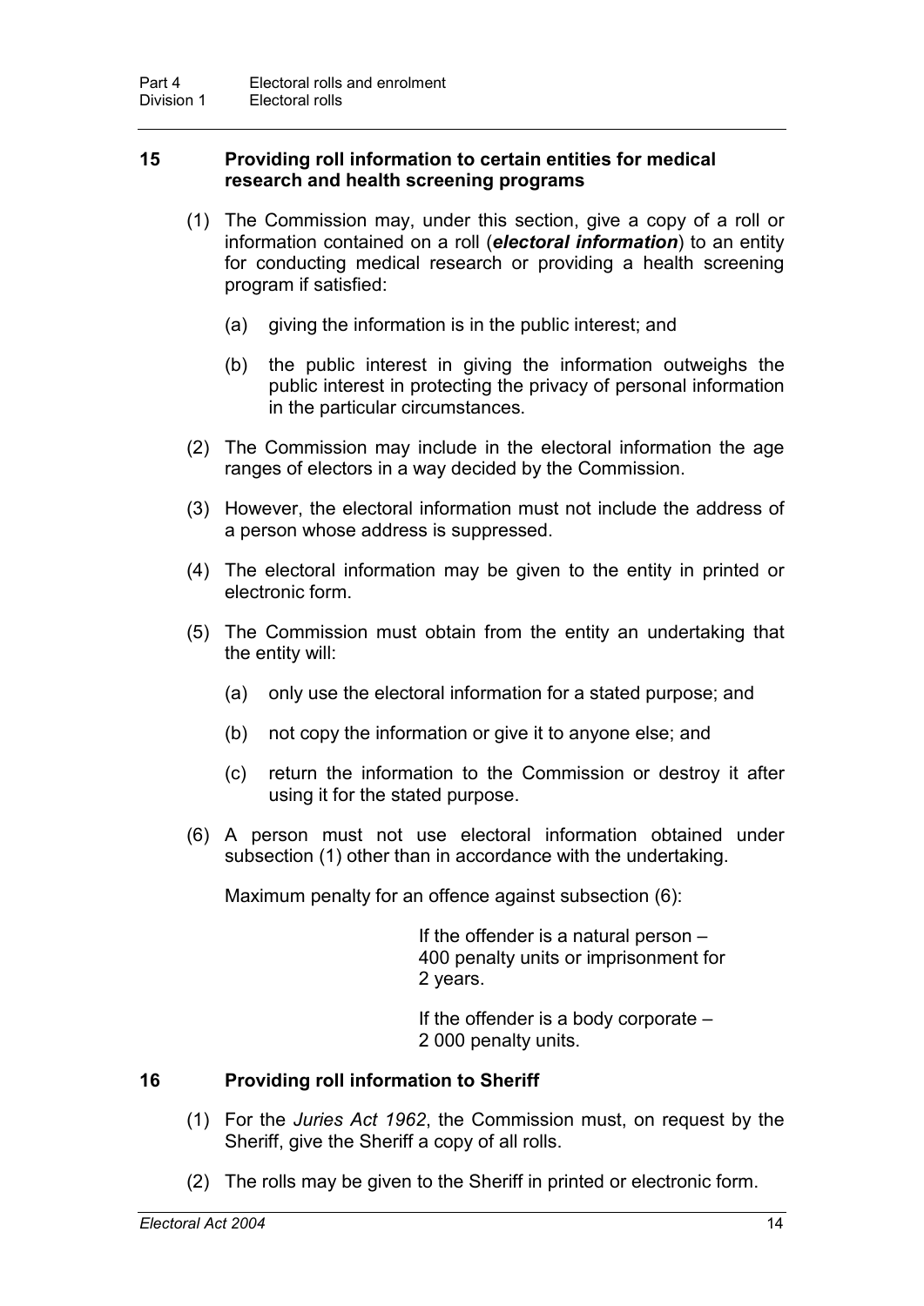### 15 Providing roll information to certain entities for medical research and health screening programs

(1) The Commission may, under this section, give a copy of a roll or information contained on a roll (***electoral information***) to an entity for conducting medical research or providing a health screening program if satisfied:

(a) giving the information is in the public interest; and

(b) the public interest in giving the information outweighs the public interest in protecting the privacy of personal information in the particular circumstances.

(2) The Commission may include in the electoral information the age ranges of electors in a way decided by the Commission.

(3) However, the electoral information must not include the address of a person whose address is suppressed.

(4) The electoral information may be given to the entity in printed or electronic form.

(5) The Commission must obtain from the entity an undertaking that the entity will:

(a) only use the electoral information for a stated purpose; and

(b) not copy the information or give it to anyone else; and

(c) return the information to the Commission or destroy it after using it for the stated purpose.

(6) A person must not use electoral information obtained under subsection (1) other than in accordance with the undertaking.

Maximum penalty for an offence against subsection (6):

If the offender is a natural person – 400 penalty units or imprisonment for 2 years.

If the offender is a body corporate – 2 000 penalty units.

### 16 Providing roll information to Sheriff

(1) For the *Juries Act 1962*, the Commission must, on request by the Sheriff, give the Sheriff a copy of all rolls.

(2) The rolls may be given to the Sheriff in printed or electronic form.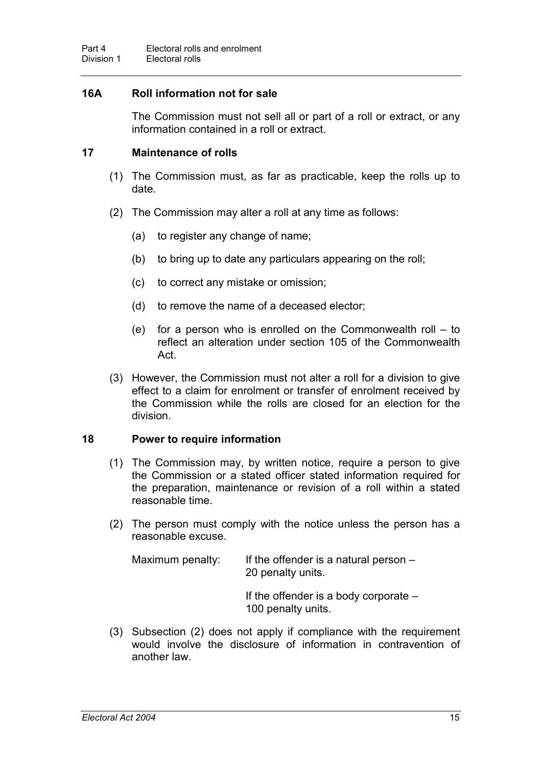### 16A Roll information not for sale

The Commission must not sell all or part of a roll or extract, or any information contained in a roll or extract.

### 17 Maintenance of rolls

(1) The Commission must, as far as practicable, keep the rolls up to date.

(2) The Commission may alter a roll at any time as follows:

(a) to register any change of name;

(b) to bring up to date any particulars appearing on the roll;

(c) to correct any mistake or omission;

(d) to remove the name of a deceased elector;

(e) for a person who is enrolled on the Commonwealth roll – to reflect an alteration under section 105 of the Commonwealth Act.

(3) However, the Commission must not alter a roll for a division to give effect to a claim for enrolment or transfer of enrolment received by the Commission while the rolls are closed for an election for the division.

### 18 Power to require information

(1) The Commission may, by written notice, require a person to give the Commission or a stated officer stated information required for the preparation, maintenance or revision of a roll within a stated reasonable time.

(2) The person must comply with the notice unless the person has a reasonable excuse.

Maximum penalty: If the offender is a natural person – 20 penalty units.

If the offender is a body corporate – 100 penalty units.

(3) Subsection (2) does not apply if compliance with the requirement would involve the disclosure of information in contravention of another law.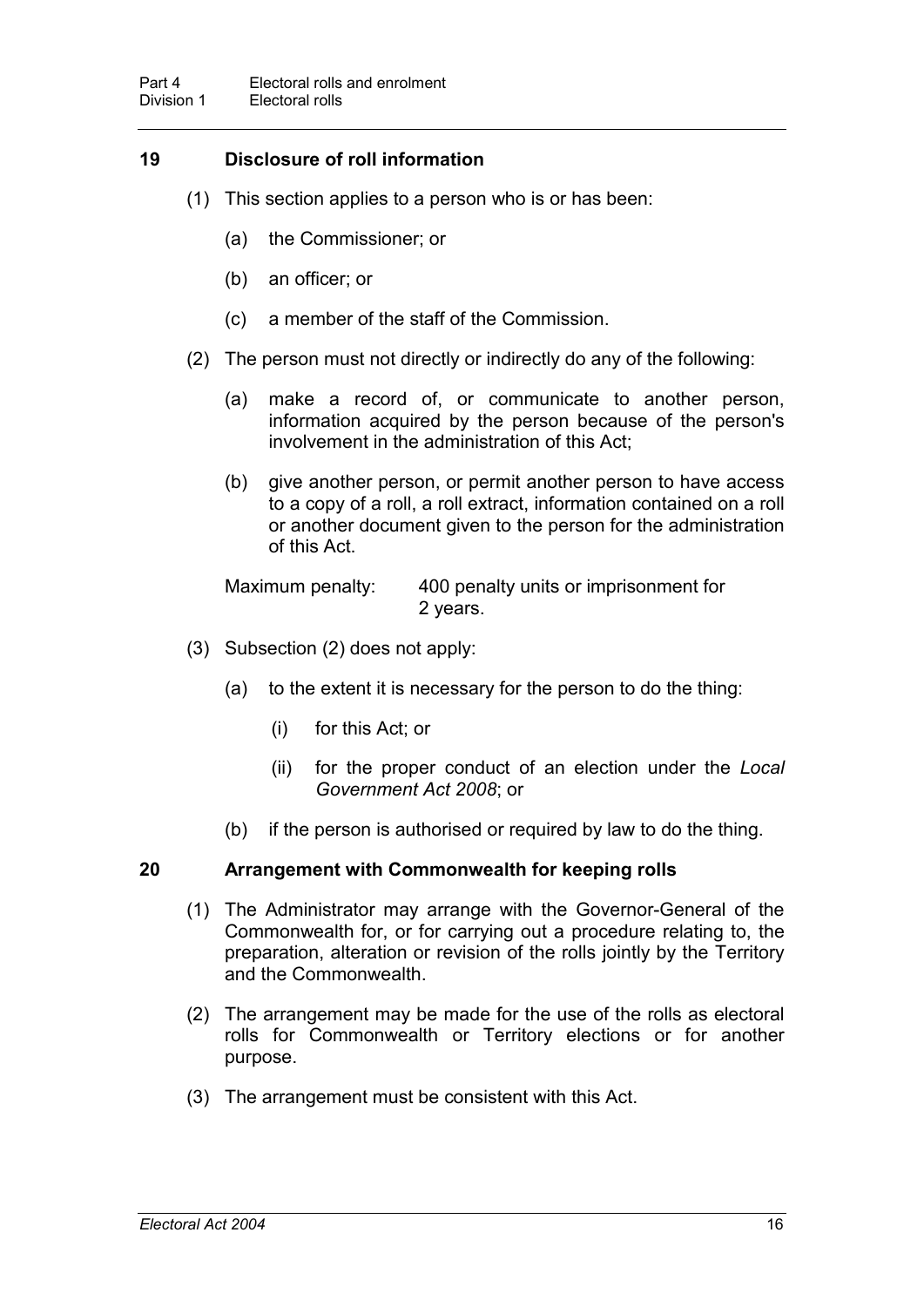## 19 Disclosure of roll information

(1) This section applies to a person who is or has been:

(a) the Commissioner; or

(b) an officer; or

(c) a member of the staff of the Commission.

(2) The person must not directly or indirectly do any of the following:

(a) make a record of, or communicate to another person, information acquired by the person because of the person's involvement in the administration of this Act;

(b) give another person, or permit another person to have access to a copy of a roll, a roll extract, information contained on a roll or another document given to the person for the administration of this Act.

Maximum penalty: 400 penalty units or imprisonment for 2 years.

(3) Subsection (2) does not apply:

(a) to the extent it is necessary for the person to do the thing:

(i) for this Act; or

(ii) for the proper conduct of an election under the *Local Government Act 2008*; or

(b) if the person is authorised or required by law to do the thing.

## 20 Arrangement with Commonwealth for keeping rolls

(1) The Administrator may arrange with the Governor-General of the Commonwealth for, or for carrying out a procedure relating to, the preparation, alteration or revision of the rolls jointly by the Territory and the Commonwealth.

(2) The arrangement may be made for the use of the rolls as electoral rolls for Commonwealth or Territory elections or for another purpose.

(3) The arrangement must be consistent with this Act.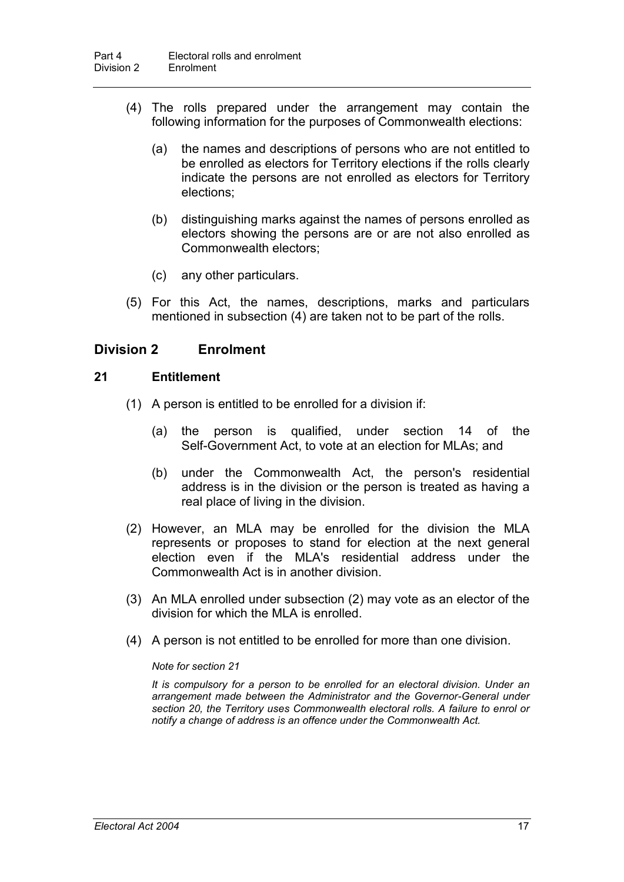(4) The rolls prepared under the arrangement may contain the following information for the purposes of Commonwealth elections:

  (a) the names and descriptions of persons who are not entitled to be enrolled as electors for Territory elections if the rolls clearly indicate the persons are not enrolled as electors for Territory elections;

  (b) distinguishing marks against the names of persons enrolled as electors showing the persons are or are not also enrolled as Commonwealth electors;

  (c) any other particulars.

(5) For this Act, the names, descriptions, marks and particulars mentioned in subsection (4) are taken not to be part of the rolls.

## Division 2 Enrolment

### 21 Entitlement

(1) A person is entitled to be enrolled for a division if:

  (a) the person is qualified, under section 14 of the Self-Government Act, to vote at an election for MLAs; and

  (b) under the Commonwealth Act, the person's residential address is in the division or the person is treated as having a real place of living in the division.

(2) However, an MLA may be enrolled for the division the MLA represents or proposes to stand for election at the next general election even if the MLA's residential address under the Commonwealth Act is in another division.

(3) An MLA enrolled under subsection (2) may vote as an elector of the division for which the MLA is enrolled.

(4) A person is not entitled to be enrolled for more than one division.

*Note for section 21*

*It is compulsory for a person to be enrolled for an electoral division. Under an arrangement made between the Administrator and the Governor-General under section 20, the Territory uses Commonwealth electoral rolls. A failure to enrol or notify a change of address is an offence under the Commonwealth Act.*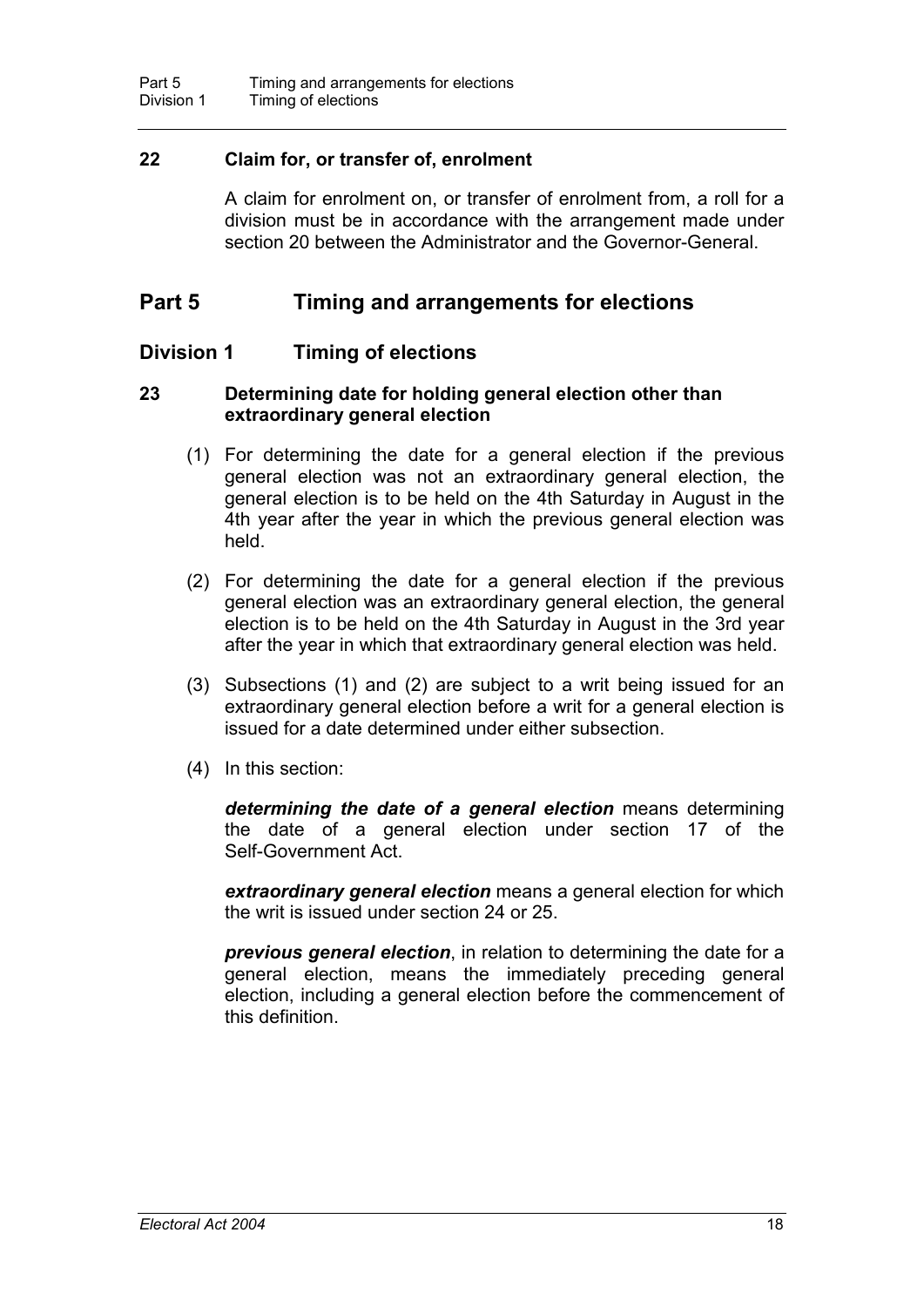### 22 Claim for, or transfer of, enrolment

A claim for enrolment on, or transfer of enrolment from, a roll for a division must be in accordance with the arrangement made under section 20 between the Administrator and the Governor-General.

# Part 5 Timing and arrangements for elections

## Division 1 Timing of elections

### 23 Determining date for holding general election other than extraordinary general election

(1) For determining the date for a general election if the previous general election was not an extraordinary general election, the general election is to be held on the 4th Saturday in August in the 4th year after the year in which the previous general election was held.

(2) For determining the date for a general election if the previous general election was an extraordinary general election, the general election is to be held on the 4th Saturday in August in the 3rd year after the year in which that extraordinary general election was held.

(3) Subsections (1) and (2) are subject to a writ being issued for an extraordinary general election before a writ for a general election is issued for a date determined under either subsection.

(4) In this section:

***determining the date of a general election*** means determining the date of a general election under section 17 of the Self-Government Act.

***extraordinary general election*** means a general election for which the writ is issued under section 24 or 25.

***previous general election***, in relation to determining the date for a general election, means the immediately preceding general election, including a general election before the commencement of this definition.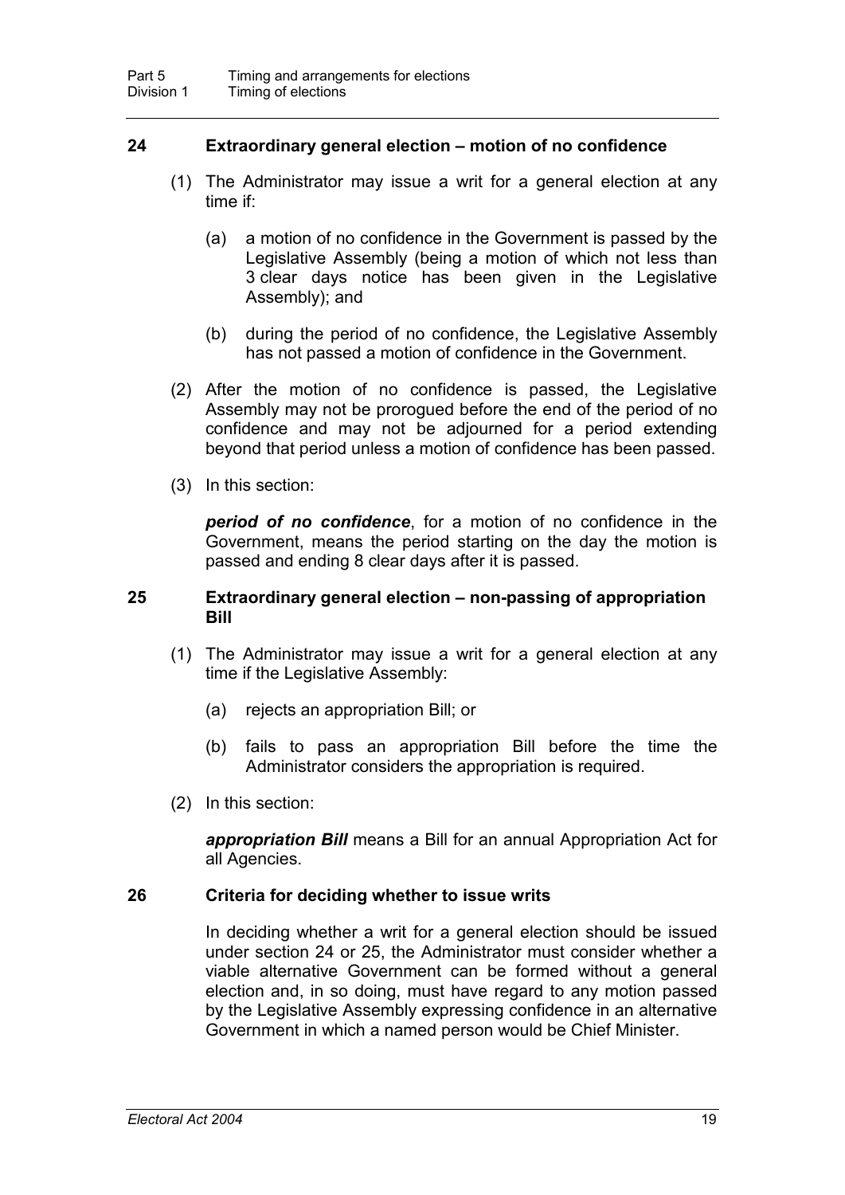## 24 Extraordinary general election – motion of no confidence

(1) The Administrator may issue a writ for a general election at any time if:

(a) a motion of no confidence in the Government is passed by the Legislative Assembly (being a motion of which not less than 3 clear days notice has been given in the Legislative Assembly); and

(b) during the period of no confidence, the Legislative Assembly has not passed a motion of confidence in the Government.

(2) After the motion of no confidence is passed, the Legislative Assembly may not be prorogued before the end of the period of no confidence and may not be adjourned for a period extending beyond that period unless a motion of confidence has been passed.

(3) In this section:

***period of no confidence***, for a motion of no confidence in the Government, means the period starting on the day the motion is passed and ending 8 clear days after it is passed.

## 25 Extraordinary general election – non-passing of appropriation Bill

(1) The Administrator may issue a writ for a general election at any time if the Legislative Assembly:

(a) rejects an appropriation Bill; or

(b) fails to pass an appropriation Bill before the time the Administrator considers the appropriation is required.

(2) In this section:

***appropriation Bill*** means a Bill for an annual Appropriation Act for all Agencies.

## 26 Criteria for deciding whether to issue writs

In deciding whether a writ for a general election should be issued under section 24 or 25, the Administrator must consider whether a viable alternative Government can be formed without a general election and, in so doing, must have regard to any motion passed by the Legislative Assembly expressing confidence in an alternative Government in which a named person would be Chief Minister.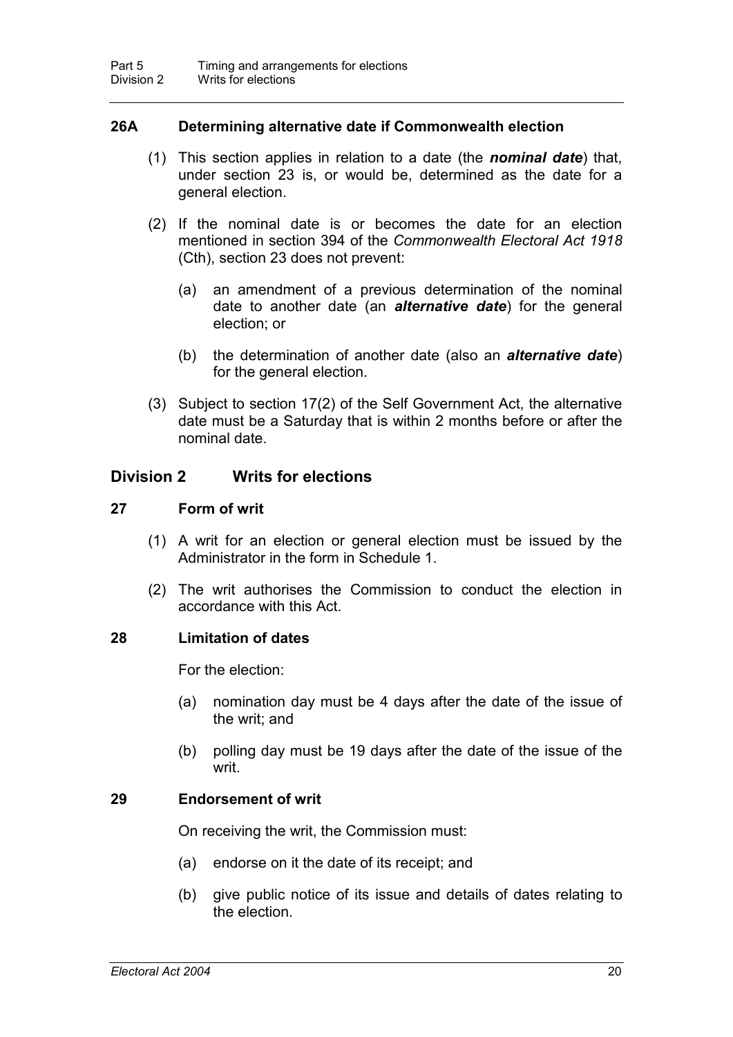### 26A Determining alternative date if Commonwealth election

(1) This section applies in relation to a date (the ***nominal date***) that, under section 23 is, or would be, determined as the date for a general election.

(2) If the nominal date is or becomes the date for an election mentioned in section 394 of the *Commonwealth Electoral Act 1918* (Cth), section 23 does not prevent:

(a) an amendment of a previous determination of the nominal date to another date (an ***alternative date***) for the general election; or

(b) the determination of another date (also an ***alternative date***) for the general election.

(3) Subject to section 17(2) of the Self Government Act, the alternative date must be a Saturday that is within 2 months before or after the nominal date.

## Division 2 Writs for elections

### 27 Form of writ

(1) A writ for an election or general election must be issued by the Administrator in the form in Schedule 1.

(2) The writ authorises the Commission to conduct the election in accordance with this Act.

### 28 Limitation of dates

For the election:

(a) nomination day must be 4 days after the date of the issue of the writ; and

(b) polling day must be 19 days after the date of the issue of the writ.

### 29 Endorsement of writ

On receiving the writ, the Commission must:

(a) endorse on it the date of its receipt; and

(b) give public notice of its issue and details of dates relating to the election.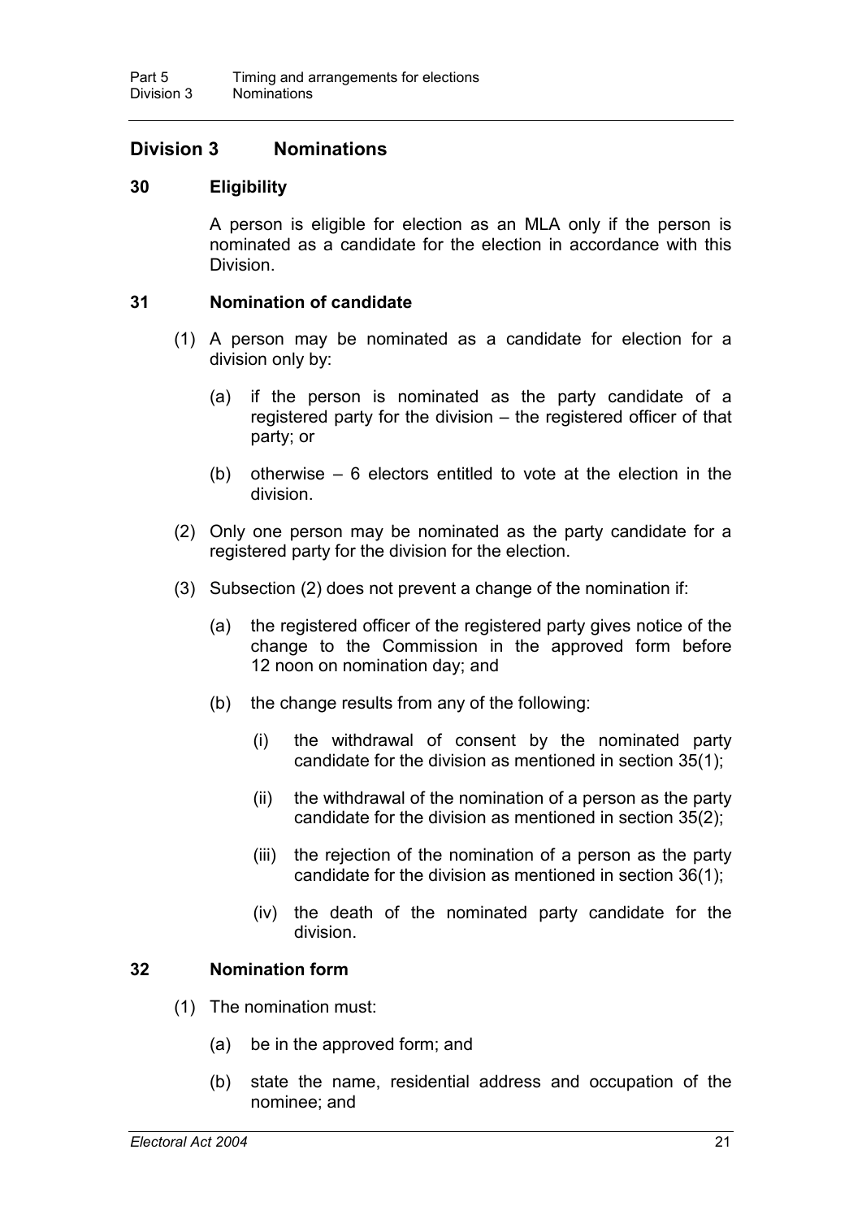## Division 3 Nominations

### 30 Eligibility

A person is eligible for election as an MLA only if the person is nominated as a candidate for the election in accordance with this Division.

### 31 Nomination of candidate

(1) A person may be nominated as a candidate for election for a division only by:

- (a) if the person is nominated as the party candidate of a registered party for the division – the registered officer of that party; or
- (b) otherwise – 6 electors entitled to vote at the election in the division.

(2) Only one person may be nominated as the party candidate for a registered party for the division for the election.

(3) Subsection (2) does not prevent a change of the nomination if:

- (a) the registered officer of the registered party gives notice of the change to the Commission in the approved form before 12 noon on nomination day; and
- (b) the change results from any of the following:
  - (i) the withdrawal of consent by the nominated party candidate for the division as mentioned in section 35(1);
  - (ii) the withdrawal of the nomination of a person as the party candidate for the division as mentioned in section 35(2);
  - (iii) the rejection of the nomination of a person as the party candidate for the division as mentioned in section 36(1);
  - (iv) the death of the nominated party candidate for the division.

### 32 Nomination form

(1) The nomination must:

- (a) be in the approved form; and
- (b) state the name, residential address and occupation of the nominee; and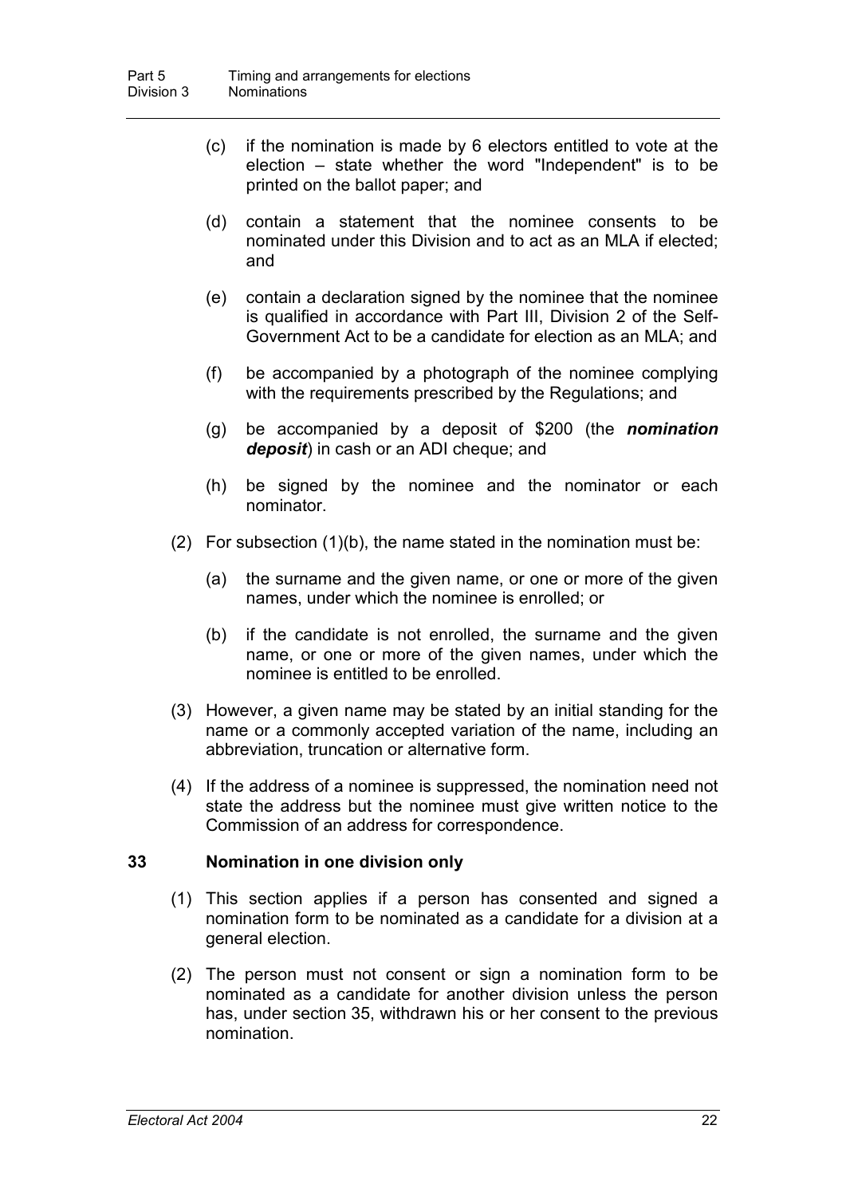(c) if the nomination is made by 6 electors entitled to vote at the election – state whether the word "Independent" is to be printed on the ballot paper; and

(d) contain a statement that the nominee consents to be nominated under this Division and to act as an MLA if elected; and

(e) contain a declaration signed by the nominee that the nominee is qualified in accordance with Part III, Division 2 of the Self-Government Act to be a candidate for election as an MLA; and

(f) be accompanied by a photograph of the nominee complying with the requirements prescribed by the Regulations; and

(g) be accompanied by a deposit of $200 (the ***nomination deposit***) in cash or an ADI cheque; and

(h) be signed by the nominee and the nominator or each nominator.

(2) For subsection (1)(b), the name stated in the nomination must be:

(a) the surname and the given name, or one or more of the given names, under which the nominee is enrolled; or

(b) if the candidate is not enrolled, the surname and the given name, or one or more of the given names, under which the nominee is entitled to be enrolled.

(3) However, a given name may be stated by an initial standing for the name or a commonly accepted variation of the name, including an abbreviation, truncation or alternative form.

(4) If the address of a nominee is suppressed, the nomination need not state the address but the nominee must give written notice to the Commission of an address for correspondence.

### 33 Nomination in one division only

(1) This section applies if a person has consented and signed a nomination form to be nominated as a candidate for a division at a general election.

(2) The person must not consent or sign a nomination form to be nominated as a candidate for another division unless the person has, under section 35, withdrawn his or her consent to the previous nomination.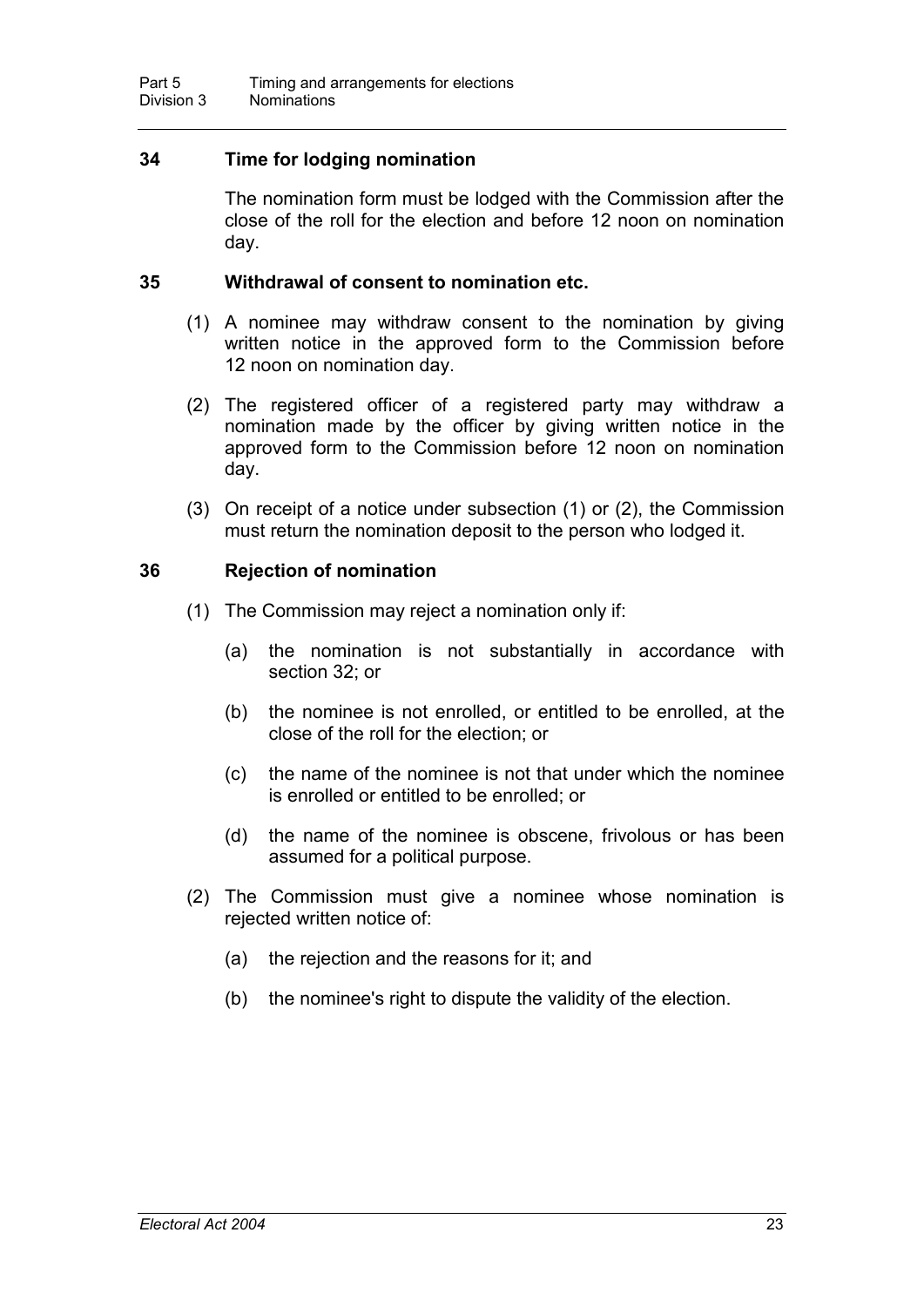### 34 Time for lodging nomination

The nomination form must be lodged with the Commission after the close of the roll for the election and before 12 noon on nomination day.

### 35 Withdrawal of consent to nomination etc.

(1) A nominee may withdraw consent to the nomination by giving written notice in the approved form to the Commission before 12 noon on nomination day.

(2) The registered officer of a registered party may withdraw a nomination made by the officer by giving written notice in the approved form to the Commission before 12 noon on nomination day.

(3) On receipt of a notice under subsection (1) or (2), the Commission must return the nomination deposit to the person who lodged it.

### 36 Rejection of nomination

(1) The Commission may reject a nomination only if:

(a) the nomination is not substantially in accordance with section 32; or

(b) the nominee is not enrolled, or entitled to be enrolled, at the close of the roll for the election; or

(c) the name of the nominee is not that under which the nominee is enrolled or entitled to be enrolled; or

(d) the name of the nominee is obscene, frivolous or has been assumed for a political purpose.

(2) The Commission must give a nominee whose nomination is rejected written notice of:

(a) the rejection and the reasons for it; and

(b) the nominee's right to dispute the validity of the election.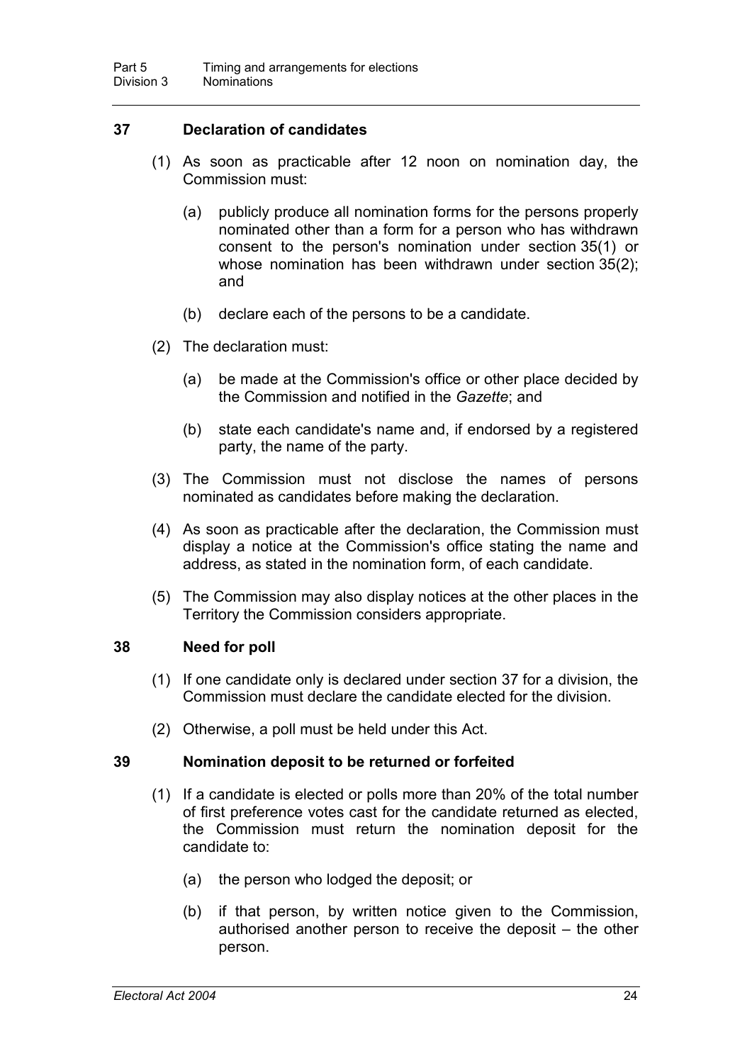### 37 Declaration of candidates

(1) As soon as practicable after 12 noon on nomination day, the Commission must:

(a) publicly produce all nomination forms for the persons properly nominated other than a form for a person who has withdrawn consent to the person's nomination under section 35(1) or whose nomination has been withdrawn under section 35(2); and

(b) declare each of the persons to be a candidate.

(2) The declaration must:

(a) be made at the Commission's office or other place decided by the Commission and notified in the *Gazette*; and

(b) state each candidate's name and, if endorsed by a registered party, the name of the party.

(3) The Commission must not disclose the names of persons nominated as candidates before making the declaration.

(4) As soon as practicable after the declaration, the Commission must display a notice at the Commission's office stating the name and address, as stated in the nomination form, of each candidate.

(5) The Commission may also display notices at the other places in the Territory the Commission considers appropriate.

### 38 Need for poll

(1) If one candidate only is declared under section 37 for a division, the Commission must declare the candidate elected for the division.

(2) Otherwise, a poll must be held under this Act.

### 39 Nomination deposit to be returned or forfeited

(1) If a candidate is elected or polls more than 20% of the total number of first preference votes cast for the candidate returned as elected, the Commission must return the nomination deposit for the candidate to:

(a) the person who lodged the deposit; or

(b) if that person, by written notice given to the Commission, authorised another person to receive the deposit – the other person.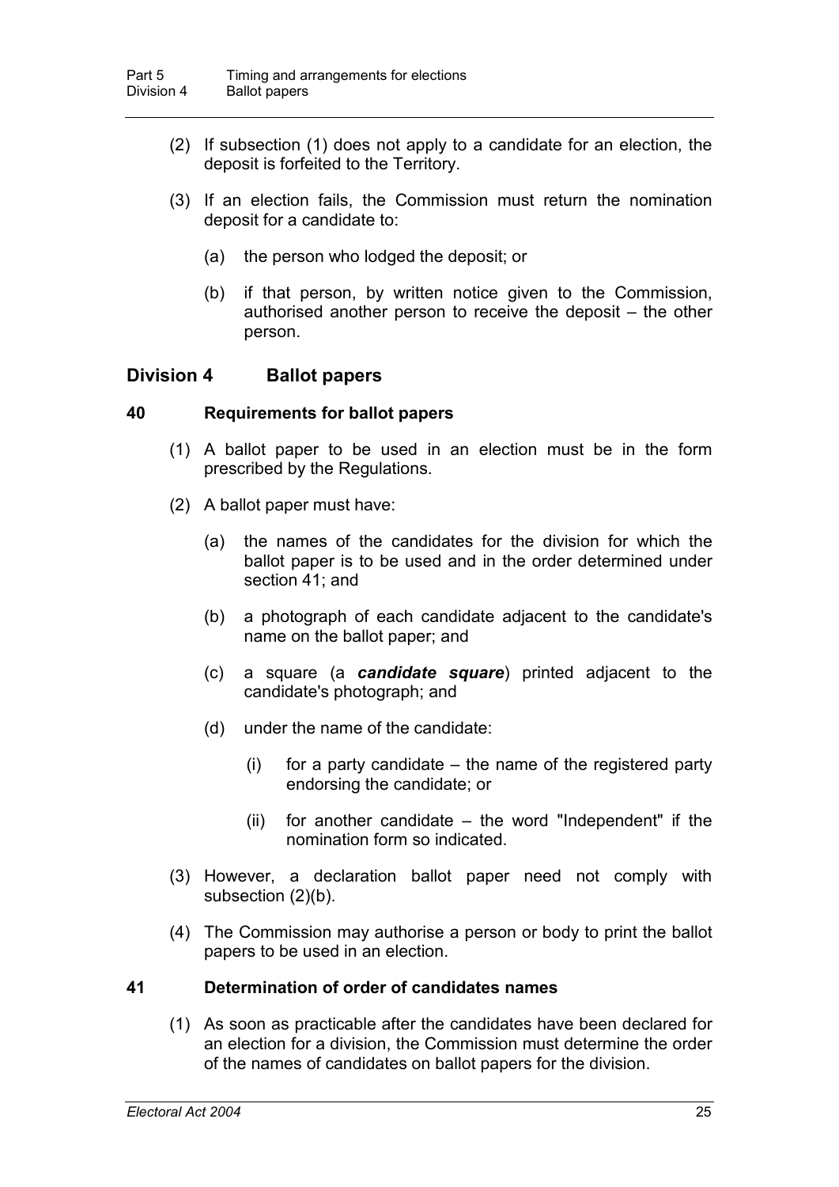(2) If subsection (1) does not apply to a candidate for an election, the deposit is forfeited to the Territory.

(3) If an election fails, the Commission must return the nomination deposit for a candidate to:

(a) the person who lodged the deposit; or

(b) if that person, by written notice given to the Commission, authorised another person to receive the deposit – the other person.

## Division 4 Ballot papers

### 40 Requirements for ballot papers

(1) A ballot paper to be used in an election must be in the form prescribed by the Regulations.

(2) A ballot paper must have:

(a) the names of the candidates for the division for which the ballot paper is to be used and in the order determined under section 41; and

(b) a photograph of each candidate adjacent to the candidate's name on the ballot paper; and

(c) a square (a ***candidate square***) printed adjacent to the candidate's photograph; and

(d) under the name of the candidate:

(i) for a party candidate – the name of the registered party endorsing the candidate; or

(ii) for another candidate – the word "Independent" if the nomination form so indicated.

(3) However, a declaration ballot paper need not comply with subsection (2)(b).

(4) The Commission may authorise a person or body to print the ballot papers to be used in an election.

### 41 Determination of order of candidates names

(1) As soon as practicable after the candidates have been declared for an election for a division, the Commission must determine the order of the names of candidates on ballot papers for the division.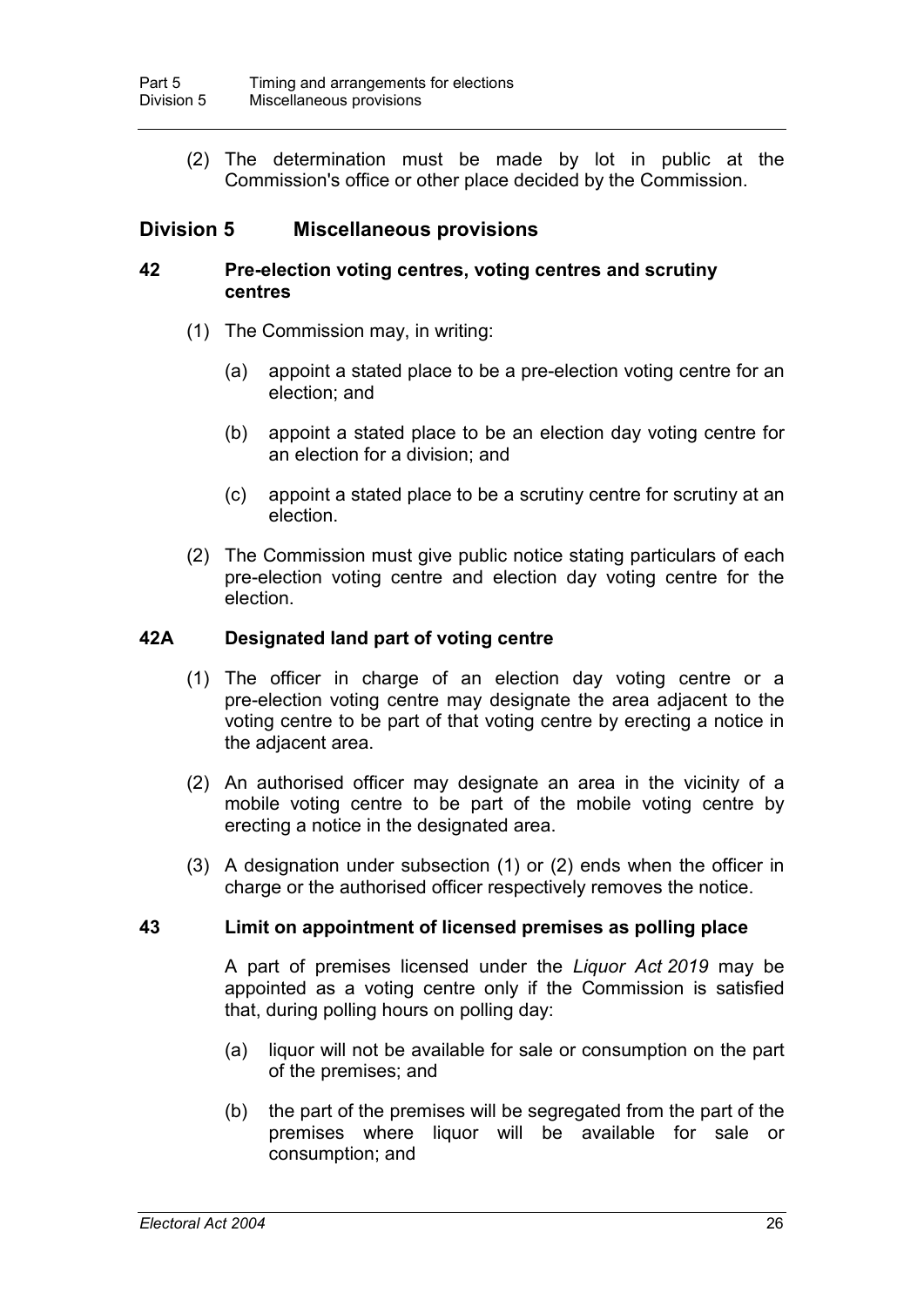(2) The determination must be made by lot in public at the Commission's office or other place decided by the Commission.

## Division 5 Miscellaneous provisions

### 42 Pre-election voting centres, voting centres and scrutiny centres

(1) The Commission may, in writing:

(a) appoint a stated place to be a pre-election voting centre for an election; and

(b) appoint a stated place to be an election day voting centre for an election for a division; and

(c) appoint a stated place to be a scrutiny centre for scrutiny at an election.

(2) The Commission must give public notice stating particulars of each pre-election voting centre and election day voting centre for the election.

### 42A Designated land part of voting centre

(1) The officer in charge of an election day voting centre or a pre-election voting centre may designate the area adjacent to the voting centre to be part of that voting centre by erecting a notice in the adjacent area.

(2) An authorised officer may designate an area in the vicinity of a mobile voting centre to be part of the mobile voting centre by erecting a notice in the designated area.

(3) A designation under subsection (1) or (2) ends when the officer in charge or the authorised officer respectively removes the notice.

### 43 Limit on appointment of licensed premises as polling place

A part of premises licensed under the *Liquor Act 2019* may be appointed as a voting centre only if the Commission is satisfied that, during polling hours on polling day:

(a) liquor will not be available for sale or consumption on the part of the premises; and

(b) the part of the premises will be segregated from the part of the premises where liquor will be available for sale or consumption; and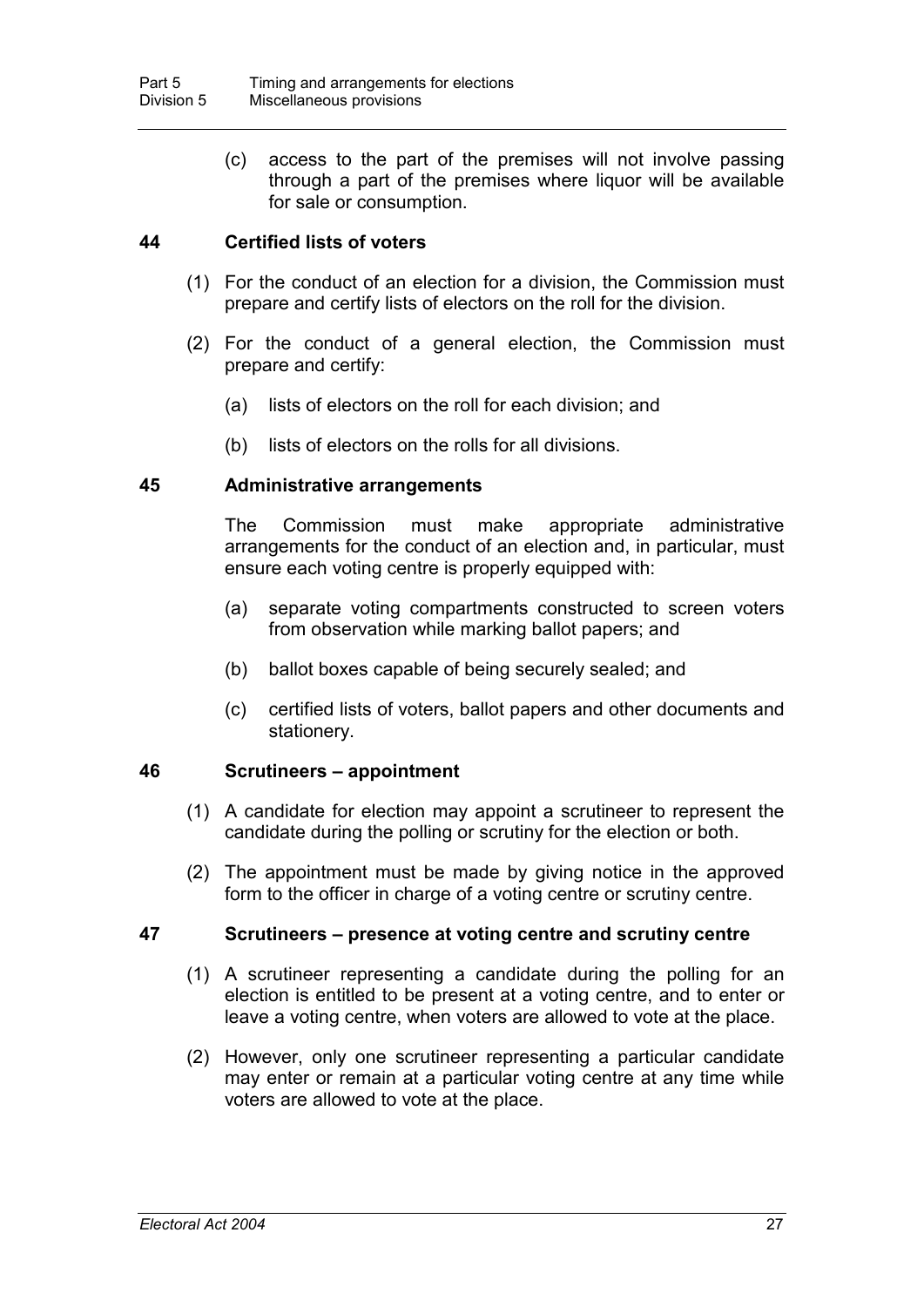(c) access to the part of the premises will not involve passing through a part of the premises where liquor will be available for sale or consumption.

### 44 Certified lists of voters

(1) For the conduct of an election for a division, the Commission must prepare and certify lists of electors on the roll for the division.

(2) For the conduct of a general election, the Commission must prepare and certify:

(a) lists of electors on the roll for each division; and

(b) lists of electors on the rolls for all divisions.

### 45 Administrative arrangements

The Commission must make appropriate administrative arrangements for the conduct of an election and, in particular, must ensure each voting centre is properly equipped with:

(a) separate voting compartments constructed to screen voters from observation while marking ballot papers; and

(b) ballot boxes capable of being securely sealed; and

(c) certified lists of voters, ballot papers and other documents and stationery.

### 46 Scrutineers – appointment

(1) A candidate for election may appoint a scrutineer to represent the candidate during the polling or scrutiny for the election or both.

(2) The appointment must be made by giving notice in the approved form to the officer in charge of a voting centre or scrutiny centre.

### 47 Scrutineers – presence at voting centre and scrutiny centre

(1) A scrutineer representing a candidate during the polling for an election is entitled to be present at a voting centre, and to enter or leave a voting centre, when voters are allowed to vote at the place.

(2) However, only one scrutineer representing a particular candidate may enter or remain at a particular voting centre at any time while voters are allowed to vote at the place.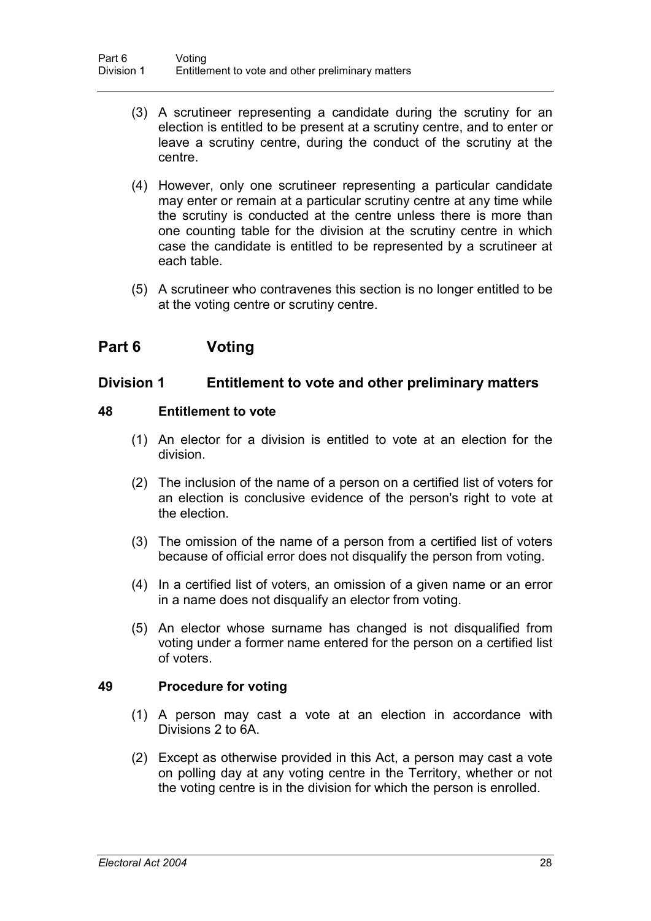(3) A scrutineer representing a candidate during the scrutiny for an election is entitled to be present at a scrutiny centre, and to enter or leave a scrutiny centre, during the conduct of the scrutiny at the centre.

(4) However, only one scrutineer representing a particular candidate may enter or remain at a particular scrutiny centre at any time while the scrutiny is conducted at the centre unless there is more than one counting table for the division at the scrutiny centre in which case the candidate is entitled to be represented by a scrutineer at each table.

(5) A scrutineer who contravenes this section is no longer entitled to be at the voting centre or scrutiny centre.

# Part 6 Voting

## Division 1 Entitlement to vote and other preliminary matters

### 48 Entitlement to vote

(1) An elector for a division is entitled to vote at an election for the division.

(2) The inclusion of the name of a person on a certified list of voters for an election is conclusive evidence of the person's right to vote at the election.

(3) The omission of the name of a person from a certified list of voters because of official error does not disqualify the person from voting.

(4) In a certified list of voters, an omission of a given name or an error in a name does not disqualify an elector from voting.

(5) An elector whose surname has changed is not disqualified from voting under a former name entered for the person on a certified list of voters.

### 49 Procedure for voting

(1) A person may cast a vote at an election in accordance with Divisions 2 to 6A.

(2) Except as otherwise provided in this Act, a person may cast a vote on polling day at any voting centre in the Territory, whether or not the voting centre is in the division for which the person is enrolled.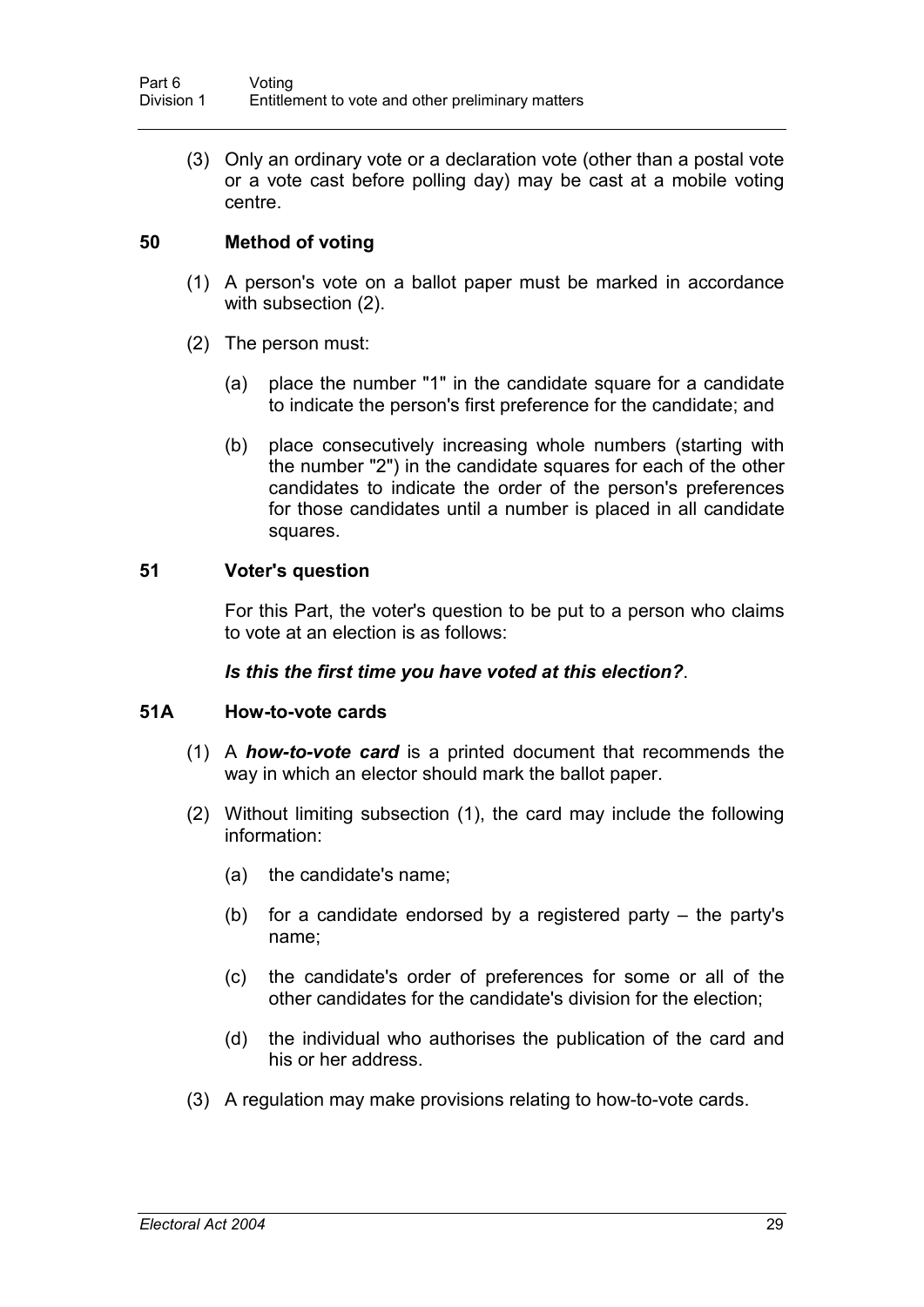(3) Only an ordinary vote or a declaration vote (other than a postal vote or a vote cast before polling day) may be cast at a mobile voting centre.

### 50 Method of voting

(1) A person's vote on a ballot paper must be marked in accordance with subsection (2).

(2) The person must:

- (a) place the number "1" in the candidate square for a candidate to indicate the person's first preference for the candidate; and
- (b) place consecutively increasing whole numbers (starting with the number "2") in the candidate squares for each of the other candidates to indicate the order of the person's preferences for those candidates until a number is placed in all candidate squares.

### 51 Voter's question

For this Part, the voter's question to be put to a person who claims to vote at an election is as follows:

***Is this the first time you have voted at this election?***.

### 51A How-to-vote cards

(1) A ***how-to-vote card*** is a printed document that recommends the way in which an elector should mark the ballot paper.

(2) Without limiting subsection (1), the card may include the following information:

- (a) the candidate's name;
- (b) for a candidate endorsed by a registered party – the party's name;
- (c) the candidate's order of preferences for some or all of the other candidates for the candidate's division for the election;
- (d) the individual who authorises the publication of the card and his or her address.

(3) A regulation may make provisions relating to how-to-vote cards.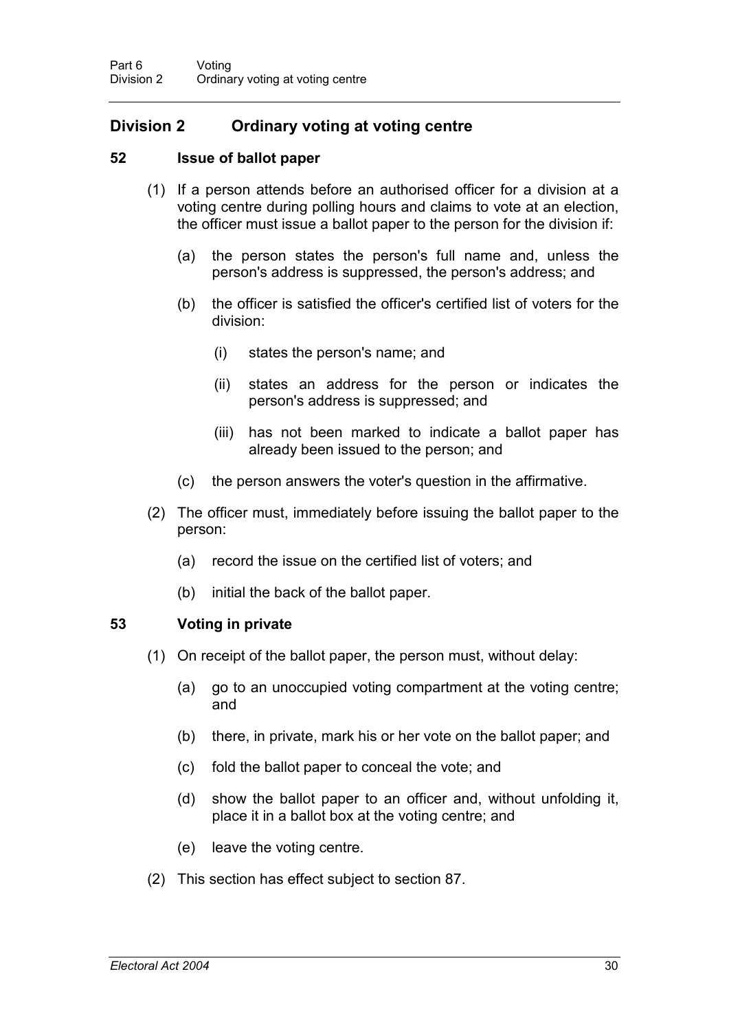## Division 2 Ordinary voting at voting centre

### 52 Issue of ballot paper

(1) If a person attends before an authorised officer for a division at a voting centre during polling hours and claims to vote at an election, the officer must issue a ballot paper to the person for the division if:

(a) the person states the person's full name and, unless the person's address is suppressed, the person's address; and

(b) the officer is satisfied the officer's certified list of voters for the division:

(i) states the person's name; and

(ii) states an address for the person or indicates the person's address is suppressed; and

(iii) has not been marked to indicate a ballot paper has already been issued to the person; and

(c) the person answers the voter's question in the affirmative.

(2) The officer must, immediately before issuing the ballot paper to the person:

(a) record the issue on the certified list of voters; and

(b) initial the back of the ballot paper.

### 53 Voting in private

(1) On receipt of the ballot paper, the person must, without delay:

(a) go to an unoccupied voting compartment at the voting centre; and

(b) there, in private, mark his or her vote on the ballot paper; and

(c) fold the ballot paper to conceal the vote; and

(d) show the ballot paper to an officer and, without unfolding it, place it in a ballot box at the voting centre; and

(e) leave the voting centre.

(2) This section has effect subject to section 87.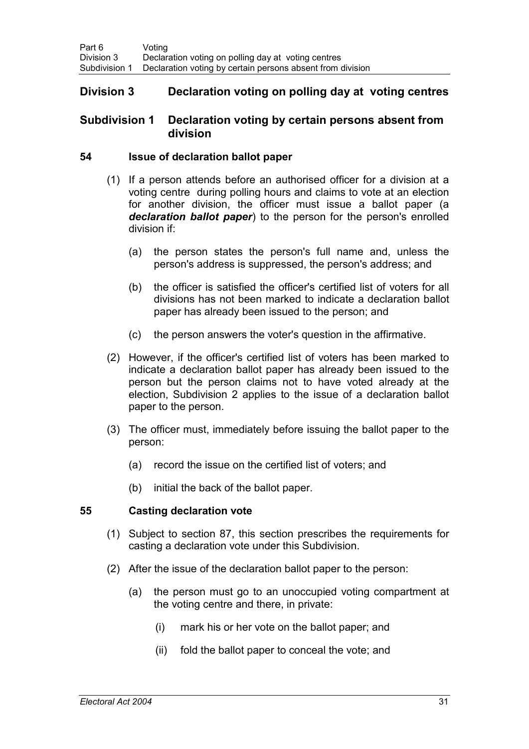## Division 3 Declaration voting on polling day at voting centres

### Subdivision 1 Declaration voting by certain persons absent from division

#### 54 Issue of declaration ballot paper

(1) If a person attends before an authorised officer for a division at a voting centre during polling hours and claims to vote at an election for another division, the officer must issue a ballot paper (a ***declaration ballot paper***) to the person for the person's enrolled division if:

(a) the person states the person's full name and, unless the person's address is suppressed, the person's address; and

(b) the officer is satisfied the officer's certified list of voters for all divisions has not been marked to indicate a declaration ballot paper has already been issued to the person; and

(c) the person answers the voter's question in the affirmative.

(2) However, if the officer's certified list of voters has been marked to indicate a declaration ballot paper has already been issued to the person but the person claims not to have voted already at the election, Subdivision 2 applies to the issue of a declaration ballot paper to the person.

(3) The officer must, immediately before issuing the ballot paper to the person:

(a) record the issue on the certified list of voters; and

(b) initial the back of the ballot paper.

#### 55 Casting declaration vote

(1) Subject to section 87, this section prescribes the requirements for casting a declaration vote under this Subdivision.

(2) After the issue of the declaration ballot paper to the person:

(a) the person must go to an unoccupied voting compartment at the voting centre and there, in private:

(i) mark his or her vote on the ballot paper; and

(ii) fold the ballot paper to conceal the vote; and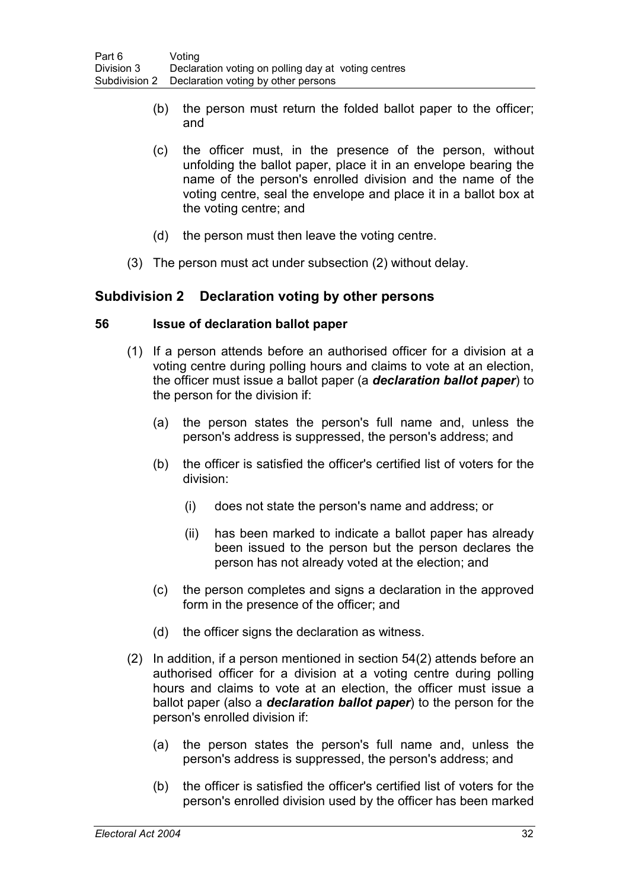(b) the person must return the folded ballot paper to the officer; and

(c) the officer must, in the presence of the person, without unfolding the ballot paper, place it in an envelope bearing the name of the person's enrolled division and the name of the voting centre, seal the envelope and place it in a ballot box at the voting centre; and

(d) the person must then leave the voting centre.

(3) The person must act under subsection (2) without delay.

## Subdivision 2 Declaration voting by other persons

### 56 Issue of declaration ballot paper

(1) If a person attends before an authorised officer for a division at a voting centre during polling hours and claims to vote at an election, the officer must issue a ballot paper (a ***declaration ballot paper***) to the person for the division if:

(a) the person states the person's full name and, unless the person's address is suppressed, the person's address; and

(b) the officer is satisfied the officer's certified list of voters for the division:

(i) does not state the person's name and address; or

(ii) has been marked to indicate a ballot paper has already been issued to the person but the person declares the person has not already voted at the election; and

(c) the person completes and signs a declaration in the approved form in the presence of the officer; and

(d) the officer signs the declaration as witness.

(2) In addition, if a person mentioned in section 54(2) attends before an authorised officer for a division at a voting centre during polling hours and claims to vote at an election, the officer must issue a ballot paper (also a ***declaration ballot paper***) to the person for the person's enrolled division if:

(a) the person states the person's full name and, unless the person's address is suppressed, the person's address; and

(b) the officer is satisfied the officer's certified list of voters for the person's enrolled division used by the officer has been marked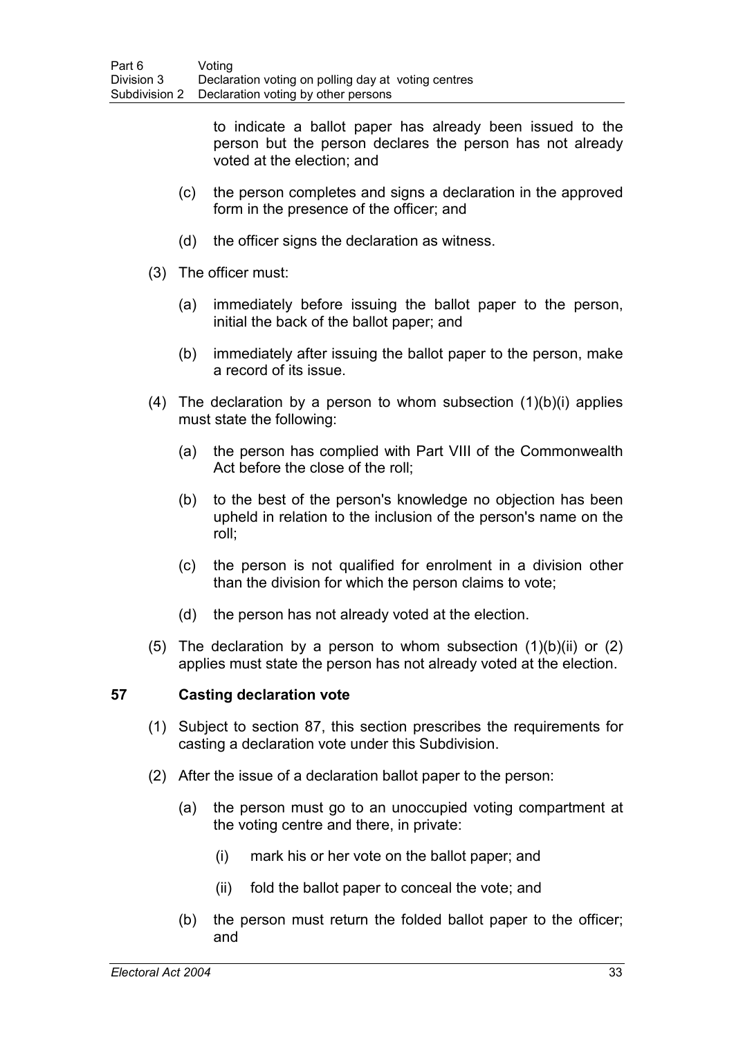to indicate a ballot paper has already been issued to the person but the person declares the person has not already voted at the election; and

(c) the person completes and signs a declaration in the approved form in the presence of the officer; and

(d) the officer signs the declaration as witness.

(3) The officer must:

(a) immediately before issuing the ballot paper to the person, initial the back of the ballot paper; and

(b) immediately after issuing the ballot paper to the person, make a record of its issue.

(4) The declaration by a person to whom subsection (1)(b)(i) applies must state the following:

(a) the person has complied with Part VIII of the Commonwealth Act before the close of the roll;

(b) to the best of the person's knowledge no objection has been upheld in relation to the inclusion of the person's name on the roll;

(c) the person is not qualified for enrolment in a division other than the division for which the person claims to vote;

(d) the person has not already voted at the election.

(5) The declaration by a person to whom subsection (1)(b)(ii) or (2) applies must state the person has not already voted at the election.

## 57 Casting declaration vote

(1) Subject to section 87, this section prescribes the requirements for casting a declaration vote under this Subdivision.

(2) After the issue of a declaration ballot paper to the person:

(a) the person must go to an unoccupied voting compartment at the voting centre and there, in private:

(i) mark his or her vote on the ballot paper; and

(ii) fold the ballot paper to conceal the vote; and

(b) the person must return the folded ballot paper to the officer; and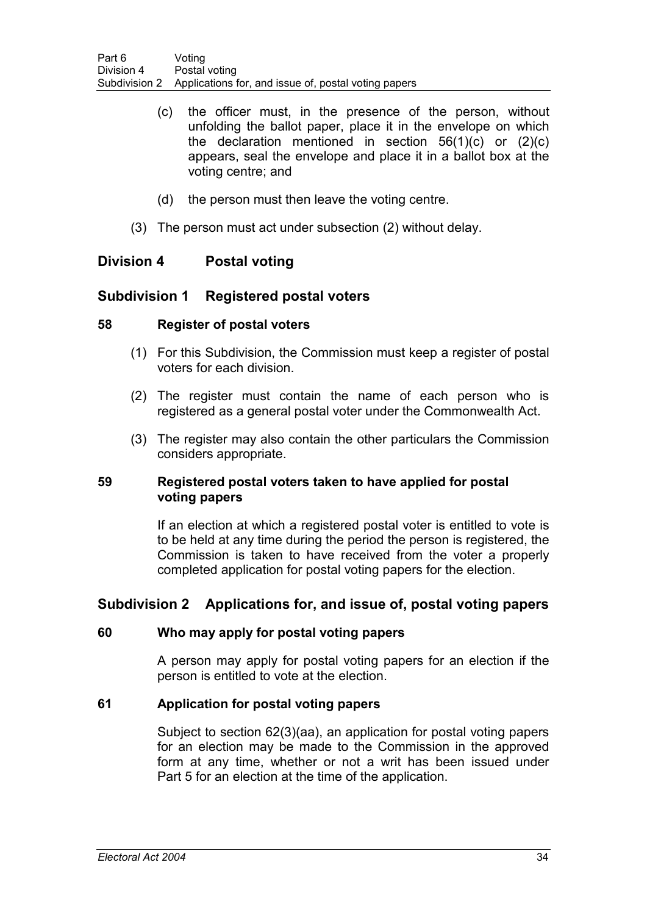(c) the officer must, in the presence of the person, without unfolding the ballot paper, place it in the envelope on which the declaration mentioned in section 56(1)(c) or (2)(c) appears, seal the envelope and place it in a ballot box at the voting centre; and

(d) the person must then leave the voting centre.

(3) The person must act under subsection (2) without delay.

## Division 4 Postal voting

### Subdivision 1 Registered postal voters

#### 58 Register of postal voters

(1) For this Subdivision, the Commission must keep a register of postal voters for each division.

(2) The register must contain the name of each person who is registered as a general postal voter under the Commonwealth Act.

(3) The register may also contain the other particulars the Commission considers appropriate.

#### 59 Registered postal voters taken to have applied for postal voting papers

If an election at which a registered postal voter is entitled to vote is to be held at any time during the period the person is registered, the Commission is taken to have received from the voter a properly completed application for postal voting papers for the election.

### Subdivision 2 Applications for, and issue of, postal voting papers

#### 60 Who may apply for postal voting papers

A person may apply for postal voting papers for an election if the person is entitled to vote at the election.

#### 61 Application for postal voting papers

Subject to section 62(3)(aa), an application for postal voting papers for an election may be made to the Commission in the approved form at any time, whether or not a writ has been issued under Part 5 for an election at the time of the application.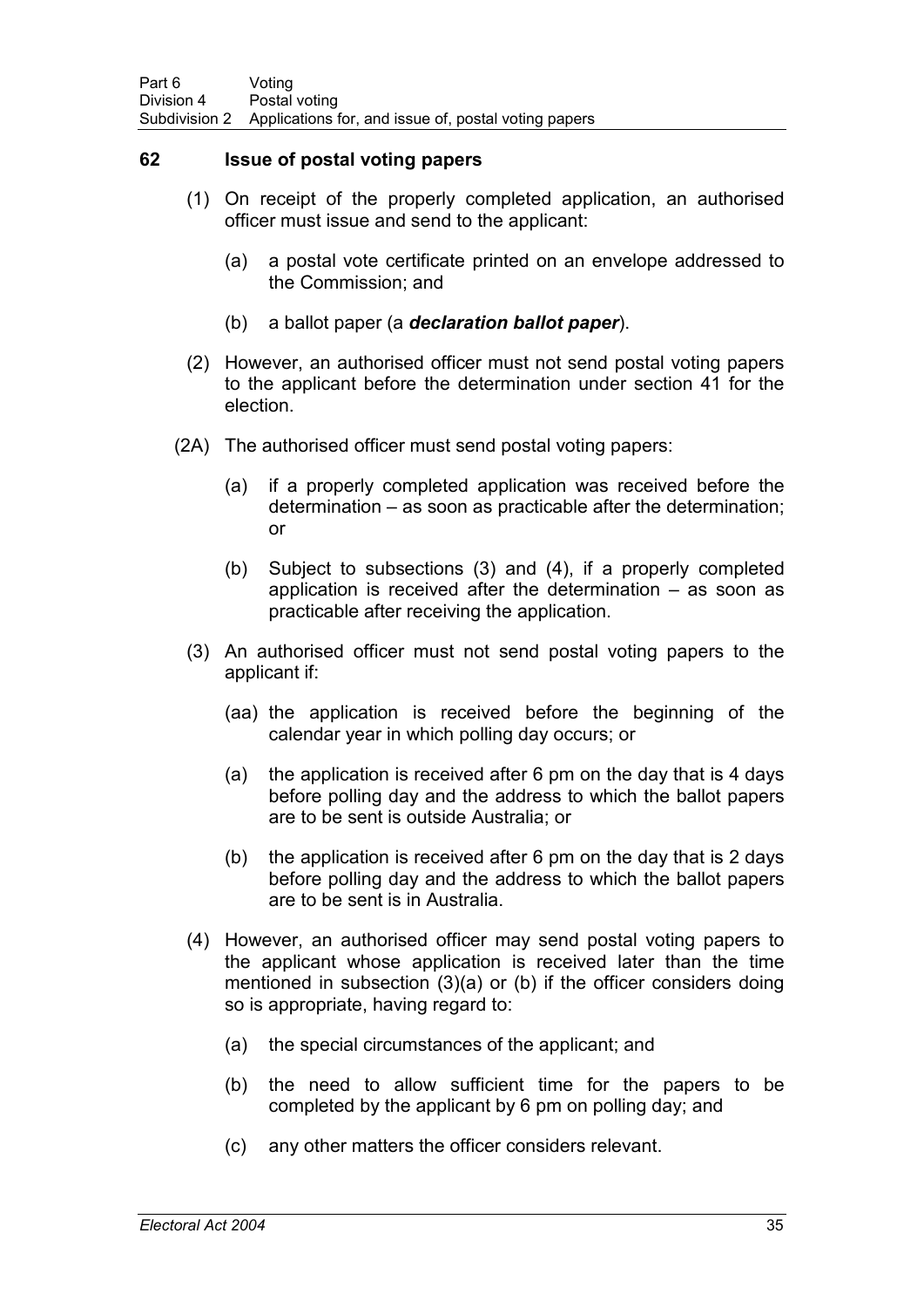## 62 Issue of postal voting papers

(1) On receipt of the properly completed application, an authorised officer must issue and send to the applicant:

(a) a postal vote certificate printed on an envelope addressed to the Commission; and

(b) a ballot paper (a ***declaration ballot paper***).

(2) However, an authorised officer must not send postal voting papers to the applicant before the determination under section 41 for the election.

(2A) The authorised officer must send postal voting papers:

(a) if a properly completed application was received before the determination – as soon as practicable after the determination; or

(b) Subject to subsections (3) and (4), if a properly completed application is received after the determination – as soon as practicable after receiving the application.

(3) An authorised officer must not send postal voting papers to the applicant if:

(aa) the application is received before the beginning of the calendar year in which polling day occurs; or

(a) the application is received after 6 pm on the day that is 4 days before polling day and the address to which the ballot papers are to be sent is outside Australia; or

(b) the application is received after 6 pm on the day that is 2 days before polling day and the address to which the ballot papers are to be sent is in Australia.

(4) However, an authorised officer may send postal voting papers to the applicant whose application is received later than the time mentioned in subsection (3)(a) or (b) if the officer considers doing so is appropriate, having regard to:

(a) the special circumstances of the applicant; and

(b) the need to allow sufficient time for the papers to be completed by the applicant by 6 pm on polling day; and

(c) any other matters the officer considers relevant.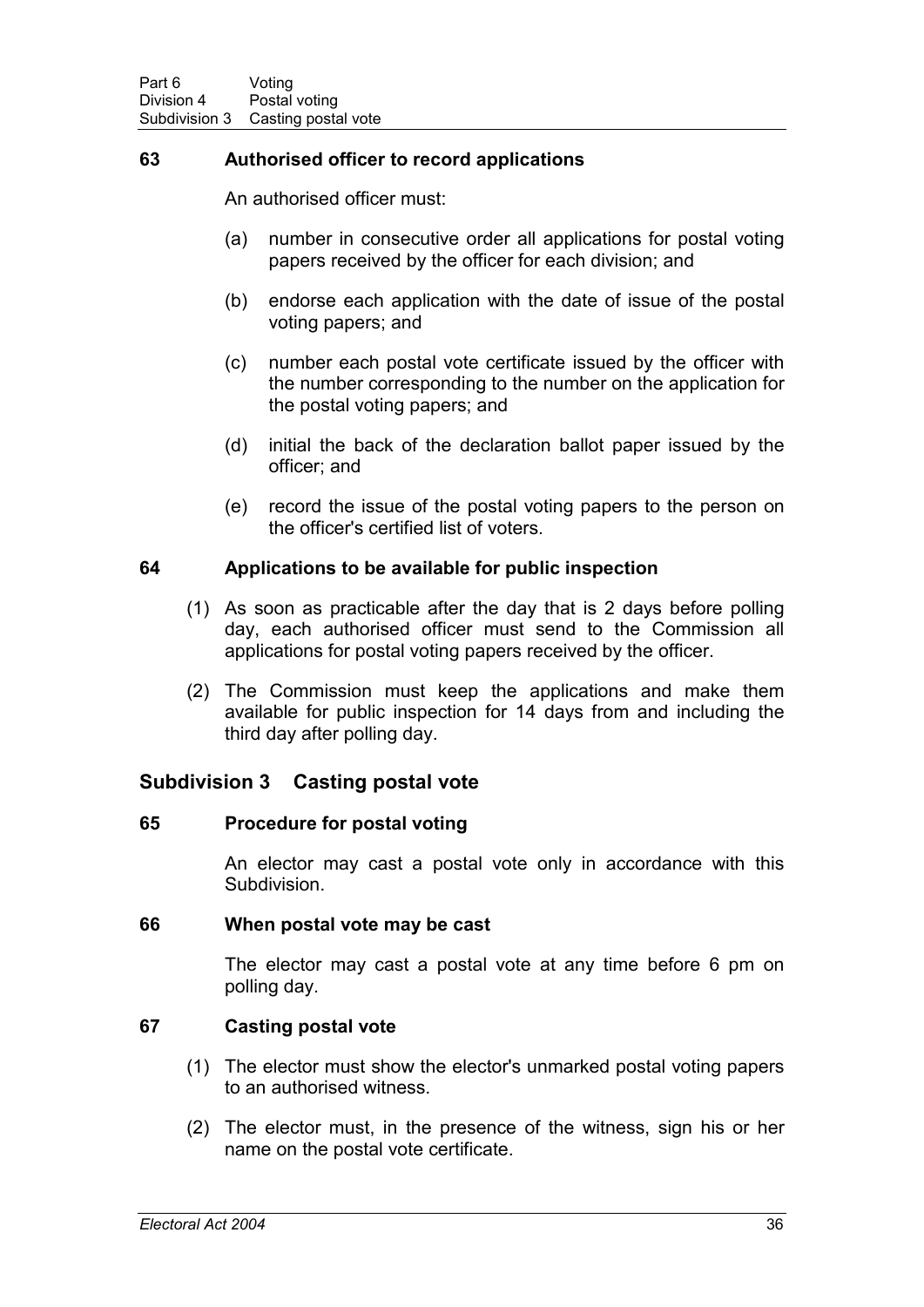### 63 Authorised officer to record applications

An authorised officer must:

(a) number in consecutive order all applications for postal voting papers received by the officer for each division; and

(b) endorse each application with the date of issue of the postal voting papers; and

(c) number each postal vote certificate issued by the officer with the number corresponding to the number on the application for the postal voting papers; and

(d) initial the back of the declaration ballot paper issued by the officer; and

(e) record the issue of the postal voting papers to the person on the officer's certified list of voters.

### 64 Applications to be available for public inspection

(1) As soon as practicable after the day that is 2 days before polling day, each authorised officer must send to the Commission all applications for postal voting papers received by the officer.

(2) The Commission must keep the applications and make them available for public inspection for 14 days from and including the third day after polling day.

## Subdivision 3 Casting postal vote

### 65 Procedure for postal voting

An elector may cast a postal vote only in accordance with this Subdivision.

### 66 When postal vote may be cast

The elector may cast a postal vote at any time before 6 pm on polling day.

### 67 Casting postal vote

(1) The elector must show the elector's unmarked postal voting papers to an authorised witness.

(2) The elector must, in the presence of the witness, sign his or her name on the postal vote certificate.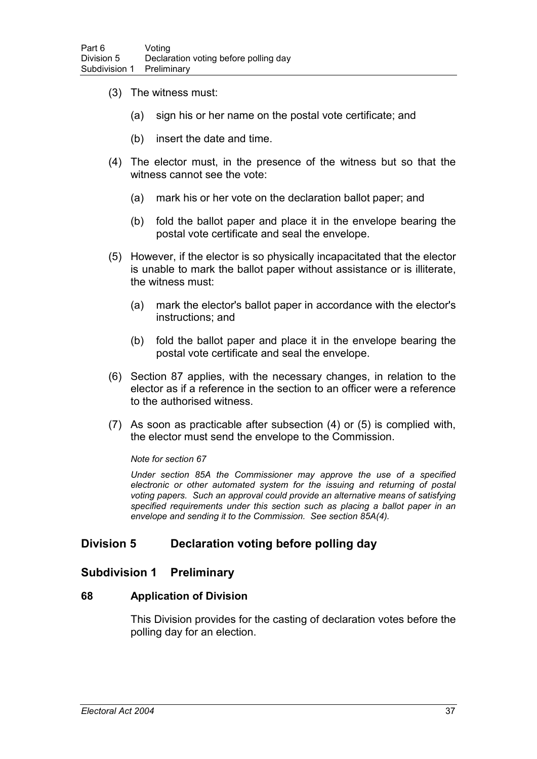(3) The witness must:

(a) sign his or her name on the postal vote certificate; and

(b) insert the date and time.

(4) The elector must, in the presence of the witness but so that the witness cannot see the vote:

(a) mark his or her vote on the declaration ballot paper; and

(b) fold the ballot paper and place it in the envelope bearing the postal vote certificate and seal the envelope.

(5) However, if the elector is so physically incapacitated that the elector is unable to mark the ballot paper without assistance or is illiterate, the witness must:

(a) mark the elector's ballot paper in accordance with the elector's instructions; and

(b) fold the ballot paper and place it in the envelope bearing the postal vote certificate and seal the envelope.

(6) Section 87 applies, with the necessary changes, in relation to the elector as if a reference in the section to an officer were a reference to the authorised witness.

(7) As soon as practicable after subsection (4) or (5) is complied with, the elector must send the envelope to the Commission.

*Note for section 67*

*Under section 85A the Commissioner may approve the use of a specified electronic or other automated system for the issuing and returning of postal voting papers. Such an approval could provide an alternative means of satisfying specified requirements under this section such as placing a ballot paper in an envelope and sending it to the Commission. See section 85A(4).*

## Division 5 Declaration voting before polling day

### Subdivision 1 Preliminary

#### 68 Application of Division

This Division provides for the casting of declaration votes before the polling day for an election.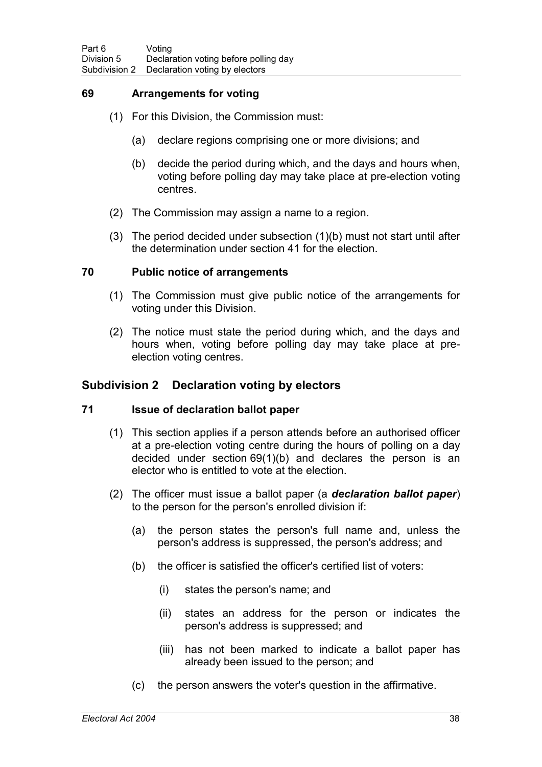### 69 Arrangements for voting

(1) For this Division, the Commission must:

(a) declare regions comprising one or more divisions; and

(b) decide the period during which, and the days and hours when, voting before polling day may take place at pre-election voting centres.

(2) The Commission may assign a name to a region.

(3) The period decided under subsection (1)(b) must not start until after the determination under section 41 for the election.

### 70 Public notice of arrangements

(1) The Commission must give public notice of the arrangements for voting under this Division.

(2) The notice must state the period during which, and the days and hours when, voting before polling day may take place at pre-election voting centres.

## Subdivision 2 Declaration voting by electors

### 71 Issue of declaration ballot paper

(1) This section applies if a person attends before an authorised officer at a pre-election voting centre during the hours of polling on a day decided under section 69(1)(b) and declares the person is an elector who is entitled to vote at the election.

(2) The officer must issue a ballot paper (a ***declaration ballot paper***) to the person for the person's enrolled division if:

(a) the person states the person's full name and, unless the person's address is suppressed, the person's address; and

(b) the officer is satisfied the officer's certified list of voters:

(i) states the person's name; and

(ii) states an address for the person or indicates the person's address is suppressed; and

(iii) has not been marked to indicate a ballot paper has already been issued to the person; and

(c) the person answers the voter's question in the affirmative.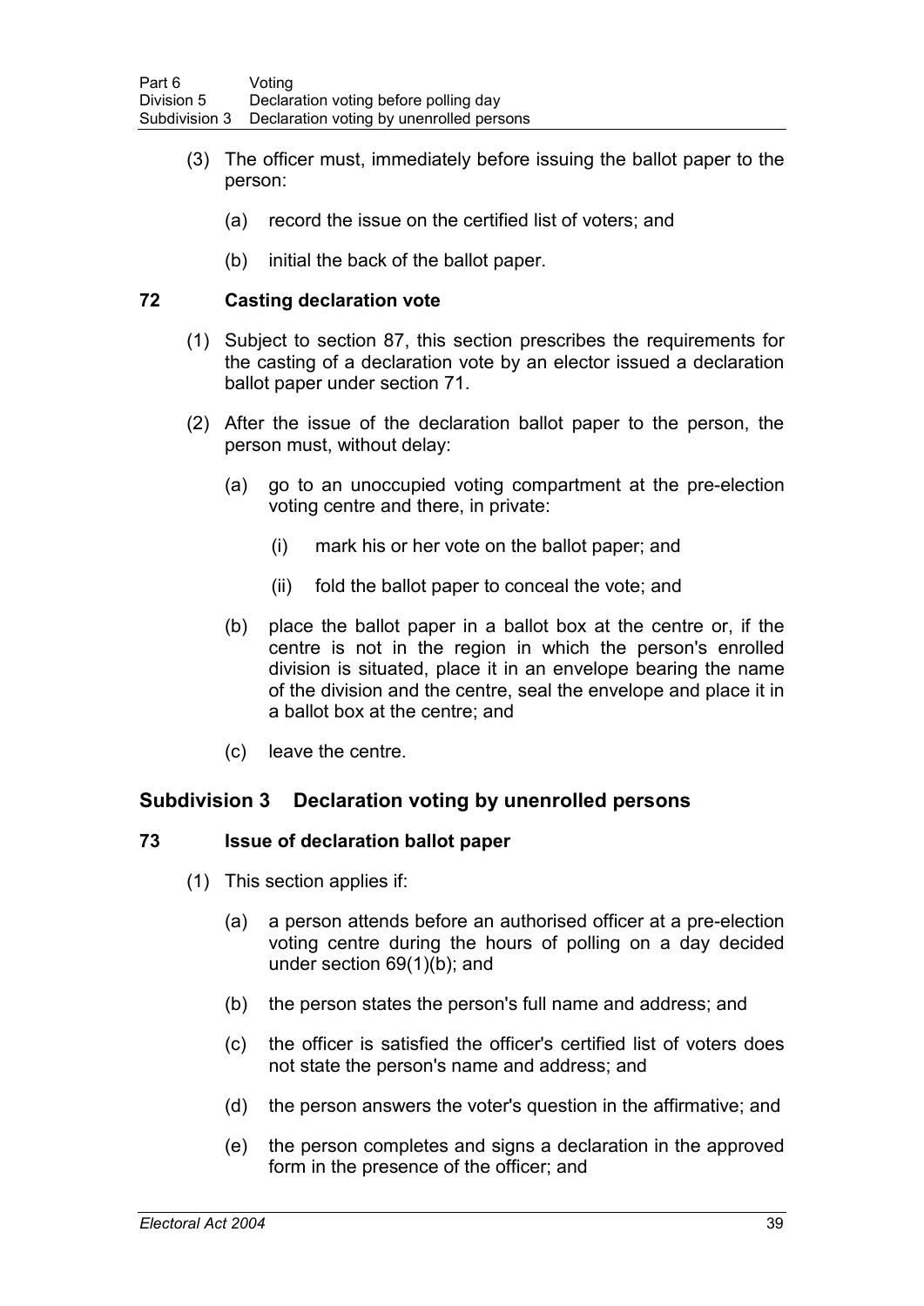(3) The officer must, immediately before issuing the ballot paper to the person:

(a) record the issue on the certified list of voters; and

(b) initial the back of the ballot paper.

### 72 Casting declaration vote

(1) Subject to section 87, this section prescribes the requirements for the casting of a declaration vote by an elector issued a declaration ballot paper under section 71.

(2) After the issue of the declaration ballot paper to the person, the person must, without delay:

(a) go to an unoccupied voting compartment at the pre-election voting centre and there, in private:

(i) mark his or her vote on the ballot paper; and

(ii) fold the ballot paper to conceal the vote; and

(b) place the ballot paper in a ballot box at the centre or, if the centre is not in the region in which the person's enrolled division is situated, place it in an envelope bearing the name of the division and the centre, seal the envelope and place it in a ballot box at the centre; and

(c) leave the centre.

## Subdivision 3 Declaration voting by unenrolled persons

### 73 Issue of declaration ballot paper

(1) This section applies if:

(a) a person attends before an authorised officer at a pre-election voting centre during the hours of polling on a day decided under section 69(1)(b); and

(b) the person states the person's full name and address; and

(c) the officer is satisfied the officer's certified list of voters does not state the person's name and address; and

(d) the person answers the voter's question in the affirmative; and

(e) the person completes and signs a declaration in the approved form in the presence of the officer; and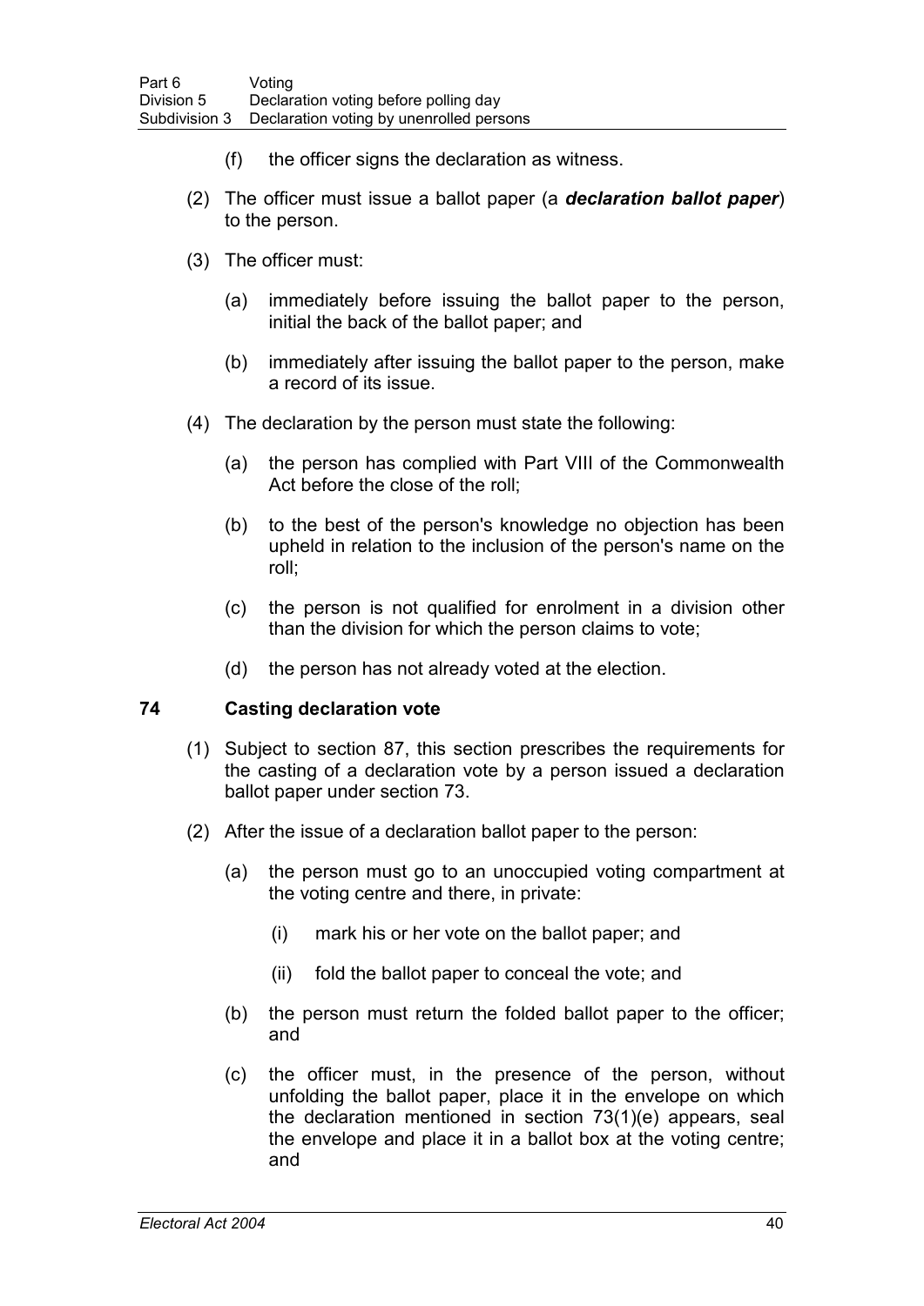(f) the officer signs the declaration as witness.

(2) The officer must issue a ballot paper (a ***declaration ballot paper***) to the person.

(3) The officer must:

(a) immediately before issuing the ballot paper to the person, initial the back of the ballot paper; and

(b) immediately after issuing the ballot paper to the person, make a record of its issue.

(4) The declaration by the person must state the following:

(a) the person has complied with Part VIII of the Commonwealth Act before the close of the roll;

(b) to the best of the person's knowledge no objection has been upheld in relation to the inclusion of the person's name on the roll;

(c) the person is not qualified for enrolment in a division other than the division for which the person claims to vote;

(d) the person has not already voted at the election.

## 74 Casting declaration vote

(1) Subject to section 87, this section prescribes the requirements for the casting of a declaration vote by a person issued a declaration ballot paper under section 73.

(2) After the issue of a declaration ballot paper to the person:

(a) the person must go to an unoccupied voting compartment at the voting centre and there, in private:

(i) mark his or her vote on the ballot paper; and

(ii) fold the ballot paper to conceal the vote; and

(b) the person must return the folded ballot paper to the officer; and

(c) the officer must, in the presence of the person, without unfolding the ballot paper, place it in the envelope on which the declaration mentioned in section 73(1)(e) appears, seal the envelope and place it in a ballot box at the voting centre; and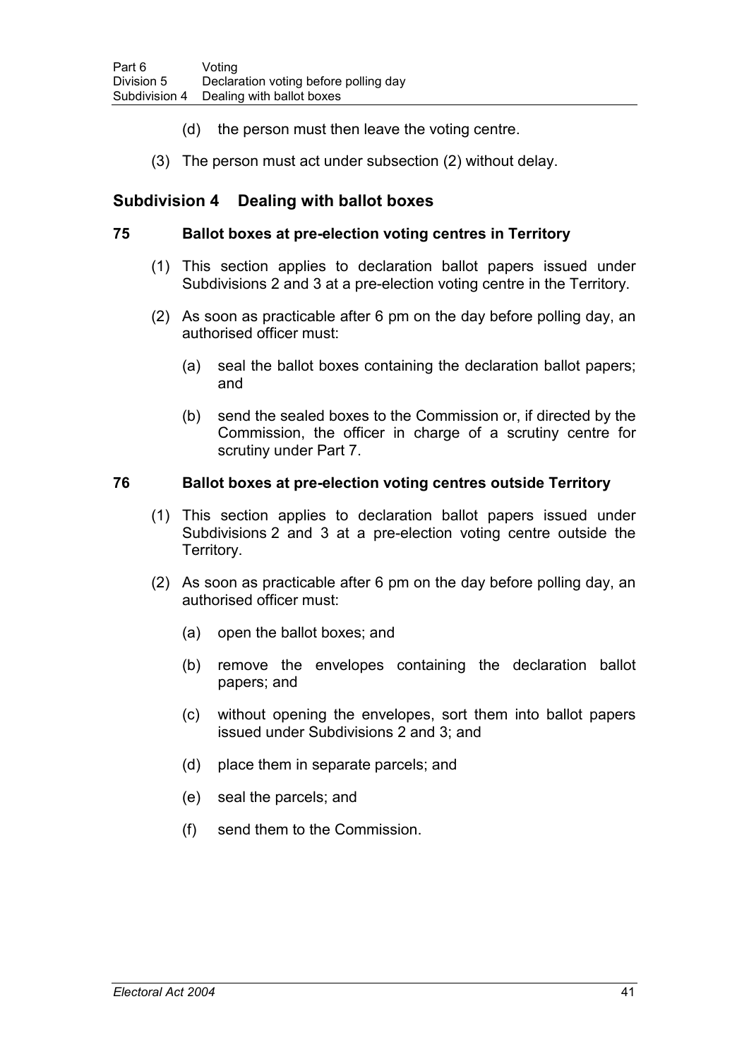(d) the person must then leave the voting centre.

(3) The person must act under subsection (2) without delay.

## Subdivision 4 Dealing with ballot boxes

### 75 Ballot boxes at pre-election voting centres in Territory

(1) This section applies to declaration ballot papers issued under Subdivisions 2 and 3 at a pre-election voting centre in the Territory.

(2) As soon as practicable after 6 pm on the day before polling day, an authorised officer must:

(a) seal the ballot boxes containing the declaration ballot papers; and

(b) send the sealed boxes to the Commission or, if directed by the Commission, the officer in charge of a scrutiny centre for scrutiny under Part 7.

### 76 Ballot boxes at pre-election voting centres outside Territory

(1) This section applies to declaration ballot papers issued under Subdivisions 2 and 3 at a pre-election voting centre outside the Territory.

(2) As soon as practicable after 6 pm on the day before polling day, an authorised officer must:

(a) open the ballot boxes; and

(b) remove the envelopes containing the declaration ballot papers; and

(c) without opening the envelopes, sort them into ballot papers issued under Subdivisions 2 and 3; and

(d) place them in separate parcels; and

(e) seal the parcels; and

(f) send them to the Commission.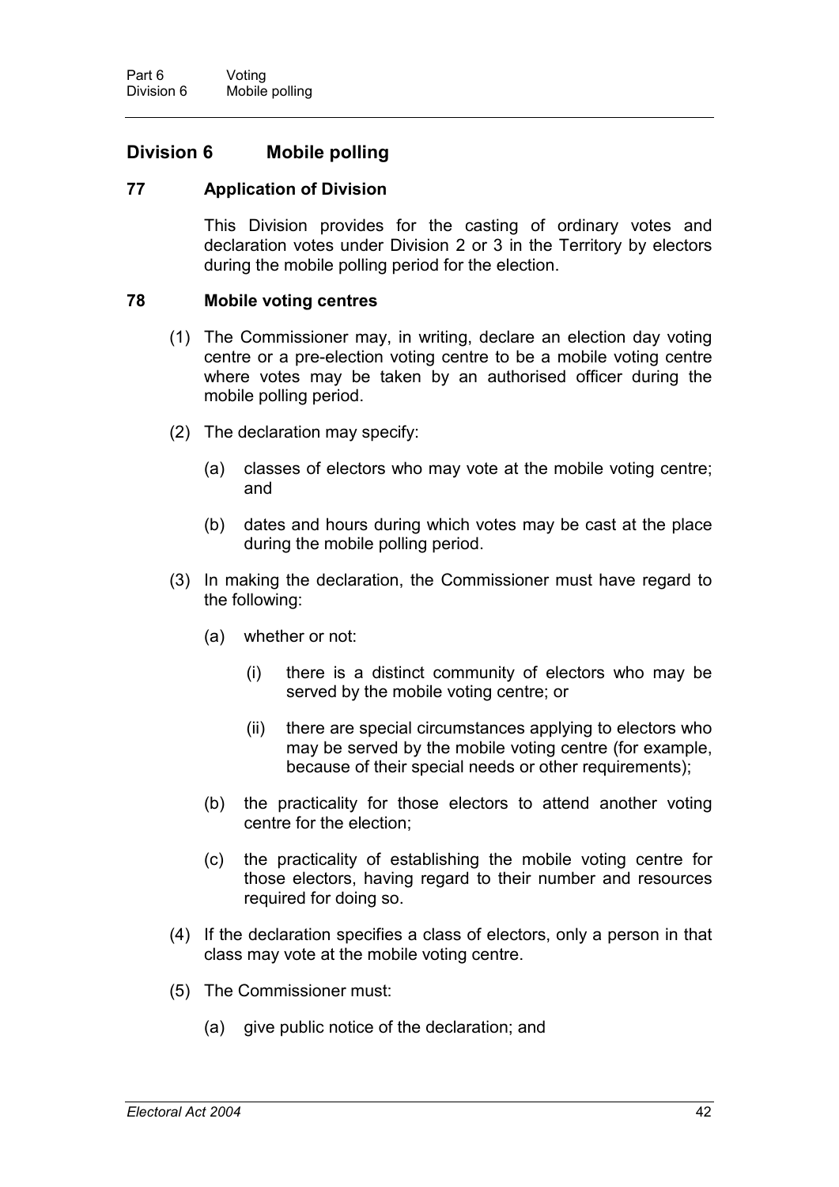## Division 6 Mobile polling

### 77 Application of Division

This Division provides for the casting of ordinary votes and declaration votes under Division 2 or 3 in the Territory by electors during the mobile polling period for the election.

### 78 Mobile voting centres

(1) The Commissioner may, in writing, declare an election day voting centre or a pre-election voting centre to be a mobile voting centre where votes may be taken by an authorised officer during the mobile polling period.

(2) The declaration may specify:

  (a) classes of electors who may vote at the mobile voting centre; and

  (b) dates and hours during which votes may be cast at the place during the mobile polling period.

(3) In making the declaration, the Commissioner must have regard to the following:

  (a) whether or not:

    (i) there is a distinct community of electors who may be served by the mobile voting centre; or

    (ii) there are special circumstances applying to electors who may be served by the mobile voting centre (for example, because of their special needs or other requirements);

  (b) the practicality for those electors to attend another voting centre for the election;

  (c) the practicality of establishing the mobile voting centre for those electors, having regard to their number and resources required for doing so.

(4) If the declaration specifies a class of electors, only a person in that class may vote at the mobile voting centre.

(5) The Commissioner must:

  (a) give public notice of the declaration; and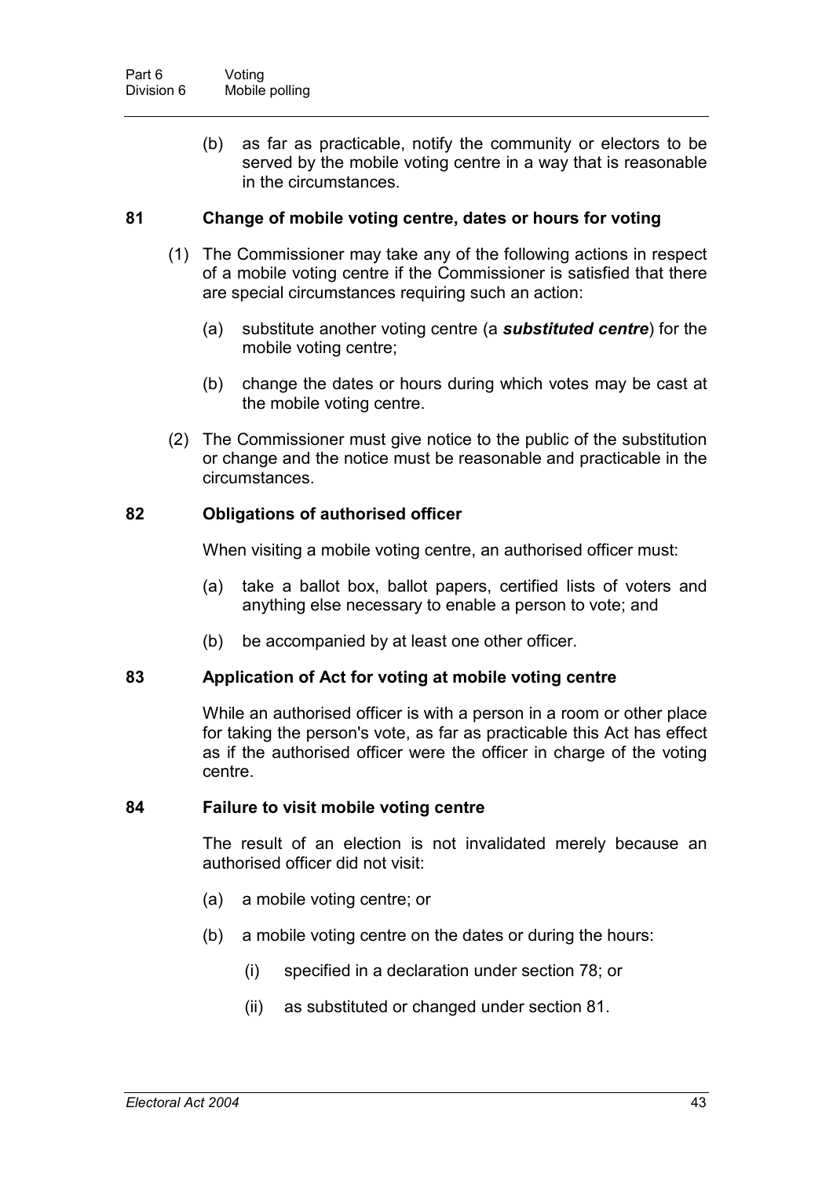(b) as far as practicable, notify the community or electors to be served by the mobile voting centre in a way that is reasonable in the circumstances.

### 81 Change of mobile voting centre, dates or hours for voting

(1) The Commissioner may take any of the following actions in respect of a mobile voting centre if the Commissioner is satisfied that there are special circumstances requiring such an action:

(a) substitute another voting centre (a ***substituted centre***) for the mobile voting centre;

(b) change the dates or hours during which votes may be cast at the mobile voting centre.

(2) The Commissioner must give notice to the public of the substitution or change and the notice must be reasonable and practicable in the circumstances.

### 82 Obligations of authorised officer

When visiting a mobile voting centre, an authorised officer must:

(a) take a ballot box, ballot papers, certified lists of voters and anything else necessary to enable a person to vote; and

(b) be accompanied by at least one other officer.

### 83 Application of Act for voting at mobile voting centre

While an authorised officer is with a person in a room or other place for taking the person's vote, as far as practicable this Act has effect as if the authorised officer were the officer in charge of the voting centre.

### 84 Failure to visit mobile voting centre

The result of an election is not invalidated merely because an authorised officer did not visit:

(a) a mobile voting centre; or

(b) a mobile voting centre on the dates or during the hours:

(i) specified in a declaration under section 78; or

(ii) as substituted or changed under section 81.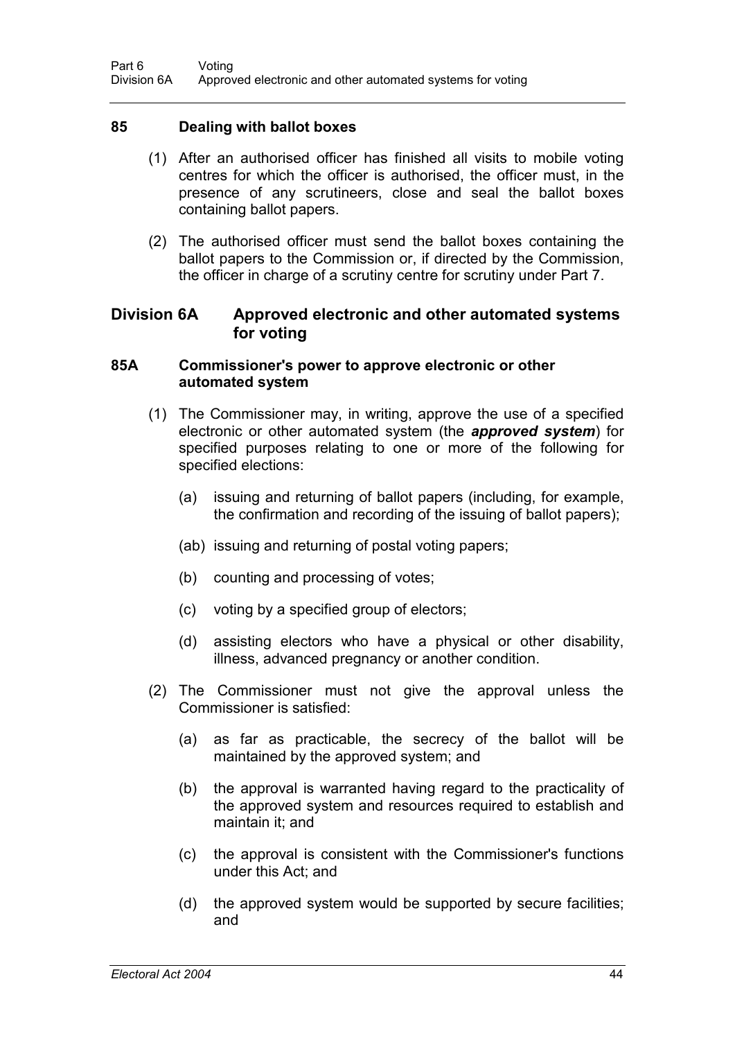### 85 Dealing with ballot boxes

(1) After an authorised officer has finished all visits to mobile voting centres for which the officer is authorised, the officer must, in the presence of any scrutineers, close and seal the ballot boxes containing ballot papers.

(2) The authorised officer must send the ballot boxes containing the ballot papers to the Commission or, if directed by the Commission, the officer in charge of a scrutiny centre for scrutiny under Part 7.

## Division 6A Approved electronic and other automated systems for voting

### 85A Commissioner's power to approve electronic or other automated system

(1) The Commissioner may, in writing, approve the use of a specified electronic or other automated system (the ***approved system***) for specified purposes relating to one or more of the following for specified elections:

(a) issuing and returning of ballot papers (including, for example, the confirmation and recording of the issuing of ballot papers);

(ab) issuing and returning of postal voting papers;

(b) counting and processing of votes;

(c) voting by a specified group of electors;

(d) assisting electors who have a physical or other disability, illness, advanced pregnancy or another condition.

(2) The Commissioner must not give the approval unless the Commissioner is satisfied:

(a) as far as practicable, the secrecy of the ballot will be maintained by the approved system; and

(b) the approval is warranted having regard to the practicality of the approved system and resources required to establish and maintain it; and

(c) the approval is consistent with the Commissioner's functions under this Act; and

(d) the approved system would be supported by secure facilities; and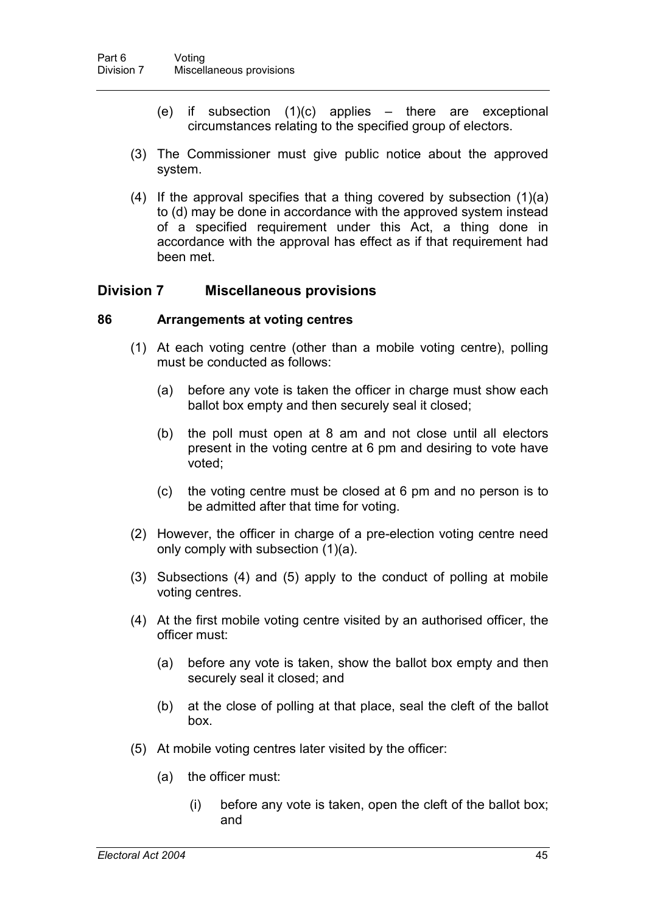(e) if subsection (1)(c) applies – there are exceptional circumstances relating to the specified group of electors.

(3) The Commissioner must give public notice about the approved system.

(4) If the approval specifies that a thing covered by subsection (1)(a) to (d) may be done in accordance with the approved system instead of a specified requirement under this Act, a thing done in accordance with the approval has effect as if that requirement had been met.

## Division 7 Miscellaneous provisions

### 86 Arrangements at voting centres

(1) At each voting centre (other than a mobile voting centre), polling must be conducted as follows:

(a) before any vote is taken the officer in charge must show each ballot box empty and then securely seal it closed;

(b) the poll must open at 8 am and not close until all electors present in the voting centre at 6 pm and desiring to vote have voted;

(c) the voting centre must be closed at 6 pm and no person is to be admitted after that time for voting.

(2) However, the officer in charge of a pre-election voting centre need only comply with subsection (1)(a).

(3) Subsections (4) and (5) apply to the conduct of polling at mobile voting centres.

(4) At the first mobile voting centre visited by an authorised officer, the officer must:

(a) before any vote is taken, show the ballot box empty and then securely seal it closed; and

(b) at the close of polling at that place, seal the cleft of the ballot box.

(5) At mobile voting centres later visited by the officer:

(a) the officer must:

(i) before any vote is taken, open the cleft of the ballot box; and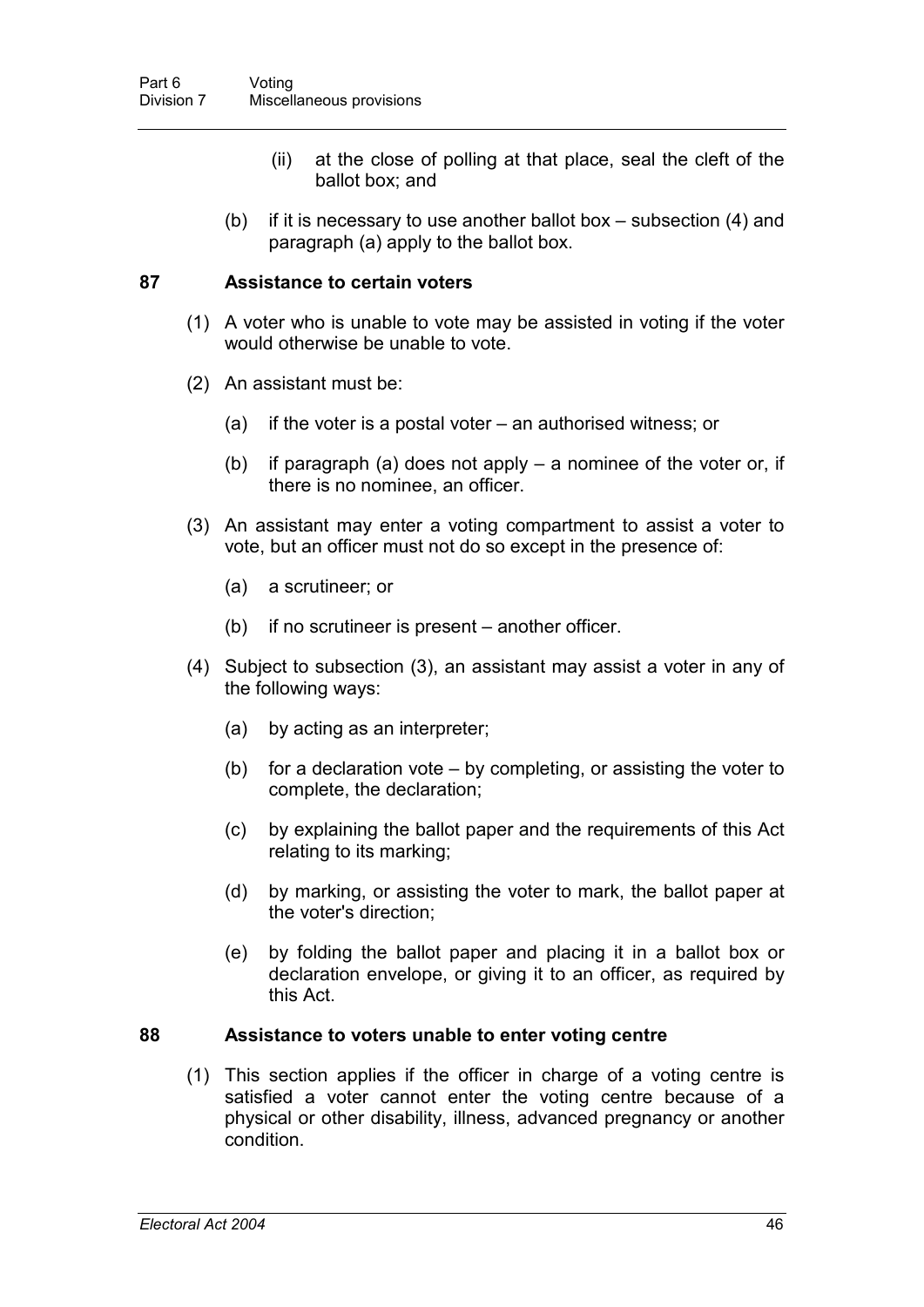(ii) at the close of polling at that place, seal the cleft of the ballot box; and

(b) if it is necessary to use another ballot box – subsection (4) and paragraph (a) apply to the ballot box.

## 87 Assistance to certain voters

(1) A voter who is unable to vote may be assisted in voting if the voter would otherwise be unable to vote.

(2) An assistant must be:

(a) if the voter is a postal voter – an authorised witness; or

(b) if paragraph (a) does not apply – a nominee of the voter or, if there is no nominee, an officer.

(3) An assistant may enter a voting compartment to assist a voter to vote, but an officer must not do so except in the presence of:

(a) a scrutineer; or

(b) if no scrutineer is present – another officer.

(4) Subject to subsection (3), an assistant may assist a voter in any of the following ways:

(a) by acting as an interpreter;

(b) for a declaration vote – by completing, or assisting the voter to complete, the declaration;

(c) by explaining the ballot paper and the requirements of this Act relating to its marking;

(d) by marking, or assisting the voter to mark, the ballot paper at the voter's direction;

(e) by folding the ballot paper and placing it in a ballot box or declaration envelope, or giving it to an officer, as required by this Act.

## 88 Assistance to voters unable to enter voting centre

(1) This section applies if the officer in charge of a voting centre is satisfied a voter cannot enter the voting centre because of a physical or other disability, illness, advanced pregnancy or another condition.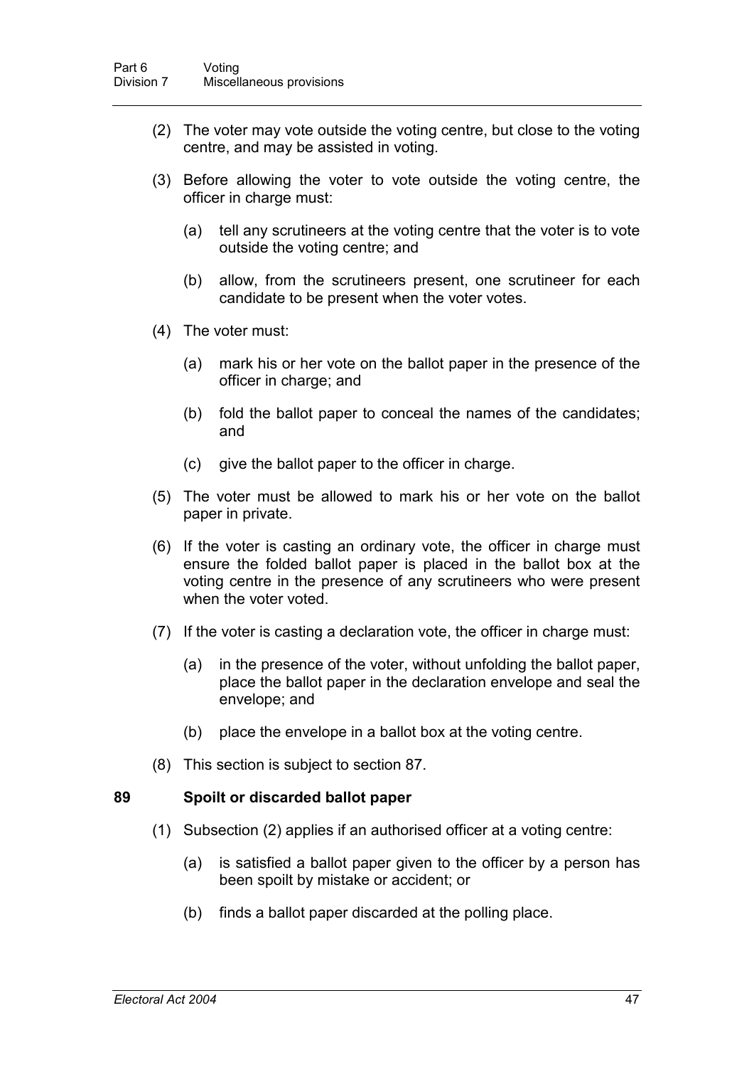(2) The voter may vote outside the voting centre, but close to the voting centre, and may be assisted in voting.

(3) Before allowing the voter to vote outside the voting centre, the officer in charge must:

(a) tell any scrutineers at the voting centre that the voter is to vote outside the voting centre; and

(b) allow, from the scrutineers present, one scrutineer for each candidate to be present when the voter votes.

(4) The voter must:

(a) mark his or her vote on the ballot paper in the presence of the officer in charge; and

(b) fold the ballot paper to conceal the names of the candidates; and

(c) give the ballot paper to the officer in charge.

(5) The voter must be allowed to mark his or her vote on the ballot paper in private.

(6) If the voter is casting an ordinary vote, the officer in charge must ensure the folded ballot paper is placed in the ballot box at the voting centre in the presence of any scrutineers who were present when the voter voted.

(7) If the voter is casting a declaration vote, the officer in charge must:

(a) in the presence of the voter, without unfolding the ballot paper, place the ballot paper in the declaration envelope and seal the envelope; and

(b) place the envelope in a ballot box at the voting centre.

(8) This section is subject to section 87.

### 89 Spoilt or discarded ballot paper

(1) Subsection (2) applies if an authorised officer at a voting centre:

(a) is satisfied a ballot paper given to the officer by a person has been spoilt by mistake or accident; or

(b) finds a ballot paper discarded at the polling place.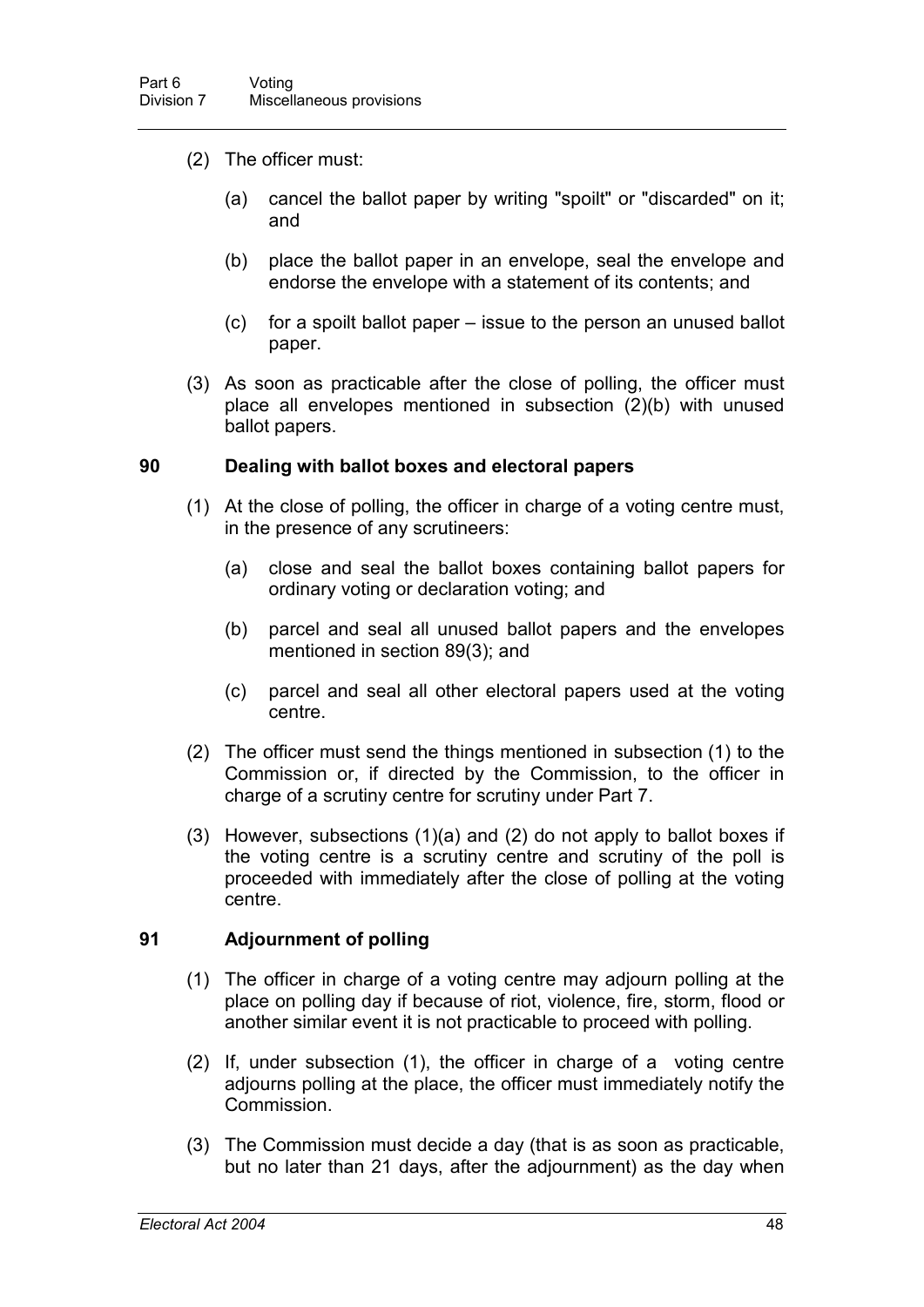(2) The officer must:

(a) cancel the ballot paper by writing "spoilt" or "discarded" on it; and

(b) place the ballot paper in an envelope, seal the envelope and endorse the envelope with a statement of its contents; and

(c) for a spoilt ballot paper – issue to the person an unused ballot paper.

(3) As soon as practicable after the close of polling, the officer must place all envelopes mentioned in subsection (2)(b) with unused ballot papers.

### 90 Dealing with ballot boxes and electoral papers

(1) At the close of polling, the officer in charge of a voting centre must, in the presence of any scrutineers:

(a) close and seal the ballot boxes containing ballot papers for ordinary voting or declaration voting; and

(b) parcel and seal all unused ballot papers and the envelopes mentioned in section 89(3); and

(c) parcel and seal all other electoral papers used at the voting centre.

(2) The officer must send the things mentioned in subsection (1) to the Commission or, if directed by the Commission, to the officer in charge of a scrutiny centre for scrutiny under Part 7.

(3) However, subsections (1)(a) and (2) do not apply to ballot boxes if the voting centre is a scrutiny centre and scrutiny of the poll is proceeded with immediately after the close of polling at the voting centre.

### 91 Adjournment of polling

(1) The officer in charge of a voting centre may adjourn polling at the place on polling day if because of riot, violence, fire, storm, flood or another similar event it is not practicable to proceed with polling.

(2) If, under subsection (1), the officer in charge of a voting centre adjourns polling at the place, the officer must immediately notify the Commission.

(3) The Commission must decide a day (that is as soon as practicable, but no later than 21 days, after the adjournment) as the day when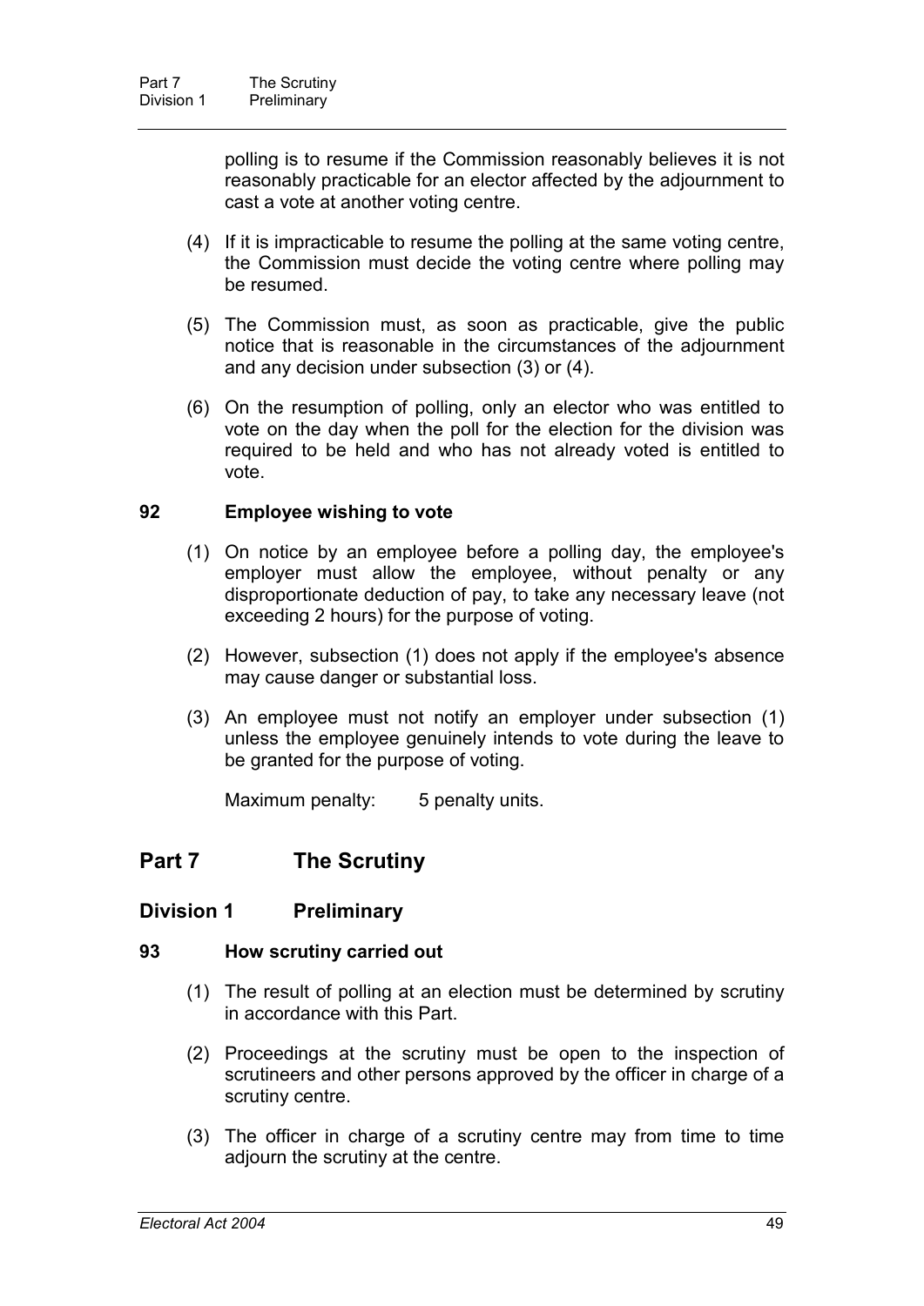polling is to resume if the Commission reasonably believes it is not reasonably practicable for an elector affected by the adjournment to cast a vote at another voting centre.

(4) If it is impracticable to resume the polling at the same voting centre, the Commission must decide the voting centre where polling may be resumed.

(5) The Commission must, as soon as practicable, give the public notice that is reasonable in the circumstances of the adjournment and any decision under subsection (3) or (4).

(6) On the resumption of polling, only an elector who was entitled to vote on the day when the poll for the election for the division was required to be held and who has not already voted is entitled to vote.

### 92 Employee wishing to vote

(1) On notice by an employee before a polling day, the employee's employer must allow the employee, without penalty or any disproportionate deduction of pay, to take any necessary leave (not exceeding 2 hours) for the purpose of voting.

(2) However, subsection (1) does not apply if the employee's absence may cause danger or substantial loss.

(3) An employee must not notify an employer under subsection (1) unless the employee genuinely intends to vote during the leave to be granted for the purpose of voting.

Maximum penalty: 5 penalty units.

# Part 7 The Scrutiny

## Division 1 Preliminary

### 93 How scrutiny carried out

(1) The result of polling at an election must be determined by scrutiny in accordance with this Part.

(2) Proceedings at the scrutiny must be open to the inspection of scrutineers and other persons approved by the officer in charge of a scrutiny centre.

(3) The officer in charge of a scrutiny centre may from time to time adjourn the scrutiny at the centre.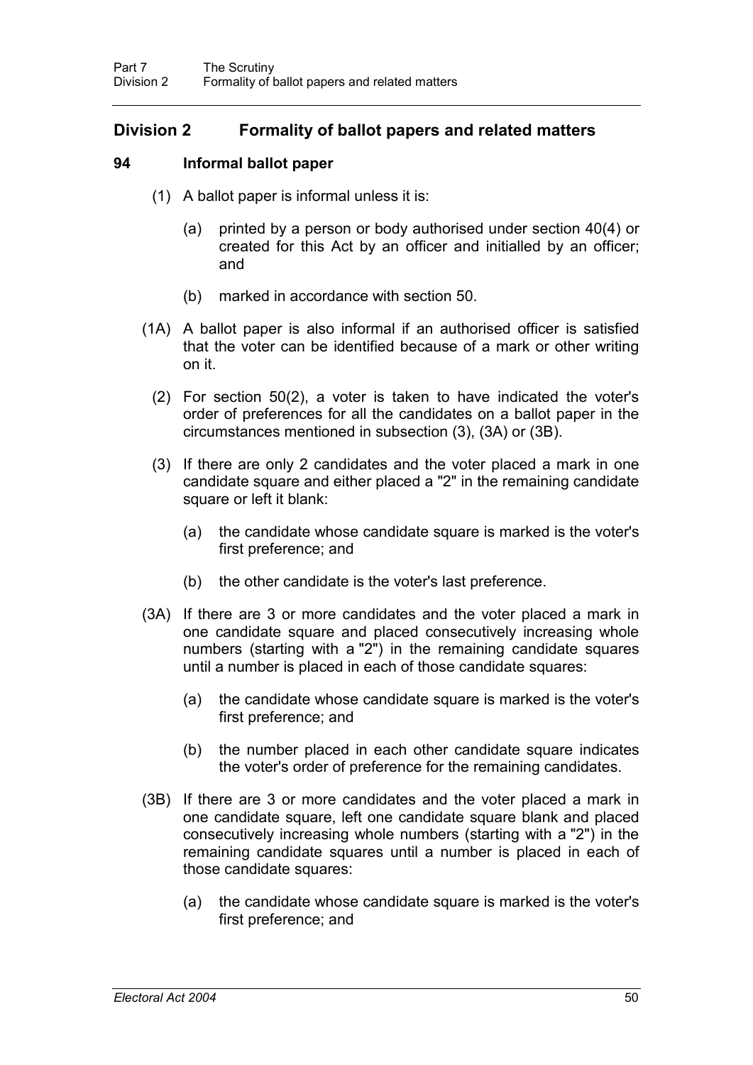## Division 2 Formality of ballot papers and related matters

### 94 Informal ballot paper

(1) A ballot paper is informal unless it is:

(a) printed by a person or body authorised under section 40(4) or created for this Act by an officer and initialled by an officer; and

(b) marked in accordance with section 50.

(1A) A ballot paper is also informal if an authorised officer is satisfied that the voter can be identified because of a mark or other writing on it.

(2) For section 50(2), a voter is taken to have indicated the voter's order of preferences for all the candidates on a ballot paper in the circumstances mentioned in subsection (3), (3A) or (3B).

(3) If there are only 2 candidates and the voter placed a mark in one candidate square and either placed a "2" in the remaining candidate square or left it blank:

(a) the candidate whose candidate square is marked is the voter's first preference; and

(b) the other candidate is the voter's last preference.

(3A) If there are 3 or more candidates and the voter placed a mark in one candidate square and placed consecutively increasing whole numbers (starting with a "2") in the remaining candidate squares until a number is placed in each of those candidate squares:

(a) the candidate whose candidate square is marked is the voter's first preference; and

(b) the number placed in each other candidate square indicates the voter's order of preference for the remaining candidates.

(3B) If there are 3 or more candidates and the voter placed a mark in one candidate square, left one candidate square blank and placed consecutively increasing whole numbers (starting with a "2") in the remaining candidate squares until a number is placed in each of those candidate squares:

(a) the candidate whose candidate square is marked is the voter's first preference; and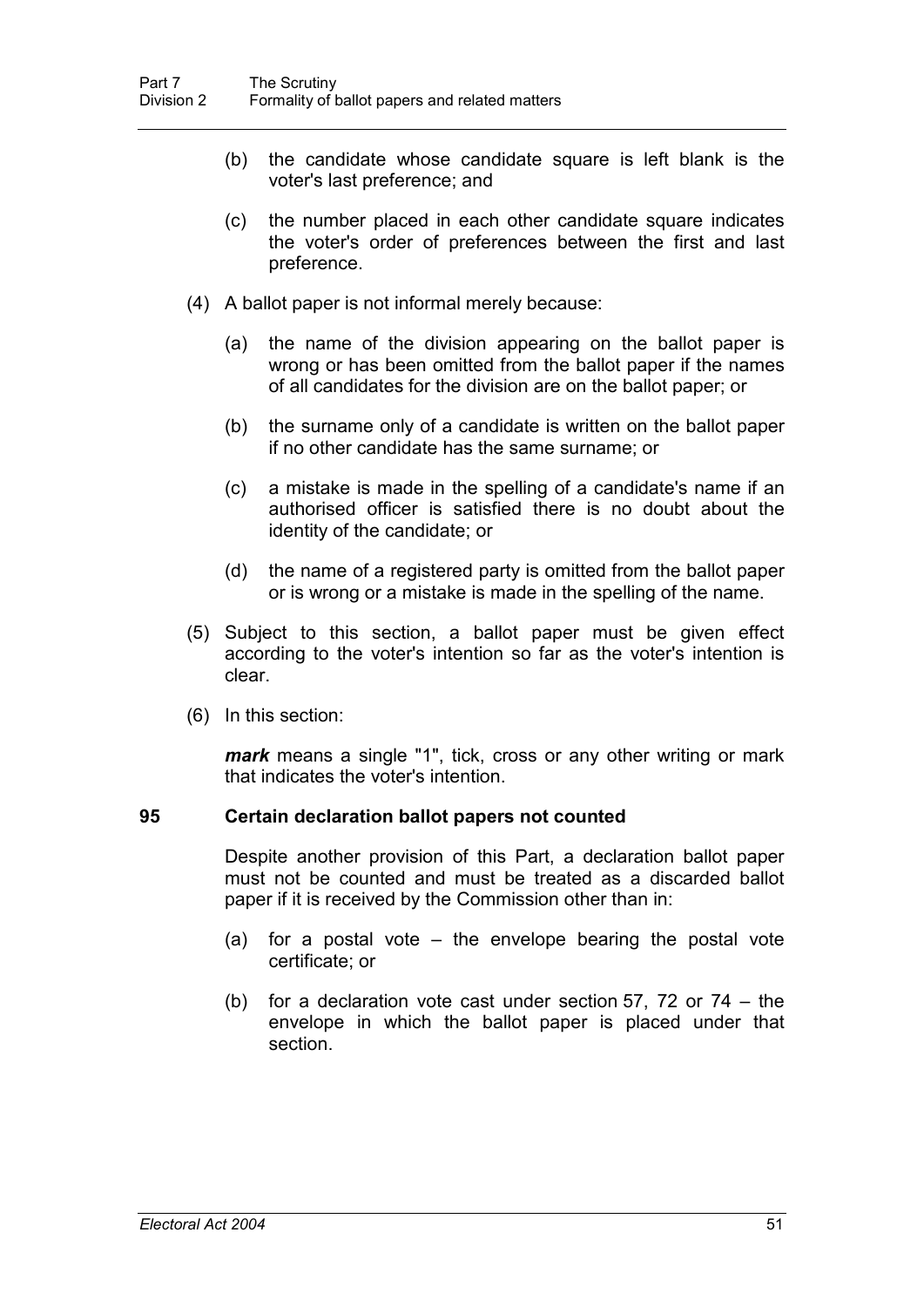(b) the candidate whose candidate square is left blank is the voter's last preference; and

(c) the number placed in each other candidate square indicates the voter's order of preferences between the first and last preference.

(4) A ballot paper is not informal merely because:

(a) the name of the division appearing on the ballot paper is wrong or has been omitted from the ballot paper if the names of all candidates for the division are on the ballot paper; or

(b) the surname only of a candidate is written on the ballot paper if no other candidate has the same surname; or

(c) a mistake is made in the spelling of a candidate's name if an authorised officer is satisfied there is no doubt about the identity of the candidate; or

(d) the name of a registered party is omitted from the ballot paper or is wrong or a mistake is made in the spelling of the name.

(5) Subject to this section, a ballot paper must be given effect according to the voter's intention so far as the voter's intention is clear.

(6) In this section:

***mark*** means a single "1", tick, cross or any other writing or mark that indicates the voter's intention.

### 95 Certain declaration ballot papers not counted

Despite another provision of this Part, a declaration ballot paper must not be counted and must be treated as a discarded ballot paper if it is received by the Commission other than in:

(a) for a postal vote – the envelope bearing the postal vote certificate; or

(b) for a declaration vote cast under section 57, 72 or 74 – the envelope in which the ballot paper is placed under that section.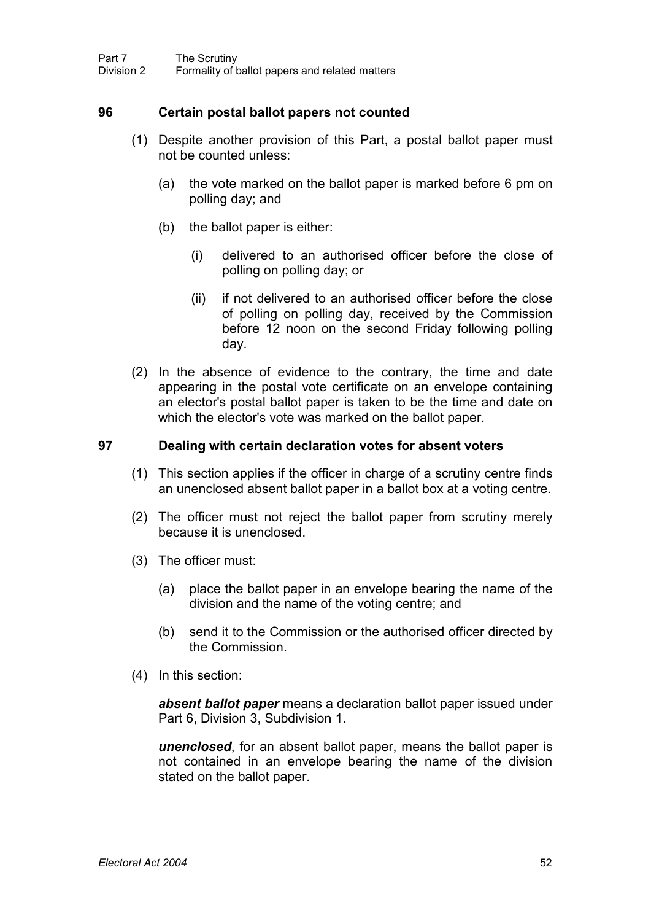### 96 Certain postal ballot papers not counted

(1) Despite another provision of this Part, a postal ballot paper must not be counted unless:

(a) the vote marked on the ballot paper is marked before 6 pm on polling day; and

(b) the ballot paper is either:

(i) delivered to an authorised officer before the close of polling on polling day; or

(ii) if not delivered to an authorised officer before the close of polling on polling day, received by the Commission before 12 noon on the second Friday following polling day.

(2) In the absence of evidence to the contrary, the time and date appearing in the postal vote certificate on an envelope containing an elector's postal ballot paper is taken to be the time and date on which the elector's vote was marked on the ballot paper.

### 97 Dealing with certain declaration votes for absent voters

(1) This section applies if the officer in charge of a scrutiny centre finds an unenclosed absent ballot paper in a ballot box at a voting centre.

(2) The officer must not reject the ballot paper from scrutiny merely because it is unenclosed.

(3) The officer must:

(a) place the ballot paper in an envelope bearing the name of the division and the name of the voting centre; and

(b) send it to the Commission or the authorised officer directed by the Commission.

(4) In this section:

***absent ballot paper*** means a declaration ballot paper issued under Part 6, Division 3, Subdivision 1.

***unenclosed***, for an absent ballot paper, means the ballot paper is not contained in an envelope bearing the name of the division stated on the ballot paper.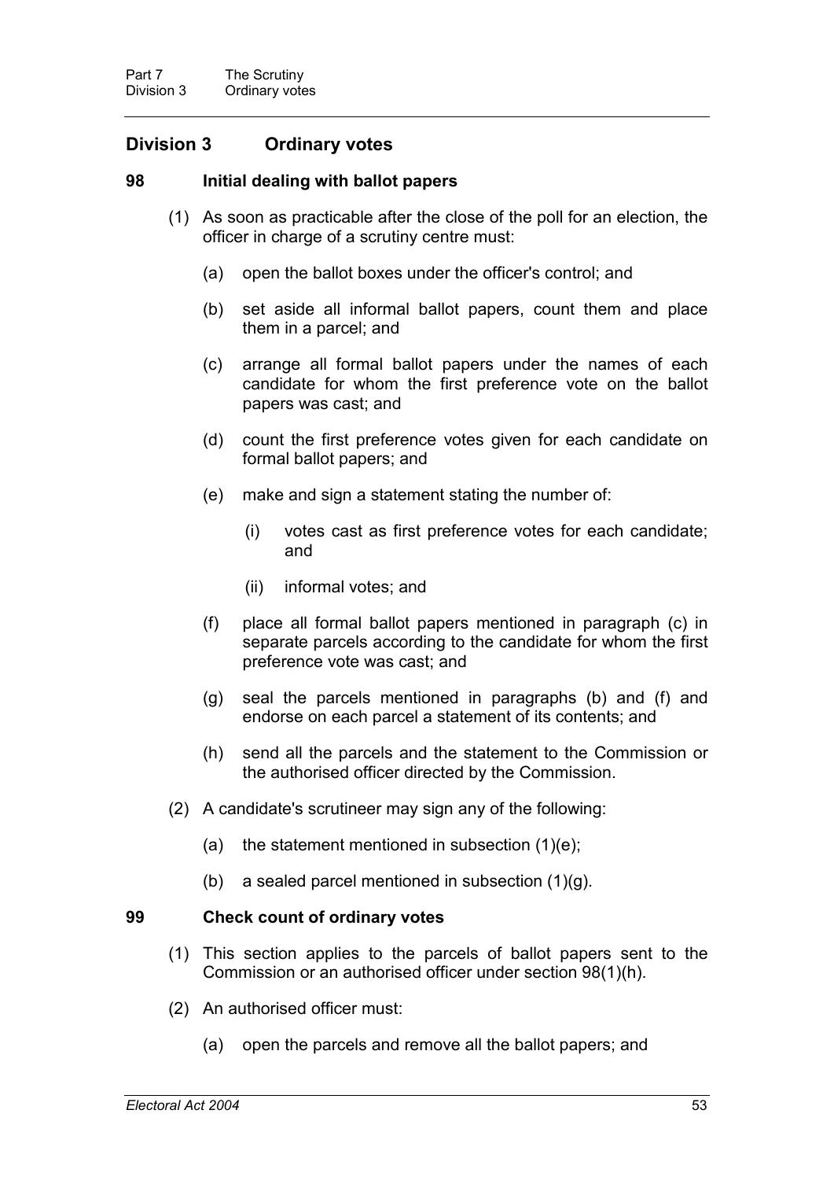## Division 3 Ordinary votes

### 98 Initial dealing with ballot papers

(1) As soon as practicable after the close of the poll for an election, the officer in charge of a scrutiny centre must:

(a) open the ballot boxes under the officer's control; and

(b) set aside all informal ballot papers, count them and place them in a parcel; and

(c) arrange all formal ballot papers under the names of each candidate for whom the first preference vote on the ballot papers was cast; and

(d) count the first preference votes given for each candidate on formal ballot papers; and

(e) make and sign a statement stating the number of:

(i) votes cast as first preference votes for each candidate; and

(ii) informal votes; and

(f) place all formal ballot papers mentioned in paragraph (c) in separate parcels according to the candidate for whom the first preference vote was cast; and

(g) seal the parcels mentioned in paragraphs (b) and (f) and endorse on each parcel a statement of its contents; and

(h) send all the parcels and the statement to the Commission or the authorised officer directed by the Commission.

(2) A candidate's scrutineer may sign any of the following:

(a) the statement mentioned in subsection (1)(e);

(b) a sealed parcel mentioned in subsection (1)(g).

### 99 Check count of ordinary votes

(1) This section applies to the parcels of ballot papers sent to the Commission or an authorised officer under section 98(1)(h).

(2) An authorised officer must:

(a) open the parcels and remove all the ballot papers; and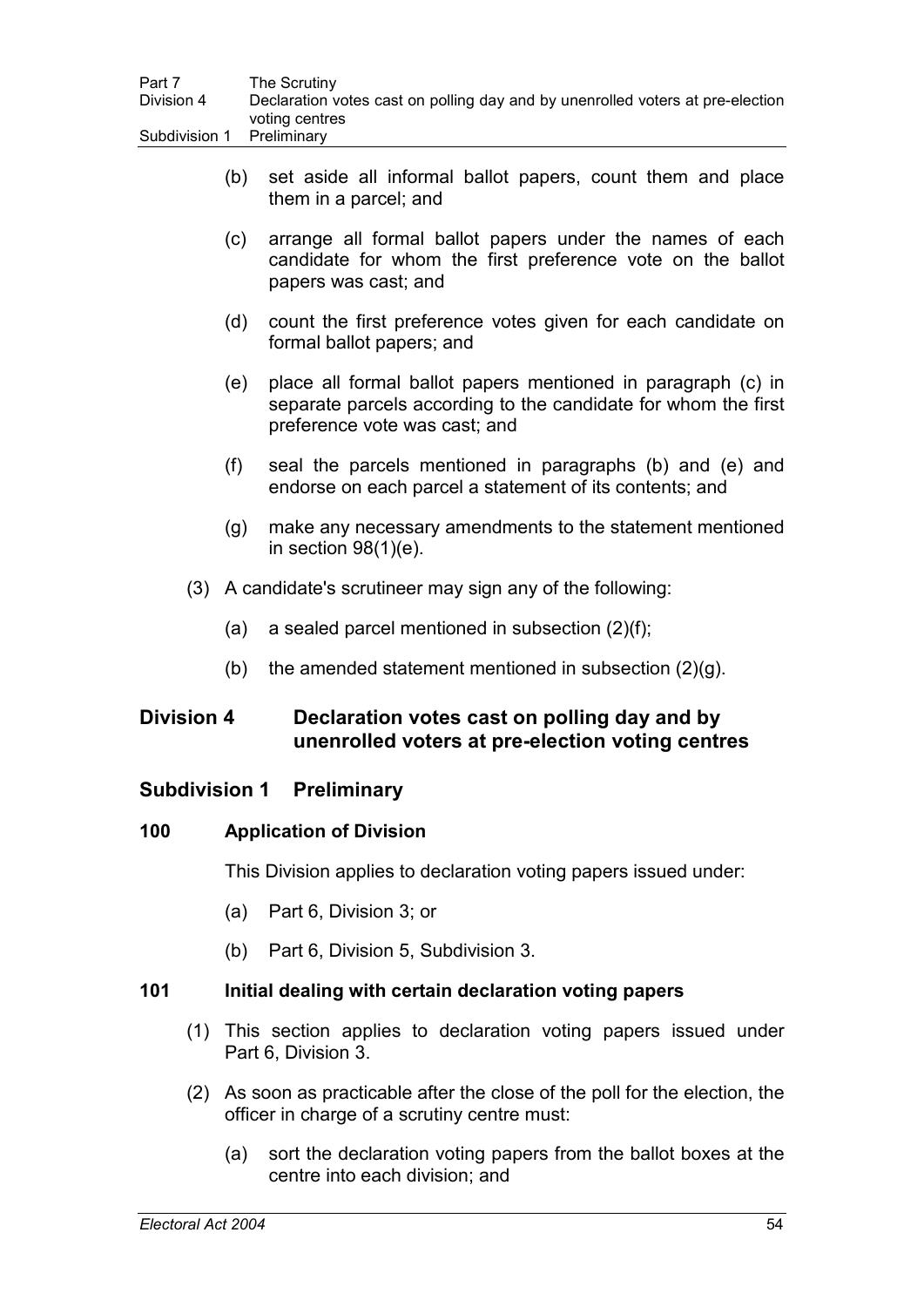(b) set aside all informal ballot papers, count them and place them in a parcel; and

(c) arrange all formal ballot papers under the names of each candidate for whom the first preference vote on the ballot papers was cast; and

(d) count the first preference votes given for each candidate on formal ballot papers; and

(e) place all formal ballot papers mentioned in paragraph (c) in separate parcels according to the candidate for whom the first preference vote was cast; and

(f) seal the parcels mentioned in paragraphs (b) and (e) and endorse on each parcel a statement of its contents; and

(g) make any necessary amendments to the statement mentioned in section 98(1)(e).

(3) A candidate's scrutineer may sign any of the following:

(a) a sealed parcel mentioned in subsection (2)(f);

(b) the amended statement mentioned in subsection (2)(g).

## Division 4 Declaration votes cast on polling day and by unenrolled voters at pre-election voting centres

### Subdivision 1 Preliminary

#### 100 Application of Division

This Division applies to declaration voting papers issued under:

(a) Part 6, Division 3; or

(b) Part 6, Division 5, Subdivision 3.

#### 101 Initial dealing with certain declaration voting papers

(1) This section applies to declaration voting papers issued under Part 6, Division 3.

(2) As soon as practicable after the close of the poll for the election, the officer in charge of a scrutiny centre must:

(a) sort the declaration voting papers from the ballot boxes at the centre into each division; and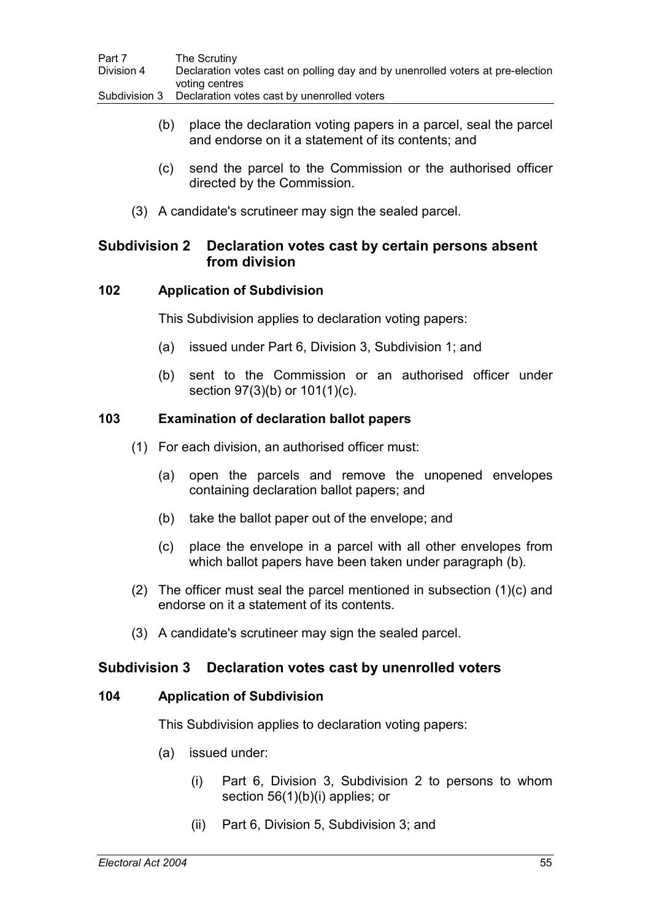(b) place the declaration voting papers in a parcel, seal the parcel and endorse on it a statement of its contents; and

(c) send the parcel to the Commission or the authorised officer directed by the Commission.

(3) A candidate's scrutineer may sign the sealed parcel.

## Subdivision 2 Declaration votes cast by certain persons absent from division

### 102 Application of Subdivision

This Subdivision applies to declaration voting papers:

(a) issued under Part 6, Division 3, Subdivision 1; and

(b) sent to the Commission or an authorised officer under section 97(3)(b) or 101(1)(c).

### 103 Examination of declaration ballot papers

(1) For each division, an authorised officer must:

(a) open the parcels and remove the unopened envelopes containing declaration ballot papers; and

(b) take the ballot paper out of the envelope; and

(c) place the envelope in a parcel with all other envelopes from which ballot papers have been taken under paragraph (b).

(2) The officer must seal the parcel mentioned in subsection (1)(c) and endorse on it a statement of its contents.

(3) A candidate's scrutineer may sign the sealed parcel.

## Subdivision 3 Declaration votes cast by unenrolled voters

### 104 Application of Subdivision

This Subdivision applies to declaration voting papers:

(a) issued under:

(i) Part 6, Division 3, Subdivision 2 to persons to whom section 56(1)(b)(i) applies; or

(ii) Part 6, Division 5, Subdivision 3; and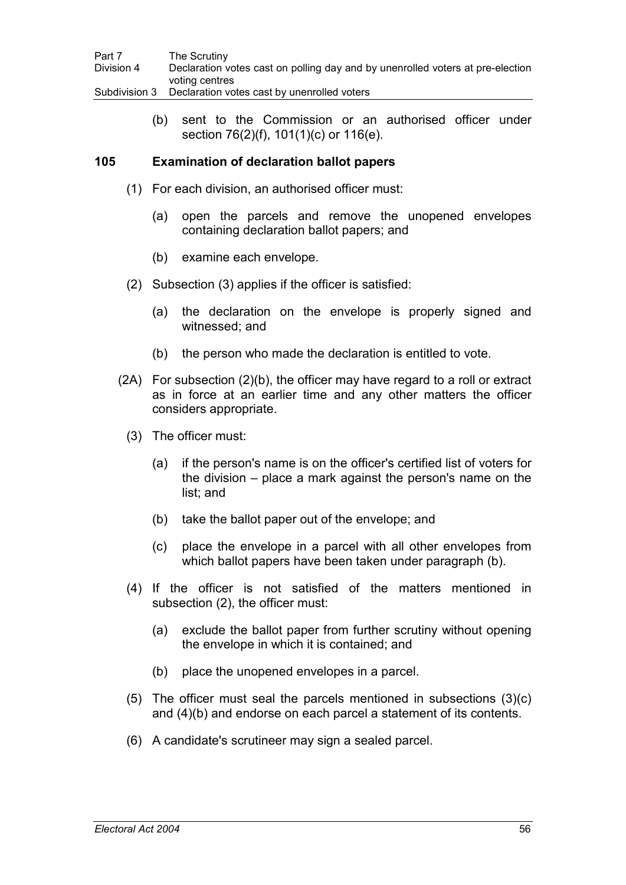(b) sent to the Commission or an authorised officer under section 76(2)(f), 101(1)(c) or 116(e).

### 105 Examination of declaration ballot papers

(1) For each division, an authorised officer must:

(a) open the parcels and remove the unopened envelopes containing declaration ballot papers; and

(b) examine each envelope.

(2) Subsection (3) applies if the officer is satisfied:

(a) the declaration on the envelope is properly signed and witnessed; and

(b) the person who made the declaration is entitled to vote.

(2A) For subsection (2)(b), the officer may have regard to a roll or extract as in force at an earlier time and any other matters the officer considers appropriate.

(3) The officer must:

(a) if the person's name is on the officer's certified list of voters for the division – place a mark against the person's name on the list; and

(b) take the ballot paper out of the envelope; and

(c) place the envelope in a parcel with all other envelopes from which ballot papers have been taken under paragraph (b).

(4) If the officer is not satisfied of the matters mentioned in subsection (2), the officer must:

(a) exclude the ballot paper from further scrutiny without opening the envelope in which it is contained; and

(b) place the unopened envelopes in a parcel.

(5) The officer must seal the parcels mentioned in subsections (3)(c) and (4)(b) and endorse on each parcel a statement of its contents.

(6) A candidate's scrutineer may sign a sealed parcel.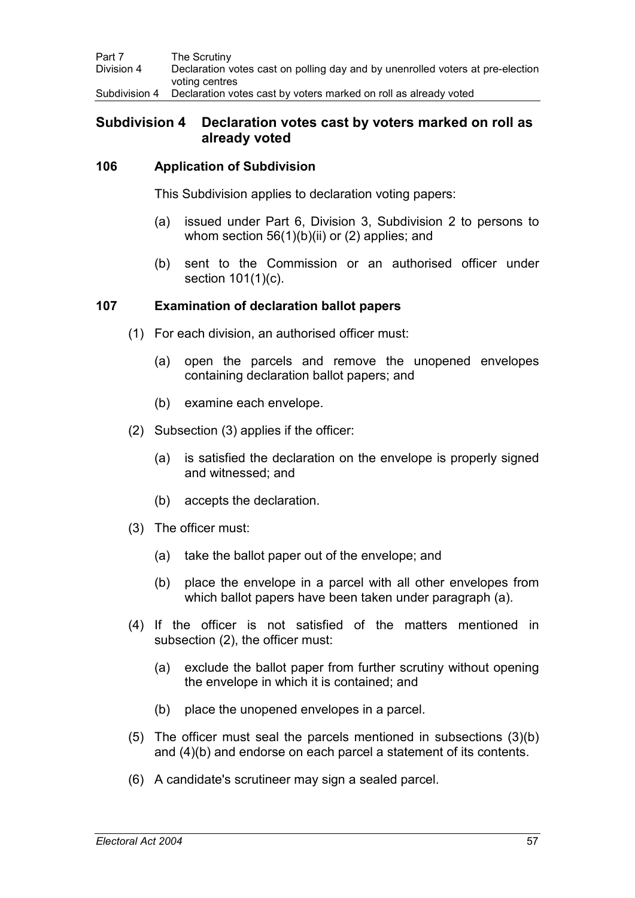## Subdivision 4 Declaration votes cast by voters marked on roll as already voted

### 106 Application of Subdivision

This Subdivision applies to declaration voting papers:

(a) issued under Part 6, Division 3, Subdivision 2 to persons to whom section 56(1)(b)(ii) or (2) applies; and

(b) sent to the Commission or an authorised officer under section 101(1)(c).

### 107 Examination of declaration ballot papers

(1) For each division, an authorised officer must:

(a) open the parcels and remove the unopened envelopes containing declaration ballot papers; and

(b) examine each envelope.

(2) Subsection (3) applies if the officer:

(a) is satisfied the declaration on the envelope is properly signed and witnessed; and

(b) accepts the declaration.

(3) The officer must:

(a) take the ballot paper out of the envelope; and

(b) place the envelope in a parcel with all other envelopes from which ballot papers have been taken under paragraph (a).

(4) If the officer is not satisfied of the matters mentioned in subsection (2), the officer must:

(a) exclude the ballot paper from further scrutiny without opening the envelope in which it is contained; and

(b) place the unopened envelopes in a parcel.

(5) The officer must seal the parcels mentioned in subsections (3)(b) and (4)(b) and endorse on each parcel a statement of its contents.

(6) A candidate's scrutineer may sign a sealed parcel.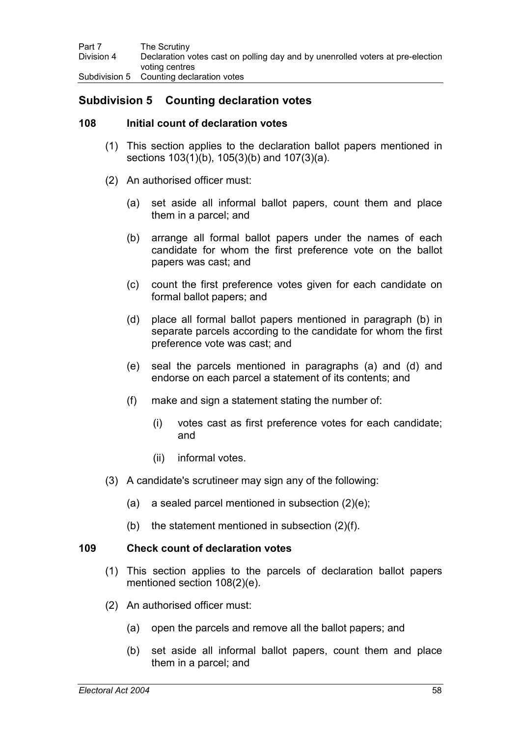## Subdivision 5 Counting declaration votes

### 108 Initial count of declaration votes

(1) This section applies to the declaration ballot papers mentioned in sections 103(1)(b), 105(3)(b) and 107(3)(a).

(2) An authorised officer must:

(a) set aside all informal ballot papers, count them and place them in a parcel; and

(b) arrange all formal ballot papers under the names of each candidate for whom the first preference vote on the ballot papers was cast; and

(c) count the first preference votes given for each candidate on formal ballot papers; and

(d) place all formal ballot papers mentioned in paragraph (b) in separate parcels according to the candidate for whom the first preference vote was cast; and

(e) seal the parcels mentioned in paragraphs (a) and (d) and endorse on each parcel a statement of its contents; and

(f) make and sign a statement stating the number of:

(i) votes cast as first preference votes for each candidate; and

(ii) informal votes.

(3) A candidate's scrutineer may sign any of the following:

(a) a sealed parcel mentioned in subsection (2)(e);

(b) the statement mentioned in subsection (2)(f).

### 109 Check count of declaration votes

(1) This section applies to the parcels of declaration ballot papers mentioned section 108(2)(e).

(2) An authorised officer must:

(a) open the parcels and remove all the ballot papers; and

(b) set aside all informal ballot papers, count them and place them in a parcel; and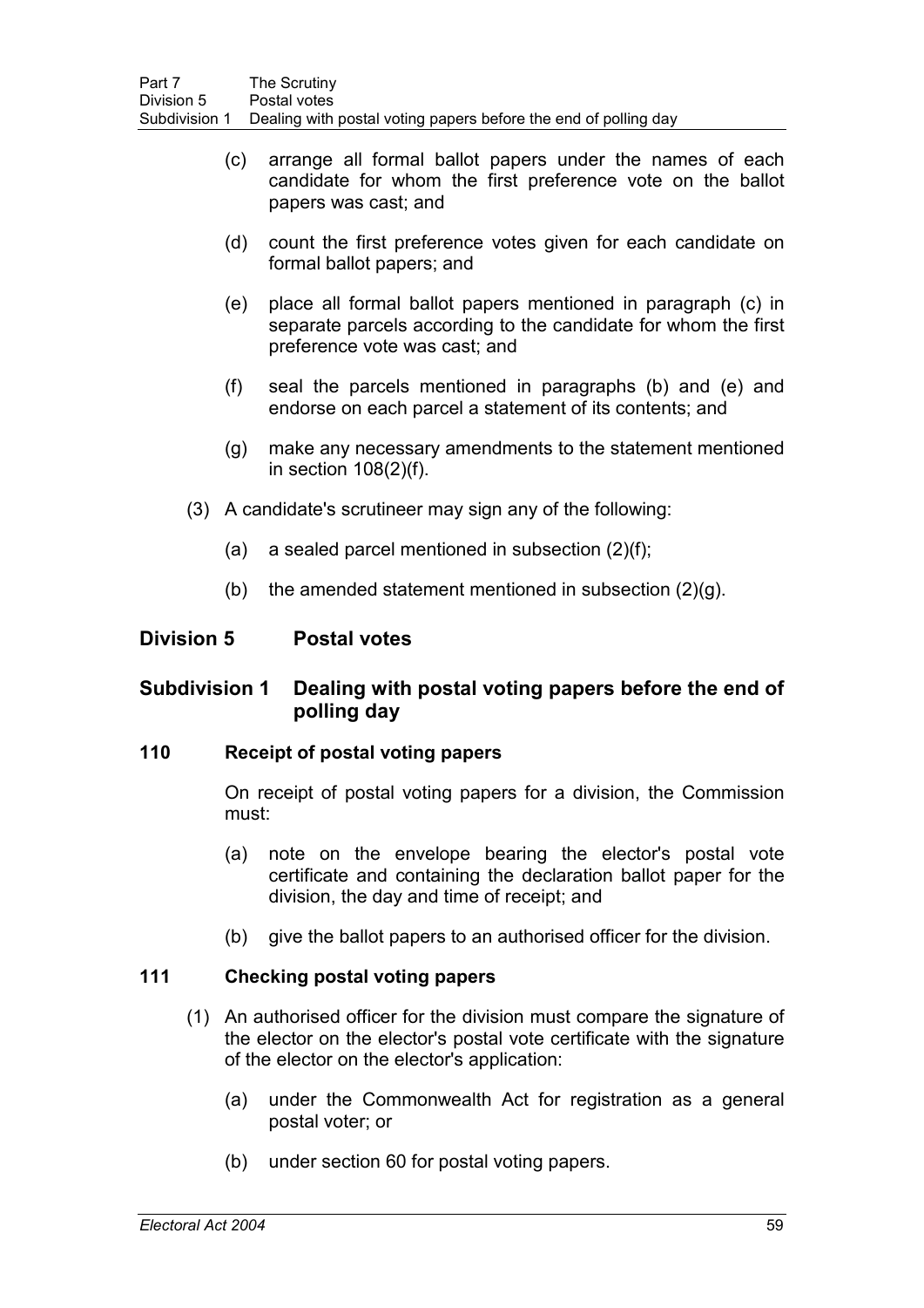(c) arrange all formal ballot papers under the names of each candidate for whom the first preference vote on the ballot papers was cast; and

(d) count the first preference votes given for each candidate on formal ballot papers; and

(e) place all formal ballot papers mentioned in paragraph (c) in separate parcels according to the candidate for whom the first preference vote was cast; and

(f) seal the parcels mentioned in paragraphs (b) and (e) and endorse on each parcel a statement of its contents; and

(g) make any necessary amendments to the statement mentioned in section 108(2)(f).

(3) A candidate's scrutineer may sign any of the following:

(a) a sealed parcel mentioned in subsection (2)(f);

(b) the amended statement mentioned in subsection (2)(g).

## Division 5 Postal votes

### Subdivision 1 Dealing with postal voting papers before the end of polling day

#### 110 Receipt of postal voting papers

On receipt of postal voting papers for a division, the Commission must:

(a) note on the envelope bearing the elector's postal vote certificate and containing the declaration ballot paper for the division, the day and time of receipt; and

(b) give the ballot papers to an authorised officer for the division.

#### 111 Checking postal voting papers

(1) An authorised officer for the division must compare the signature of the elector on the elector's postal vote certificate with the signature of the elector on the elector's application:

(a) under the Commonwealth Act for registration as a general postal voter; or

(b) under section 60 for postal voting papers.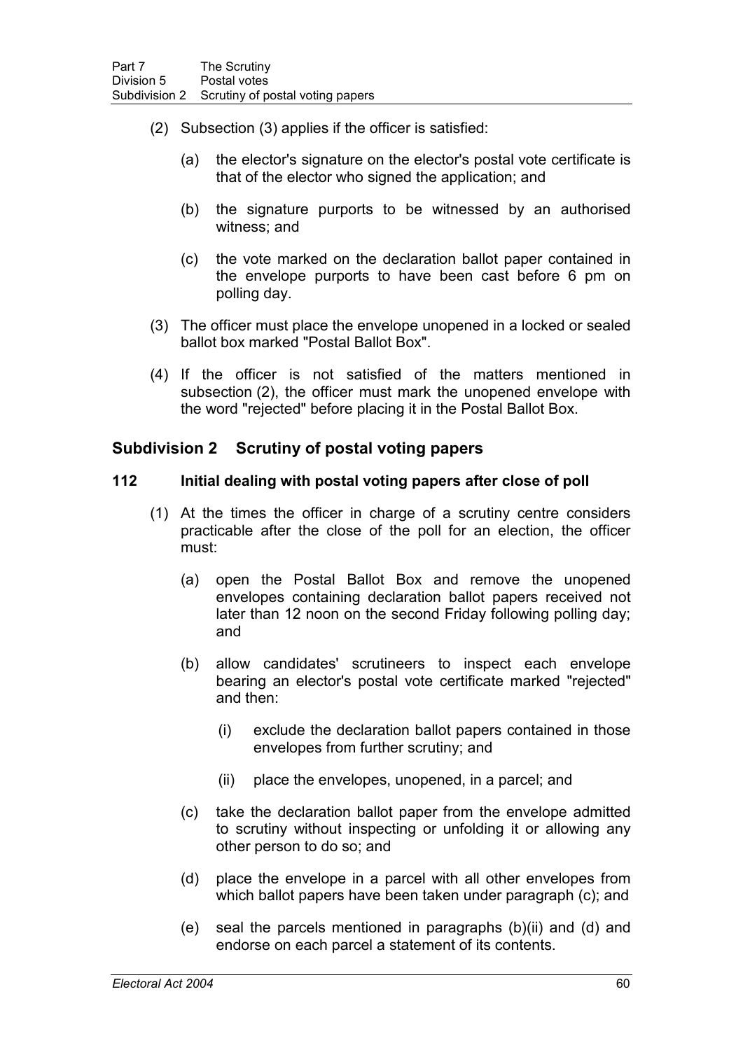(2) Subsection (3) applies if the officer is satisfied:

(a) the elector's signature on the elector's postal vote certificate is that of the elector who signed the application; and

(b) the signature purports to be witnessed by an authorised witness; and

(c) the vote marked on the declaration ballot paper contained in the envelope purports to have been cast before 6 pm on polling day.

(3) The officer must place the envelope unopened in a locked or sealed ballot box marked "Postal Ballot Box".

(4) If the officer is not satisfied of the matters mentioned in subsection (2), the officer must mark the unopened envelope with the word "rejected" before placing it in the Postal Ballot Box.

## Subdivision 2 Scrutiny of postal voting papers

### 112 Initial dealing with postal voting papers after close of poll

(1) At the times the officer in charge of a scrutiny centre considers practicable after the close of the poll for an election, the officer must:

(a) open the Postal Ballot Box and remove the unopened envelopes containing declaration ballot papers received not later than 12 noon on the second Friday following polling day; and

(b) allow candidates' scrutineers to inspect each envelope bearing an elector's postal vote certificate marked "rejected" and then:

(i) exclude the declaration ballot papers contained in those envelopes from further scrutiny; and

(ii) place the envelopes, unopened, in a parcel; and

(c) take the declaration ballot paper from the envelope admitted to scrutiny without inspecting or unfolding it or allowing any other person to do so; and

(d) place the envelope in a parcel with all other envelopes from which ballot papers have been taken under paragraph (c); and

(e) seal the parcels mentioned in paragraphs (b)(ii) and (d) and endorse on each parcel a statement of its contents.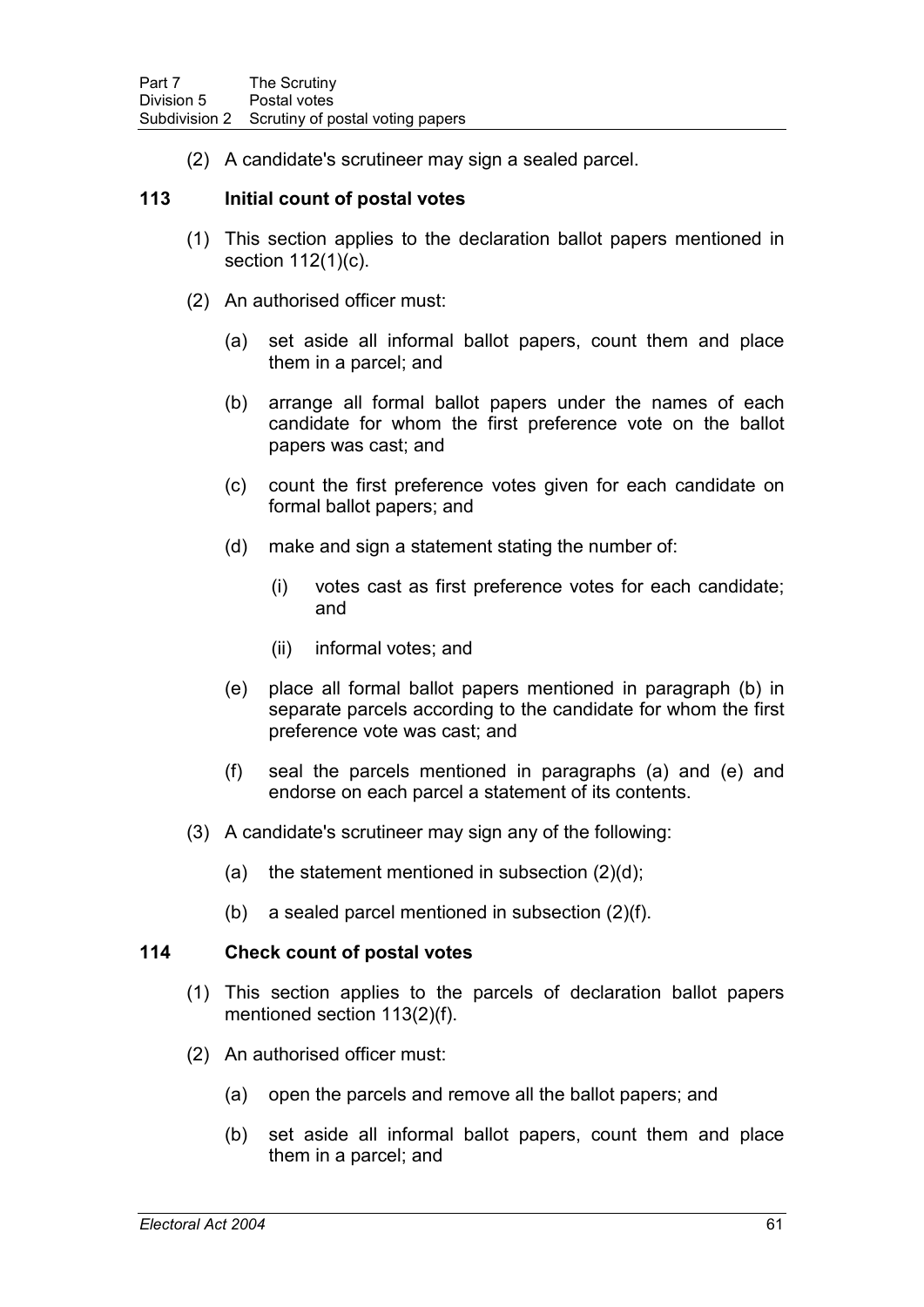(2) A candidate's scrutineer may sign a sealed parcel.

### 113 Initial count of postal votes

(1) This section applies to the declaration ballot papers mentioned in section 112(1)(c).

(2) An authorised officer must:

(a) set aside all informal ballot papers, count them and place them in a parcel; and

(b) arrange all formal ballot papers under the names of each candidate for whom the first preference vote on the ballot papers was cast; and

(c) count the first preference votes given for each candidate on formal ballot papers; and

(d) make and sign a statement stating the number of:

(i) votes cast as first preference votes for each candidate; and

(ii) informal votes; and

(e) place all formal ballot papers mentioned in paragraph (b) in separate parcels according to the candidate for whom the first preference vote was cast; and

(f) seal the parcels mentioned in paragraphs (a) and (e) and endorse on each parcel a statement of its contents.

(3) A candidate's scrutineer may sign any of the following:

(a) the statement mentioned in subsection (2)(d);

(b) a sealed parcel mentioned in subsection (2)(f).

### 114 Check count of postal votes

(1) This section applies to the parcels of declaration ballot papers mentioned section 113(2)(f).

(2) An authorised officer must:

(a) open the parcels and remove all the ballot papers; and

(b) set aside all informal ballot papers, count them and place them in a parcel; and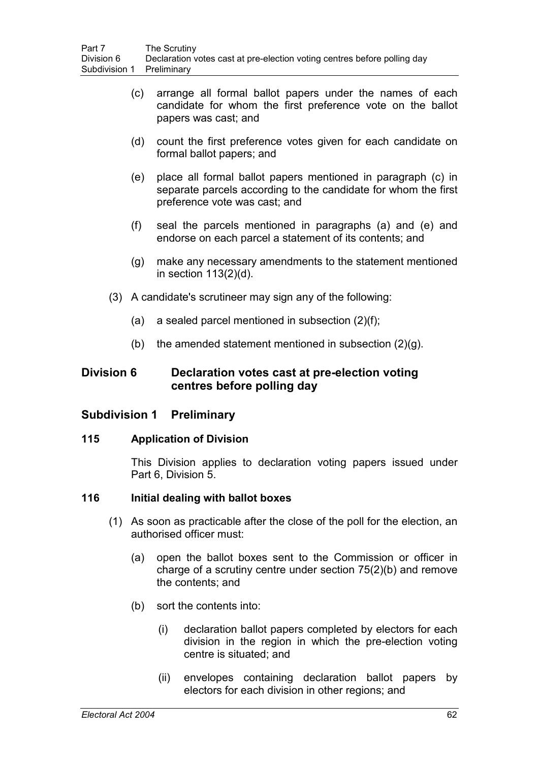(c) arrange all formal ballot papers under the names of each candidate for whom the first preference vote on the ballot papers was cast; and

(d) count the first preference votes given for each candidate on formal ballot papers; and

(e) place all formal ballot papers mentioned in paragraph (c) in separate parcels according to the candidate for whom the first preference vote was cast; and

(f) seal the parcels mentioned in paragraphs (a) and (e) and endorse on each parcel a statement of its contents; and

(g) make any necessary amendments to the statement mentioned in section 113(2)(d).

(3) A candidate's scrutineer may sign any of the following:

(a) a sealed parcel mentioned in subsection (2)(f);

(b) the amended statement mentioned in subsection (2)(g).

## Division 6 Declaration votes cast at pre-election voting centres before polling day

## Subdivision 1 Preliminary

### 115 Application of Division

This Division applies to declaration voting papers issued under Part 6, Division 5.

### 116 Initial dealing with ballot boxes

(1) As soon as practicable after the close of the poll for the election, an authorised officer must:

(a) open the ballot boxes sent to the Commission or officer in charge of a scrutiny centre under section 75(2)(b) and remove the contents; and

(b) sort the contents into:

(i) declaration ballot papers completed by electors for each division in the region in which the pre-election voting centre is situated; and

(ii) envelopes containing declaration ballot papers by electors for each division in other regions; and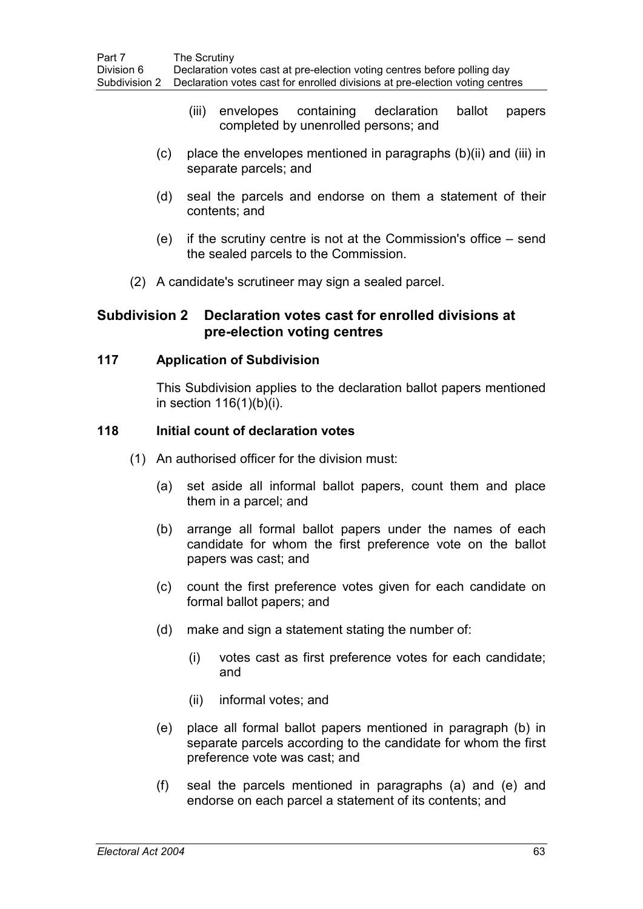(iii) envelopes containing declaration ballot papers completed by unenrolled persons; and

(c) place the envelopes mentioned in paragraphs (b)(ii) and (iii) in separate parcels; and

(d) seal the parcels and endorse on them a statement of their contents; and

(e) if the scrutiny centre is not at the Commission's office – send the sealed parcels to the Commission.

(2) A candidate's scrutineer may sign a sealed parcel.

## Subdivision 2 Declaration votes cast for enrolled divisions at pre-election voting centres

### 117 Application of Subdivision

This Subdivision applies to the declaration ballot papers mentioned in section 116(1)(b)(i).

### 118 Initial count of declaration votes

(1) An authorised officer for the division must:

(a) set aside all informal ballot papers, count them and place them in a parcel; and

(b) arrange all formal ballot papers under the names of each candidate for whom the first preference vote on the ballot papers was cast; and

(c) count the first preference votes given for each candidate on formal ballot papers; and

(d) make and sign a statement stating the number of:

(i) votes cast as first preference votes for each candidate; and

(ii) informal votes; and

(e) place all formal ballot papers mentioned in paragraph (b) in separate parcels according to the candidate for whom the first preference vote was cast; and

(f) seal the parcels mentioned in paragraphs (a) and (e) and endorse on each parcel a statement of its contents; and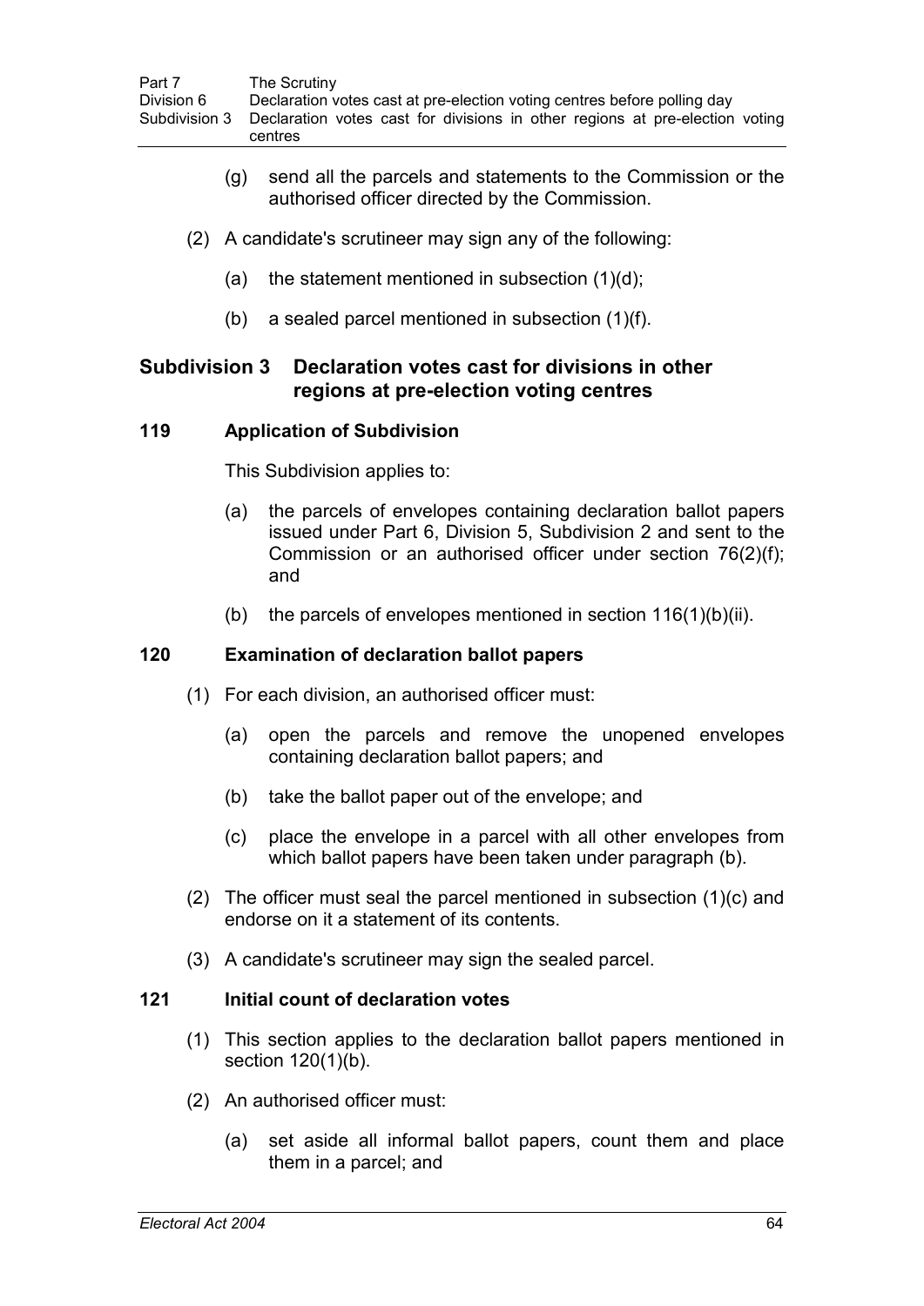(g) send all the parcels and statements to the Commission or the authorised officer directed by the Commission.

(2) A candidate's scrutineer may sign any of the following:

(a) the statement mentioned in subsection (1)(d);

(b) a sealed parcel mentioned in subsection (1)(f).

## Subdivision 3 Declaration votes cast for divisions in other regions at pre-election voting centres

### 119 Application of Subdivision

This Subdivision applies to:

(a) the parcels of envelopes containing declaration ballot papers issued under Part 6, Division 5, Subdivision 2 and sent to the Commission or an authorised officer under section 76(2)(f); and

(b) the parcels of envelopes mentioned in section 116(1)(b)(ii).

### 120 Examination of declaration ballot papers

(1) For each division, an authorised officer must:

(a) open the parcels and remove the unopened envelopes containing declaration ballot papers; and

(b) take the ballot paper out of the envelope; and

(c) place the envelope in a parcel with all other envelopes from which ballot papers have been taken under paragraph (b).

(2) The officer must seal the parcel mentioned in subsection (1)(c) and endorse on it a statement of its contents.

(3) A candidate's scrutineer may sign the sealed parcel.

### 121 Initial count of declaration votes

(1) This section applies to the declaration ballot papers mentioned in section 120(1)(b).

(2) An authorised officer must:

(a) set aside all informal ballot papers, count them and place them in a parcel; and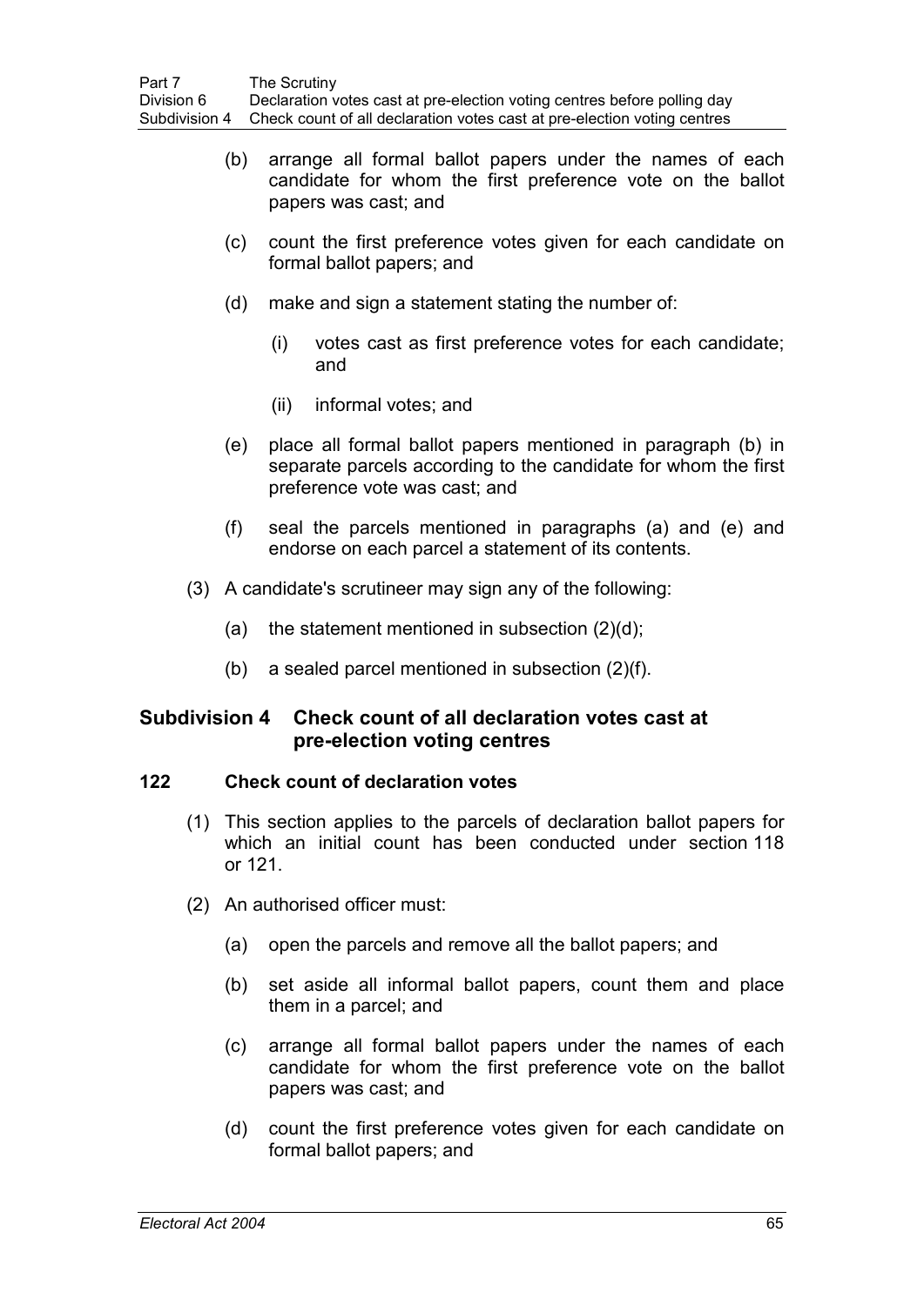(b) arrange all formal ballot papers under the names of each candidate for whom the first preference vote on the ballot papers was cast; and

(c) count the first preference votes given for each candidate on formal ballot papers; and

(d) make and sign a statement stating the number of:

(i) votes cast as first preference votes for each candidate; and

(ii) informal votes; and

(e) place all formal ballot papers mentioned in paragraph (b) in separate parcels according to the candidate for whom the first preference vote was cast; and

(f) seal the parcels mentioned in paragraphs (a) and (e) and endorse on each parcel a statement of its contents.

(3) A candidate's scrutineer may sign any of the following:

(a) the statement mentioned in subsection (2)(d);

(b) a sealed parcel mentioned in subsection (2)(f).

## Subdivision 4 Check count of all declaration votes cast at pre-election voting centres

### 122 Check count of declaration votes

(1) This section applies to the parcels of declaration ballot papers for which an initial count has been conducted under section 118 or 121.

(2) An authorised officer must:

(a) open the parcels and remove all the ballot papers; and

(b) set aside all informal ballot papers, count them and place them in a parcel; and

(c) arrange all formal ballot papers under the names of each candidate for whom the first preference vote on the ballot papers was cast; and

(d) count the first preference votes given for each candidate on formal ballot papers; and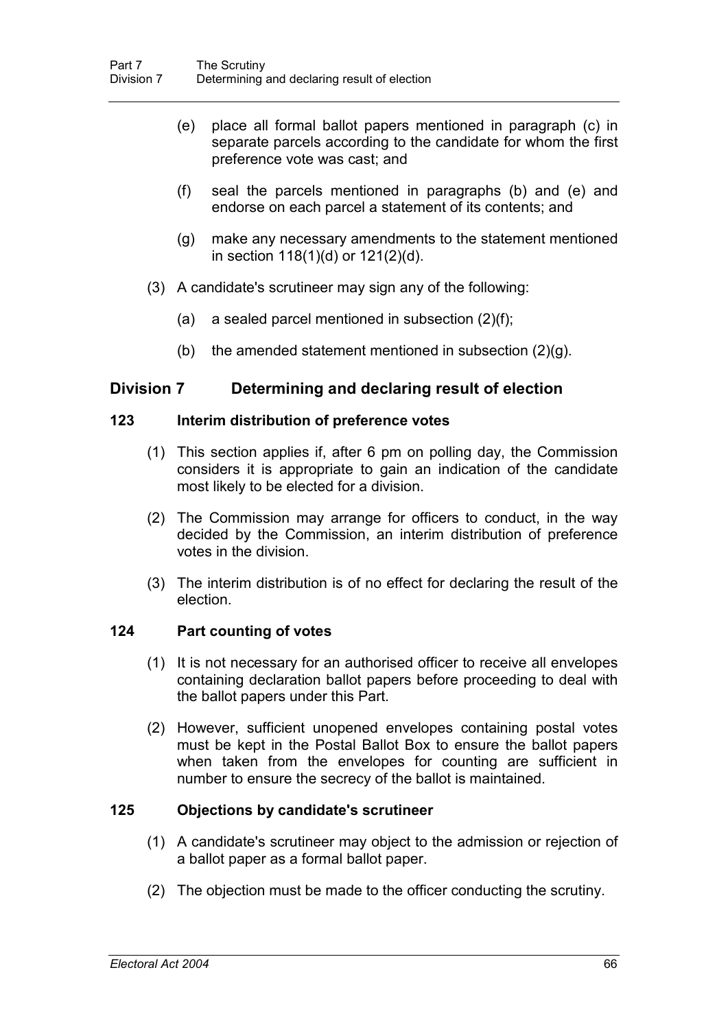(e) place all formal ballot papers mentioned in paragraph (c) in separate parcels according to the candidate for whom the first preference vote was cast; and

(f) seal the parcels mentioned in paragraphs (b) and (e) and endorse on each parcel a statement of its contents; and

(g) make any necessary amendments to the statement mentioned in section 118(1)(d) or 121(2)(d).

(3) A candidate's scrutineer may sign any of the following:

(a) a sealed parcel mentioned in subsection (2)(f);

(b) the amended statement mentioned in subsection (2)(g).

## Division 7 Determining and declaring result of election

### 123 Interim distribution of preference votes

(1) This section applies if, after 6 pm on polling day, the Commission considers it is appropriate to gain an indication of the candidate most likely to be elected for a division.

(2) The Commission may arrange for officers to conduct, in the way decided by the Commission, an interim distribution of preference votes in the division.

(3) The interim distribution is of no effect for declaring the result of the election.

### 124 Part counting of votes

(1) It is not necessary for an authorised officer to receive all envelopes containing declaration ballot papers before proceeding to deal with the ballot papers under this Part.

(2) However, sufficient unopened envelopes containing postal votes must be kept in the Postal Ballot Box to ensure the ballot papers when taken from the envelopes for counting are sufficient in number to ensure the secrecy of the ballot is maintained.

### 125 Objections by candidate's scrutineer

(1) A candidate's scrutineer may object to the admission or rejection of a ballot paper as a formal ballot paper.

(2) The objection must be made to the officer conducting the scrutiny.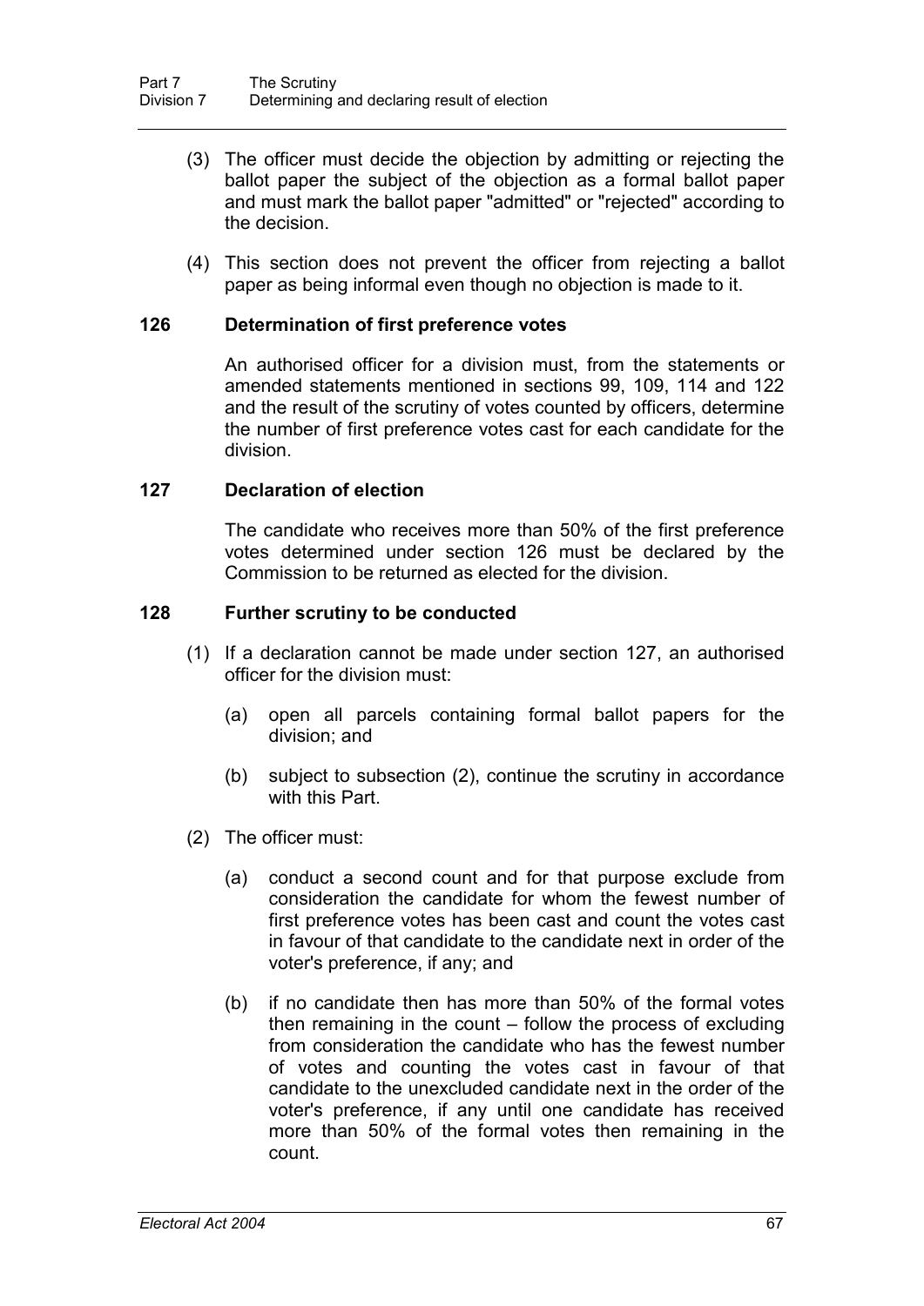(3) The officer must decide the objection by admitting or rejecting the ballot paper the subject of the objection as a formal ballot paper and must mark the ballot paper "admitted" or "rejected" according to the decision.

(4) This section does not prevent the officer from rejecting a ballot paper as being informal even though no objection is made to it.

### 126 Determination of first preference votes

An authorised officer for a division must, from the statements or amended statements mentioned in sections 99, 109, 114 and 122 and the result of the scrutiny of votes counted by officers, determine the number of first preference votes cast for each candidate for the division.

### 127 Declaration of election

The candidate who receives more than 50% of the first preference votes determined under section 126 must be declared by the Commission to be returned as elected for the division.

### 128 Further scrutiny to be conducted

(1) If a declaration cannot be made under section 127, an authorised officer for the division must:

(a) open all parcels containing formal ballot papers for the division; and

(b) subject to subsection (2), continue the scrutiny in accordance with this Part.

(2) The officer must:

(a) conduct a second count and for that purpose exclude from consideration the candidate for whom the fewest number of first preference votes has been cast and count the votes cast in favour of that candidate to the candidate next in order of the voter's preference, if any; and

(b) if no candidate then has more than 50% of the formal votes then remaining in the count – follow the process of excluding from consideration the candidate who has the fewest number of votes and counting the votes cast in favour of that candidate to the unexcluded candidate next in the order of the voter's preference, if any until one candidate has received more than 50% of the formal votes then remaining in the count.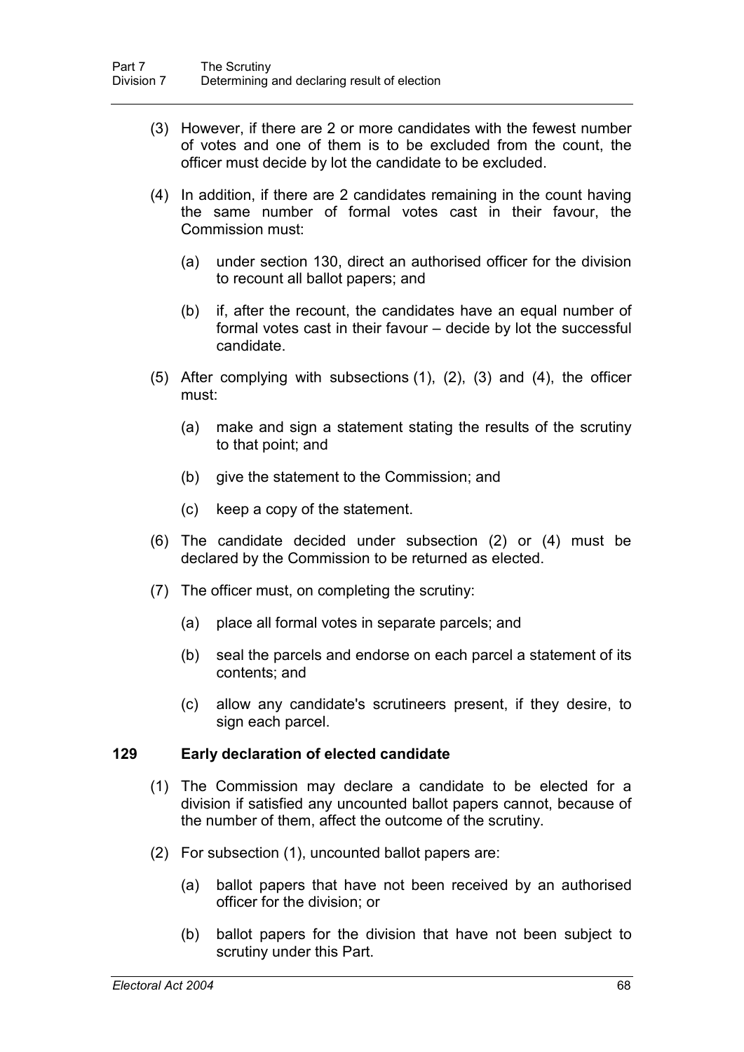(3) However, if there are 2 or more candidates with the fewest number of votes and one of them is to be excluded from the count, the officer must decide by lot the candidate to be excluded.

(4) In addition, if there are 2 candidates remaining in the count having the same number of formal votes cast in their favour, the Commission must:

(a) under section 130, direct an authorised officer for the division to recount all ballot papers; and

(b) if, after the recount, the candidates have an equal number of formal votes cast in their favour – decide by lot the successful candidate.

(5) After complying with subsections (1), (2), (3) and (4), the officer must:

(a) make and sign a statement stating the results of the scrutiny to that point; and

(b) give the statement to the Commission; and

(c) keep a copy of the statement.

(6) The candidate decided under subsection (2) or (4) must be declared by the Commission to be returned as elected.

(7) The officer must, on completing the scrutiny:

(a) place all formal votes in separate parcels; and

(b) seal the parcels and endorse on each parcel a statement of its contents; and

(c) allow any candidate's scrutineers present, if they desire, to sign each parcel.

### 129 Early declaration of elected candidate

(1) The Commission may declare a candidate to be elected for a division if satisfied any uncounted ballot papers cannot, because of the number of them, affect the outcome of the scrutiny.

(2) For subsection (1), uncounted ballot papers are:

(a) ballot papers that have not been received by an authorised officer for the division; or

(b) ballot papers for the division that have not been subject to scrutiny under this Part.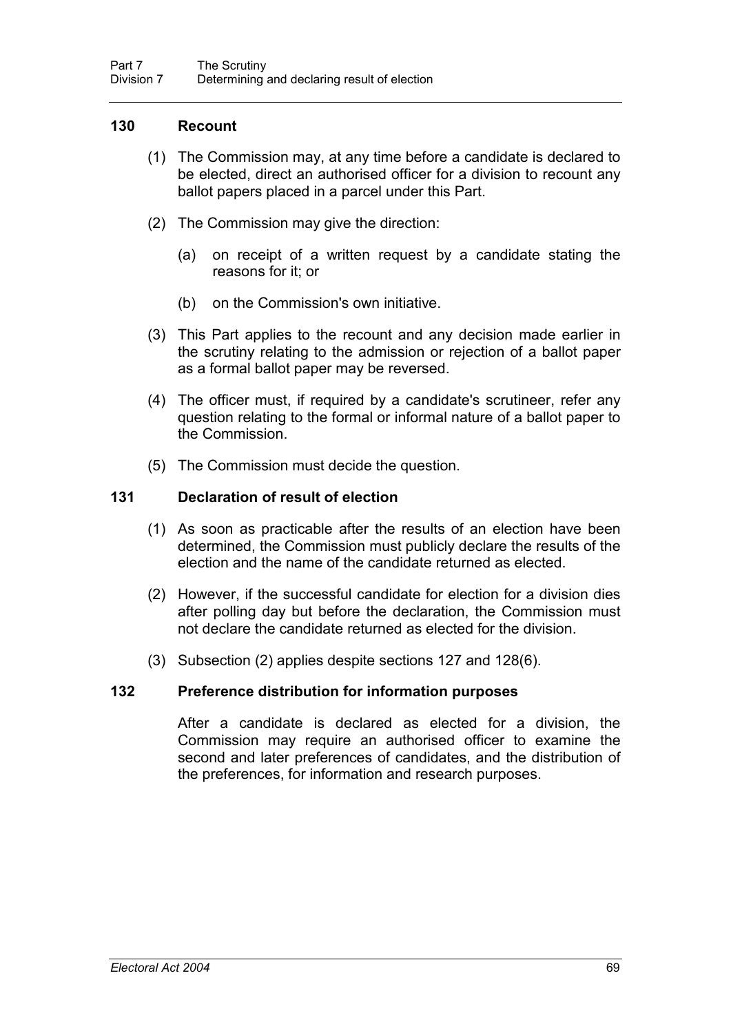### 130 Recount

(1) The Commission may, at any time before a candidate is declared to be elected, direct an authorised officer for a division to recount any ballot papers placed in a parcel under this Part.

(2) The Commission may give the direction:

(a) on receipt of a written request by a candidate stating the reasons for it; or

(b) on the Commission's own initiative.

(3) This Part applies to the recount and any decision made earlier in the scrutiny relating to the admission or rejection of a ballot paper as a formal ballot paper may be reversed.

(4) The officer must, if required by a candidate's scrutineer, refer any question relating to the formal or informal nature of a ballot paper to the Commission.

(5) The Commission must decide the question.

### 131 Declaration of result of election

(1) As soon as practicable after the results of an election have been determined, the Commission must publicly declare the results of the election and the name of the candidate returned as elected.

(2) However, if the successful candidate for election for a division dies after polling day but before the declaration, the Commission must not declare the candidate returned as elected for the division.

(3) Subsection (2) applies despite sections 127 and 128(6).

### 132 Preference distribution for information purposes

After a candidate is declared as elected for a division, the Commission may require an authorised officer to examine the second and later preferences of candidates, and the distribution of the preferences, for information and research purposes.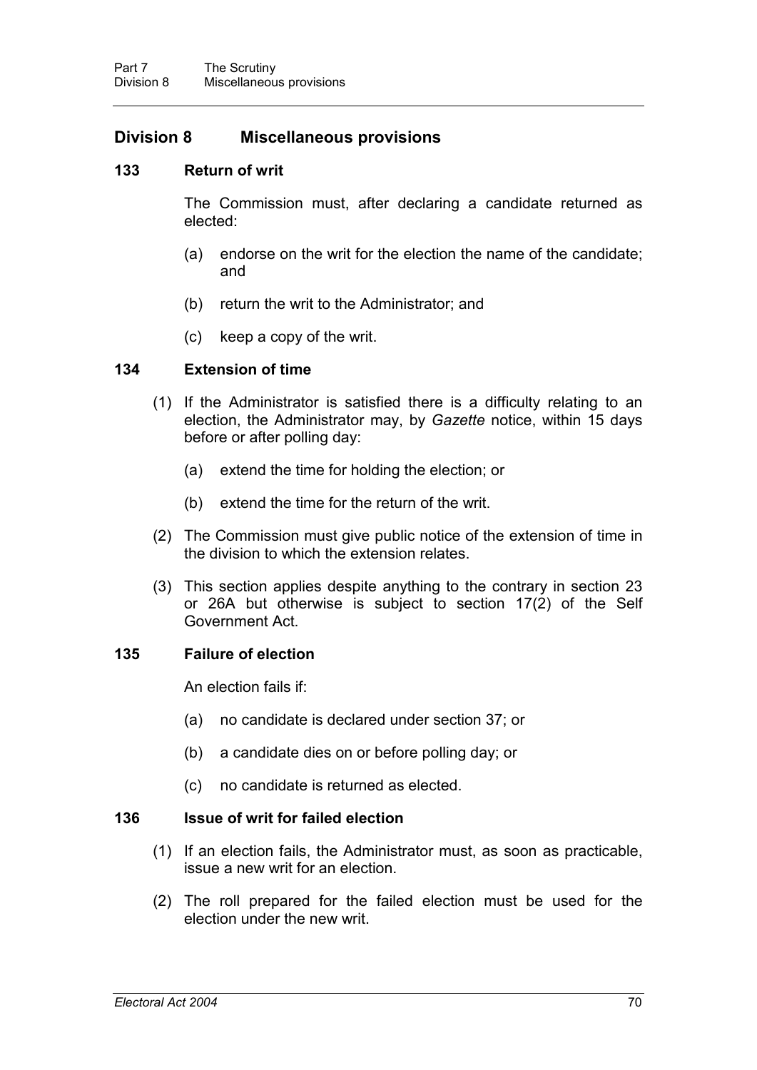## Division 8 Miscellaneous provisions

### 133 Return of writ

The Commission must, after declaring a candidate returned as elected:

(a) endorse on the writ for the election the name of the candidate; and

(b) return the writ to the Administrator; and

(c) keep a copy of the writ.

### 134 Extension of time

(1) If the Administrator is satisfied there is a difficulty relating to an election, the Administrator may, by *Gazette* notice, within 15 days before or after polling day:

(a) extend the time for holding the election; or

(b) extend the time for the return of the writ.

(2) The Commission must give public notice of the extension of time in the division to which the extension relates.

(3) This section applies despite anything to the contrary in section 23 or 26A but otherwise is subject to section 17(2) of the Self Government Act.

### 135 Failure of election

An election fails if:

(a) no candidate is declared under section 37; or

(b) a candidate dies on or before polling day; or

(c) no candidate is returned as elected.

### 136 Issue of writ for failed election

(1) If an election fails, the Administrator must, as soon as practicable, issue a new writ for an election.

(2) The roll prepared for the failed election must be used for the election under the new writ.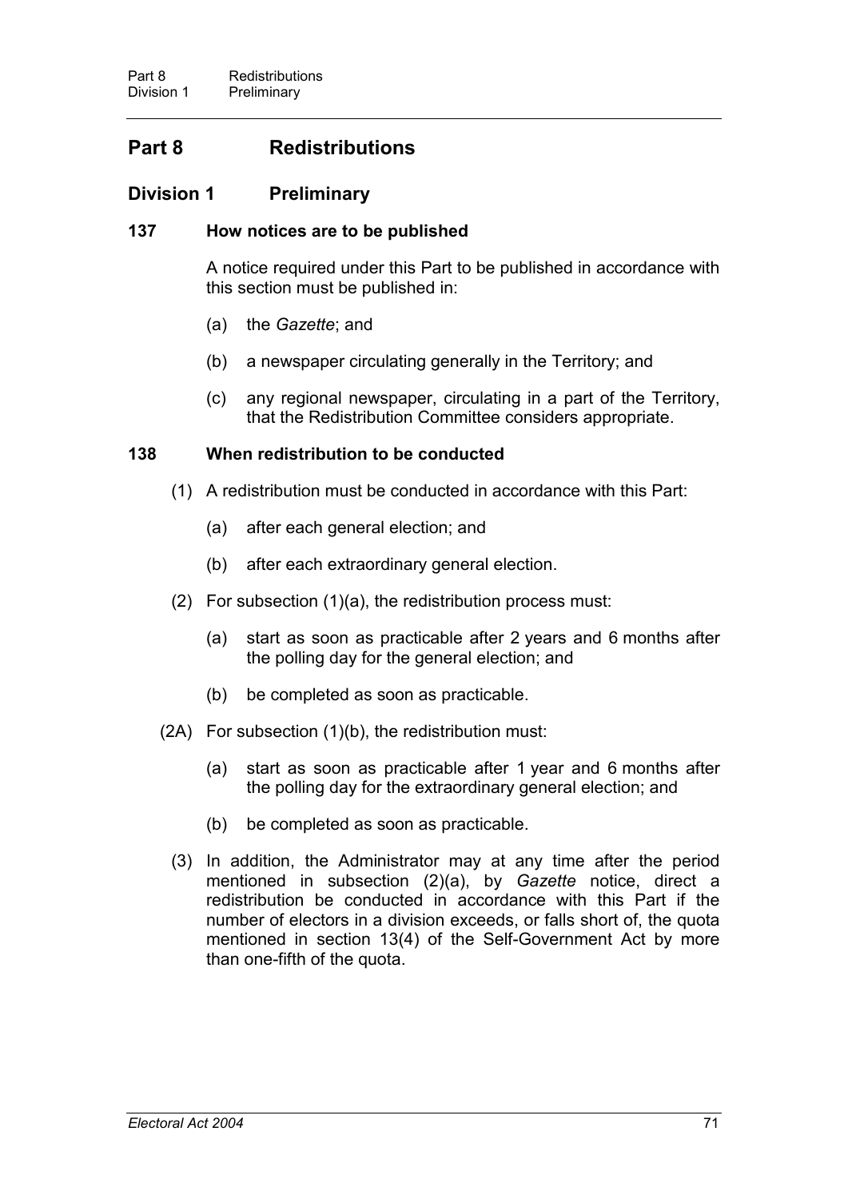# Part 8 Redistributions

## Division 1 Preliminary

### 137 How notices are to be published

A notice required under this Part to be published in accordance with this section must be published in:

(a) the *Gazette*; and

(b) a newspaper circulating generally in the Territory; and

(c) any regional newspaper, circulating in a part of the Territory, that the Redistribution Committee considers appropriate.

### 138 When redistribution to be conducted

(1) A redistribution must be conducted in accordance with this Part:

(a) after each general election; and

(b) after each extraordinary general election.

(2) For subsection (1)(a), the redistribution process must:

(a) start as soon as practicable after 2 years and 6 months after the polling day for the general election; and

(b) be completed as soon as practicable.

(2A) For subsection (1)(b), the redistribution must:

(a) start as soon as practicable after 1 year and 6 months after the polling day for the extraordinary general election; and

(b) be completed as soon as practicable.

(3) In addition, the Administrator may at any time after the period mentioned in subsection (2)(a), by *Gazette* notice, direct a redistribution be conducted in accordance with this Part if the number of electors in a division exceeds, or falls short of, the quota mentioned in section 13(4) of the Self-Government Act by more than one-fifth of the quota.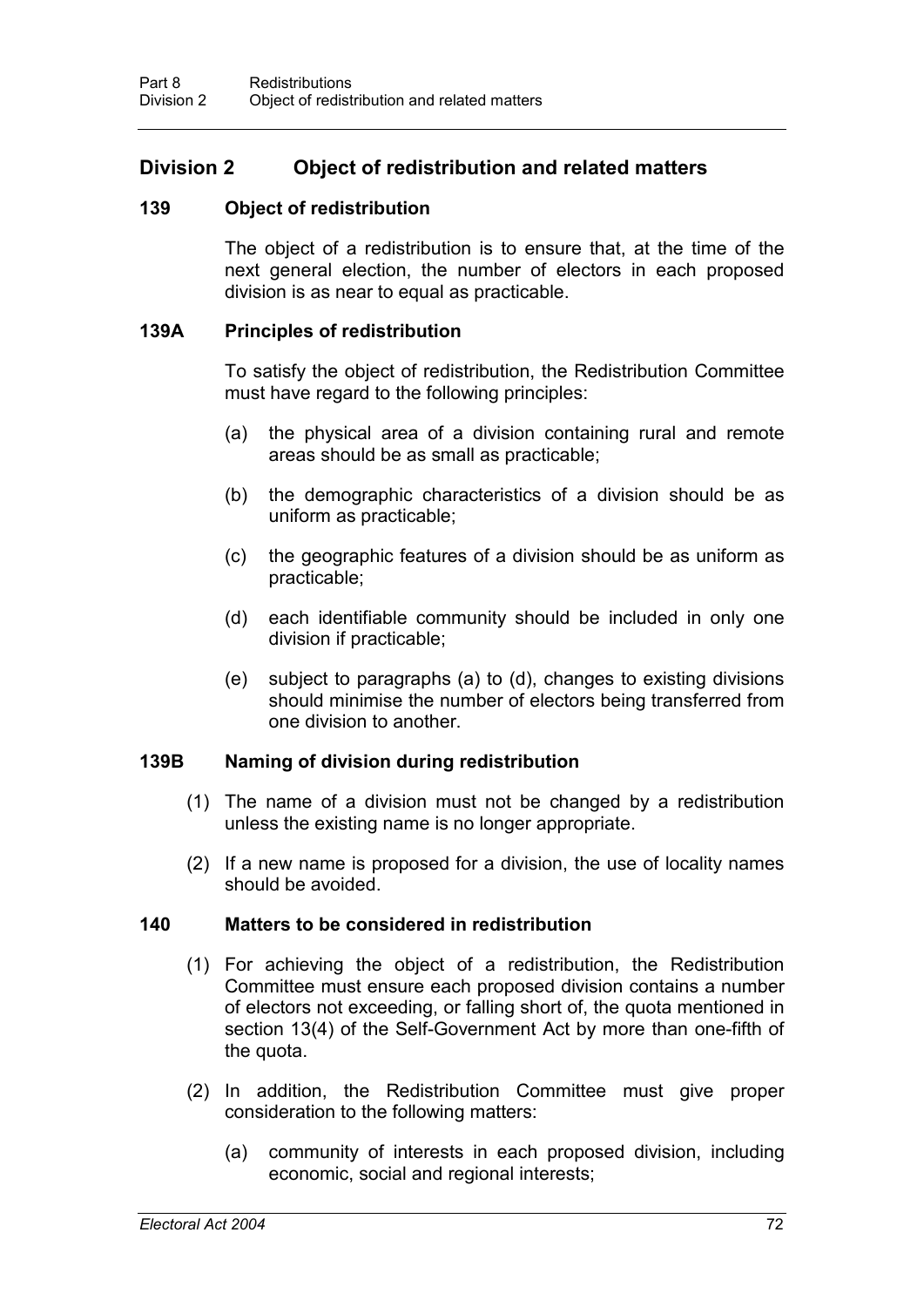## Division 2 Object of redistribution and related matters

### 139 Object of redistribution

The object of a redistribution is to ensure that, at the time of the next general election, the number of electors in each proposed division is as near to equal as practicable.

### 139A Principles of redistribution

To satisfy the object of redistribution, the Redistribution Committee must have regard to the following principles:

(a) the physical area of a division containing rural and remote areas should be as small as practicable;

(b) the demographic characteristics of a division should be as uniform as practicable;

(c) the geographic features of a division should be as uniform as practicable;

(d) each identifiable community should be included in only one division if practicable;

(e) subject to paragraphs (a) to (d), changes to existing divisions should minimise the number of electors being transferred from one division to another.

### 139B Naming of division during redistribution

(1) The name of a division must not be changed by a redistribution unless the existing name is no longer appropriate.

(2) If a new name is proposed for a division, the use of locality names should be avoided.

### 140 Matters to be considered in redistribution

(1) For achieving the object of a redistribution, the Redistribution Committee must ensure each proposed division contains a number of electors not exceeding, or falling short of, the quota mentioned in section 13(4) of the Self-Government Act by more than one-fifth of the quota.

(2) In addition, the Redistribution Committee must give proper consideration to the following matters:

(a) community of interests in each proposed division, including economic, social and regional interests;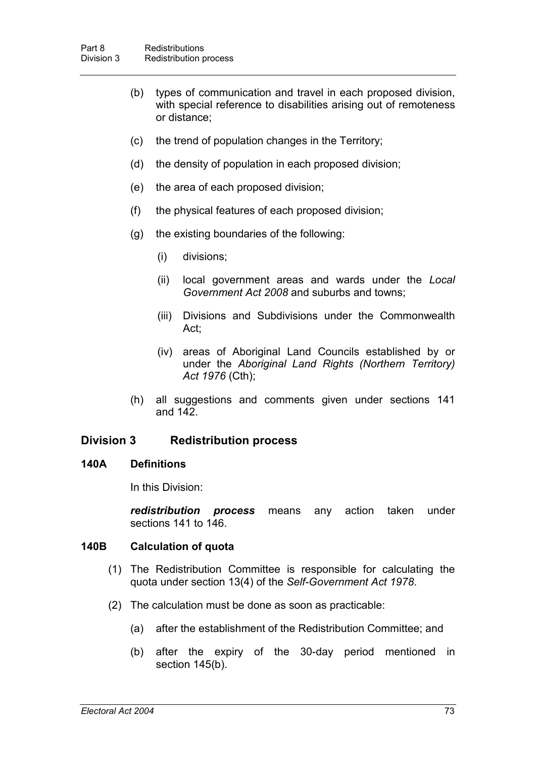(b) types of communication and travel in each proposed division, with special reference to disabilities arising out of remoteness or distance;

(c) the trend of population changes in the Territory;

(d) the density of population in each proposed division;

(e) the area of each proposed division;

(f) the physical features of each proposed division;

(g) the existing boundaries of the following:

  (i) divisions;

  (ii) local government areas and wards under the *Local Government Act 2008* and suburbs and towns;

  (iii) Divisions and Subdivisions under the Commonwealth Act;

  (iv) areas of Aboriginal Land Councils established by or under the *Aboriginal Land Rights (Northern Territory) Act 1976* (Cth);

(h) all suggestions and comments given under sections 141 and 142.

## Division 3 Redistribution process

### 140A Definitions

In this Division:

***redistribution process*** means any action taken under sections 141 to 146.

### 140B Calculation of quota

(1) The Redistribution Committee is responsible for calculating the quota under section 13(4) of the *Self-Government Act 1978*.

(2) The calculation must be done as soon as practicable:

  (a) after the establishment of the Redistribution Committee; and

  (b) after the expiry of the 30-day period mentioned in section 145(b).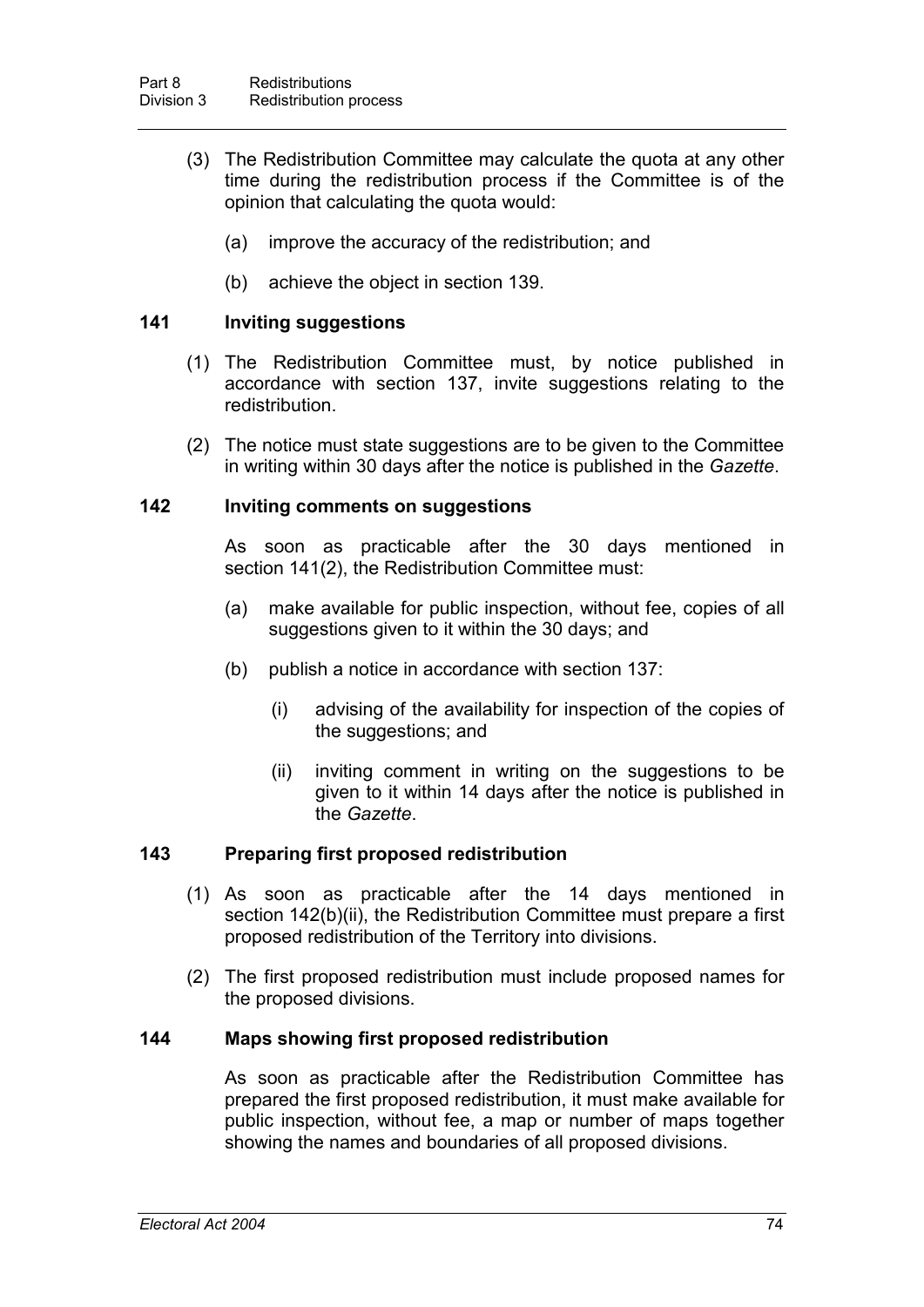(3) The Redistribution Committee may calculate the quota at any other time during the redistribution process if the Committee is of the opinion that calculating the quota would:

(a) improve the accuracy of the redistribution; and

(b) achieve the object in section 139.

### 141 Inviting suggestions

(1) The Redistribution Committee must, by notice published in accordance with section 137, invite suggestions relating to the redistribution.

(2) The notice must state suggestions are to be given to the Committee in writing within 30 days after the notice is published in the *Gazette*.

### 142 Inviting comments on suggestions

As soon as practicable after the 30 days mentioned in section 141(2), the Redistribution Committee must:

(a) make available for public inspection, without fee, copies of all suggestions given to it within the 30 days; and

(b) publish a notice in accordance with section 137:

(i) advising of the availability for inspection of the copies of the suggestions; and

(ii) inviting comment in writing on the suggestions to be given to it within 14 days after the notice is published in the *Gazette*.

### 143 Preparing first proposed redistribution

(1) As soon as practicable after the 14 days mentioned in section 142(b)(ii), the Redistribution Committee must prepare a first proposed redistribution of the Territory into divisions.

(2) The first proposed redistribution must include proposed names for the proposed divisions.

### 144 Maps showing first proposed redistribution

As soon as practicable after the Redistribution Committee has prepared the first proposed redistribution, it must make available for public inspection, without fee, a map or number of maps together showing the names and boundaries of all proposed divisions.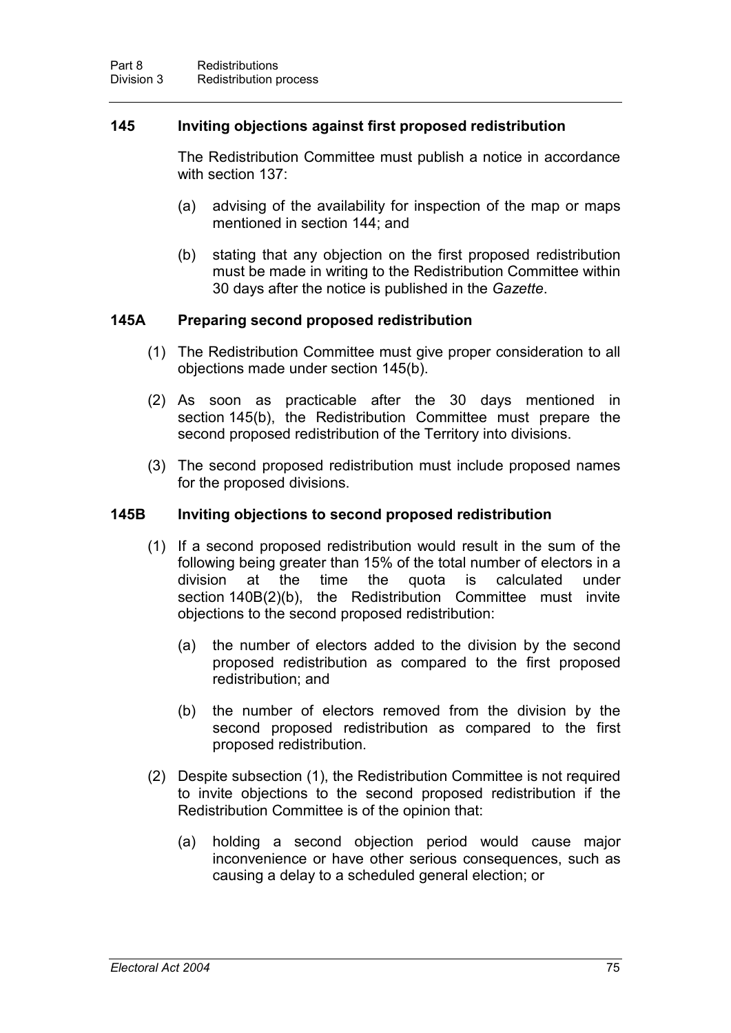### 145 Inviting objections against first proposed redistribution

The Redistribution Committee must publish a notice in accordance with section 137:

(a) advising of the availability for inspection of the map or maps mentioned in section 144; and

(b) stating that any objection on the first proposed redistribution must be made in writing to the Redistribution Committee within 30 days after the notice is published in the *Gazette*.

### 145A Preparing second proposed redistribution

(1) The Redistribution Committee must give proper consideration to all objections made under section 145(b).

(2) As soon as practicable after the 30 days mentioned in section 145(b), the Redistribution Committee must prepare the second proposed redistribution of the Territory into divisions.

(3) The second proposed redistribution must include proposed names for the proposed divisions.

### 145B Inviting objections to second proposed redistribution

(1) If a second proposed redistribution would result in the sum of the following being greater than 15% of the total number of electors in a division at the time the quota is calculated under section 140B(2)(b), the Redistribution Committee must invite objections to the second proposed redistribution:

(a) the number of electors added to the division by the second proposed redistribution as compared to the first proposed redistribution; and

(b) the number of electors removed from the division by the second proposed redistribution as compared to the first proposed redistribution.

(2) Despite subsection (1), the Redistribution Committee is not required to invite objections to the second proposed redistribution if the Redistribution Committee is of the opinion that:

(a) holding a second objection period would cause major inconvenience or have other serious consequences, such as causing a delay to a scheduled general election; or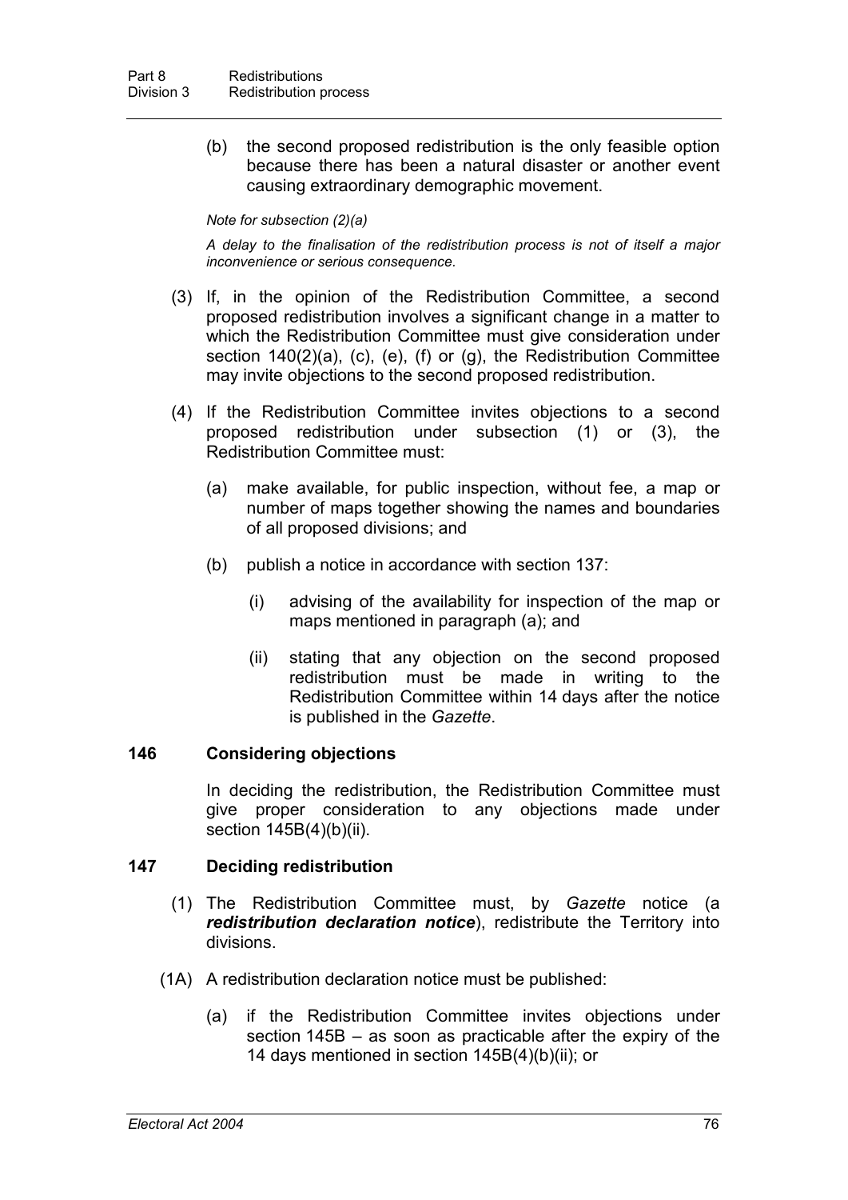(b) the second proposed redistribution is the only feasible option because there has been a natural disaster or another event causing extraordinary demographic movement.

*Note for subsection (2)(a)*

*A delay to the finalisation of the redistribution process is not of itself a major inconvenience or serious consequence.*

(3) If, in the opinion of the Redistribution Committee, a second proposed redistribution involves a significant change in a matter to which the Redistribution Committee must give consideration under section 140(2)(a), (c), (e), (f) or (g), the Redistribution Committee may invite objections to the second proposed redistribution.

(4) If the Redistribution Committee invites objections to a second proposed redistribution under subsection (1) or (3), the Redistribution Committee must:

(a) make available, for public inspection, without fee, a map or number of maps together showing the names and boundaries of all proposed divisions; and

(b) publish a notice in accordance with section 137:

(i) advising of the availability for inspection of the map or maps mentioned in paragraph (a); and

(ii) stating that any objection on the second proposed redistribution must be made in writing to the Redistribution Committee within 14 days after the notice is published in the *Gazette*.

### 146 Considering objections

In deciding the redistribution, the Redistribution Committee must give proper consideration to any objections made under section 145B(4)(b)(ii).

### 147 Deciding redistribution

(1) The Redistribution Committee must, by *Gazette* notice (a ***redistribution declaration notice***), redistribute the Territory into divisions.

(1A) A redistribution declaration notice must be published:

(a) if the Redistribution Committee invites objections under section 145B – as soon as practicable after the expiry of the 14 days mentioned in section 145B(4)(b)(ii); or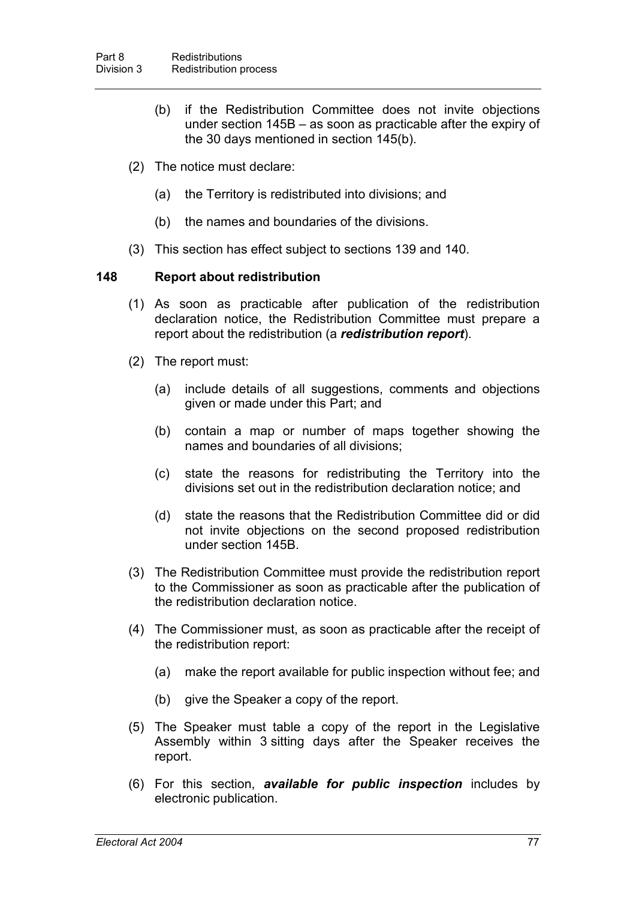(b) if the Redistribution Committee does not invite objections under section 145B – as soon as practicable after the expiry of the 30 days mentioned in section 145(b).

(2) The notice must declare:

(a) the Territory is redistributed into divisions; and

(b) the names and boundaries of the divisions.

(3) This section has effect subject to sections 139 and 140.

### 148 Report about redistribution

(1) As soon as practicable after publication of the redistribution declaration notice, the Redistribution Committee must prepare a report about the redistribution (a ***redistribution report***).

(2) The report must:

(a) include details of all suggestions, comments and objections given or made under this Part; and

(b) contain a map or number of maps together showing the names and boundaries of all divisions;

(c) state the reasons for redistributing the Territory into the divisions set out in the redistribution declaration notice; and

(d) state the reasons that the Redistribution Committee did or did not invite objections on the second proposed redistribution under section 145B.

(3) The Redistribution Committee must provide the redistribution report to the Commissioner as soon as practicable after the publication of the redistribution declaration notice.

(4) The Commissioner must, as soon as practicable after the receipt of the redistribution report:

(a) make the report available for public inspection without fee; and

(b) give the Speaker a copy of the report.

(5) The Speaker must table a copy of the report in the Legislative Assembly within 3 sitting days after the Speaker receives the report.

(6) For this section, ***available for public inspection*** includes by electronic publication.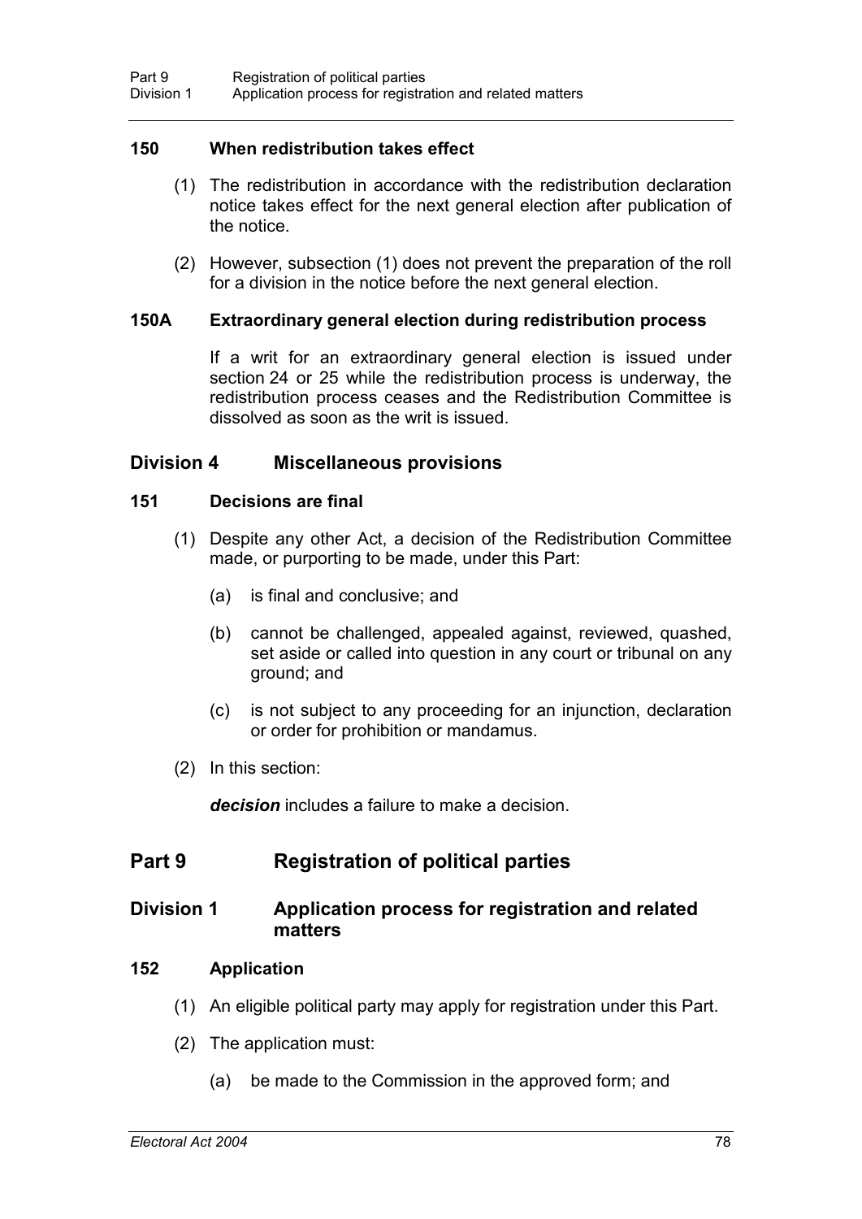### 150 When redistribution takes effect

(1) The redistribution in accordance with the redistribution declaration notice takes effect for the next general election after publication of the notice.

(2) However, subsection (1) does not prevent the preparation of the roll for a division in the notice before the next general election.

### 150A Extraordinary general election during redistribution process

If a writ for an extraordinary general election is issued under section 24 or 25 while the redistribution process is underway, the redistribution process ceases and the Redistribution Committee is dissolved as soon as the writ is issued.

## Division 4 Miscellaneous provisions

### 151 Decisions are final

(1) Despite any other Act, a decision of the Redistribution Committee made, or purporting to be made, under this Part:

(a) is final and conclusive; and

(b) cannot be challenged, appealed against, reviewed, quashed, set aside or called into question in any court or tribunal on any ground; and

(c) is not subject to any proceeding for an injunction, declaration or order for prohibition or mandamus.

(2) In this section:

***decision*** includes a failure to make a decision.

# Part 9 Registration of political parties

## Division 1 Application process for registration and related matters

### 152 Application

(1) An eligible political party may apply for registration under this Part.

(2) The application must:

(a) be made to the Commission in the approved form; and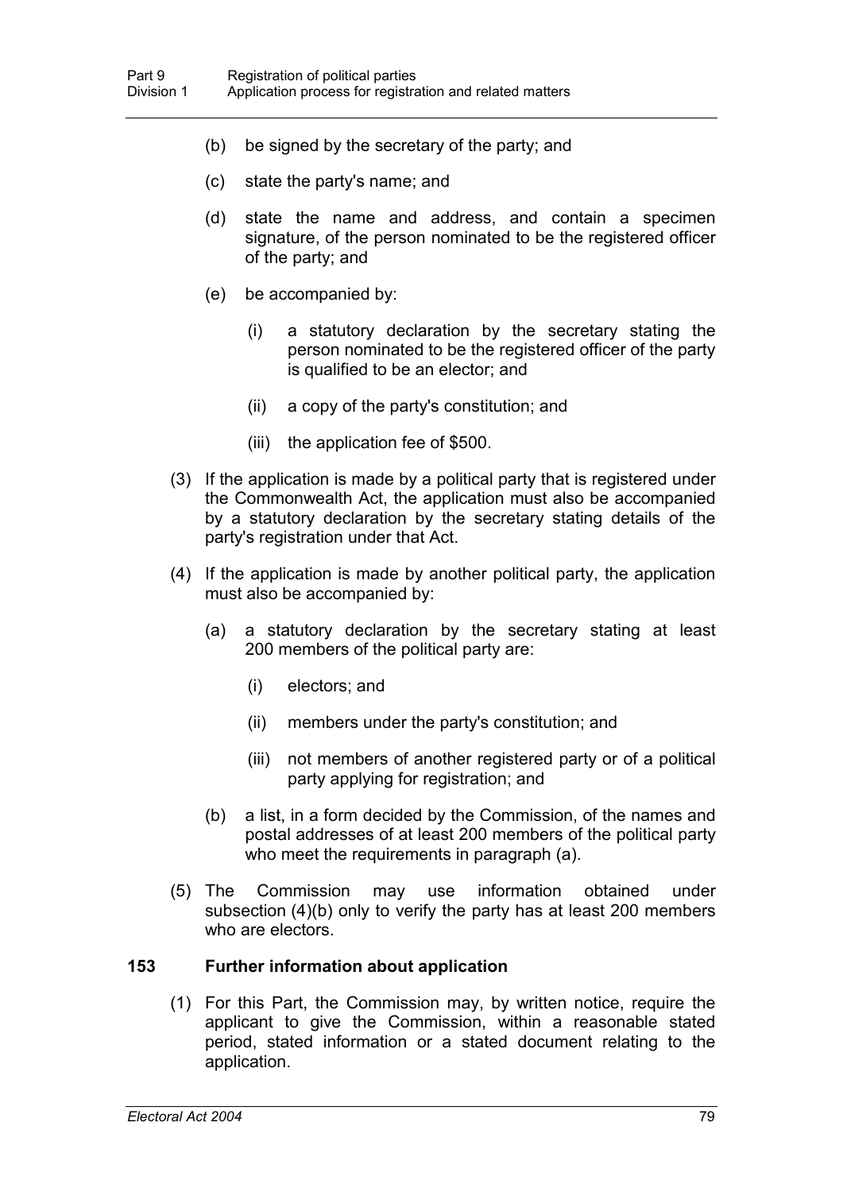(b) be signed by the secretary of the party; and

(c) state the party's name; and

(d) state the name and address, and contain a specimen signature, of the person nominated to be the registered officer of the party; and

(e) be accompanied by:

(i) a statutory declaration by the secretary stating the person nominated to be the registered officer of the party is qualified to be an elector; and

(ii) a copy of the party's constitution; and

(iii) the application fee of $500.

(3) If the application is made by a political party that is registered under the Commonwealth Act, the application must also be accompanied by a statutory declaration by the secretary stating details of the party's registration under that Act.

(4) If the application is made by another political party, the application must also be accompanied by:

(a) a statutory declaration by the secretary stating at least 200 members of the political party are:

(i) electors; and

(ii) members under the party's constitution; and

(iii) not members of another registered party or of a political party applying for registration; and

(b) a list, in a form decided by the Commission, of the names and postal addresses of at least 200 members of the political party who meet the requirements in paragraph (a).

(5) The Commission may use information obtained under subsection (4)(b) only to verify the party has at least 200 members who are electors.

### 153 Further information about application

(1) For this Part, the Commission may, by written notice, require the applicant to give the Commission, within a reasonable stated period, stated information or a stated document relating to the application.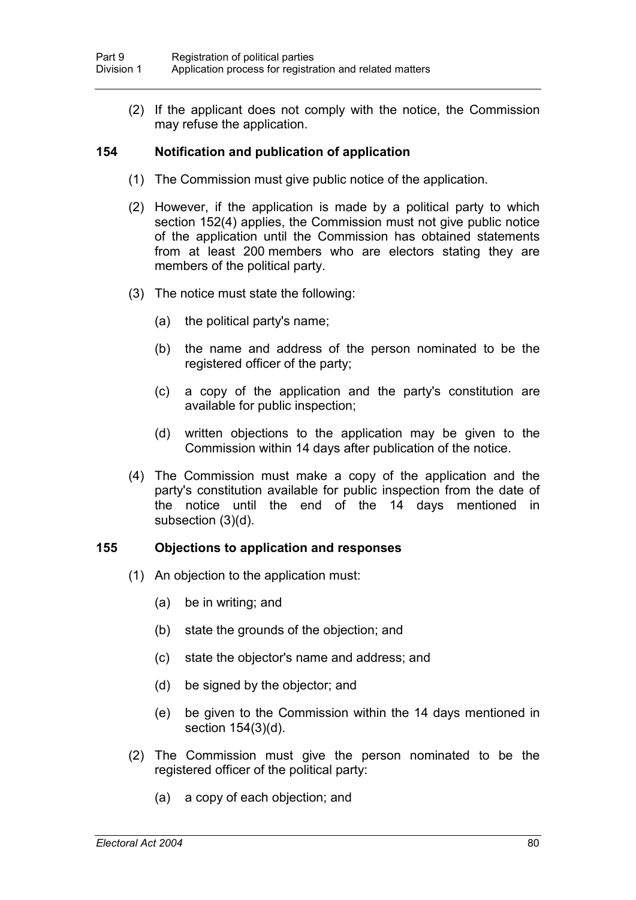(2) If the applicant does not comply with the notice, the Commission may refuse the application.

### 154 Notification and publication of application

(1) The Commission must give public notice of the application.

(2) However, if the application is made by a political party to which section 152(4) applies, the Commission must not give public notice of the application until the Commission has obtained statements from at least 200 members who are electors stating they are members of the political party.

(3) The notice must state the following:

(a) the political party's name;

(b) the name and address of the person nominated to be the registered officer of the party;

(c) a copy of the application and the party's constitution are available for public inspection;

(d) written objections to the application may be given to the Commission within 14 days after publication of the notice.

(4) The Commission must make a copy of the application and the party's constitution available for public inspection from the date of the notice until the end of the 14 days mentioned in subsection (3)(d).

### 155 Objections to application and responses

(1) An objection to the application must:

(a) be in writing; and

(b) state the grounds of the objection; and

(c) state the objector's name and address; and

(d) be signed by the objector; and

(e) be given to the Commission within the 14 days mentioned in section 154(3)(d).

(2) The Commission must give the person nominated to be the registered officer of the political party:

(a) a copy of each objection; and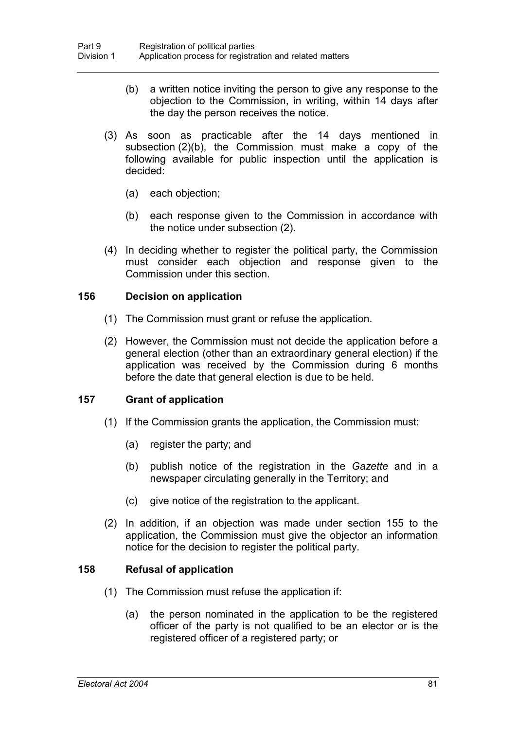(b) a written notice inviting the person to give any response to the objection to the Commission, in writing, within 14 days after the day the person receives the notice.

(3) As soon as practicable after the 14 days mentioned in subsection (2)(b), the Commission must make a copy of the following available for public inspection until the application is decided:

(a) each objection;

(b) each response given to the Commission in accordance with the notice under subsection (2).

(4) In deciding whether to register the political party, the Commission must consider each objection and response given to the Commission under this section.

### 156 Decision on application

(1) The Commission must grant or refuse the application.

(2) However, the Commission must not decide the application before a general election (other than an extraordinary general election) if the application was received by the Commission during 6 months before the date that general election is due to be held.

### 157 Grant of application

(1) If the Commission grants the application, the Commission must:

(a) register the party; and

(b) publish notice of the registration in the *Gazette* and in a newspaper circulating generally in the Territory; and

(c) give notice of the registration to the applicant.

(2) In addition, if an objection was made under section 155 to the application, the Commission must give the objector an information notice for the decision to register the political party.

### 158 Refusal of application

(1) The Commission must refuse the application if:

(a) the person nominated in the application to be the registered officer of the party is not qualified to be an elector or is the registered officer of a registered party; or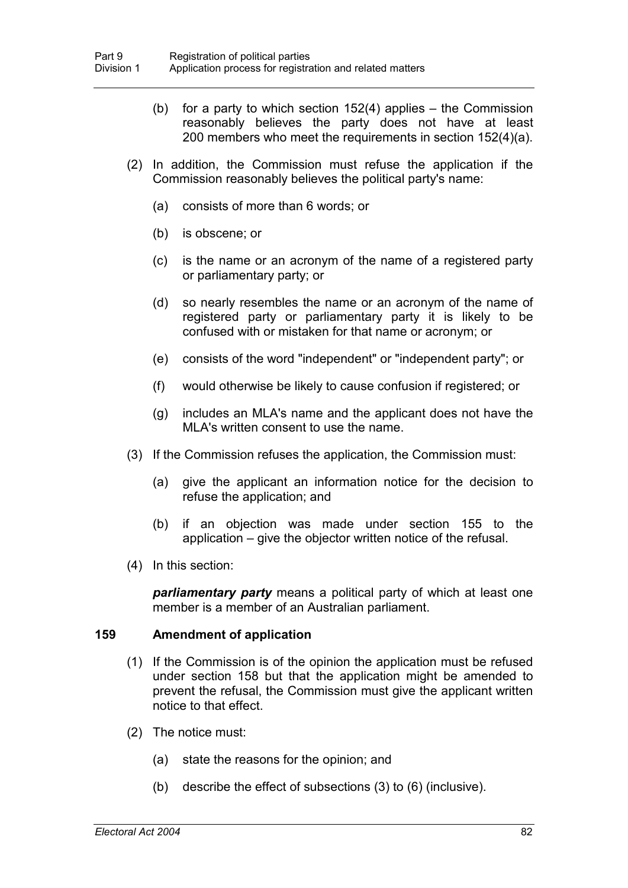(b) for a party to which section 152(4) applies – the Commission reasonably believes the party does not have at least 200 members who meet the requirements in section 152(4)(a).

(2) In addition, the Commission must refuse the application if the Commission reasonably believes the political party's name:

(a) consists of more than 6 words; or

(b) is obscene; or

(c) is the name or an acronym of the name of a registered party or parliamentary party; or

(d) so nearly resembles the name or an acronym of the name of registered party or parliamentary party it is likely to be confused with or mistaken for that name or acronym; or

(e) consists of the word "independent" or "independent party"; or

(f) would otherwise be likely to cause confusion if registered; or

(g) includes an MLA's name and the applicant does not have the MLA's written consent to use the name.

(3) If the Commission refuses the application, the Commission must:

(a) give the applicant an information notice for the decision to refuse the application; and

(b) if an objection was made under section 155 to the application – give the objector written notice of the refusal.

(4) In this section:

***parliamentary party*** means a political party of which at least one member is a member of an Australian parliament.

### 159 Amendment of application

(1) If the Commission is of the opinion the application must be refused under section 158 but that the application might be amended to prevent the refusal, the Commission must give the applicant written notice to that effect.

(2) The notice must:

(a) state the reasons for the opinion; and

(b) describe the effect of subsections (3) to (6) (inclusive).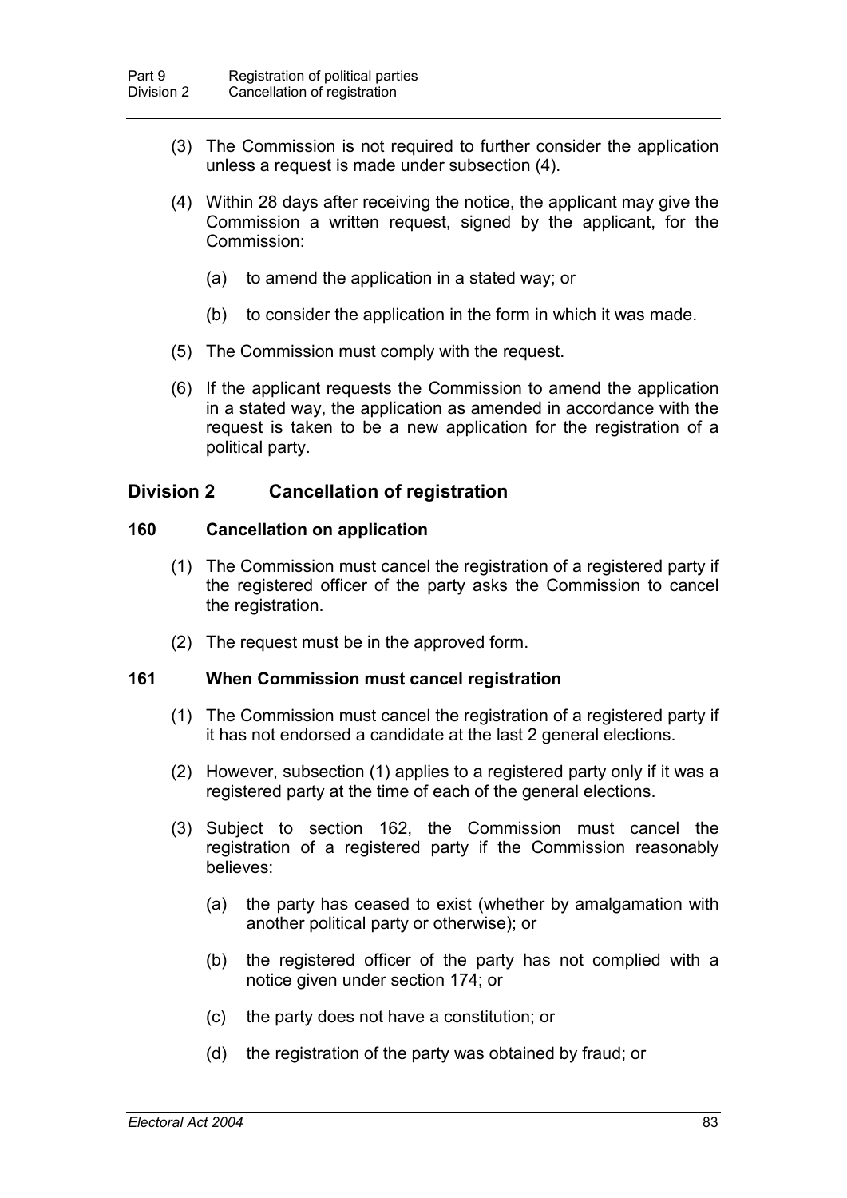(3) The Commission is not required to further consider the application unless a request is made under subsection (4).

(4) Within 28 days after receiving the notice, the applicant may give the Commission a written request, signed by the applicant, for the Commission:

(a) to amend the application in a stated way; or

(b) to consider the application in the form in which it was made.

(5) The Commission must comply with the request.

(6) If the applicant requests the Commission to amend the application in a stated way, the application as amended in accordance with the request is taken to be a new application for the registration of a political party.

## Division 2 Cancellation of registration

### 160 Cancellation on application

(1) The Commission must cancel the registration of a registered party if the registered officer of the party asks the Commission to cancel the registration.

(2) The request must be in the approved form.

### 161 When Commission must cancel registration

(1) The Commission must cancel the registration of a registered party if it has not endorsed a candidate at the last 2 general elections.

(2) However, subsection (1) applies to a registered party only if it was a registered party at the time of each of the general elections.

(3) Subject to section 162, the Commission must cancel the registration of a registered party if the Commission reasonably believes:

(a) the party has ceased to exist (whether by amalgamation with another political party or otherwise); or

(b) the registered officer of the party has not complied with a notice given under section 174; or

(c) the party does not have a constitution; or

(d) the registration of the party was obtained by fraud; or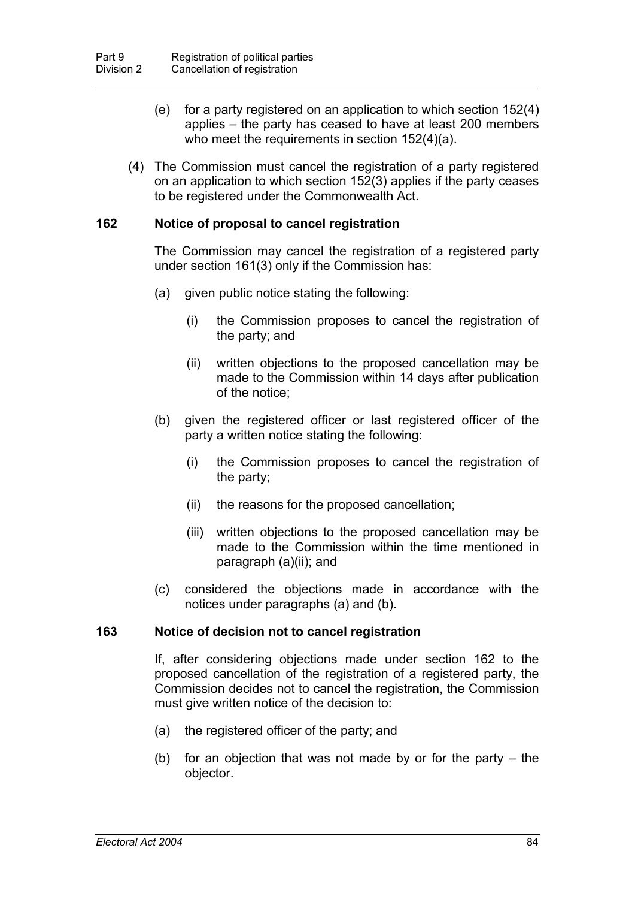(e) for a party registered on an application to which section 152(4) applies – the party has ceased to have at least 200 members who meet the requirements in section 152(4)(a).

(4) The Commission must cancel the registration of a party registered on an application to which section 152(3) applies if the party ceases to be registered under the Commonwealth Act.

### 162 Notice of proposal to cancel registration

The Commission may cancel the registration of a registered party under section 161(3) only if the Commission has:

(a) given public notice stating the following:

(i) the Commission proposes to cancel the registration of the party; and

(ii) written objections to the proposed cancellation may be made to the Commission within 14 days after publication of the notice;

(b) given the registered officer or last registered officer of the party a written notice stating the following:

(i) the Commission proposes to cancel the registration of the party;

(ii) the reasons for the proposed cancellation;

(iii) written objections to the proposed cancellation may be made to the Commission within the time mentioned in paragraph (a)(ii); and

(c) considered the objections made in accordance with the notices under paragraphs (a) and (b).

### 163 Notice of decision not to cancel registration

If, after considering objections made under section 162 to the proposed cancellation of the registration of a registered party, the Commission decides not to cancel the registration, the Commission must give written notice of the decision to:

(a) the registered officer of the party; and

(b) for an objection that was not made by or for the party – the objector.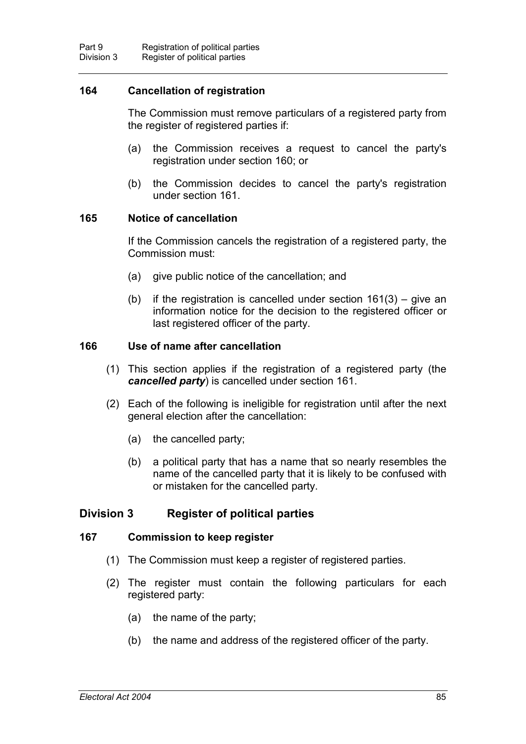### 164 Cancellation of registration

The Commission must remove particulars of a registered party from the register of registered parties if:

(a) the Commission receives a request to cancel the party's registration under section 160; or

(b) the Commission decides to cancel the party's registration under section 161.

### 165 Notice of cancellation

If the Commission cancels the registration of a registered party, the Commission must:

(a) give public notice of the cancellation; and

(b) if the registration is cancelled under section 161(3) – give an information notice for the decision to the registered officer or last registered officer of the party.

### 166 Use of name after cancellation

(1) This section applies if the registration of a registered party (the ***cancelled party***) is cancelled under section 161.

(2) Each of the following is ineligible for registration until after the next general election after the cancellation:

(a) the cancelled party;

(b) a political party that has a name that so nearly resembles the name of the cancelled party that it is likely to be confused with or mistaken for the cancelled party.

## Division 3 Register of political parties

### 167 Commission to keep register

(1) The Commission must keep a register of registered parties.

(2) The register must contain the following particulars for each registered party:

(a) the name of the party;

(b) the name and address of the registered officer of the party.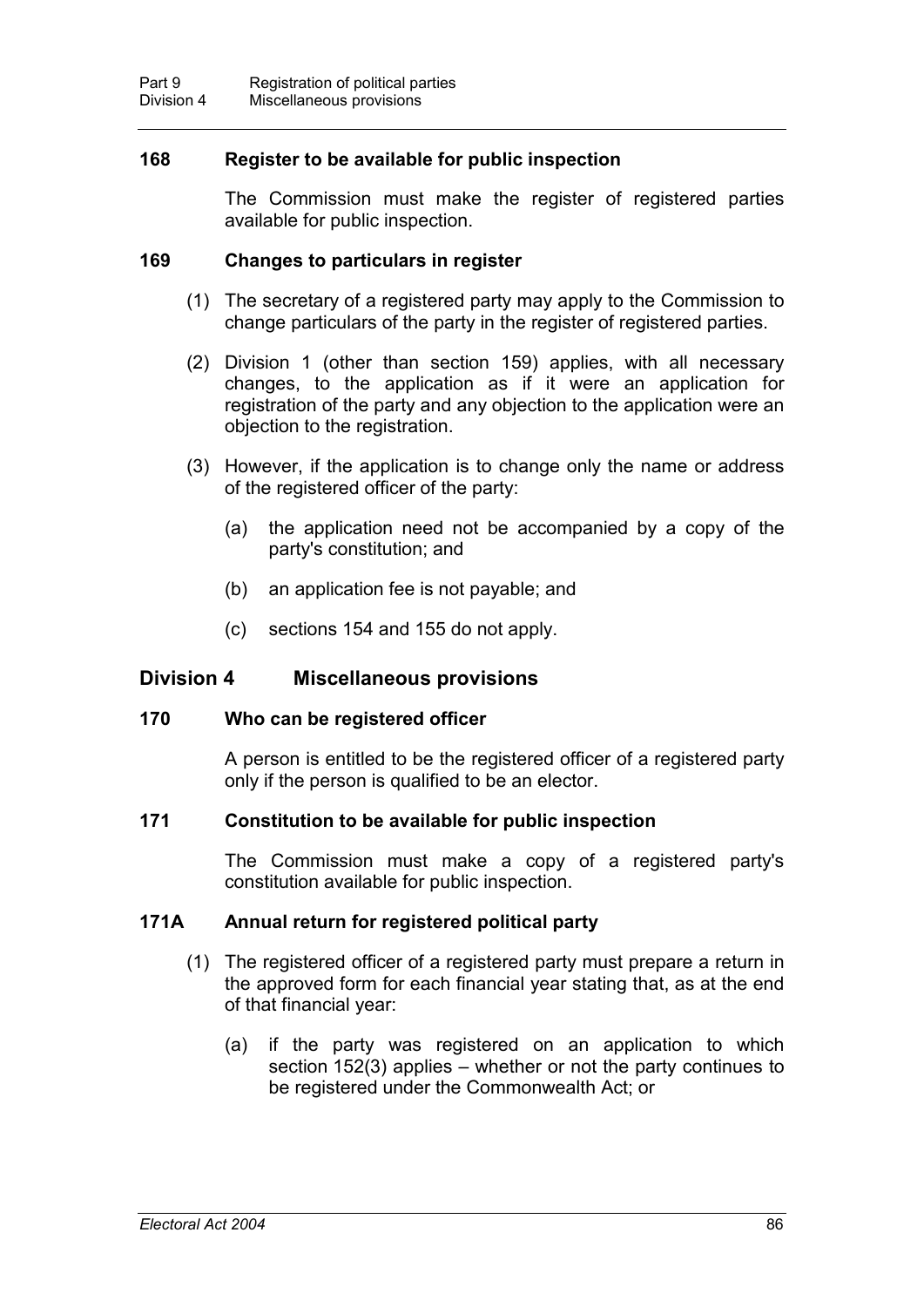**168 Register to be available for public inspection**

The Commission must make the register of registered parties available for public inspection.

**169 Changes to particulars in register**

(1) The secretary of a registered party may apply to the Commission to change particulars of the party in the register of registered parties.

(2) Division 1 (other than section 159) applies, with all necessary changes, to the application as if it were an application for registration of the party and any objection to the application were an objection to the registration.

(3) However, if the application is to change only the name or address of the registered officer of the party:

(a) the application need not be accompanied by a copy of the party's constitution; and

(b) an application fee is not payable; and

(c) sections 154 and 155 do not apply.

## Division 4 Miscellaneous provisions

**170 Who can be registered officer**

A person is entitled to be the registered officer of a registered party only if the person is qualified to be an elector.

**171 Constitution to be available for public inspection**

The Commission must make a copy of a registered party's constitution available for public inspection.

**171A Annual return for registered political party**

(1) The registered officer of a registered party must prepare a return in the approved form for each financial year stating that, as at the end of that financial year:

(a) if the party was registered on an application to which section 152(3) applies – whether or not the party continues to be registered under the Commonwealth Act; or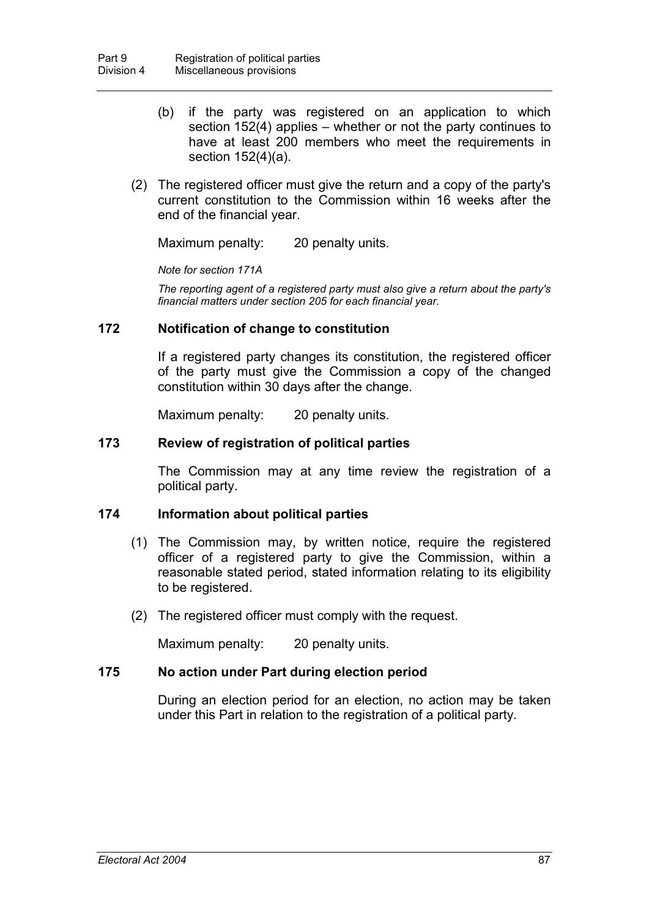(b) if the party was registered on an application to which section 152(4) applies – whether or not the party continues to have at least 200 members who meet the requirements in section 152(4)(a).

(2) The registered officer must give the return and a copy of the party's current constitution to the Commission within 16 weeks after the end of the financial year.

Maximum penalty: 20 penalty units.

*Note for section 171A*

*The reporting agent of a registered party must also give a return about the party's financial matters under section 205 for each financial year.*

### 172 Notification of change to constitution

If a registered party changes its constitution, the registered officer of the party must give the Commission a copy of the changed constitution within 30 days after the change.

Maximum penalty: 20 penalty units.

### 173 Review of registration of political parties

The Commission may at any time review the registration of a political party.

### 174 Information about political parties

(1) The Commission may, by written notice, require the registered officer of a registered party to give the Commission, within a reasonable stated period, stated information relating to its eligibility to be registered.

(2) The registered officer must comply with the request.

Maximum penalty: 20 penalty units.

### 175 No action under Part during election period

During an election period for an election, no action may be taken under this Part in relation to the registration of a political party.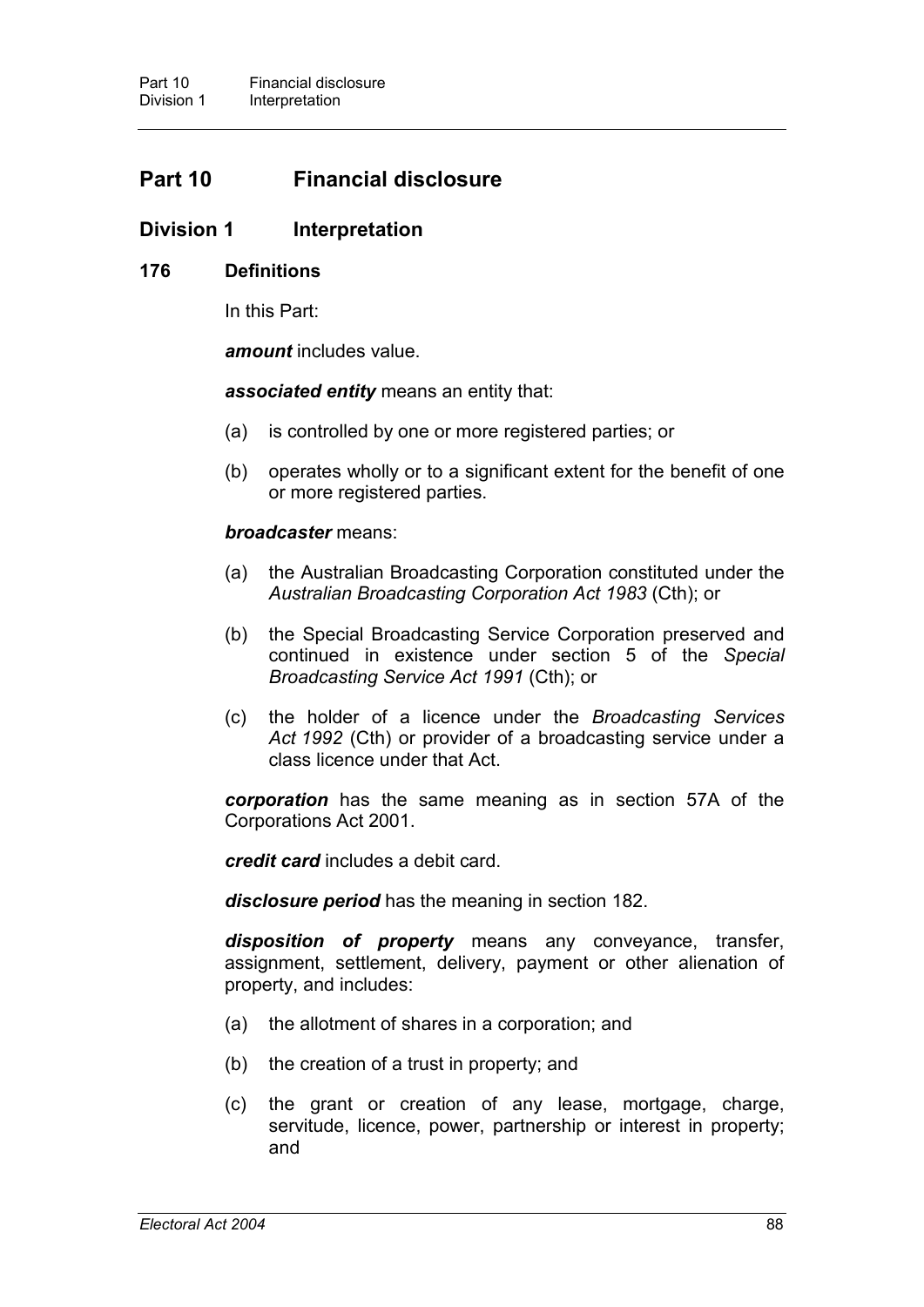# Part 10 Financial disclosure

## Division 1 Interpretation

### 176 Definitions

In this Part:

***amount*** includes value.

***associated entity*** means an entity that:

(a) is controlled by one or more registered parties; or

(b) operates wholly or to a significant extent for the benefit of one or more registered parties.

***broadcaster*** means:

(a) the Australian Broadcasting Corporation constituted under the *Australian Broadcasting Corporation Act 1983* (Cth); or

(b) the Special Broadcasting Service Corporation preserved and continued in existence under section 5 of the *Special Broadcasting Service Act 1991* (Cth); or

(c) the holder of a licence under the *Broadcasting Services Act 1992* (Cth) or provider of a broadcasting service under a class licence under that Act.

***corporation*** has the same meaning as in section 57A of the Corporations Act 2001.

***credit card*** includes a debit card.

***disclosure period*** has the meaning in section 182.

***disposition of property*** means any conveyance, transfer, assignment, settlement, delivery, payment or other alienation of property, and includes:

(a) the allotment of shares in a corporation; and

(b) the creation of a trust in property; and

(c) the grant or creation of any lease, mortgage, charge, servitude, licence, power, partnership or interest in property; and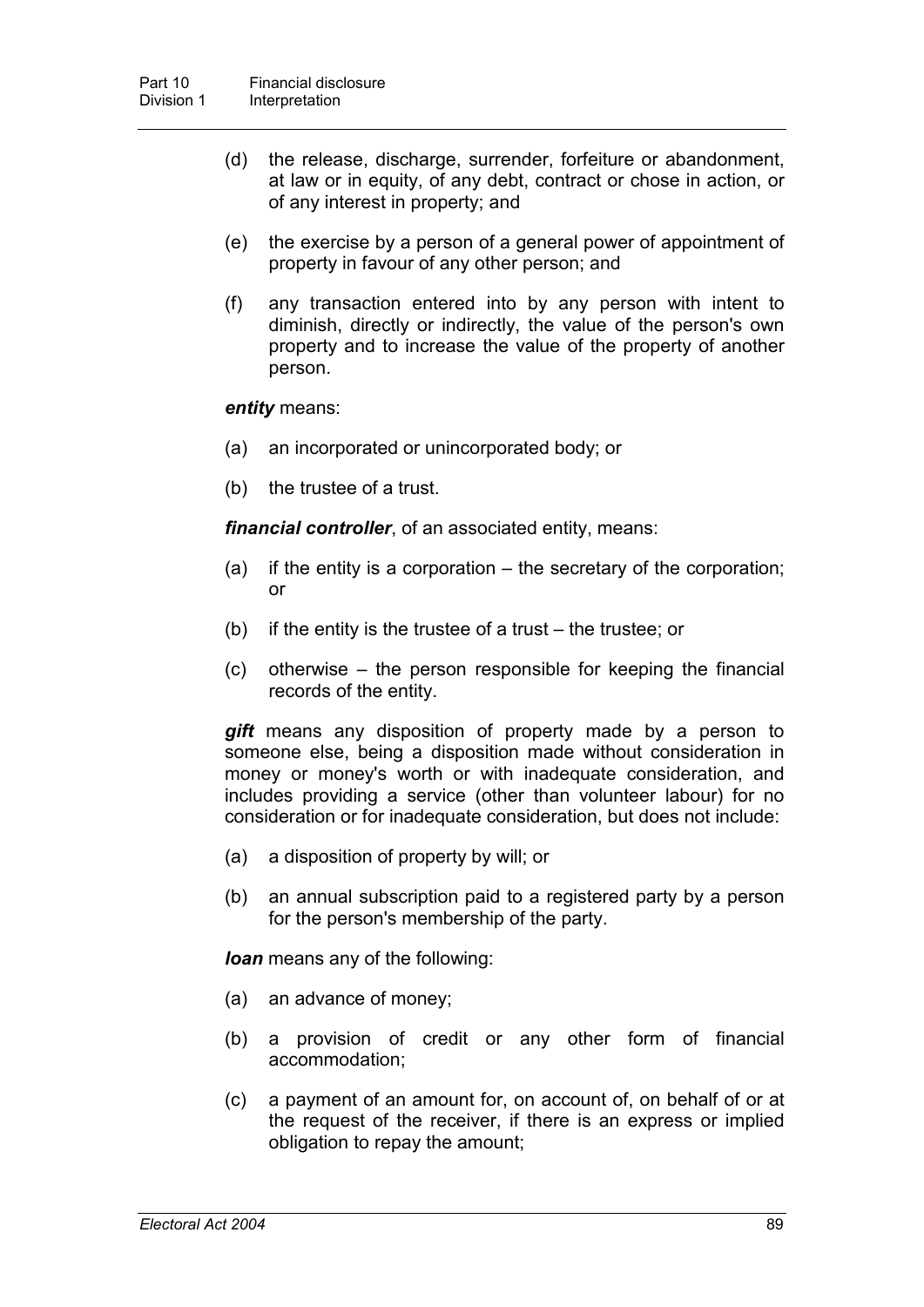(d) the release, discharge, surrender, forfeiture or abandonment, at law or in equity, of any debt, contract or chose in action, or of any interest in property; and

(e) the exercise by a person of a general power of appointment of property in favour of any other person; and

(f) any transaction entered into by any person with intent to diminish, directly or indirectly, the value of the person's own property and to increase the value of the property of another person.

***entity*** means:

(a) an incorporated or unincorporated body; or

(b) the trustee of a trust.

***financial controller***, of an associated entity, means:

(a) if the entity is a corporation – the secretary of the corporation; or

(b) if the entity is the trustee of a trust – the trustee; or

(c) otherwise – the person responsible for keeping the financial records of the entity.

***gift*** means any disposition of property made by a person to someone else, being a disposition made without consideration in money or money's worth or with inadequate consideration, and includes providing a service (other than volunteer labour) for no consideration or for inadequate consideration, but does not include:

(a) a disposition of property by will; or

(b) an annual subscription paid to a registered party by a person for the person's membership of the party.

***loan*** means any of the following:

(a) an advance of money;

(b) a provision of credit or any other form of financial accommodation;

(c) a payment of an amount for, on account of, on behalf of or at the request of the receiver, if there is an express or implied obligation to repay the amount;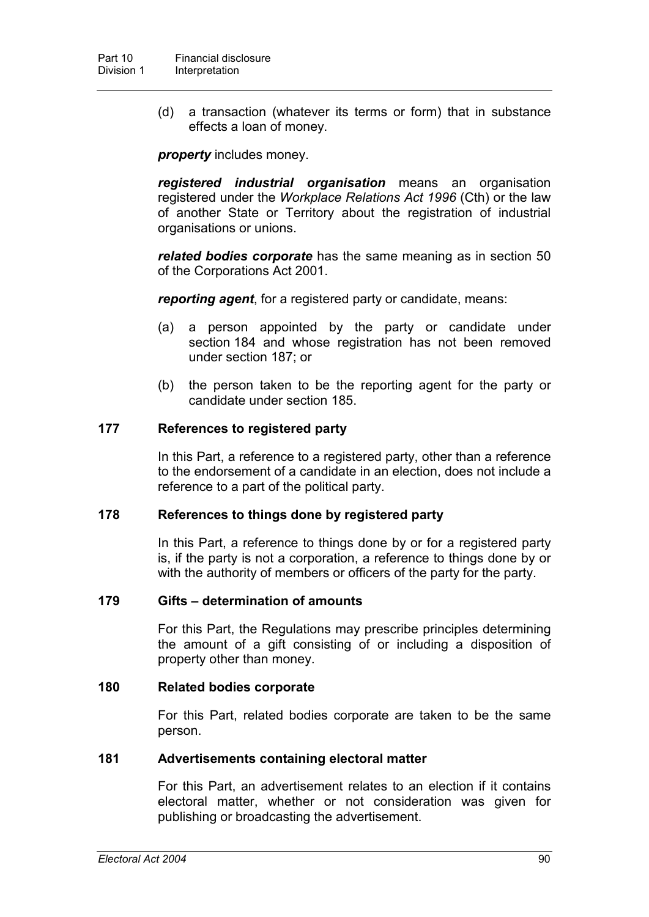(d) a transaction (whatever its terms or form) that in substance effects a loan of money.

***property*** includes money.

***registered industrial organisation*** means an organisation registered under the *Workplace Relations Act 1996* (Cth) or the law of another State or Territory about the registration of industrial organisations or unions.

***related bodies corporate*** has the same meaning as in section 50 of the Corporations Act 2001.

***reporting agent***, for a registered party or candidate, means:

(a) a person appointed by the party or candidate under section 184 and whose registration has not been removed under section 187; or

(b) the person taken to be the reporting agent for the party or candidate under section 185.

### 177 References to registered party

In this Part, a reference to a registered party, other than a reference to the endorsement of a candidate in an election, does not include a reference to a part of the political party.

### 178 References to things done by registered party

In this Part, a reference to things done by or for a registered party is, if the party is not a corporation, a reference to things done by or with the authority of members or officers of the party for the party.

### 179 Gifts – determination of amounts

For this Part, the Regulations may prescribe principles determining the amount of a gift consisting of or including a disposition of property other than money.

### 180 Related bodies corporate

For this Part, related bodies corporate are taken to be the same person.

### 181 Advertisements containing electoral matter

For this Part, an advertisement relates to an election if it contains electoral matter, whether or not consideration was given for publishing or broadcasting the advertisement.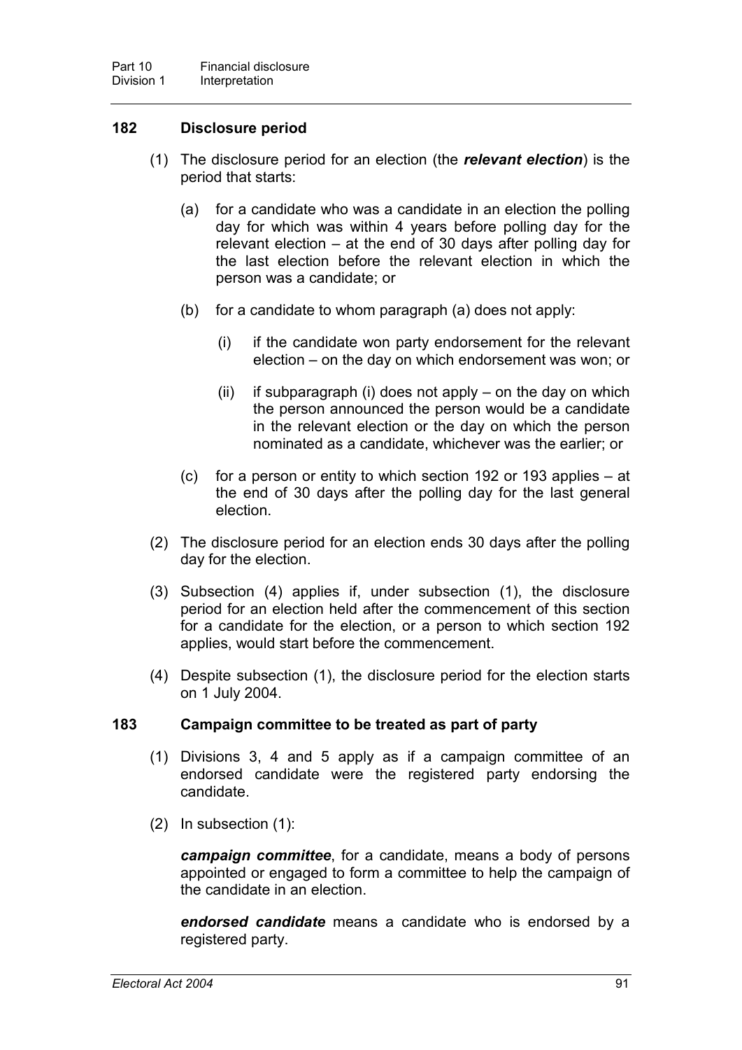### 182 Disclosure period

(1) The disclosure period for an election (the ***relevant election***) is the period that starts:

(a) for a candidate who was a candidate in an election the polling day for which was within 4 years before polling day for the relevant election – at the end of 30 days after polling day for the last election before the relevant election in which the person was a candidate; or

(b) for a candidate to whom paragraph (a) does not apply:

(i) if the candidate won party endorsement for the relevant election – on the day on which endorsement was won; or

(ii) if subparagraph (i) does not apply – on the day on which the person announced the person would be a candidate in the relevant election or the day on which the person nominated as a candidate, whichever was the earlier; or

(c) for a person or entity to which section 192 or 193 applies – at the end of 30 days after the polling day for the last general election.

(2) The disclosure period for an election ends 30 days after the polling day for the election.

(3) Subsection (4) applies if, under subsection (1), the disclosure period for an election held after the commencement of this section for a candidate for the election, or a person to which section 192 applies, would start before the commencement.

(4) Despite subsection (1), the disclosure period for the election starts on 1 July 2004.

### 183 Campaign committee to be treated as part of party

(1) Divisions 3, 4 and 5 apply as if a campaign committee of an endorsed candidate were the registered party endorsing the candidate.

(2) In subsection (1):

***campaign committee***, for a candidate, means a body of persons appointed or engaged to form a committee to help the campaign of the candidate in an election.

***endorsed candidate*** means a candidate who is endorsed by a registered party.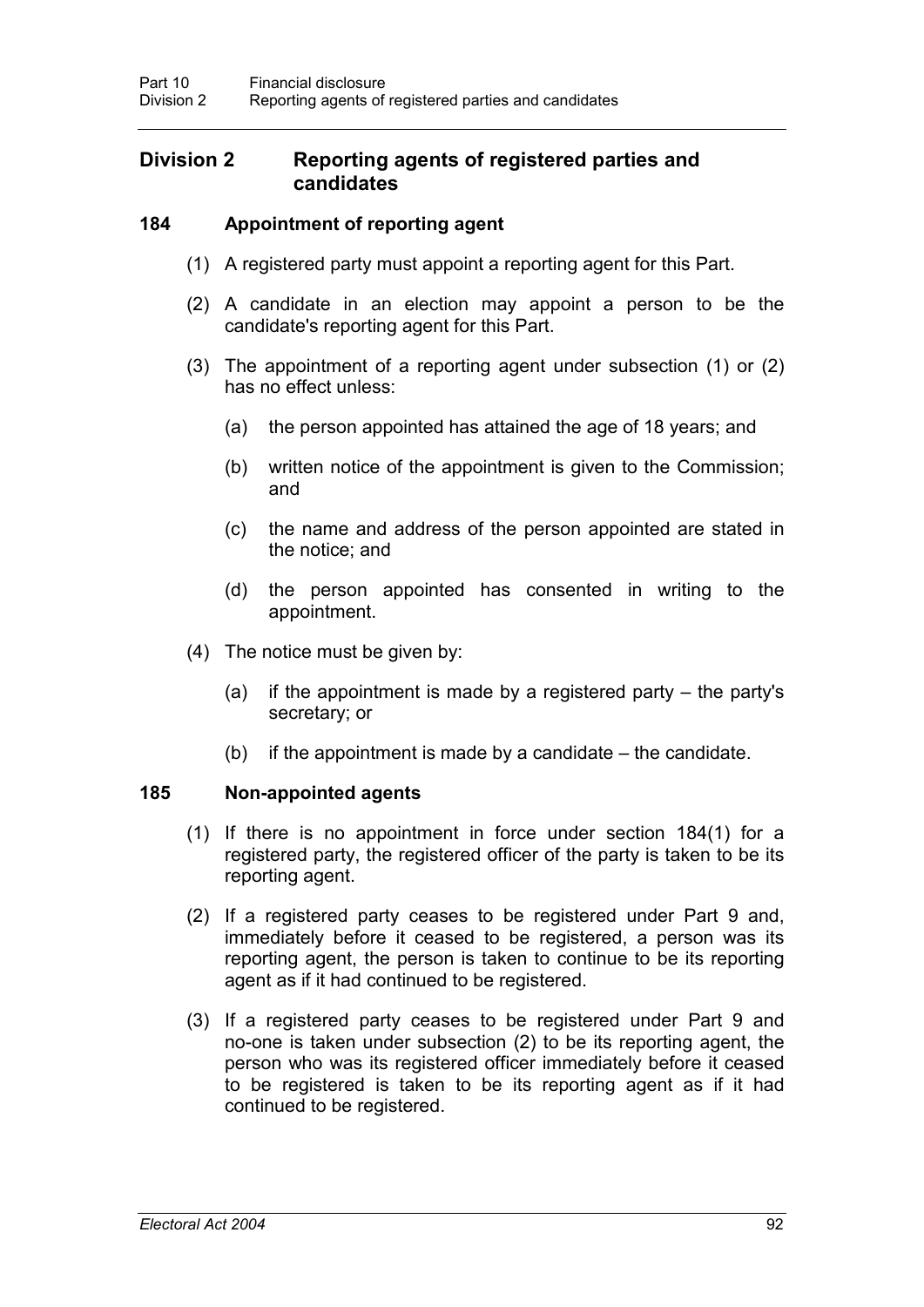## Division 2 Reporting agents of registered parties and candidates

### 184 Appointment of reporting agent

(1) A registered party must appoint a reporting agent for this Part.

(2) A candidate in an election may appoint a person to be the candidate's reporting agent for this Part.

(3) The appointment of a reporting agent under subsection (1) or (2) has no effect unless:

(a) the person appointed has attained the age of 18 years; and

(b) written notice of the appointment is given to the Commission; and

(c) the name and address of the person appointed are stated in the notice; and

(d) the person appointed has consented in writing to the appointment.

(4) The notice must be given by:

(a) if the appointment is made by a registered party – the party's secretary; or

(b) if the appointment is made by a candidate – the candidate.

### 185 Non-appointed agents

(1) If there is no appointment in force under section 184(1) for a registered party, the registered officer of the party is taken to be its reporting agent.

(2) If a registered party ceases to be registered under Part 9 and, immediately before it ceased to be registered, a person was its reporting agent, the person is taken to continue to be its reporting agent as if it had continued to be registered.

(3) If a registered party ceases to be registered under Part 9 and no-one is taken under subsection (2) to be its reporting agent, the person who was its registered officer immediately before it ceased to be registered is taken to be its reporting agent as if it had continued to be registered.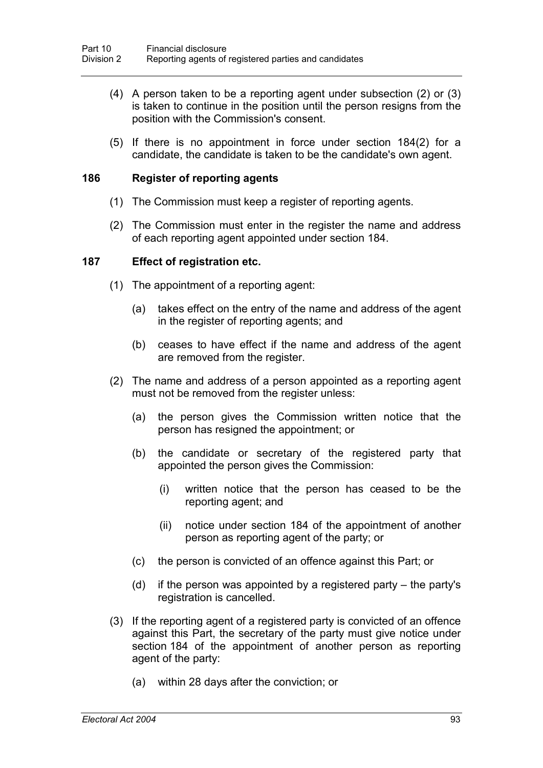(4) A person taken to be a reporting agent under subsection (2) or (3) is taken to continue in the position until the person resigns from the position with the Commission's consent.

(5) If there is no appointment in force under section 184(2) for a candidate, the candidate is taken to be the candidate's own agent.

### 186 Register of reporting agents

(1) The Commission must keep a register of reporting agents.

(2) The Commission must enter in the register the name and address of each reporting agent appointed under section 184.

### 187 Effect of registration etc.

(1) The appointment of a reporting agent:

(a) takes effect on the entry of the name and address of the agent in the register of reporting agents; and

(b) ceases to have effect if the name and address of the agent are removed from the register.

(2) The name and address of a person appointed as a reporting agent must not be removed from the register unless:

(a) the person gives the Commission written notice that the person has resigned the appointment; or

(b) the candidate or secretary of the registered party that appointed the person gives the Commission:

(i) written notice that the person has ceased to be the reporting agent; and

(ii) notice under section 184 of the appointment of another person as reporting agent of the party; or

(c) the person is convicted of an offence against this Part; or

(d) if the person was appointed by a registered party – the party's registration is cancelled.

(3) If the reporting agent of a registered party is convicted of an offence against this Part, the secretary of the party must give notice under section 184 of the appointment of another person as reporting agent of the party:

(a) within 28 days after the conviction; or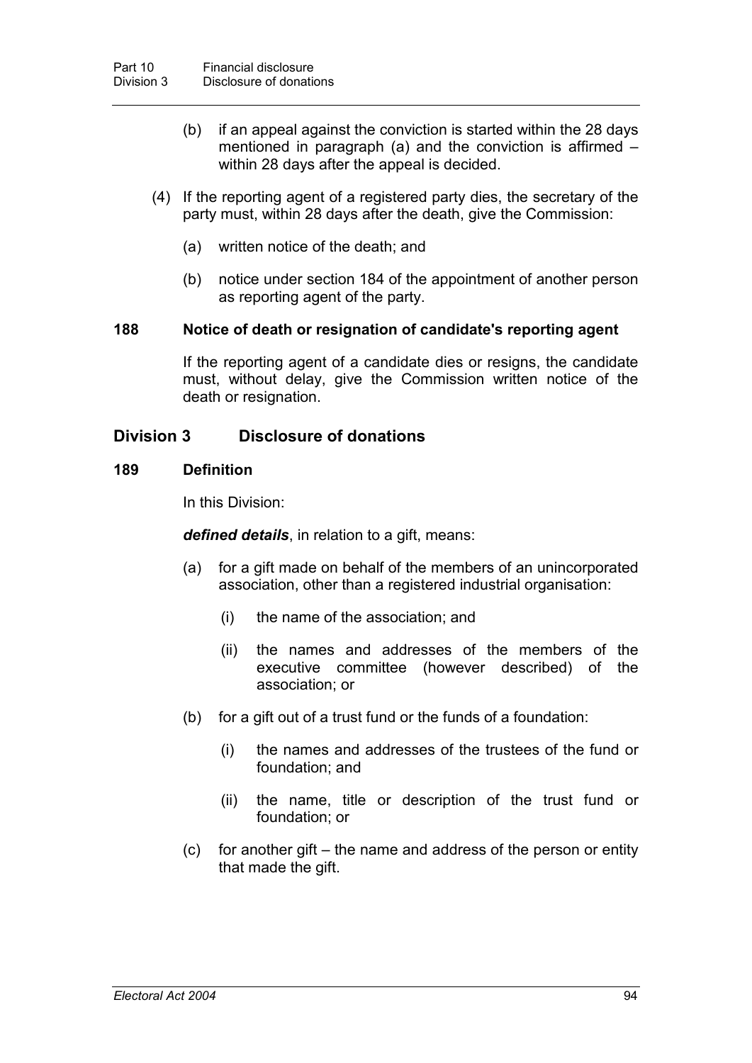(b) if an appeal against the conviction is started within the 28 days mentioned in paragraph (a) and the conviction is affirmed – within 28 days after the appeal is decided.

(4) If the reporting agent of a registered party dies, the secretary of the party must, within 28 days after the death, give the Commission:

(a) written notice of the death; and

(b) notice under section 184 of the appointment of another person as reporting agent of the party.

### 188 Notice of death or resignation of candidate's reporting agent

If the reporting agent of a candidate dies or resigns, the candidate must, without delay, give the Commission written notice of the death or resignation.

## Division 3 Disclosure of donations

### 189 Definition

In this Division:

***defined details***, in relation to a gift, means:

(a) for a gift made on behalf of the members of an unincorporated association, other than a registered industrial organisation:

(i) the name of the association; and

(ii) the names and addresses of the members of the executive committee (however described) of the association; or

(b) for a gift out of a trust fund or the funds of a foundation:

(i) the names and addresses of the trustees of the fund or foundation; and

(ii) the name, title or description of the trust fund or foundation; or

(c) for another gift – the name and address of the person or entity that made the gift.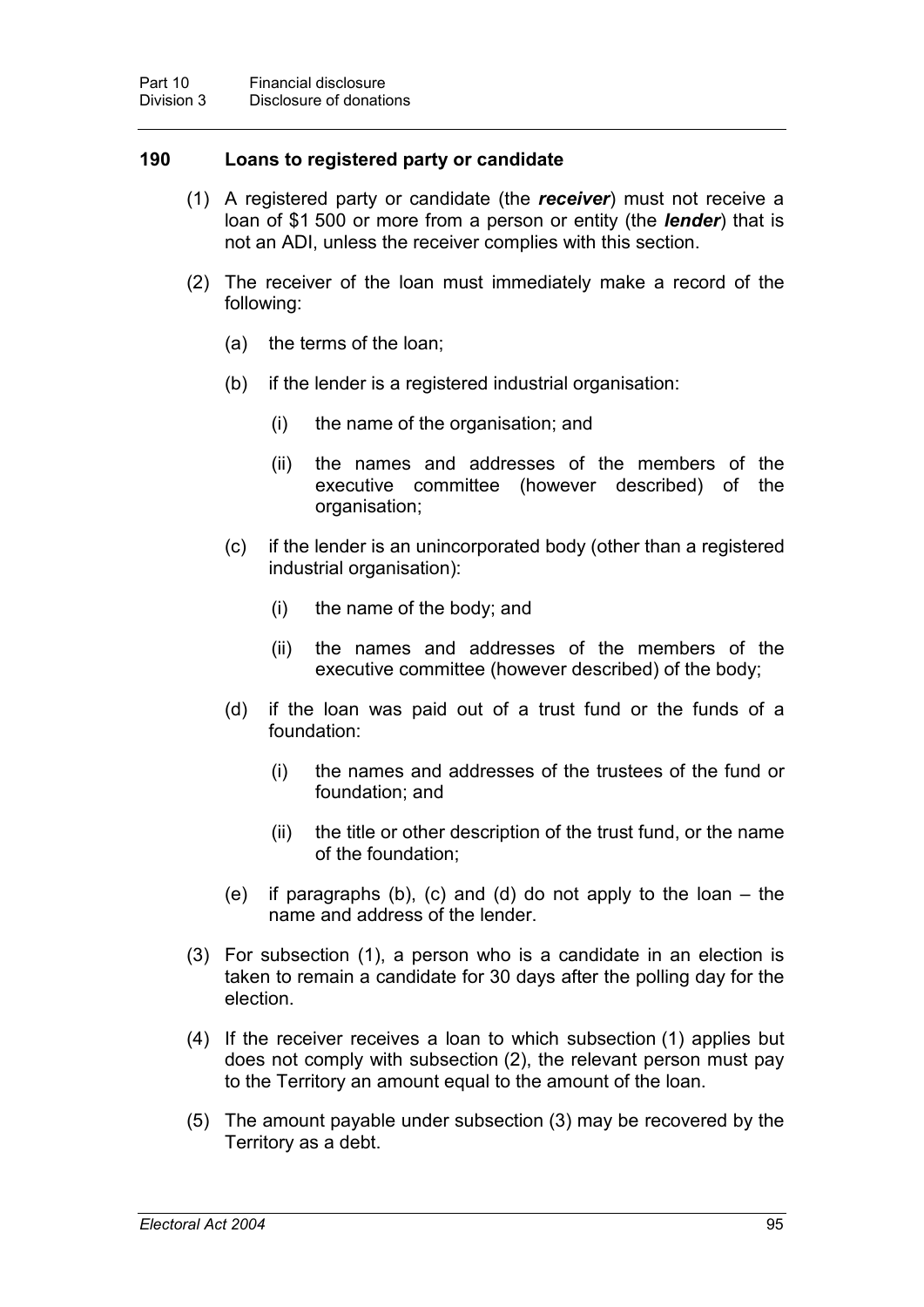### 190 Loans to registered party or candidate

(1) A registered party or candidate (the ***receiver***) must not receive a loan of $1 500 or more from a person or entity (the ***lender***) that is not an ADI, unless the receiver complies with this section.

(2) The receiver of the loan must immediately make a record of the following:

(a) the terms of the loan;

(b) if the lender is a registered industrial organisation:

(i) the name of the organisation; and

(ii) the names and addresses of the members of the executive committee (however described) of the organisation;

(c) if the lender is an unincorporated body (other than a registered industrial organisation):

(i) the name of the body; and

(ii) the names and addresses of the members of the executive committee (however described) of the body;

(d) if the loan was paid out of a trust fund or the funds of a foundation:

(i) the names and addresses of the trustees of the fund or foundation; and

(ii) the title or other description of the trust fund, or the name of the foundation;

(e) if paragraphs (b), (c) and (d) do not apply to the loan – the name and address of the lender.

(3) For subsection (1), a person who is a candidate in an election is taken to remain a candidate for 30 days after the polling day for the election.

(4) If the receiver receives a loan to which subsection (1) applies but does not comply with subsection (2), the relevant person must pay to the Territory an amount equal to the amount of the loan.

(5) The amount payable under subsection (3) may be recovered by the Territory as a debt.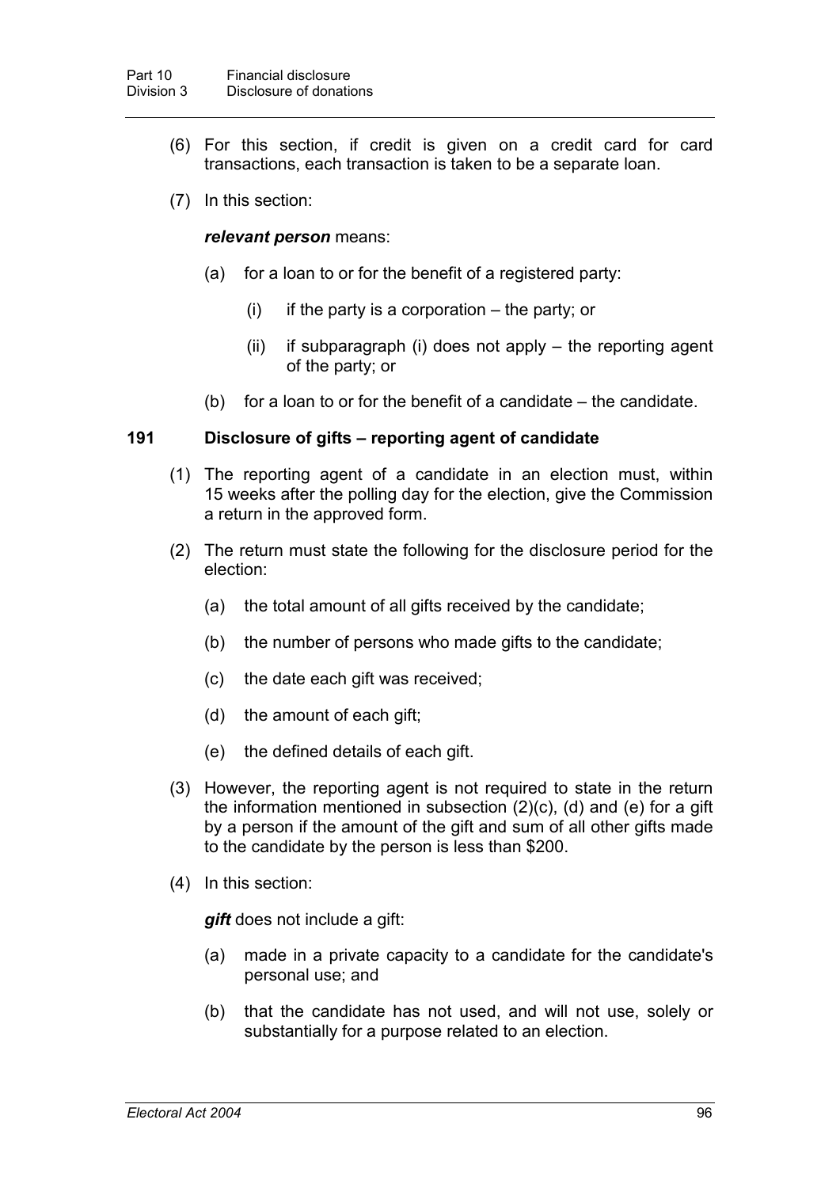(6) For this section, if credit is given on a credit card for card transactions, each transaction is taken to be a separate loan.

(7) In this section:

***relevant person*** means:

(a) for a loan to or for the benefit of a registered party:

(i) if the party is a corporation – the party; or

(ii) if subparagraph (i) does not apply – the reporting agent of the party; or

(b) for a loan to or for the benefit of a candidate – the candidate.

### 191 Disclosure of gifts – reporting agent of candidate

(1) The reporting agent of a candidate in an election must, within 15 weeks after the polling day for the election, give the Commission a return in the approved form.

(2) The return must state the following for the disclosure period for the election:

(a) the total amount of all gifts received by the candidate;

(b) the number of persons who made gifts to the candidate;

(c) the date each gift was received;

(d) the amount of each gift;

(e) the defined details of each gift.

(3) However, the reporting agent is not required to state in the return the information mentioned in subsection (2)(c), (d) and (e) for a gift by a person if the amount of the gift and sum of all other gifts made to the candidate by the person is less than $200.

(4) In this section:

***gift*** does not include a gift:

(a) made in a private capacity to a candidate for the candidate's personal use; and

(b) that the candidate has not used, and will not use, solely or substantially for a purpose related to an election.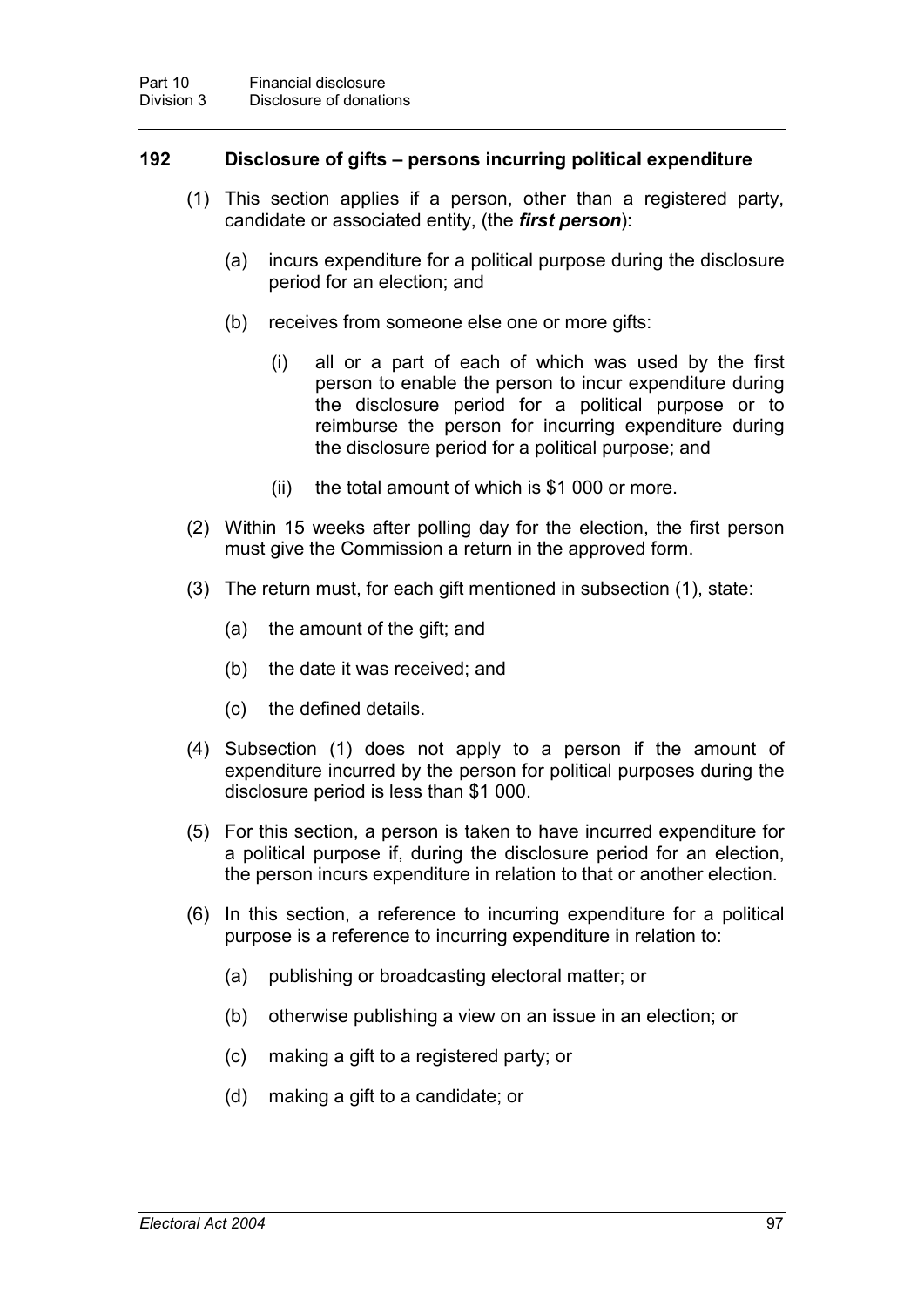### 192 Disclosure of gifts – persons incurring political expenditure

(1) This section applies if a person, other than a registered party, candidate or associated entity, (the ***first person***):

(a) incurs expenditure for a political purpose during the disclosure period for an election; and

(b) receives from someone else one or more gifts:

(i) all or a part of each of which was used by the first person to enable the person to incur expenditure during the disclosure period for a political purpose or to reimburse the person for incurring expenditure during the disclosure period for a political purpose; and

(ii) the total amount of which is $1 000 or more.

(2) Within 15 weeks after polling day for the election, the first person must give the Commission a return in the approved form.

(3) The return must, for each gift mentioned in subsection (1), state:

(a) the amount of the gift; and

(b) the date it was received; and

(c) the defined details.

(4) Subsection (1) does not apply to a person if the amount of expenditure incurred by the person for political purposes during the disclosure period is less than $1 000.

(5) For this section, a person is taken to have incurred expenditure for a political purpose if, during the disclosure period for an election, the person incurs expenditure in relation to that or another election.

(6) In this section, a reference to incurring expenditure for a political purpose is a reference to incurring expenditure in relation to:

(a) publishing or broadcasting electoral matter; or

(b) otherwise publishing a view on an issue in an election; or

(c) making a gift to a registered party; or

(d) making a gift to a candidate; or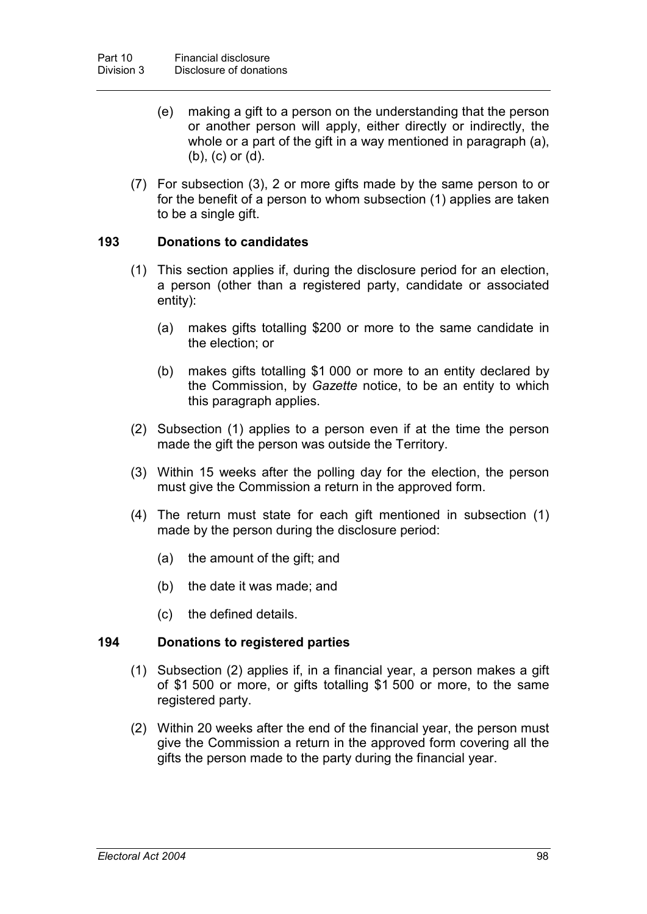(e) making a gift to a person on the understanding that the person or another person will apply, either directly or indirectly, the whole or a part of the gift in a way mentioned in paragraph (a), (b), (c) or (d).

(7) For subsection (3), 2 or more gifts made by the same person to or for the benefit of a person to whom subsection (1) applies are taken to be a single gift.

### 193 Donations to candidates

(1) This section applies if, during the disclosure period for an election, a person (other than a registered party, candidate or associated entity):

(a) makes gifts totalling $200 or more to the same candidate in the election; or

(b) makes gifts totalling $1 000 or more to an entity declared by the Commission, by *Gazette* notice, to be an entity to which this paragraph applies.

(2) Subsection (1) applies to a person even if at the time the person made the gift the person was outside the Territory.

(3) Within 15 weeks after the polling day for the election, the person must give the Commission a return in the approved form.

(4) The return must state for each gift mentioned in subsection (1) made by the person during the disclosure period:

(a) the amount of the gift; and

(b) the date it was made; and

(c) the defined details.

### 194 Donations to registered parties

(1) Subsection (2) applies if, in a financial year, a person makes a gift of $1 500 or more, or gifts totalling $1 500 or more, to the same registered party.

(2) Within 20 weeks after the end of the financial year, the person must give the Commission a return in the approved form covering all the gifts the person made to the party during the financial year.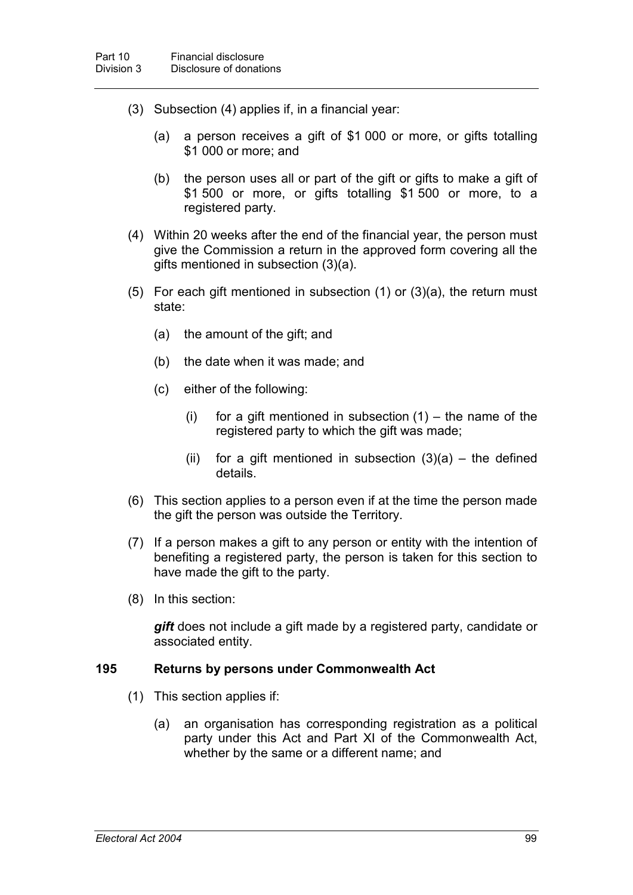(3) Subsection (4) applies if, in a financial year:

(a) a person receives a gift of $1 000 or more, or gifts totalling $1 000 or more; and

(b) the person uses all or part of the gift or gifts to make a gift of $1 500 or more, or gifts totalling $1 500 or more, to a registered party.

(4) Within 20 weeks after the end of the financial year, the person must give the Commission a return in the approved form covering all the gifts mentioned in subsection (3)(a).

(5) For each gift mentioned in subsection (1) or (3)(a), the return must state:

(a) the amount of the gift; and

(b) the date when it was made; and

(c) either of the following:

(i) for a gift mentioned in subsection (1) – the name of the registered party to which the gift was made;

(ii) for a gift mentioned in subsection (3)(a) – the defined details.

(6) This section applies to a person even if at the time the person made the gift the person was outside the Territory.

(7) If a person makes a gift to any person or entity with the intention of benefiting a registered party, the person is taken for this section to have made the gift to the party.

(8) In this section:

***gift*** does not include a gift made by a registered party, candidate or associated entity.

### 195 Returns by persons under Commonwealth Act

(1) This section applies if:

(a) an organisation has corresponding registration as a political party under this Act and Part XI of the Commonwealth Act, whether by the same or a different name; and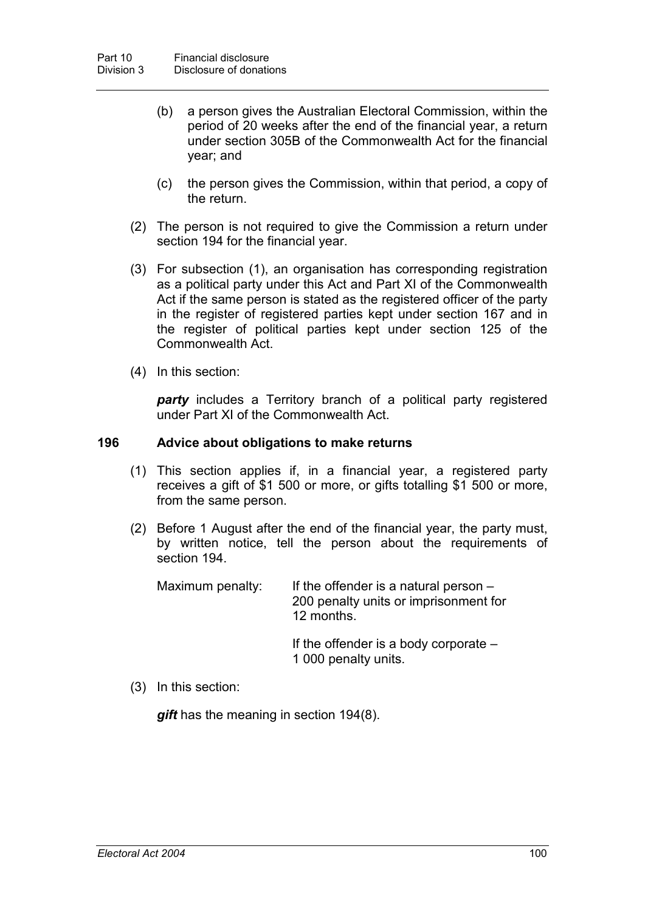(b) a person gives the Australian Electoral Commission, within the period of 20 weeks after the end of the financial year, a return under section 305B of the Commonwealth Act for the financial year; and

(c) the person gives the Commission, within that period, a copy of the return.

(2) The person is not required to give the Commission a return under section 194 for the financial year.

(3) For subsection (1), an organisation has corresponding registration as a political party under this Act and Part XI of the Commonwealth Act if the same person is stated as the registered officer of the party in the register of registered parties kept under section 167 and in the register of political parties kept under section 125 of the Commonwealth Act.

(4) In this section:

***party*** includes a Territory branch of a political party registered under Part XI of the Commonwealth Act.

### 196 Advice about obligations to make returns

(1) This section applies if, in a financial year, a registered party receives a gift of \$1 500 or more, or gifts totalling \$1 500 or more, from the same person.

(2) Before 1 August after the end of the financial year, the party must, by written notice, tell the person about the requirements of section 194.

Maximum penalty: If the offender is a natural person – 200 penalty units or imprisonment for 12 months.

If the offender is a body corporate – 1 000 penalty units.

(3) In this section:

***gift*** has the meaning in section 194(8).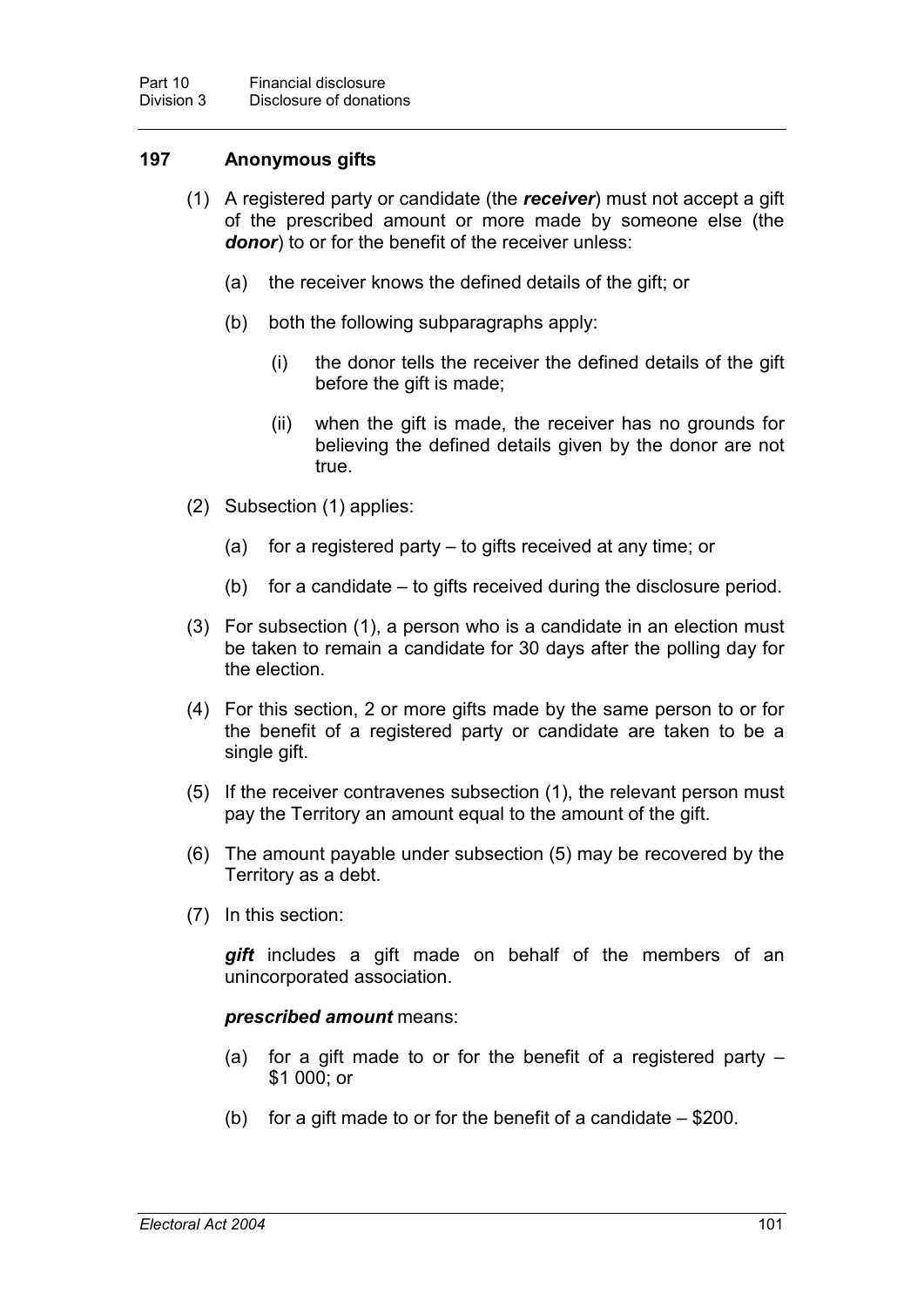### 197 Anonymous gifts

(1) A registered party or candidate (the ***receiver***) must not accept a gift of the prescribed amount or more made by someone else (the ***donor***) to or for the benefit of the receiver unless:

(a) the receiver knows the defined details of the gift; or

(b) both the following subparagraphs apply:

(i) the donor tells the receiver the defined details of the gift before the gift is made;

(ii) when the gift is made, the receiver has no grounds for believing the defined details given by the donor are not true.

(2) Subsection (1) applies:

(a) for a registered party – to gifts received at any time; or

(b) for a candidate – to gifts received during the disclosure period.

(3) For subsection (1), a person who is a candidate in an election must be taken to remain a candidate for 30 days after the polling day for the election.

(4) For this section, 2 or more gifts made by the same person to or for the benefit of a registered party or candidate are taken to be a single gift.

(5) If the receiver contravenes subsection (1), the relevant person must pay the Territory an amount equal to the amount of the gift.

(6) The amount payable under subsection (5) may be recovered by the Territory as a debt.

(7) In this section:

***gift*** includes a gift made on behalf of the members of an unincorporated association.

***prescribed amount*** means:

(a) for a gift made to or for the benefit of a registered party – $1 000; or

(b) for a gift made to or for the benefit of a candidate – $200.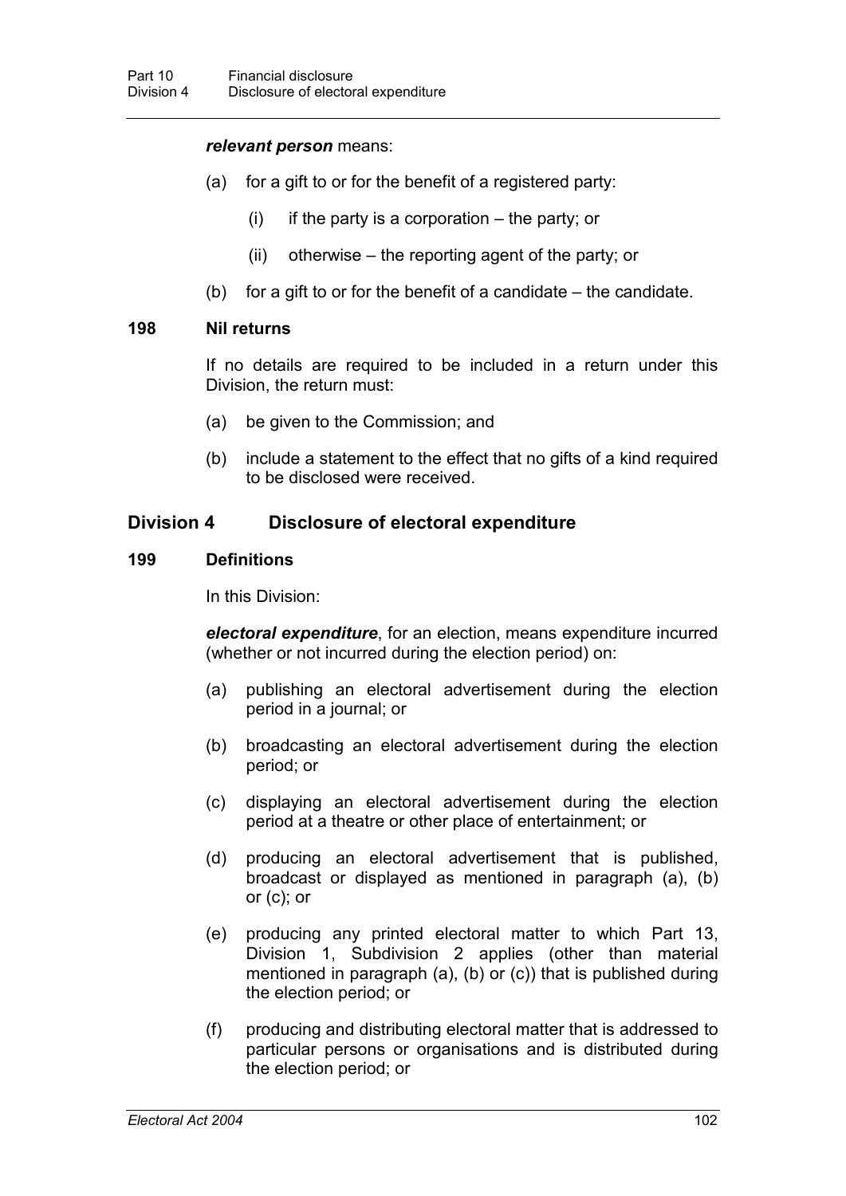***relevant person*** means:

(a) for a gift to or for the benefit of a registered party:

(i) if the party is a corporation – the party; or

(ii) otherwise – the reporting agent of the party; or

(b) for a gift to or for the benefit of a candidate – the candidate.

### 198 Nil returns

If no details are required to be included in a return under this Division, the return must:

(a) be given to the Commission; and

(b) include a statement to the effect that no gifts of a kind required to be disclosed were received.

## Division 4 Disclosure of electoral expenditure

### 199 Definitions

In this Division:

***electoral expenditure***, for an election, means expenditure incurred (whether or not incurred during the election period) on:

(a) publishing an electoral advertisement during the election period in a journal; or

(b) broadcasting an electoral advertisement during the election period; or

(c) displaying an electoral advertisement during the election period at a theatre or other place of entertainment; or

(d) producing an electoral advertisement that is published, broadcast or displayed as mentioned in paragraph (a), (b) or (c); or

(e) producing any printed electoral matter to which Part 13, Division 1, Subdivision 2 applies (other than material mentioned in paragraph (a), (b) or (c)) that is published during the election period; or

(f) producing and distributing electoral matter that is addressed to particular persons or organisations and is distributed during the election period; or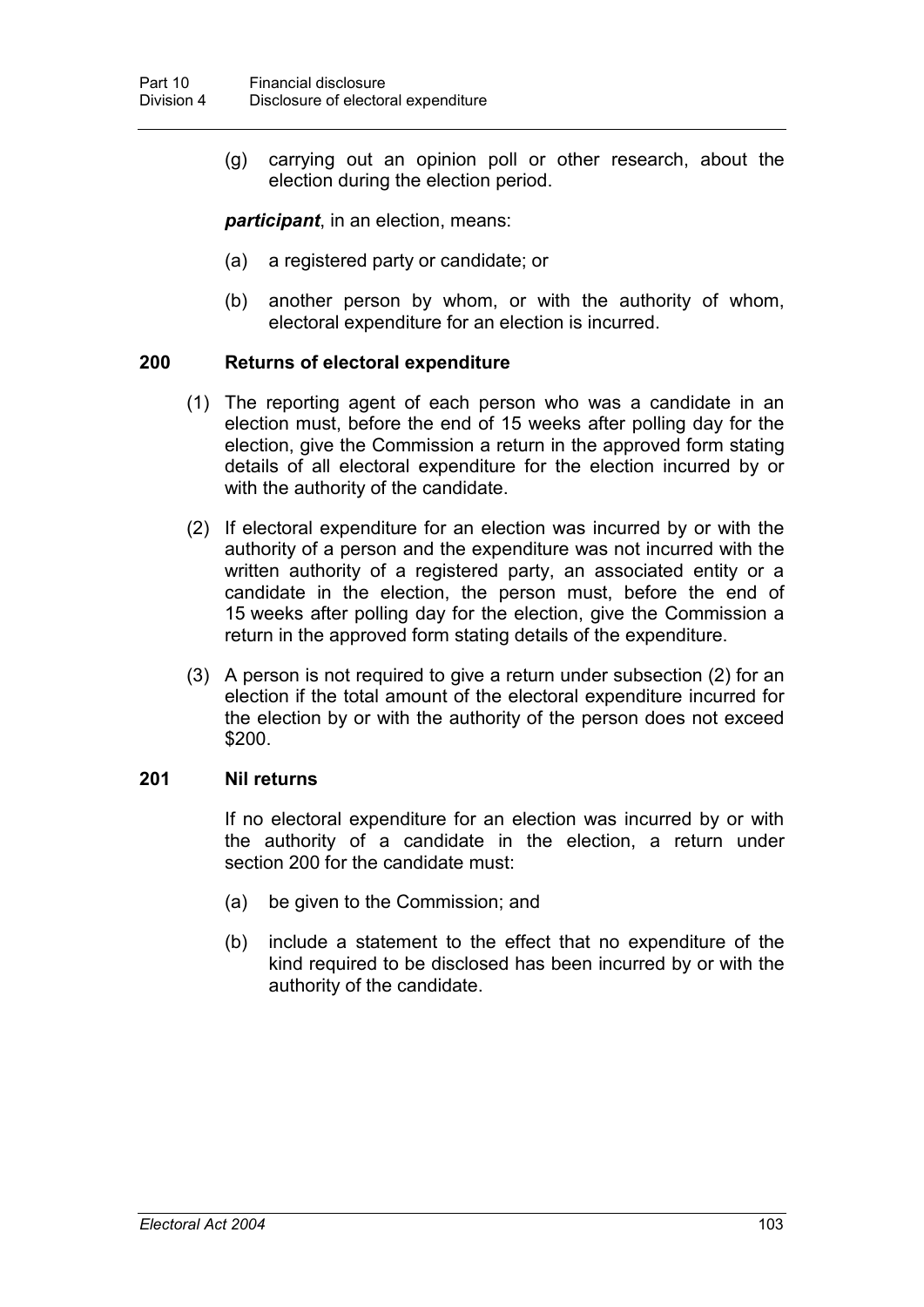(g) carrying out an opinion poll or other research, about the election during the election period.

***participant***, in an election, means:

(a) a registered party or candidate; or

(b) another person by whom, or with the authority of whom, electoral expenditure for an election is incurred.

### 200 Returns of electoral expenditure

(1) The reporting agent of each person who was a candidate in an election must, before the end of 15 weeks after polling day for the election, give the Commission a return in the approved form stating details of all electoral expenditure for the election incurred by or with the authority of the candidate.

(2) If electoral expenditure for an election was incurred by or with the authority of a person and the expenditure was not incurred with the written authority of a registered party, an associated entity or a candidate in the election, the person must, before the end of 15 weeks after polling day for the election, give the Commission a return in the approved form stating details of the expenditure.

(3) A person is not required to give a return under subsection (2) for an election if the total amount of the electoral expenditure incurred for the election by or with the authority of the person does not exceed $200.

### 201 Nil returns

If no electoral expenditure for an election was incurred by or with the authority of a candidate in the election, a return under section 200 for the candidate must:

(a) be given to the Commission; and

(b) include a statement to the effect that no expenditure of the kind required to be disclosed has been incurred by or with the authority of the candidate.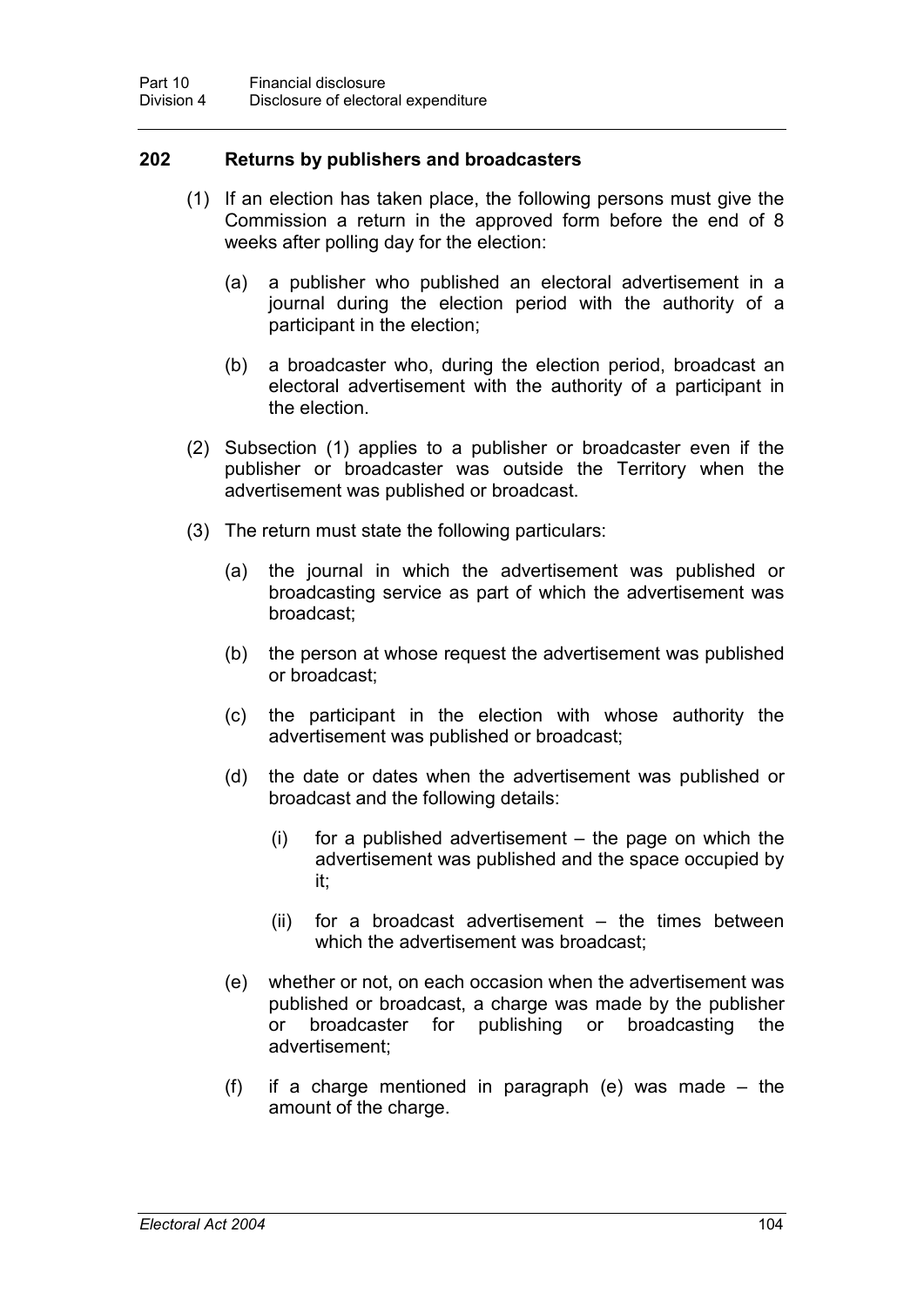## 202 Returns by publishers and broadcasters

(1) If an election has taken place, the following persons must give the Commission a return in the approved form before the end of 8 weeks after polling day for the election:

(a) a publisher who published an electoral advertisement in a journal during the election period with the authority of a participant in the election;

(b) a broadcaster who, during the election period, broadcast an electoral advertisement with the authority of a participant in the election.

(2) Subsection (1) applies to a publisher or broadcaster even if the publisher or broadcaster was outside the Territory when the advertisement was published or broadcast.

(3) The return must state the following particulars:

(a) the journal in which the advertisement was published or broadcasting service as part of which the advertisement was broadcast;

(b) the person at whose request the advertisement was published or broadcast;

(c) the participant in the election with whose authority the advertisement was published or broadcast;

(d) the date or dates when the advertisement was published or broadcast and the following details:

(i) for a published advertisement – the page on which the advertisement was published and the space occupied by it;

(ii) for a broadcast advertisement – the times between which the advertisement was broadcast;

(e) whether or not, on each occasion when the advertisement was published or broadcast, a charge was made by the publisher or broadcaster for publishing or broadcasting the advertisement;

(f) if a charge mentioned in paragraph (e) was made – the amount of the charge.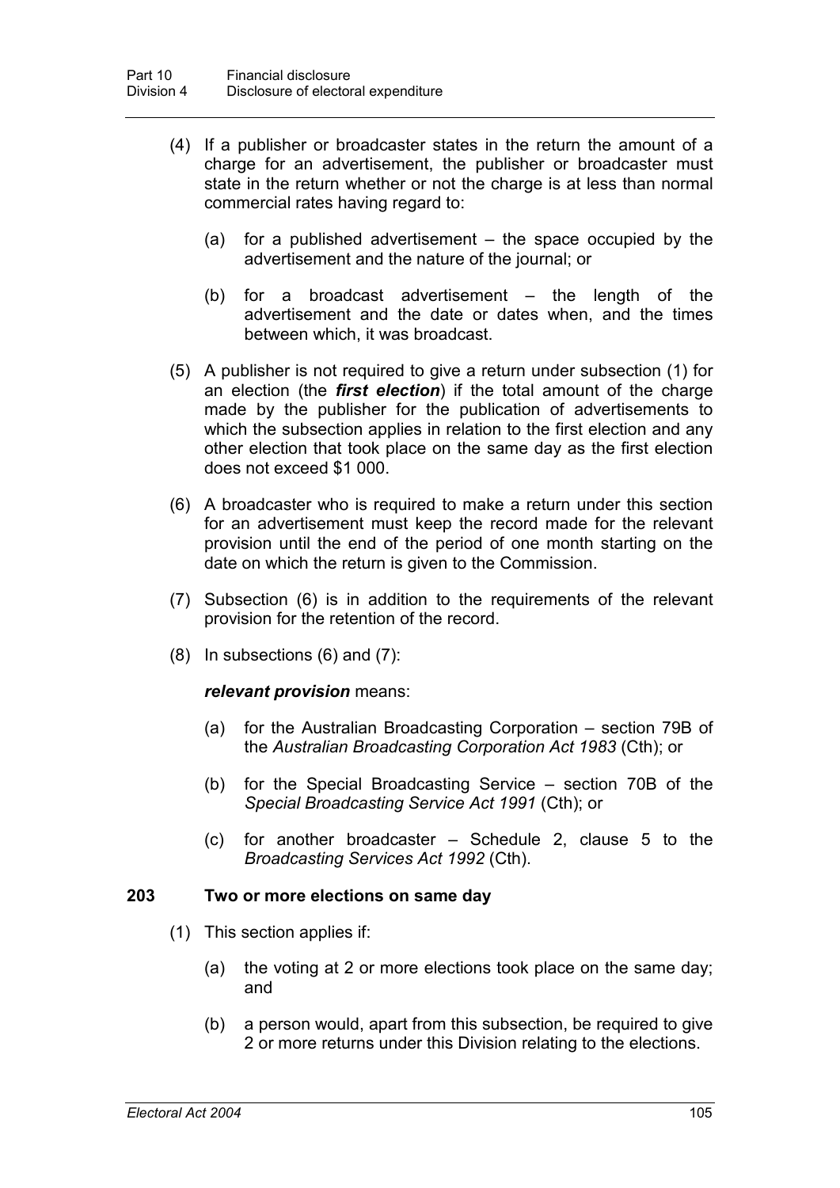(4) If a publisher or broadcaster states in the return the amount of a charge for an advertisement, the publisher or broadcaster must state in the return whether or not the charge is at less than normal commercial rates having regard to:

(a) for a published advertisement – the space occupied by the advertisement and the nature of the journal; or

(b) for a broadcast advertisement – the length of the advertisement and the date or dates when, and the times between which, it was broadcast.

(5) A publisher is not required to give a return under subsection (1) for an election (the ***first election***) if the total amount of the charge made by the publisher for the publication of advertisements to which the subsection applies in relation to the first election and any other election that took place on the same day as the first election does not exceed $1 000.

(6) A broadcaster who is required to make a return under this section for an advertisement must keep the record made for the relevant provision until the end of the period of one month starting on the date on which the return is given to the Commission.

(7) Subsection (6) is in addition to the requirements of the relevant provision for the retention of the record.

(8) In subsections (6) and (7):

***relevant provision*** means:

(a) for the Australian Broadcasting Corporation – section 79B of the *Australian Broadcasting Corporation Act 1983* (Cth); or

(b) for the Special Broadcasting Service – section 70B of the *Special Broadcasting Service Act 1991* (Cth); or

(c) for another broadcaster – Schedule 2, clause 5 to the *Broadcasting Services Act 1992* (Cth).

### 203 Two or more elections on same day

(1) This section applies if:

(a) the voting at 2 or more elections took place on the same day; and

(b) a person would, apart from this subsection, be required to give 2 or more returns under this Division relating to the elections.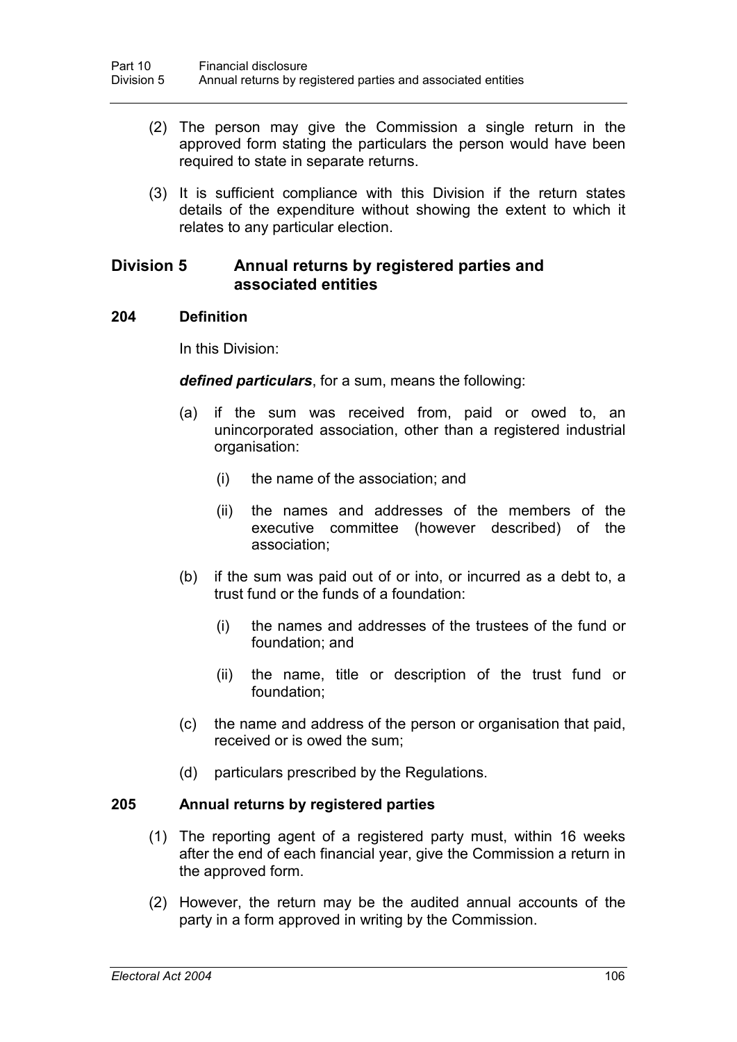(2) The person may give the Commission a single return in the approved form stating the particulars the person would have been required to state in separate returns.

(3) It is sufficient compliance with this Division if the return states details of the expenditure without showing the extent to which it relates to any particular election.

## Division 5 Annual returns by registered parties and associated entities

### 204 Definition

In this Division:

***defined particulars***, for a sum, means the following:

(a) if the sum was received from, paid or owed to, an unincorporated association, other than a registered industrial organisation:

(i) the name of the association; and

(ii) the names and addresses of the members of the executive committee (however described) of the association;

(b) if the sum was paid out of or into, or incurred as a debt to, a trust fund or the funds of a foundation:

(i) the names and addresses of the trustees of the fund or foundation; and

(ii) the name, title or description of the trust fund or foundation;

(c) the name and address of the person or organisation that paid, received or is owed the sum;

(d) particulars prescribed by the Regulations.

### 205 Annual returns by registered parties

(1) The reporting agent of a registered party must, within 16 weeks after the end of each financial year, give the Commission a return in the approved form.

(2) However, the return may be the audited annual accounts of the party in a form approved in writing by the Commission.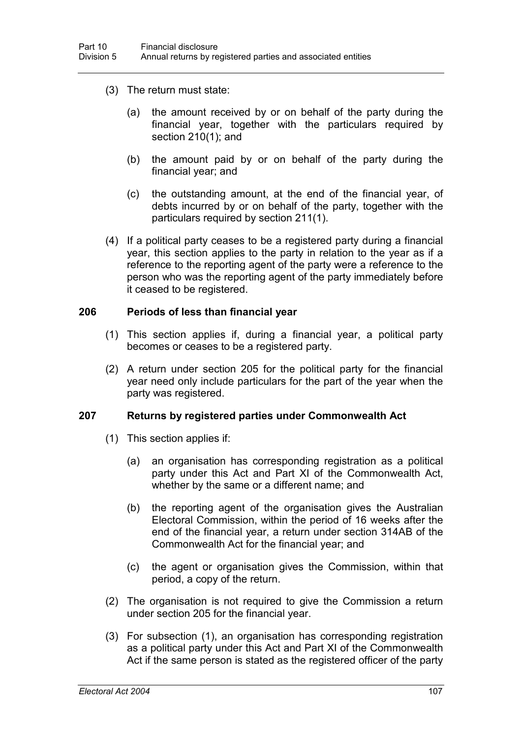(3) The return must state:

(a) the amount received by or on behalf of the party during the financial year, together with the particulars required by section 210(1); and

(b) the amount paid by or on behalf of the party during the financial year; and

(c) the outstanding amount, at the end of the financial year, of debts incurred by or on behalf of the party, together with the particulars required by section 211(1).

(4) If a political party ceases to be a registered party during a financial year, this section applies to the party in relation to the year as if a reference to the reporting agent of the party were a reference to the person who was the reporting agent of the party immediately before it ceased to be registered.

### 206 Periods of less than financial year

(1) This section applies if, during a financial year, a political party becomes or ceases to be a registered party.

(2) A return under section 205 for the political party for the financial year need only include particulars for the part of the year when the party was registered.

### 207 Returns by registered parties under Commonwealth Act

(1) This section applies if:

(a) an organisation has corresponding registration as a political party under this Act and Part XI of the Commonwealth Act, whether by the same or a different name; and

(b) the reporting agent of the organisation gives the Australian Electoral Commission, within the period of 16 weeks after the end of the financial year, a return under section 314AB of the Commonwealth Act for the financial year; and

(c) the agent or organisation gives the Commission, within that period, a copy of the return.

(2) The organisation is not required to give the Commission a return under section 205 for the financial year.

(3) For subsection (1), an organisation has corresponding registration as a political party under this Act and Part XI of the Commonwealth Act if the same person is stated as the registered officer of the party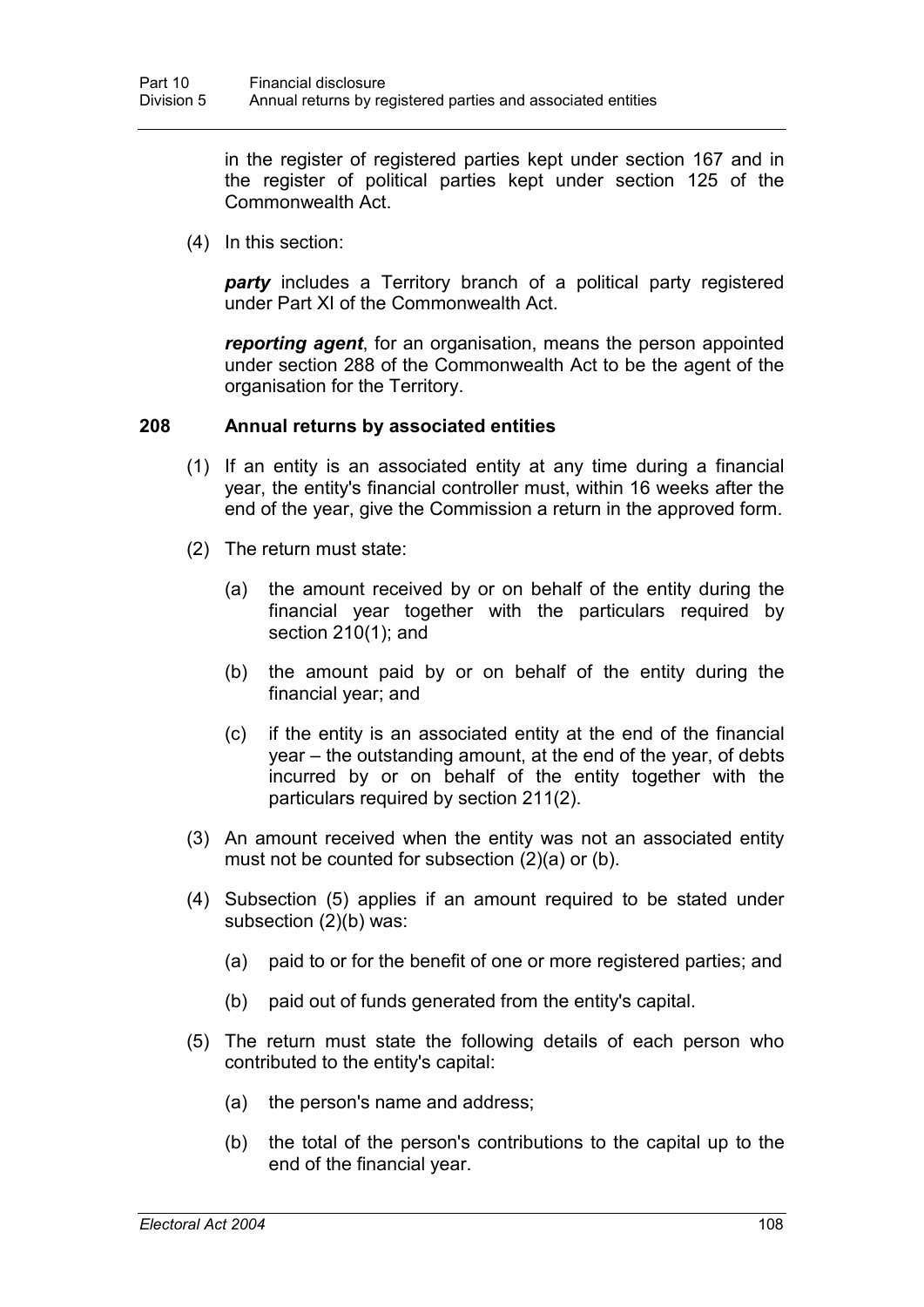in the register of registered parties kept under section 167 and in the register of political parties kept under section 125 of the Commonwealth Act.

(4) In this section:

***party*** includes a Territory branch of a political party registered under Part XI of the Commonwealth Act.

***reporting agent***, for an organisation, means the person appointed under section 288 of the Commonwealth Act to be the agent of the organisation for the Territory.

### 208 Annual returns by associated entities

(1) If an entity is an associated entity at any time during a financial year, the entity's financial controller must, within 16 weeks after the end of the year, give the Commission a return in the approved form.

(2) The return must state:

(a) the amount received by or on behalf of the entity during the financial year together with the particulars required by section 210(1); and

(b) the amount paid by or on behalf of the entity during the financial year; and

(c) if the entity is an associated entity at the end of the financial year – the outstanding amount, at the end of the year, of debts incurred by or on behalf of the entity together with the particulars required by section 211(2).

(3) An amount received when the entity was not an associated entity must not be counted for subsection (2)(a) or (b).

(4) Subsection (5) applies if an amount required to be stated under subsection (2)(b) was:

(a) paid to or for the benefit of one or more registered parties; and

(b) paid out of funds generated from the entity's capital.

(5) The return must state the following details of each person who contributed to the entity's capital:

(a) the person's name and address;

(b) the total of the person's contributions to the capital up to the end of the financial year.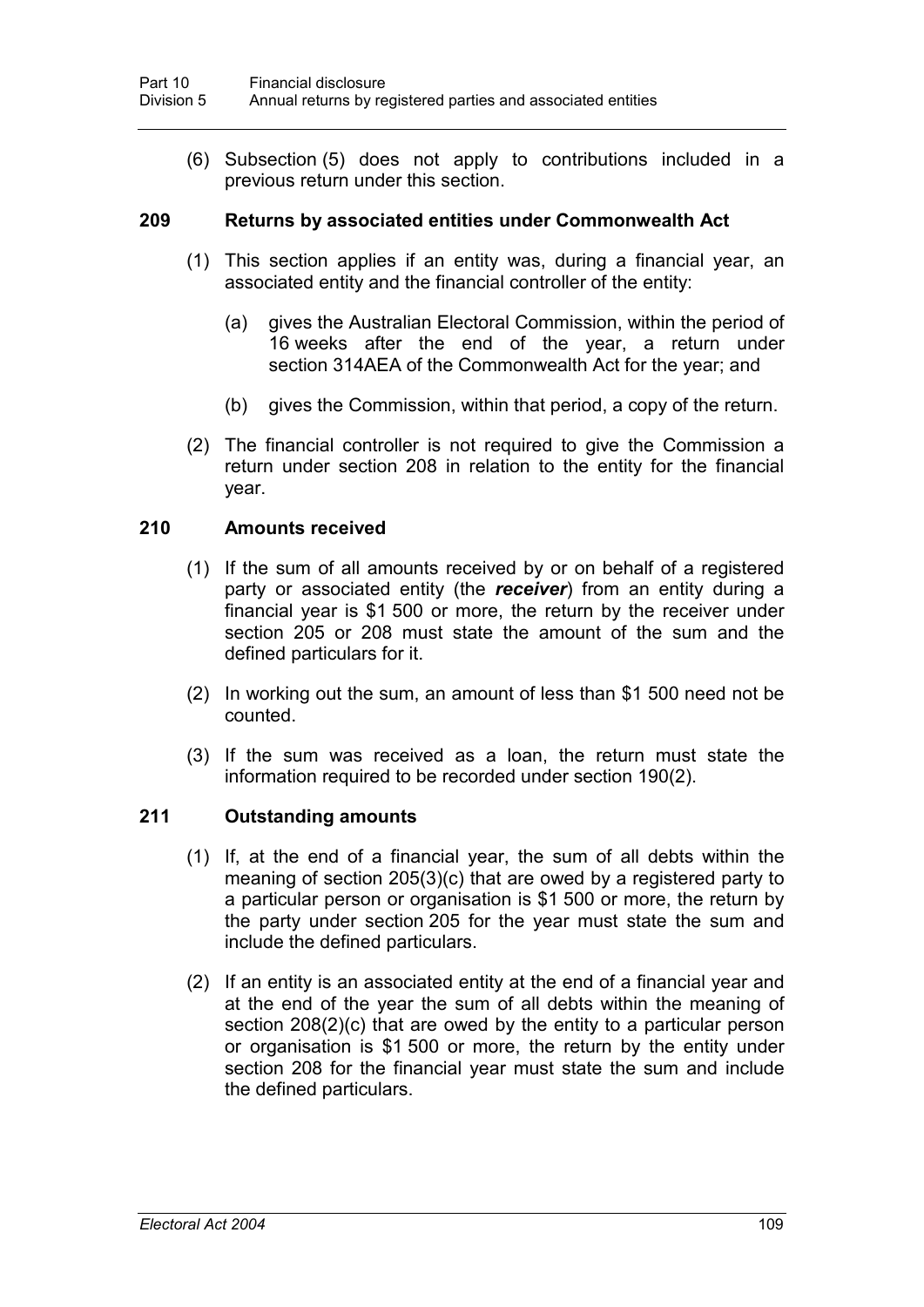(6) Subsection (5) does not apply to contributions included in a previous return under this section.

### 209 Returns by associated entities under Commonwealth Act

(1) This section applies if an entity was, during a financial year, an associated entity and the financial controller of the entity:

(a) gives the Australian Electoral Commission, within the period of 16 weeks after the end of the year, a return under section 314AEA of the Commonwealth Act for the year; and

(b) gives the Commission, within that period, a copy of the return.

(2) The financial controller is not required to give the Commission a return under section 208 in relation to the entity for the financial year.

### 210 Amounts received

(1) If the sum of all amounts received by or on behalf of a registered party or associated entity (the ***receiver***) from an entity during a financial year is $1 500 or more, the return by the receiver under section 205 or 208 must state the amount of the sum and the defined particulars for it.

(2) In working out the sum, an amount of less than $1 500 need not be counted.

(3) If the sum was received as a loan, the return must state the information required to be recorded under section 190(2).

### 211 Outstanding amounts

(1) If, at the end of a financial year, the sum of all debts within the meaning of section 205(3)(c) that are owed by a registered party to a particular person or organisation is $1 500 or more, the return by the party under section 205 for the year must state the sum and include the defined particulars.

(2) If an entity is an associated entity at the end of a financial year and at the end of the year the sum of all debts within the meaning of section 208(2)(c) that are owed by the entity to a particular person or organisation is $1 500 or more, the return by the entity under section 208 for the financial year must state the sum and include the defined particulars.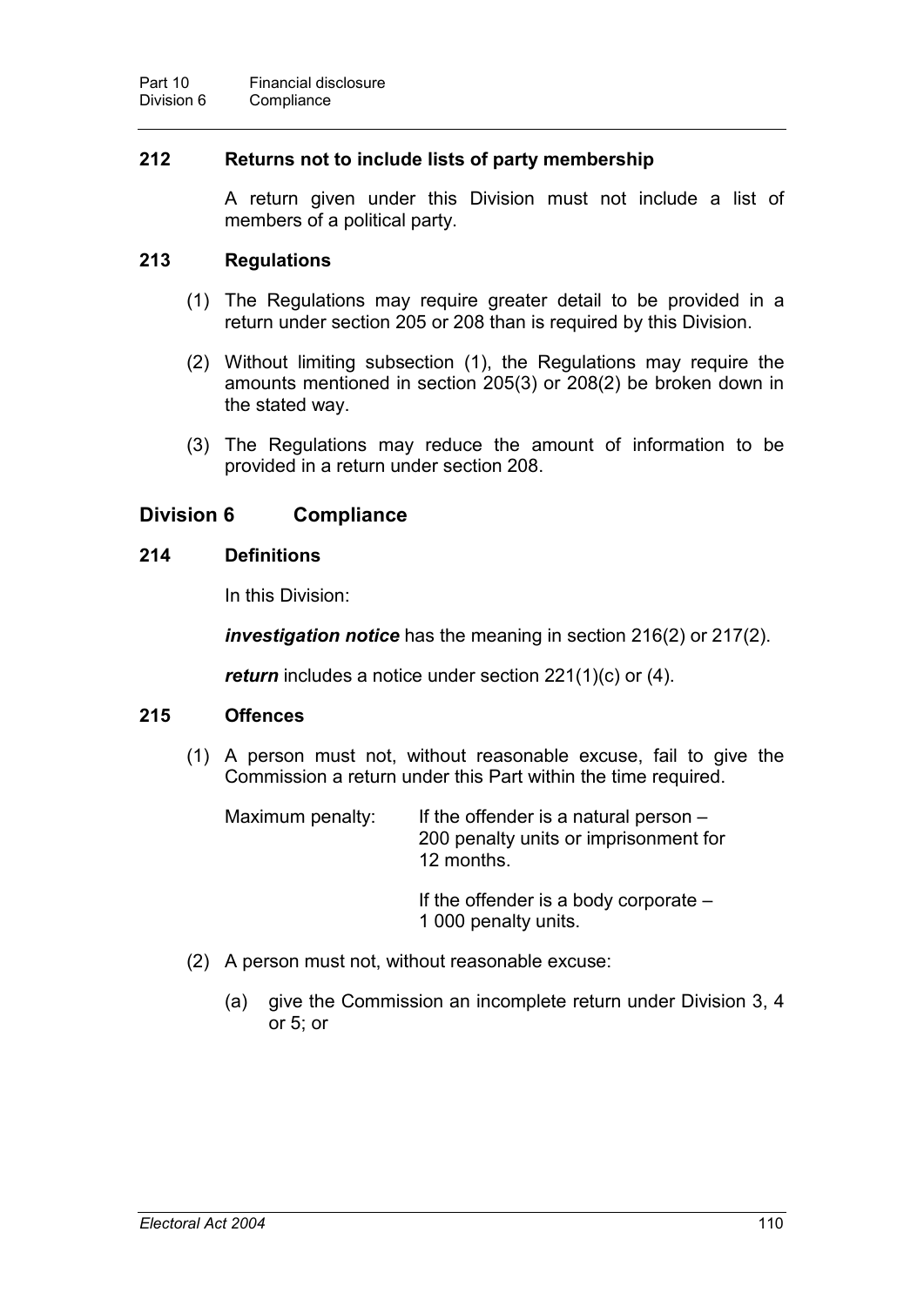### 212 Returns not to include lists of party membership

A return given under this Division must not include a list of members of a political party.

### 213 Regulations

(1) The Regulations may require greater detail to be provided in a return under section 205 or 208 than is required by this Division.

(2) Without limiting subsection (1), the Regulations may require the amounts mentioned in section 205(3) or 208(2) be broken down in the stated way.

(3) The Regulations may reduce the amount of information to be provided in a return under section 208.

## Division 6 Compliance

### 214 Definitions

In this Division:

***investigation notice*** has the meaning in section 216(2) or 217(2).

***return*** includes a notice under section 221(1)(c) or (4).

### 215 Offences

(1) A person must not, without reasonable excuse, fail to give the Commission a return under this Part within the time required.

Maximum penalty: If the offender is a natural person – 200 penalty units or imprisonment for 12 months.

If the offender is a body corporate – 1 000 penalty units.

(2) A person must not, without reasonable excuse:

(a) give the Commission an incomplete return under Division 3, 4 or 5; or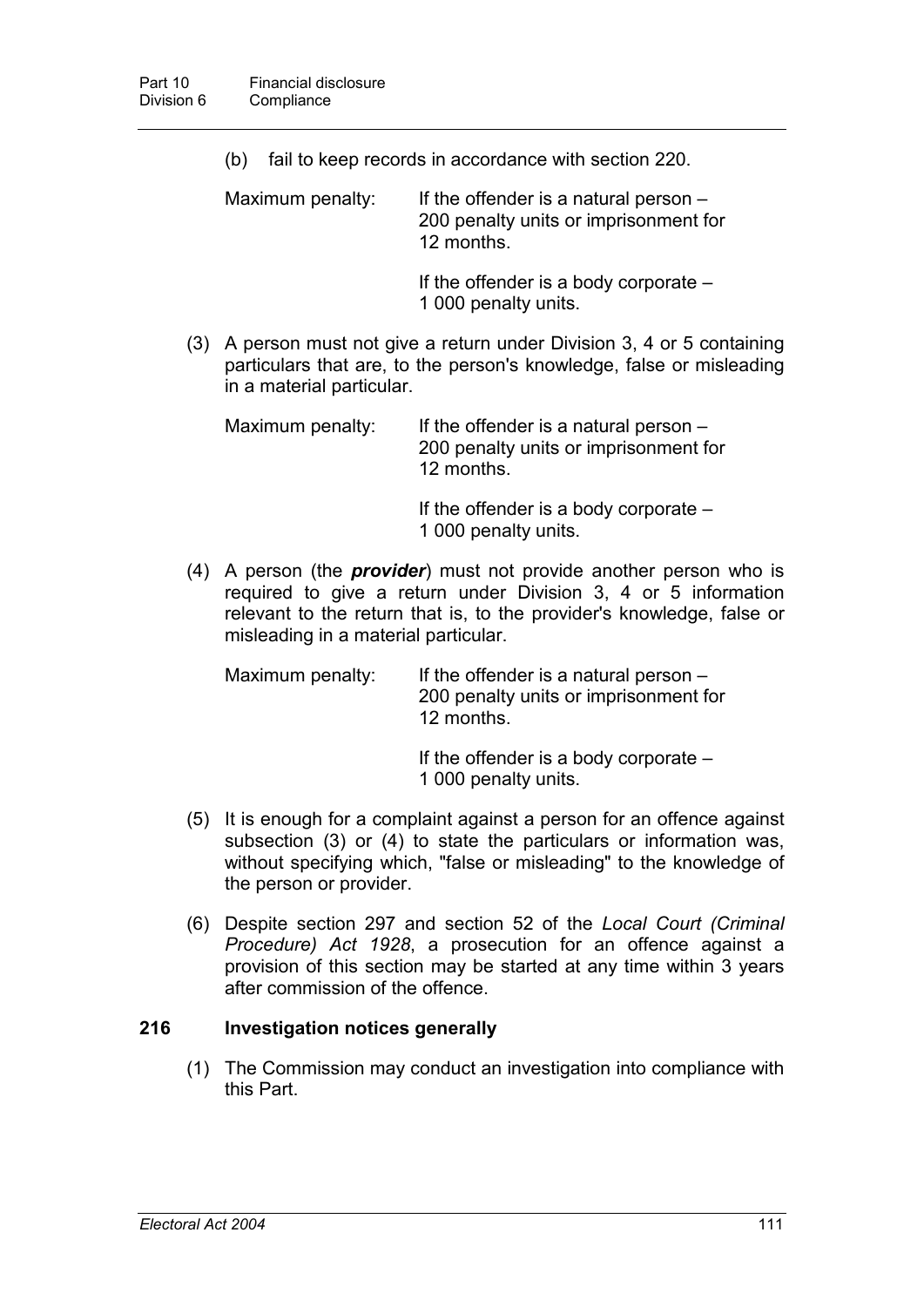(b) fail to keep records in accordance with section 220.

Maximum penalty: If the offender is a natural person – 200 penalty units or imprisonment for 12 months.

If the offender is a body corporate – 1 000 penalty units.

(3) A person must not give a return under Division 3, 4 or 5 containing particulars that are, to the person's knowledge, false or misleading in a material particular.

Maximum penalty: If the offender is a natural person – 200 penalty units or imprisonment for 12 months.

If the offender is a body corporate – 1 000 penalty units.

(4) A person (the ***provider***) must not provide another person who is required to give a return under Division 3, 4 or 5 information relevant to the return that is, to the provider's knowledge, false or misleading in a material particular.

Maximum penalty: If the offender is a natural person – 200 penalty units or imprisonment for 12 months.

If the offender is a body corporate – 1 000 penalty units.

(5) It is enough for a complaint against a person for an offence against subsection (3) or (4) to state the particulars or information was, without specifying which, "false or misleading" to the knowledge of the person or provider.

(6) Despite section 297 and section 52 of the *Local Court (Criminal Procedure) Act 1928*, a prosecution for an offence against a provision of this section may be started at any time within 3 years after commission of the offence.

### 216 Investigation notices generally

(1) The Commission may conduct an investigation into compliance with this Part.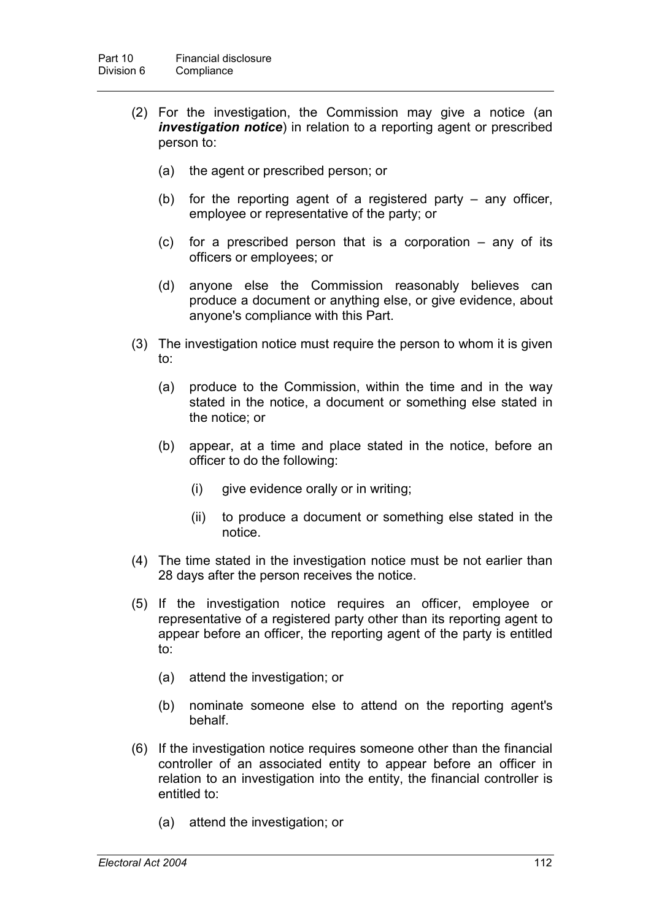(2) For the investigation, the Commission may give a notice (an ***investigation notice***) in relation to a reporting agent or prescribed person to:

   (a) the agent or prescribed person; or

   (b) for the reporting agent of a registered party – any officer, employee or representative of the party; or

   (c) for a prescribed person that is a corporation – any of its officers or employees; or

   (d) anyone else the Commission reasonably believes can produce a document or anything else, or give evidence, about anyone's compliance with this Part.

(3) The investigation notice must require the person to whom it is given to:

   (a) produce to the Commission, within the time and in the way stated in the notice, a document or something else stated in the notice; or

   (b) appear, at a time and place stated in the notice, before an officer to do the following:

      (i) give evidence orally or in writing;

      (ii) to produce a document or something else stated in the notice.

(4) The time stated in the investigation notice must be not earlier than 28 days after the person receives the notice.

(5) If the investigation notice requires an officer, employee or representative of a registered party other than its reporting agent to appear before an officer, the reporting agent of the party is entitled to:

   (a) attend the investigation; or

   (b) nominate someone else to attend on the reporting agent's behalf.

(6) If the investigation notice requires someone other than the financial controller of an associated entity to appear before an officer in relation to an investigation into the entity, the financial controller is entitled to:

   (a) attend the investigation; or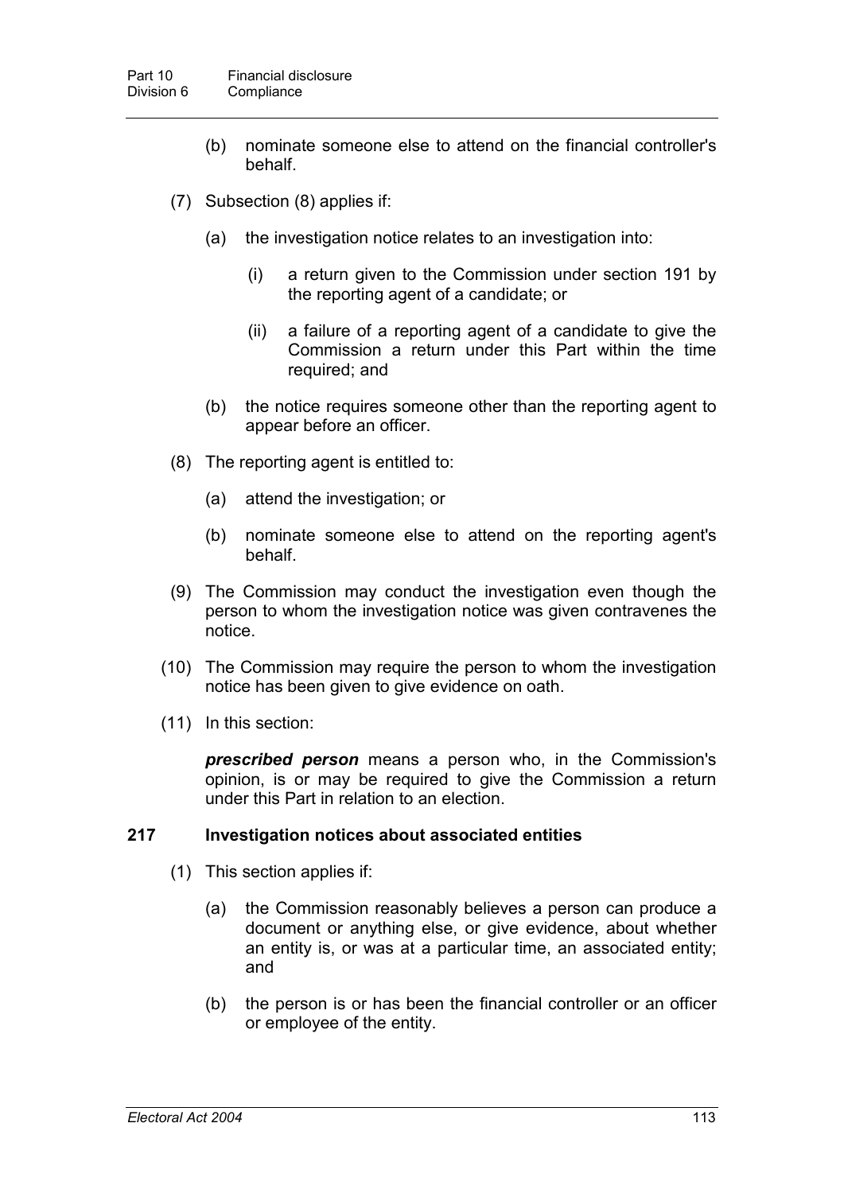(b) nominate someone else to attend on the financial controller's behalf.

(7) Subsection (8) applies if:

(a) the investigation notice relates to an investigation into:

(i) a return given to the Commission under section 191 by the reporting agent of a candidate; or

(ii) a failure of a reporting agent of a candidate to give the Commission a return under this Part within the time required; and

(b) the notice requires someone other than the reporting agent to appear before an officer.

(8) The reporting agent is entitled to:

(a) attend the investigation; or

(b) nominate someone else to attend on the reporting agent's behalf.

(9) The Commission may conduct the investigation even though the person to whom the investigation notice was given contravenes the notice.

(10) The Commission may require the person to whom the investigation notice has been given to give evidence on oath.

(11) In this section:

***prescribed person*** means a person who, in the Commission's opinion, is or may be required to give the Commission a return under this Part in relation to an election.

## 217 Investigation notices about associated entities

(1) This section applies if:

(a) the Commission reasonably believes a person can produce a document or anything else, or give evidence, about whether an entity is, or was at a particular time, an associated entity; and

(b) the person is or has been the financial controller or an officer or employee of the entity.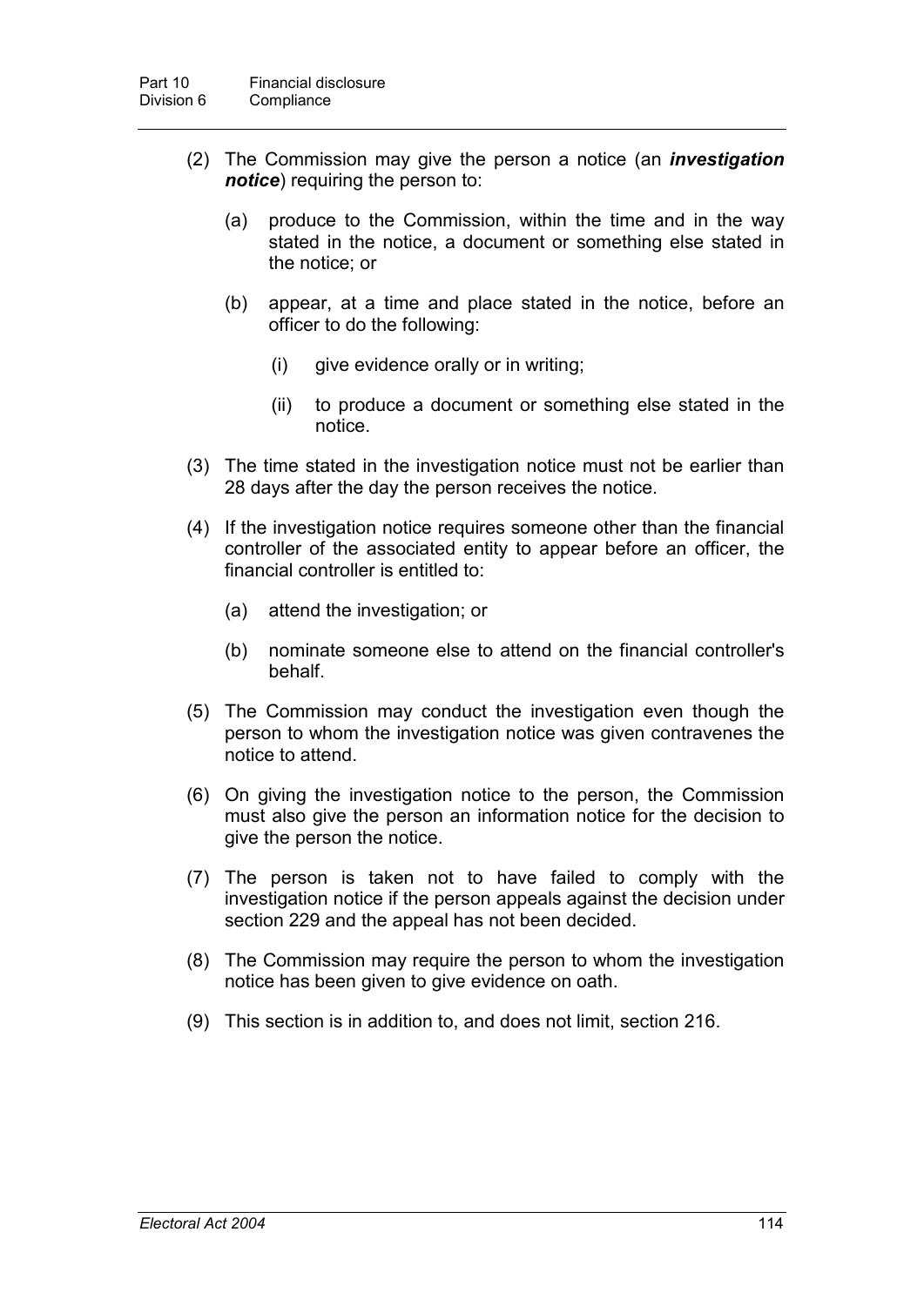(2) The Commission may give the person a notice (an ***investigation notice***) requiring the person to:

(a) produce to the Commission, within the time and in the way stated in the notice, a document or something else stated in the notice; or

(b) appear, at a time and place stated in the notice, before an officer to do the following:

(i) give evidence orally or in writing;

(ii) to produce a document or something else stated in the notice.

(3) The time stated in the investigation notice must not be earlier than 28 days after the day the person receives the notice.

(4) If the investigation notice requires someone other than the financial controller of the associated entity to appear before an officer, the financial controller is entitled to:

(a) attend the investigation; or

(b) nominate someone else to attend on the financial controller's behalf.

(5) The Commission may conduct the investigation even though the person to whom the investigation notice was given contravenes the notice to attend.

(6) On giving the investigation notice to the person, the Commission must also give the person an information notice for the decision to give the person the notice.

(7) The person is taken not to have failed to comply with the investigation notice if the person appeals against the decision under section 229 and the appeal has not been decided.

(8) The Commission may require the person to whom the investigation notice has been given to give evidence on oath.

(9) This section is in addition to, and does not limit, section 216.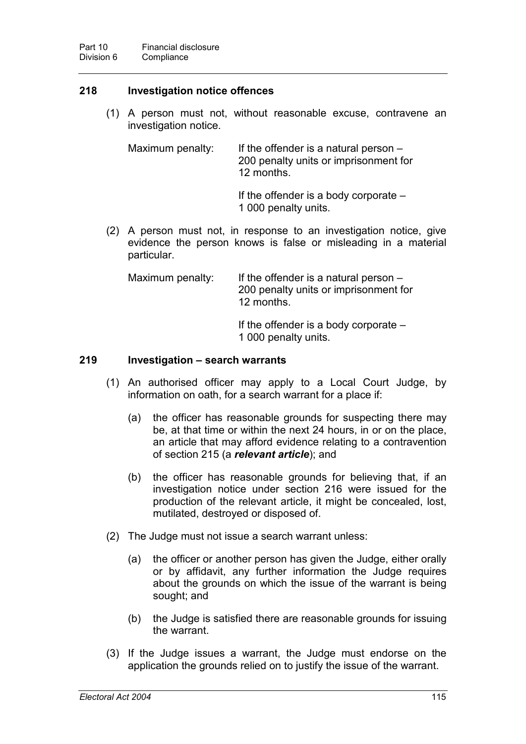### 218 Investigation notice offences

(1) A person must not, without reasonable excuse, contravene an investigation notice.

Maximum penalty: If the offender is a natural person – 200 penalty units or imprisonment for 12 months.

If the offender is a body corporate – 1 000 penalty units.

(2) A person must not, in response to an investigation notice, give evidence the person knows is false or misleading in a material particular.

Maximum penalty: If the offender is a natural person – 200 penalty units or imprisonment for 12 months.

If the offender is a body corporate – 1 000 penalty units.

### 219 Investigation – search warrants

(1) An authorised officer may apply to a Local Court Judge, by information on oath, for a search warrant for a place if:

(a) the officer has reasonable grounds for suspecting there may be, at that time or within the next 24 hours, in or on the place, an article that may afford evidence relating to a contravention of section 215 (a ***relevant article***); and

(b) the officer has reasonable grounds for believing that, if an investigation notice under section 216 were issued for the production of the relevant article, it might be concealed, lost, mutilated, destroyed or disposed of.

(2) The Judge must not issue a search warrant unless:

(a) the officer or another person has given the Judge, either orally or by affidavit, any further information the Judge requires about the grounds on which the issue of the warrant is being sought; and

(b) the Judge is satisfied there are reasonable grounds for issuing the warrant.

(3) If the Judge issues a warrant, the Judge must endorse on the application the grounds relied on to justify the issue of the warrant.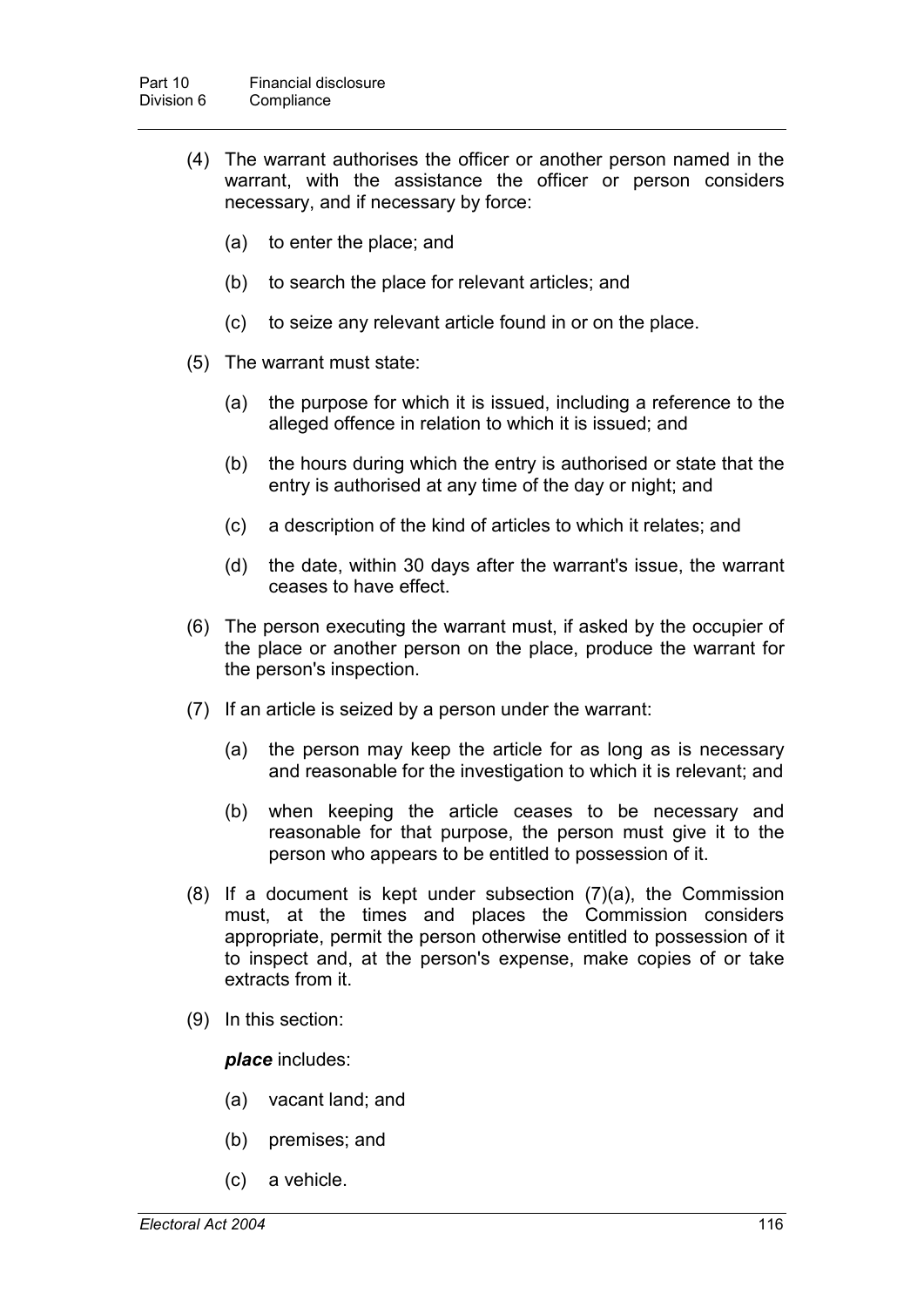(4) The warrant authorises the officer or another person named in the warrant, with the assistance the officer or person considers necessary, and if necessary by force:

   (a) to enter the place; and

   (b) to search the place for relevant articles; and

   (c) to seize any relevant article found in or on the place.

(5) The warrant must state:

   (a) the purpose for which it is issued, including a reference to the alleged offence in relation to which it is issued; and

   (b) the hours during which the entry is authorised or state that the entry is authorised at any time of the day or night; and

   (c) a description of the kind of articles to which it relates; and

   (d) the date, within 30 days after the warrant's issue, the warrant ceases to have effect.

(6) The person executing the warrant must, if asked by the occupier of the place or another person on the place, produce the warrant for the person's inspection.

(7) If an article is seized by a person under the warrant:

   (a) the person may keep the article for as long as is necessary and reasonable for the investigation to which it is relevant; and

   (b) when keeping the article ceases to be necessary and reasonable for that purpose, the person must give it to the person who appears to be entitled to possession of it.

(8) If a document is kept under subsection (7)(a), the Commission must, at the times and places the Commission considers appropriate, permit the person otherwise entitled to possession of it to inspect and, at the person's expense, make copies of or take extracts from it.

(9) In this section:

   ***place*** includes:

   (a) vacant land; and

   (b) premises; and

   (c) a vehicle.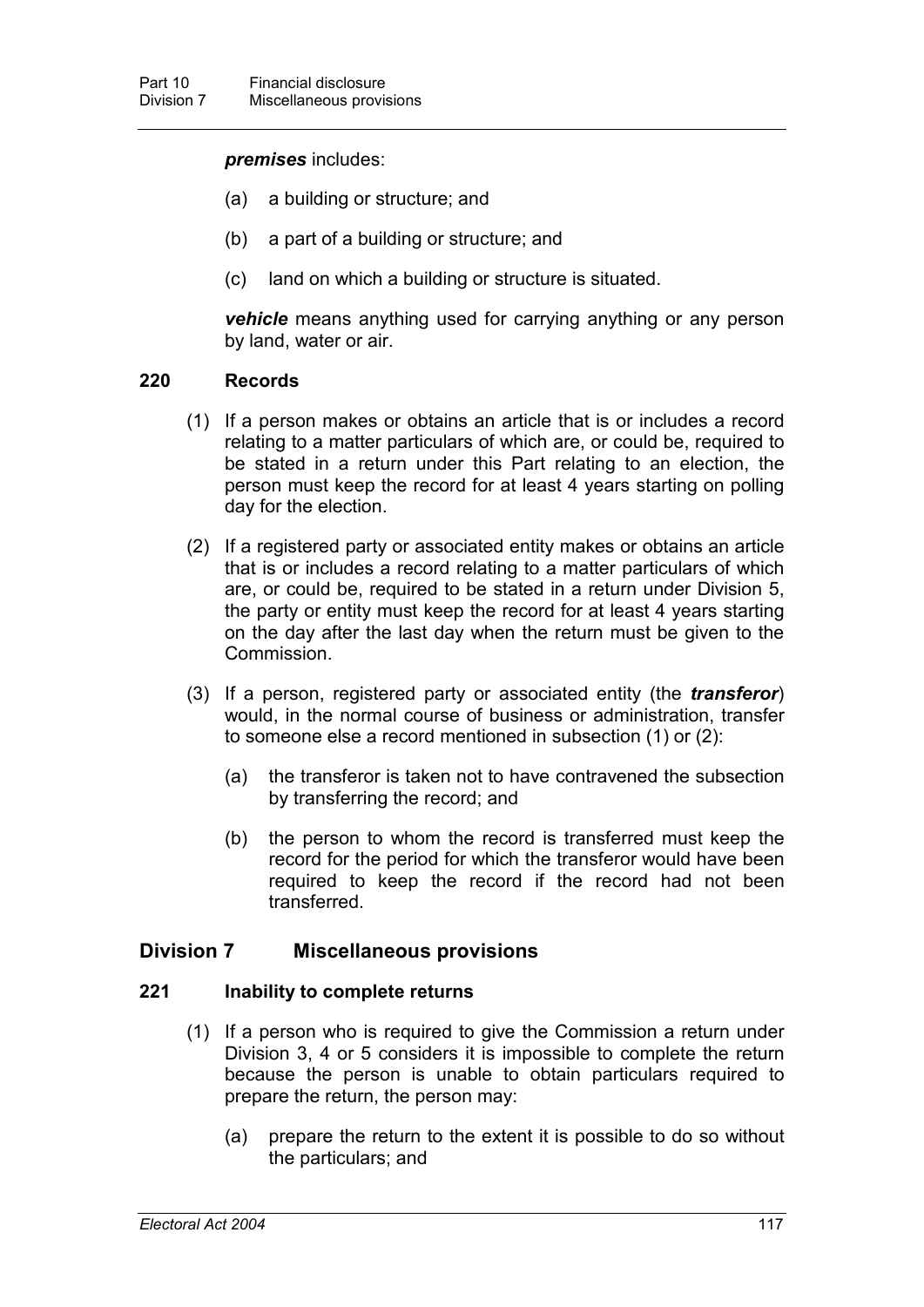***premises*** includes:

- (a) a building or structure; and
- (b) a part of a building or structure; and
- (c) land on which a building or structure is situated.

***vehicle*** means anything used for carrying anything or any person by land, water or air.

### 220 Records

(1) If a person makes or obtains an article that is or includes a record relating to a matter particulars of which are, or could be, required to be stated in a return under this Part relating to an election, the person must keep the record for at least 4 years starting on polling day for the election.

(2) If a registered party or associated entity makes or obtains an article that is or includes a record relating to a matter particulars of which are, or could be, required to be stated in a return under Division 5, the party or entity must keep the record for at least 4 years starting on the day after the last day when the return must be given to the Commission.

(3) If a person, registered party or associated entity (the ***transferor***) would, in the normal course of business or administration, transfer to someone else a record mentioned in subsection (1) or (2):

- (a) the transferor is taken not to have contravened the subsection by transferring the record; and
- (b) the person to whom the record is transferred must keep the record for the period for which the transferor would have been required to keep the record if the record had not been transferred.

## Division 7 Miscellaneous provisions

### 221 Inability to complete returns

(1) If a person who is required to give the Commission a return under Division 3, 4 or 5 considers it is impossible to complete the return because the person is unable to obtain particulars required to prepare the return, the person may:

- (a) prepare the return to the extent it is possible to do so without the particulars; and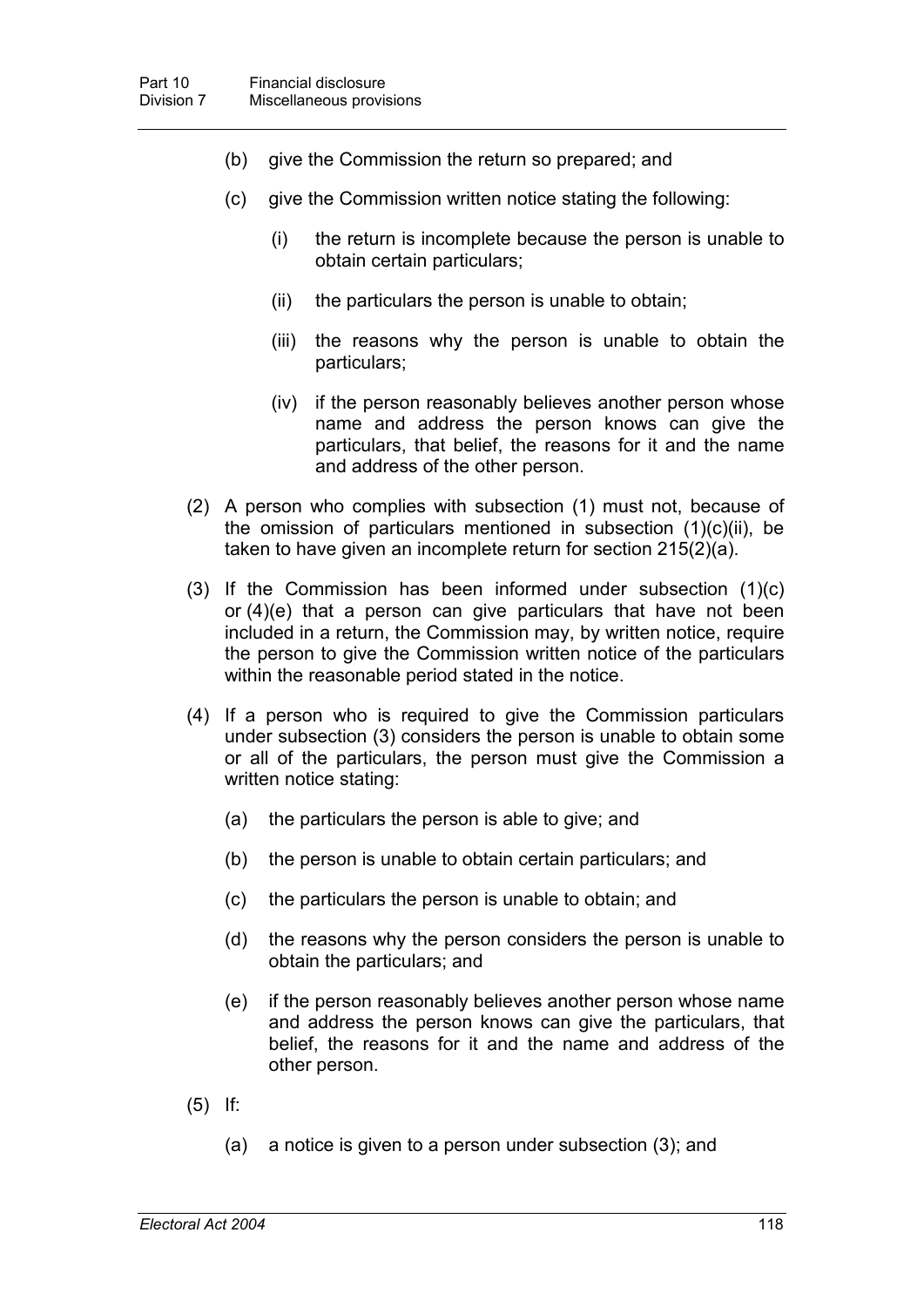(b) give the Commission the return so prepared; and

(c) give the Commission written notice stating the following:

  (i) the return is incomplete because the person is unable to obtain certain particulars;

  (ii) the particulars the person is unable to obtain;

  (iii) the reasons why the person is unable to obtain the particulars;

  (iv) if the person reasonably believes another person whose name and address the person knows can give the particulars, that belief, the reasons for it and the name and address of the other person.

(2) A person who complies with subsection (1) must not, because of the omission of particulars mentioned in subsection (1)(c)(ii), be taken to have given an incomplete return for section 215(2)(a).

(3) If the Commission has been informed under subsection (1)(c) or (4)(e) that a person can give particulars that have not been included in a return, the Commission may, by written notice, require the person to give the Commission written notice of the particulars within the reasonable period stated in the notice.

(4) If a person who is required to give the Commission particulars under subsection (3) considers the person is unable to obtain some or all of the particulars, the person must give the Commission a written notice stating:

(a) the particulars the person is able to give; and

(b) the person is unable to obtain certain particulars; and

(c) the particulars the person is unable to obtain; and

(d) the reasons why the person considers the person is unable to obtain the particulars; and

(e) if the person reasonably believes another person whose name and address the person knows can give the particulars, that belief, the reasons for it and the name and address of the other person.

(5) If:

(a) a notice is given to a person under subsection (3); and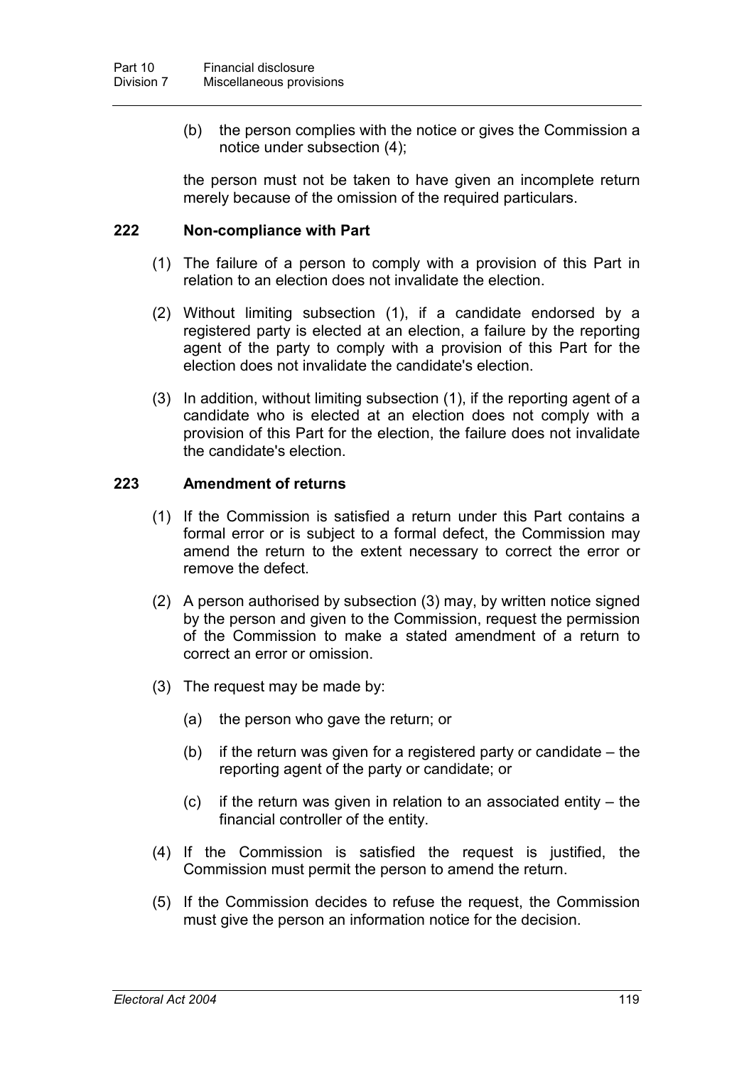(b) the person complies with the notice or gives the Commission a notice under subsection (4);

the person must not be taken to have given an incomplete return merely because of the omission of the required particulars.

### 222 Non-compliance with Part

(1) The failure of a person to comply with a provision of this Part in relation to an election does not invalidate the election.

(2) Without limiting subsection (1), if a candidate endorsed by a registered party is elected at an election, a failure by the reporting agent of the party to comply with a provision of this Part for the election does not invalidate the candidate's election.

(3) In addition, without limiting subsection (1), if the reporting agent of a candidate who is elected at an election does not comply with a provision of this Part for the election, the failure does not invalidate the candidate's election.

### 223 Amendment of returns

(1) If the Commission is satisfied a return under this Part contains a formal error or is subject to a formal defect, the Commission may amend the return to the extent necessary to correct the error or remove the defect.

(2) A person authorised by subsection (3) may, by written notice signed by the person and given to the Commission, request the permission of the Commission to make a stated amendment of a return to correct an error or omission.

(3) The request may be made by:

(a) the person who gave the return; or

(b) if the return was given for a registered party or candidate – the reporting agent of the party or candidate; or

(c) if the return was given in relation to an associated entity – the financial controller of the entity.

(4) If the Commission is satisfied the request is justified, the Commission must permit the person to amend the return.

(5) If the Commission decides to refuse the request, the Commission must give the person an information notice for the decision.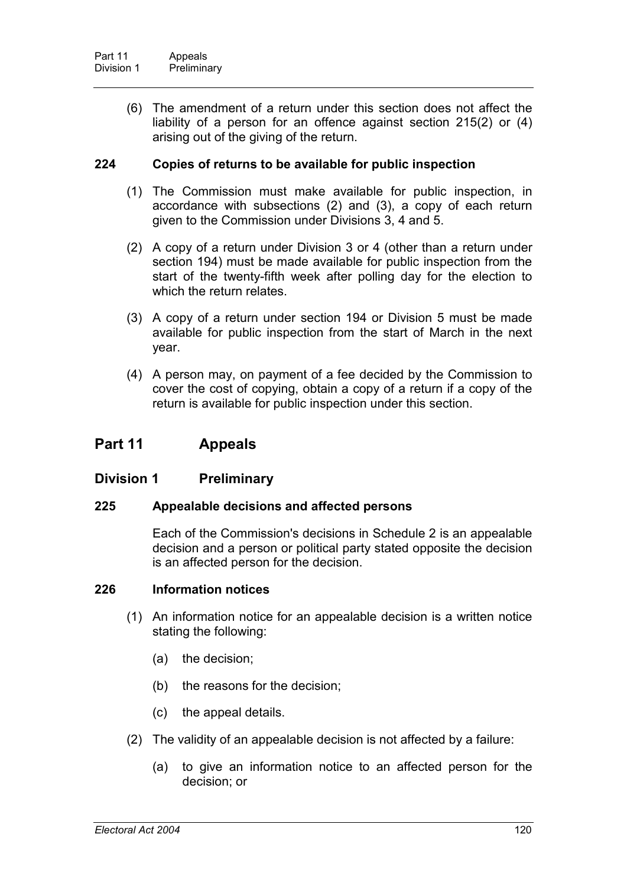(6) The amendment of a return under this section does not affect the liability of a person for an offence against section 215(2) or (4) arising out of the giving of the return.

### 224 Copies of returns to be available for public inspection

(1) The Commission must make available for public inspection, in accordance with subsections (2) and (3), a copy of each return given to the Commission under Divisions 3, 4 and 5.

(2) A copy of a return under Division 3 or 4 (other than a return under section 194) must be made available for public inspection from the start of the twenty-fifth week after polling day for the election to which the return relates.

(3) A copy of a return under section 194 or Division 5 must be made available for public inspection from the start of March in the next year.

(4) A person may, on payment of a fee decided by the Commission to cover the cost of copying, obtain a copy of a return if a copy of the return is available for public inspection under this section.

# Part 11 Appeals

## Division 1 Preliminary

### 225 Appealable decisions and affected persons

Each of the Commission's decisions in Schedule 2 is an appealable decision and a person or political party stated opposite the decision is an affected person for the decision.

### 226 Information notices

(1) An information notice for an appealable decision is a written notice stating the following:

(a) the decision;

(b) the reasons for the decision;

(c) the appeal details.

(2) The validity of an appealable decision is not affected by a failure:

(a) to give an information notice to an affected person for the decision; or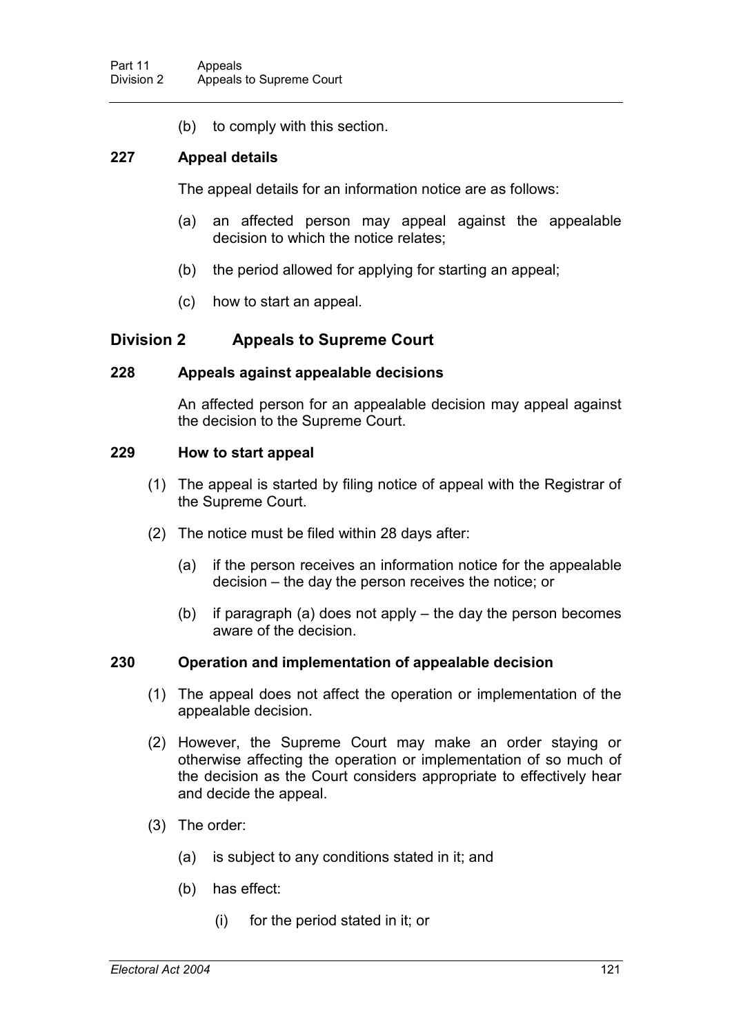(b) to comply with this section.

### 227 Appeal details

The appeal details for an information notice are as follows:

(a) an affected person may appeal against the appealable decision to which the notice relates;

(b) the period allowed for applying for starting an appeal;

(c) how to start an appeal.

## Division 2 Appeals to Supreme Court

### 228 Appeals against appealable decisions

An affected person for an appealable decision may appeal against the decision to the Supreme Court.

### 229 How to start appeal

(1) The appeal is started by filing notice of appeal with the Registrar of the Supreme Court.

(2) The notice must be filed within 28 days after:

(a) if the person receives an information notice for the appealable decision – the day the person receives the notice; or

(b) if paragraph (a) does not apply – the day the person becomes aware of the decision.

### 230 Operation and implementation of appealable decision

(1) The appeal does not affect the operation or implementation of the appealable decision.

(2) However, the Supreme Court may make an order staying or otherwise affecting the operation or implementation of so much of the decision as the Court considers appropriate to effectively hear and decide the appeal.

(3) The order:

(a) is subject to any conditions stated in it; and

(b) has effect:

(i) for the period stated in it; or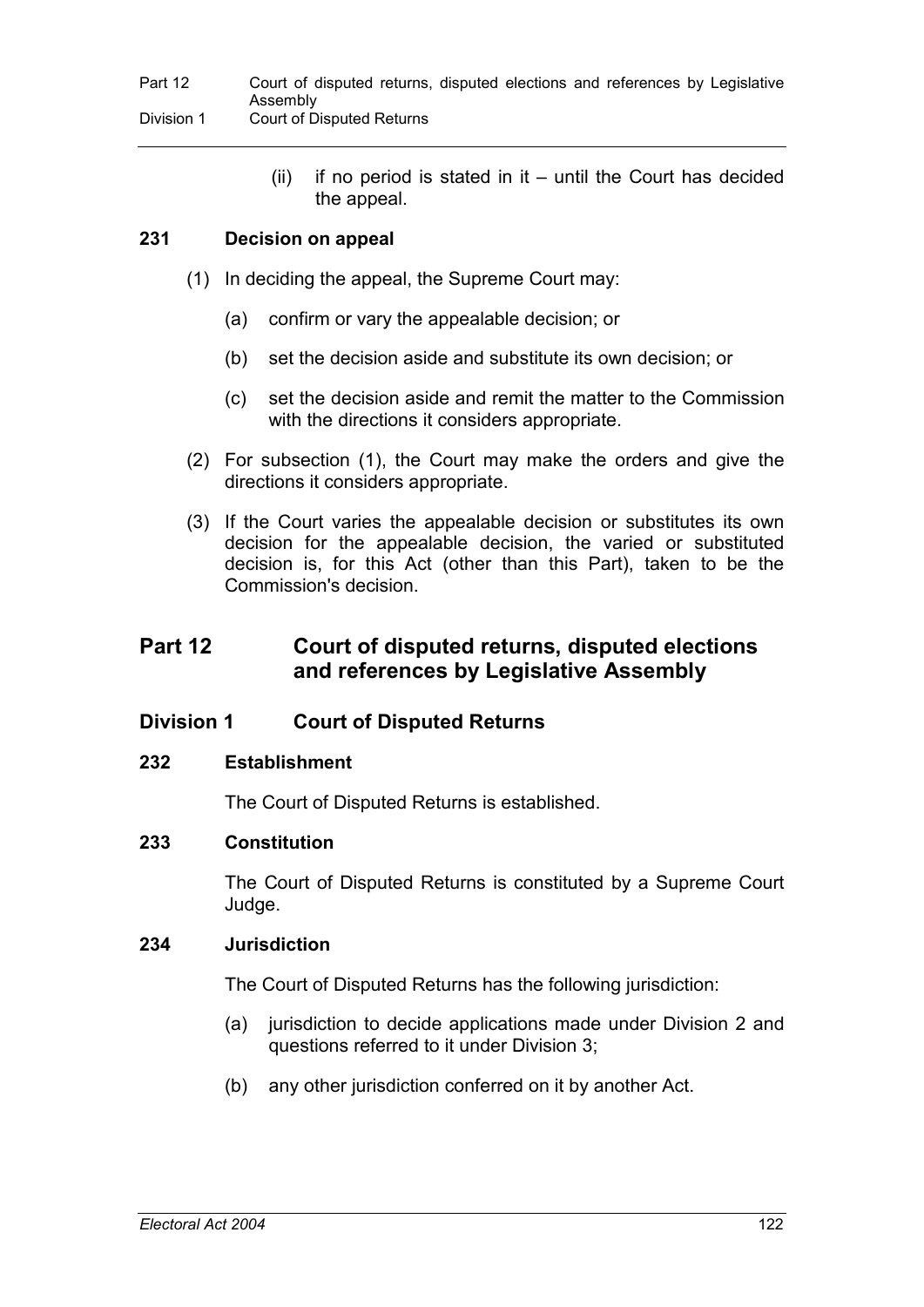(ii) if no period is stated in it – until the Court has decided the appeal.

**231 Decision on appeal**

(1) In deciding the appeal, the Supreme Court may:

(a) confirm or vary the appealable decision; or

(b) set the decision aside and substitute its own decision; or

(c) set the decision aside and remit the matter to the Commission with the directions it considers appropriate.

(2) For subsection (1), the Court may make the orders and give the directions it considers appropriate.

(3) If the Court varies the appealable decision or substitutes its own decision for the appealable decision, the varied or substituted decision is, for this Act (other than this Part), taken to be the Commission's decision.

## Part 12 Court of disputed returns, disputed elections and references by Legislative Assembly

### Division 1 Court of Disputed Returns

**232 Establishment**

The Court of Disputed Returns is established.

**233 Constitution**

The Court of Disputed Returns is constituted by a Supreme Court Judge.

**234 Jurisdiction**

The Court of Disputed Returns has the following jurisdiction:

(a) jurisdiction to decide applications made under Division 2 and questions referred to it under Division 3;

(b) any other jurisdiction conferred on it by another Act.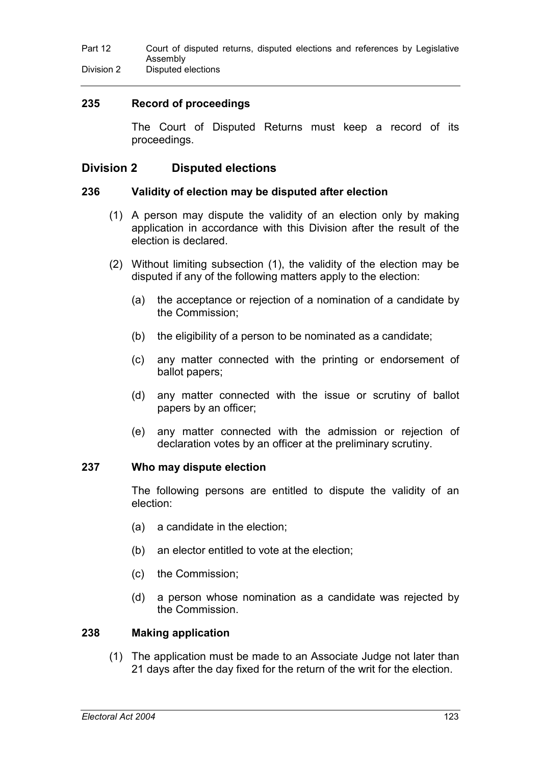### 235 Record of proceedings

The Court of Disputed Returns must keep a record of its proceedings.

## Division 2 Disputed elections

### 236 Validity of election may be disputed after election

(1) A person may dispute the validity of an election only by making application in accordance with this Division after the result of the election is declared.

(2) Without limiting subsection (1), the validity of the election may be disputed if any of the following matters apply to the election:

- (a) the acceptance or rejection of a nomination of a candidate by the Commission;
- (b) the eligibility of a person to be nominated as a candidate;
- (c) any matter connected with the printing or endorsement of ballot papers;
- (d) any matter connected with the issue or scrutiny of ballot papers by an officer;
- (e) any matter connected with the admission or rejection of declaration votes by an officer at the preliminary scrutiny.

### 237 Who may dispute election

The following persons are entitled to dispute the validity of an election:

- (a) a candidate in the election;
- (b) an elector entitled to vote at the election;
- (c) the Commission;
- (d) a person whose nomination as a candidate was rejected by the Commission.

### 238 Making application

(1) The application must be made to an Associate Judge not later than 21 days after the day fixed for the return of the writ for the election.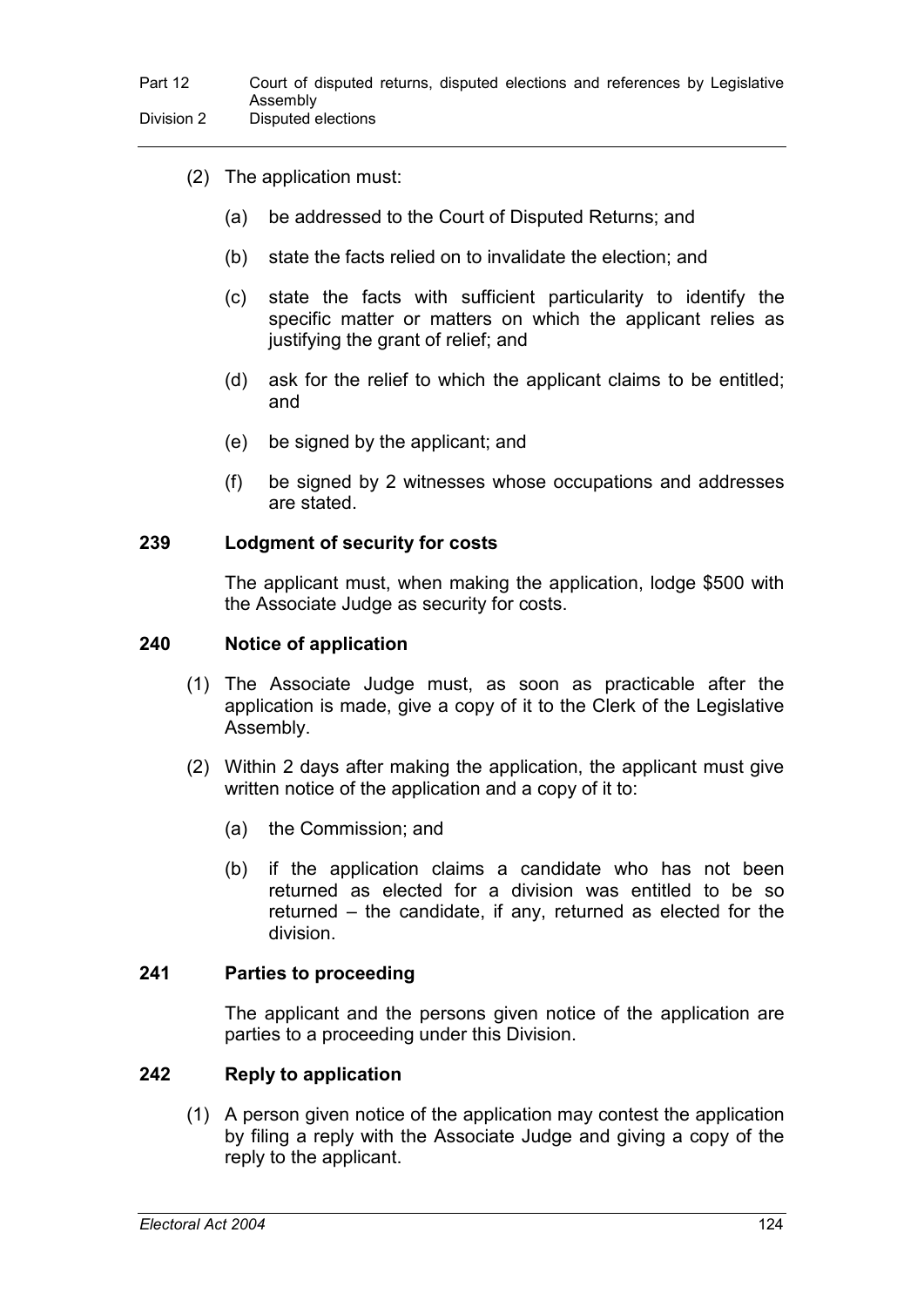(2) The application must:

(a) be addressed to the Court of Disputed Returns; and

(b) state the facts relied on to invalidate the election; and

(c) state the facts with sufficient particularity to identify the specific matter or matters on which the applicant relies as justifying the grant of relief; and

(d) ask for the relief to which the applicant claims to be entitled; and

(e) be signed by the applicant; and

(f) be signed by 2 witnesses whose occupations and addresses are stated.

### 239 Lodgment of security for costs

The applicant must, when making the application, lodge $500 with the Associate Judge as security for costs.

### 240 Notice of application

(1) The Associate Judge must, as soon as practicable after the application is made, give a copy of it to the Clerk of the Legislative Assembly.

(2) Within 2 days after making the application, the applicant must give written notice of the application and a copy of it to:

(a) the Commission; and

(b) if the application claims a candidate who has not been returned as elected for a division was entitled to be so returned – the candidate, if any, returned as elected for the division.

### 241 Parties to proceeding

The applicant and the persons given notice of the application are parties to a proceeding under this Division.

### 242 Reply to application

(1) A person given notice of the application may contest the application by filing a reply with the Associate Judge and giving a copy of the reply to the applicant.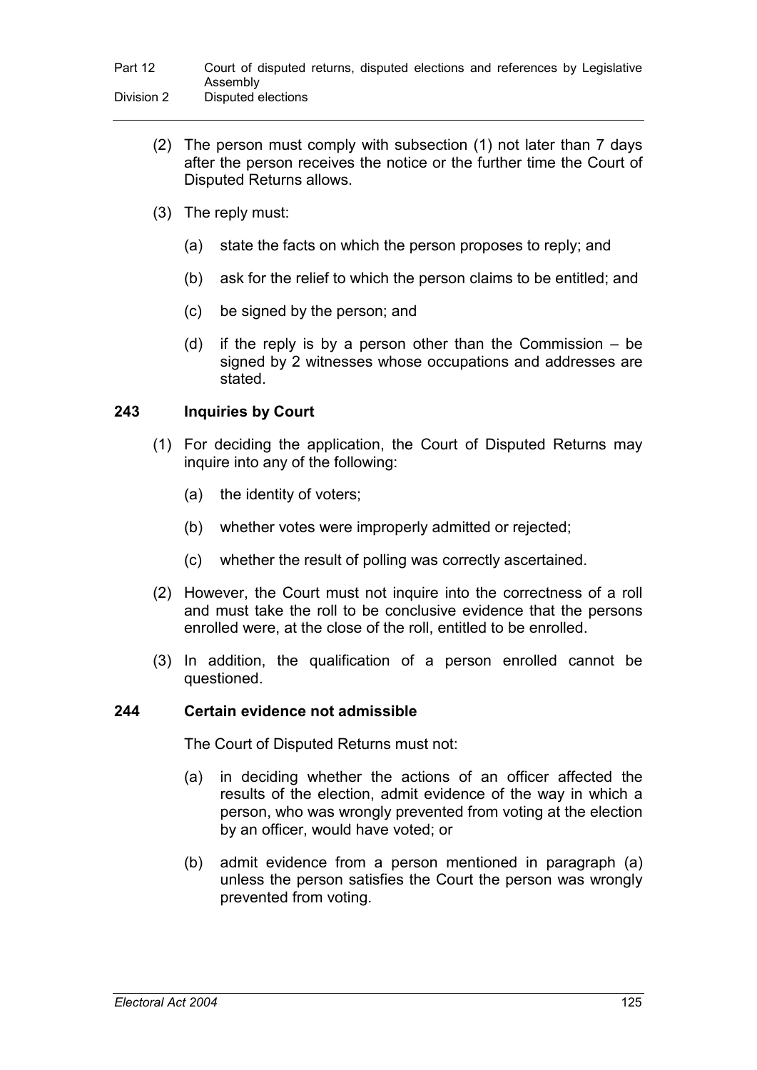(2) The person must comply with subsection (1) not later than 7 days after the person receives the notice or the further time the Court of Disputed Returns allows.

(3) The reply must:

(a) state the facts on which the person proposes to reply; and

(b) ask for the relief to which the person claims to be entitled; and

(c) be signed by the person; and

(d) if the reply is by a person other than the Commission – be signed by 2 witnesses whose occupations and addresses are stated.

### 243 Inquiries by Court

(1) For deciding the application, the Court of Disputed Returns may inquire into any of the following:

(a) the identity of voters;

(b) whether votes were improperly admitted or rejected;

(c) whether the result of polling was correctly ascertained.

(2) However, the Court must not inquire into the correctness of a roll and must take the roll to be conclusive evidence that the persons enrolled were, at the close of the roll, entitled to be enrolled.

(3) In addition, the qualification of a person enrolled cannot be questioned.

### 244 Certain evidence not admissible

The Court of Disputed Returns must not:

(a) in deciding whether the actions of an officer affected the results of the election, admit evidence of the way in which a person, who was wrongly prevented from voting at the election by an officer, would have voted; or

(b) admit evidence from a person mentioned in paragraph (a) unless the person satisfies the Court the person was wrongly prevented from voting.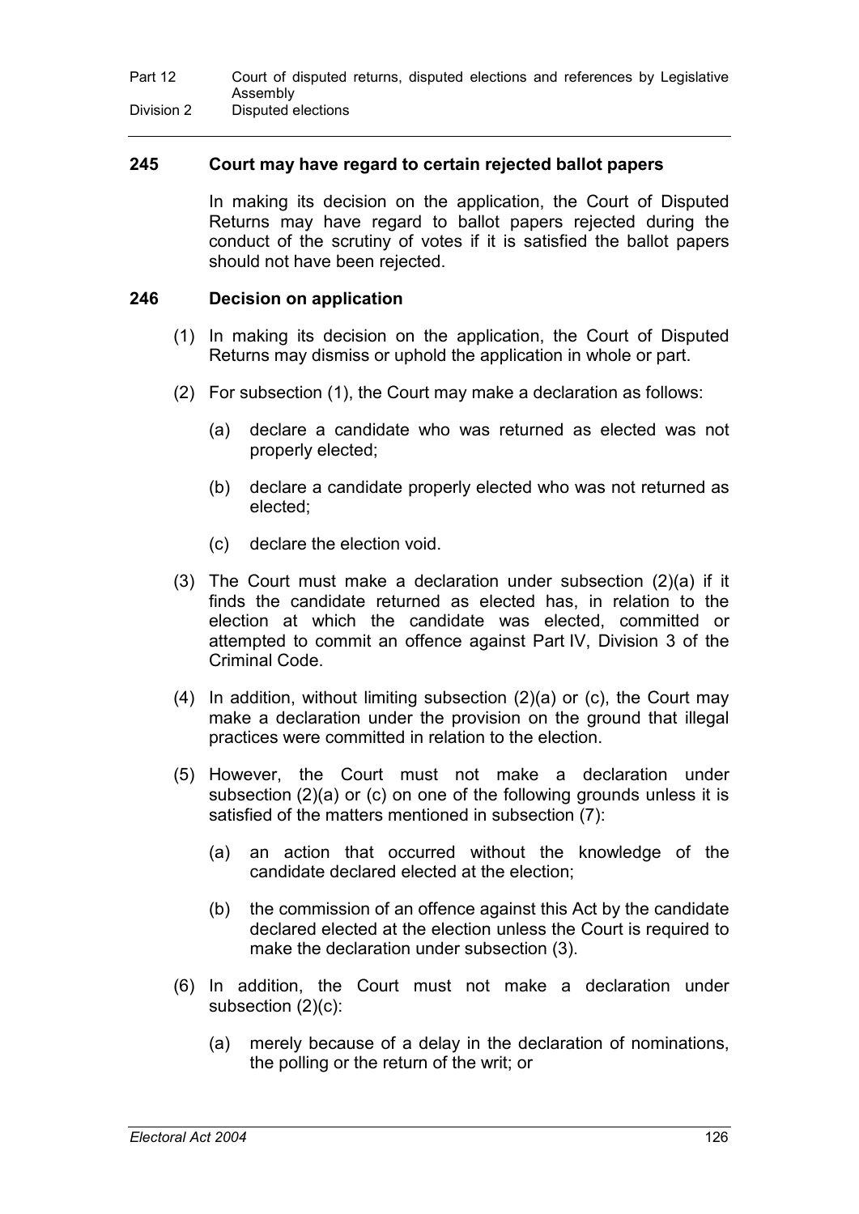### 245 Court may have regard to certain rejected ballot papers

In making its decision on the application, the Court of Disputed Returns may have regard to ballot papers rejected during the conduct of the scrutiny of votes if it is satisfied the ballot papers should not have been rejected.

### 246 Decision on application

(1) In making its decision on the application, the Court of Disputed Returns may dismiss or uphold the application in whole or part.

(2) For subsection (1), the Court may make a declaration as follows:

- (a) declare a candidate who was returned as elected was not properly elected;
- (b) declare a candidate properly elected who was not returned as elected;
- (c) declare the election void.

(3) The Court must make a declaration under subsection (2)(a) if it finds the candidate returned as elected has, in relation to the election at which the candidate was elected, committed or attempted to commit an offence against Part IV, Division 3 of the Criminal Code.

(4) In addition, without limiting subsection (2)(a) or (c), the Court may make a declaration under the provision on the ground that illegal practices were committed in relation to the election.

(5) However, the Court must not make a declaration under subsection (2)(a) or (c) on one of the following grounds unless it is satisfied of the matters mentioned in subsection (7):

- (a) an action that occurred without the knowledge of the candidate declared elected at the election;
- (b) the commission of an offence against this Act by the candidate declared elected at the election unless the Court is required to make the declaration under subsection (3).

(6) In addition, the Court must not make a declaration under subsection (2)(c):

- (a) merely because of a delay in the declaration of nominations, the polling or the return of the writ; or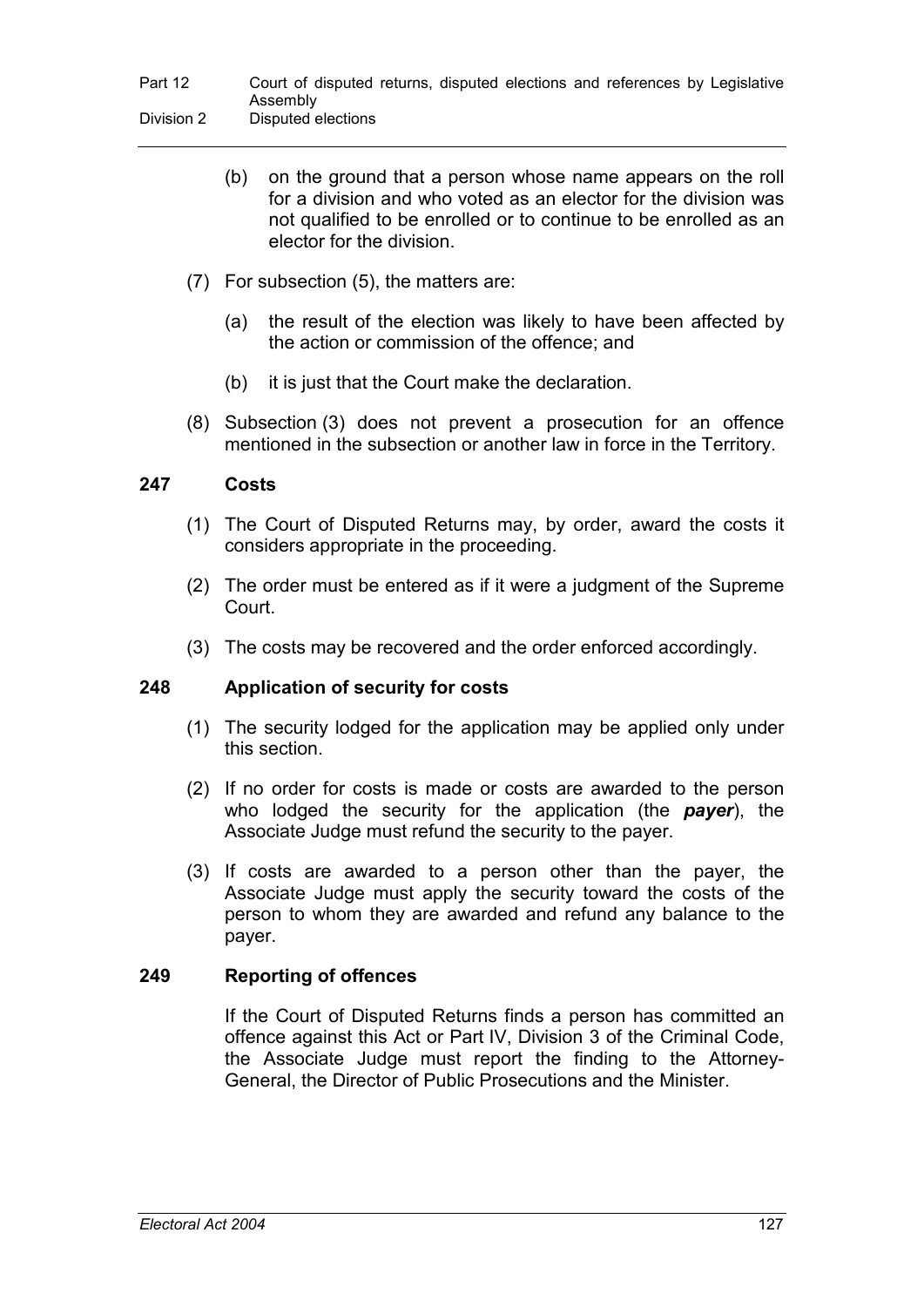(b) on the ground that a person whose name appears on the roll for a division and who voted as an elector for the division was not qualified to be enrolled or to continue to be enrolled as an elector for the division.

(7) For subsection (5), the matters are:

(a) the result of the election was likely to have been affected by the action or commission of the offence; and

(b) it is just that the Court make the declaration.

(8) Subsection (3) does not prevent a prosecution for an offence mentioned in the subsection or another law in force in the Territory.

### 247 Costs

(1) The Court of Disputed Returns may, by order, award the costs it considers appropriate in the proceeding.

(2) The order must be entered as if it were a judgment of the Supreme Court.

(3) The costs may be recovered and the order enforced accordingly.

### 248 Application of security for costs

(1) The security lodged for the application may be applied only under this section.

(2) If no order for costs is made or costs are awarded to the person who lodged the security for the application (the ***payer***), the Associate Judge must refund the security to the payer.

(3) If costs are awarded to a person other than the payer, the Associate Judge must apply the security toward the costs of the person to whom they are awarded and refund any balance to the payer.

### 249 Reporting of offences

If the Court of Disputed Returns finds a person has committed an offence against this Act or Part IV, Division 3 of the Criminal Code, the Associate Judge must report the finding to the Attorney-General, the Director of Public Prosecutions and the Minister.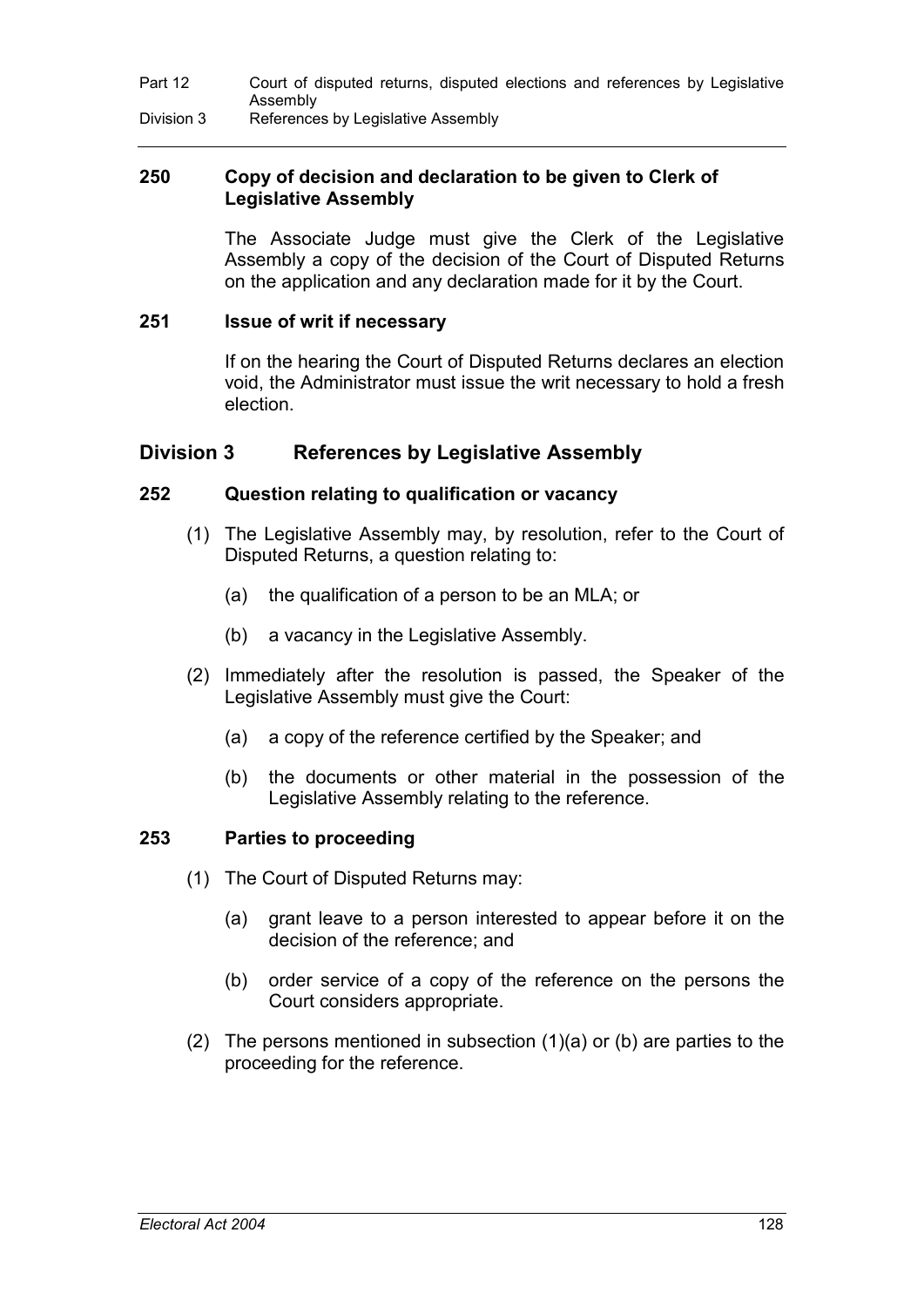### 250 Copy of decision and declaration to be given to Clerk of Legislative Assembly

The Associate Judge must give the Clerk of the Legislative Assembly a copy of the decision of the Court of Disputed Returns on the application and any declaration made for it by the Court.

### 251 Issue of writ if necessary

If on the hearing the Court of Disputed Returns declares an election void, the Administrator must issue the writ necessary to hold a fresh election.

## Division 3 References by Legislative Assembly

### 252 Question relating to qualification or vacancy

(1) The Legislative Assembly may, by resolution, refer to the Court of Disputed Returns, a question relating to:

(a) the qualification of a person to be an MLA; or

(b) a vacancy in the Legislative Assembly.

(2) Immediately after the resolution is passed, the Speaker of the Legislative Assembly must give the Court:

(a) a copy of the reference certified by the Speaker; and

(b) the documents or other material in the possession of the Legislative Assembly relating to the reference.

### 253 Parties to proceeding

(1) The Court of Disputed Returns may:

(a) grant leave to a person interested to appear before it on the decision of the reference; and

(b) order service of a copy of the reference on the persons the Court considers appropriate.

(2) The persons mentioned in subsection (1)(a) or (b) are parties to the proceeding for the reference.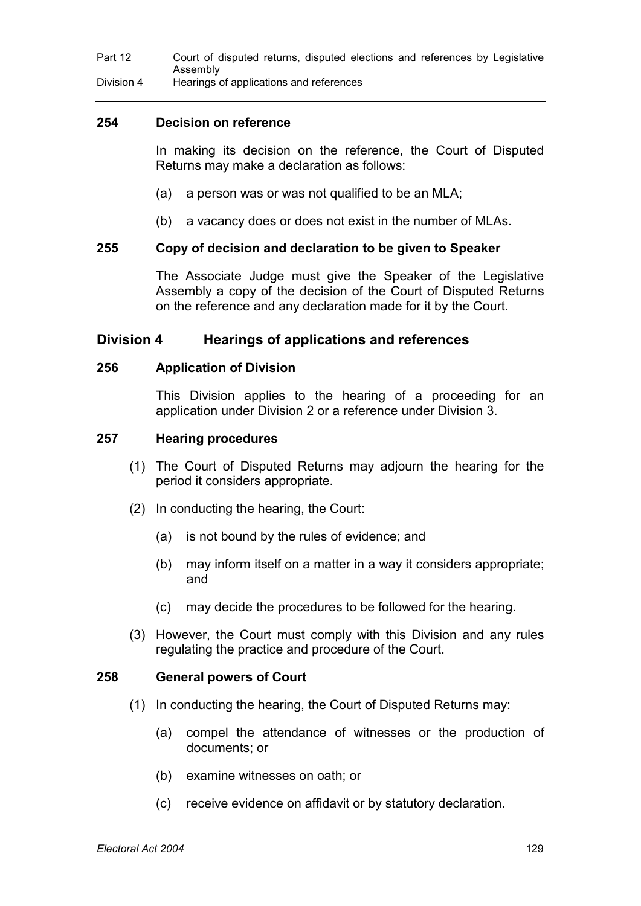### 254 Decision on reference

In making its decision on the reference, the Court of Disputed Returns may make a declaration as follows:

(a) a person was or was not qualified to be an MLA;

(b) a vacancy does or does not exist in the number of MLAs.

### 255 Copy of decision and declaration to be given to Speaker

The Associate Judge must give the Speaker of the Legislative Assembly a copy of the decision of the Court of Disputed Returns on the reference and any declaration made for it by the Court.

## Division 4 Hearings of applications and references

### 256 Application of Division

This Division applies to the hearing of a proceeding for an application under Division 2 or a reference under Division 3.

### 257 Hearing procedures

(1) The Court of Disputed Returns may adjourn the hearing for the period it considers appropriate.

(2) In conducting the hearing, the Court:

(a) is not bound by the rules of evidence; and

(b) may inform itself on a matter in a way it considers appropriate; and

(c) may decide the procedures to be followed for the hearing.

(3) However, the Court must comply with this Division and any rules regulating the practice and procedure of the Court.

### 258 General powers of Court

(1) In conducting the hearing, the Court of Disputed Returns may:

(a) compel the attendance of witnesses or the production of documents; or

(b) examine witnesses on oath; or

(c) receive evidence on affidavit or by statutory declaration.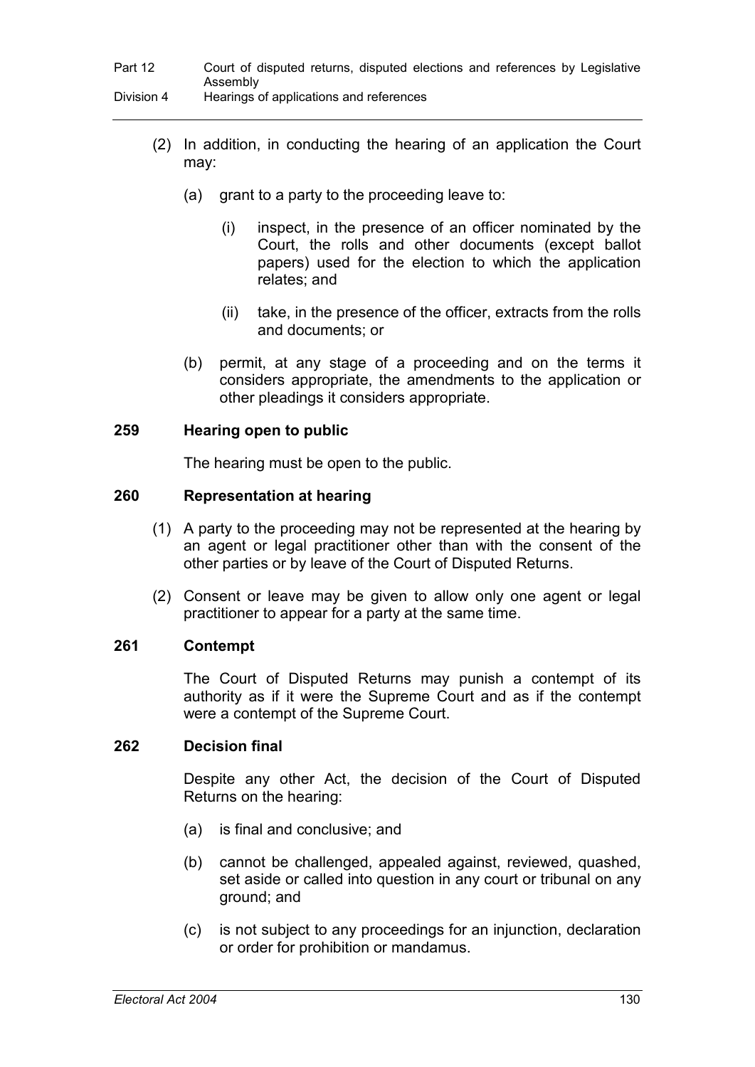(2) In addition, in conducting the hearing of an application the Court may:

(a) grant to a party to the proceeding leave to:

(i) inspect, in the presence of an officer nominated by the Court, the rolls and other documents (except ballot papers) used for the election to which the application relates; and

(ii) take, in the presence of the officer, extracts from the rolls and documents; or

(b) permit, at any stage of a proceeding and on the terms it considers appropriate, the amendments to the application or other pleadings it considers appropriate.

### 259 Hearing open to public

The hearing must be open to the public.

### 260 Representation at hearing

(1) A party to the proceeding may not be represented at the hearing by an agent or legal practitioner other than with the consent of the other parties or by leave of the Court of Disputed Returns.

(2) Consent or leave may be given to allow only one agent or legal practitioner to appear for a party at the same time.

### 261 Contempt

The Court of Disputed Returns may punish a contempt of its authority as if it were the Supreme Court and as if the contempt were a contempt of the Supreme Court.

### 262 Decision final

Despite any other Act, the decision of the Court of Disputed Returns on the hearing:

(a) is final and conclusive; and

(b) cannot be challenged, appealed against, reviewed, quashed, set aside or called into question in any court or tribunal on any ground; and

(c) is not subject to any proceedings for an injunction, declaration or order for prohibition or mandamus.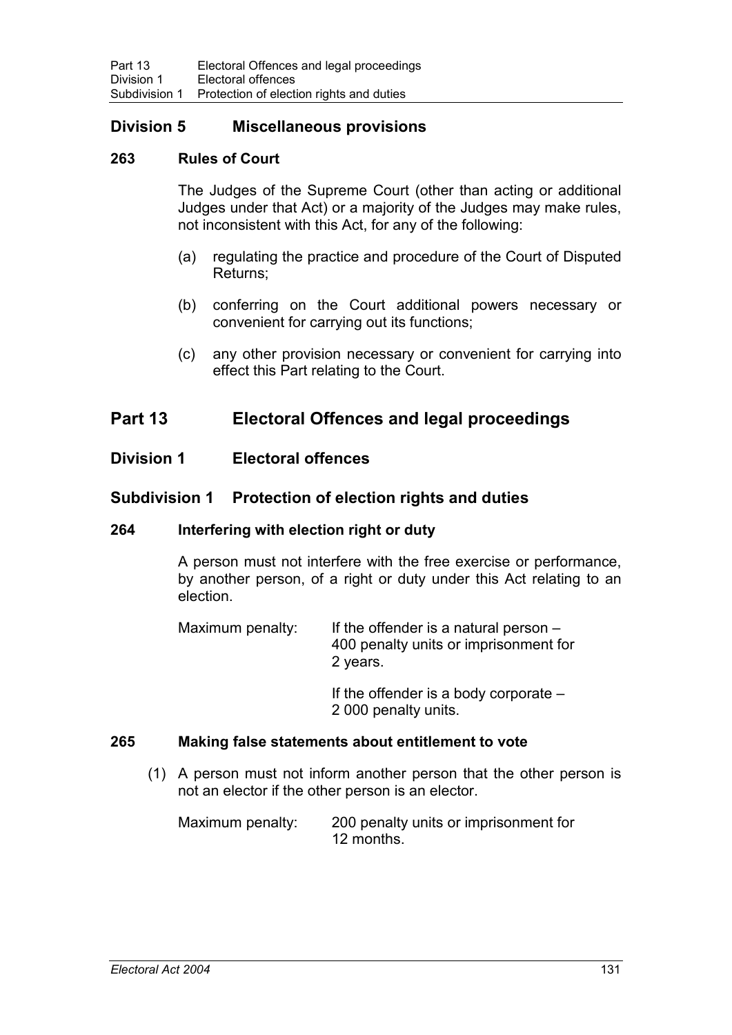## Division 5 Miscellaneous provisions

### 263 Rules of Court

The Judges of the Supreme Court (other than acting or additional Judges under that Act) or a majority of the Judges may make rules, not inconsistent with this Act, for any of the following:

(a) regulating the practice and procedure of the Court of Disputed Returns;

(b) conferring on the Court additional powers necessary or convenient for carrying out its functions;

(c) any other provision necessary or convenient for carrying into effect this Part relating to the Court.

# Part 13 Electoral Offences and legal proceedings

## Division 1 Electoral offences

## Subdivision 1 Protection of election rights and duties

### 264 Interfering with election right or duty

A person must not interfere with the free exercise or performance, by another person, of a right or duty under this Act relating to an election.

Maximum penalty: If the offender is a natural person – 400 penalty units or imprisonment for 2 years.

If the offender is a body corporate – 2 000 penalty units.

### 265 Making false statements about entitlement to vote

(1) A person must not inform another person that the other person is not an elector if the other person is an elector.

Maximum penalty: 200 penalty units or imprisonment for 12 months.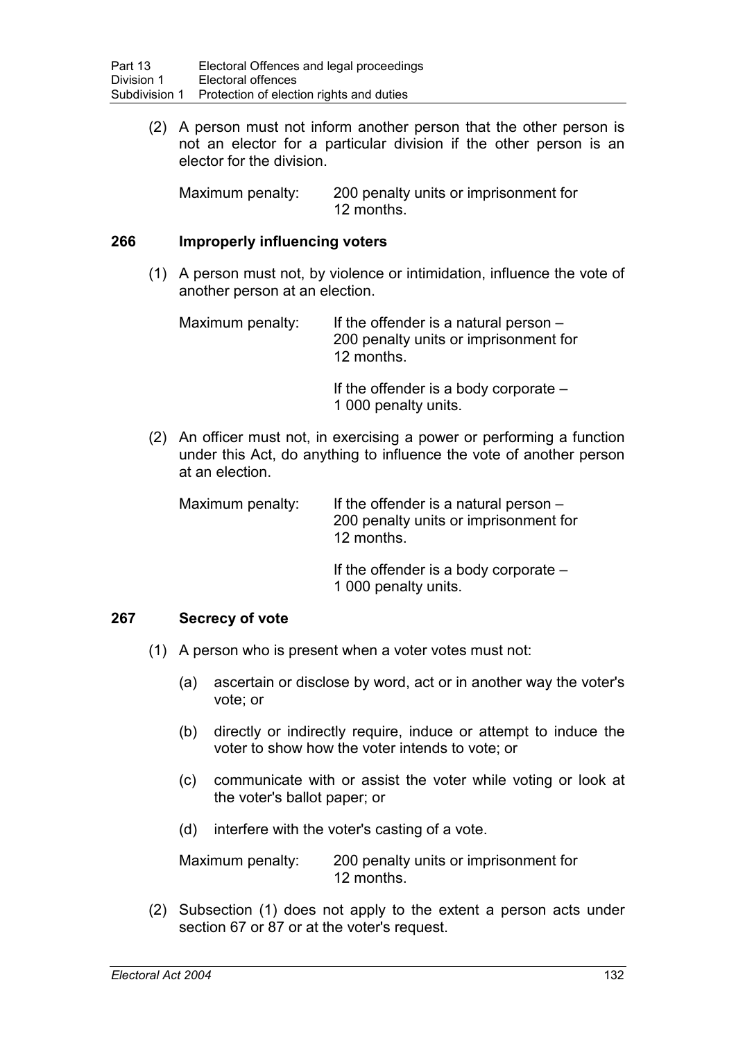(2) A person must not inform another person that the other person is not an elector for a particular division if the other person is an elector for the division.

Maximum penalty: 200 penalty units or imprisonment for 12 months.

### 266 Improperly influencing voters

(1) A person must not, by violence or intimidation, influence the vote of another person at an election.

Maximum penalty: If the offender is a natural person – 200 penalty units or imprisonment for 12 months.

If the offender is a body corporate – 1 000 penalty units.

(2) An officer must not, in exercising a power or performing a function under this Act, do anything to influence the vote of another person at an election.

Maximum penalty: If the offender is a natural person – 200 penalty units or imprisonment for 12 months.

If the offender is a body corporate – 1 000 penalty units.

### 267 Secrecy of vote

(1) A person who is present when a voter votes must not:

(a) ascertain or disclose by word, act or in another way the voter's vote; or

(b) directly or indirectly require, induce or attempt to induce the voter to show how the voter intends to vote; or

(c) communicate with or assist the voter while voting or look at the voter's ballot paper; or

(d) interfere with the voter's casting of a vote.

Maximum penalty: 200 penalty units or imprisonment for 12 months.

(2) Subsection (1) does not apply to the extent a person acts under section 67 or 87 or at the voter's request.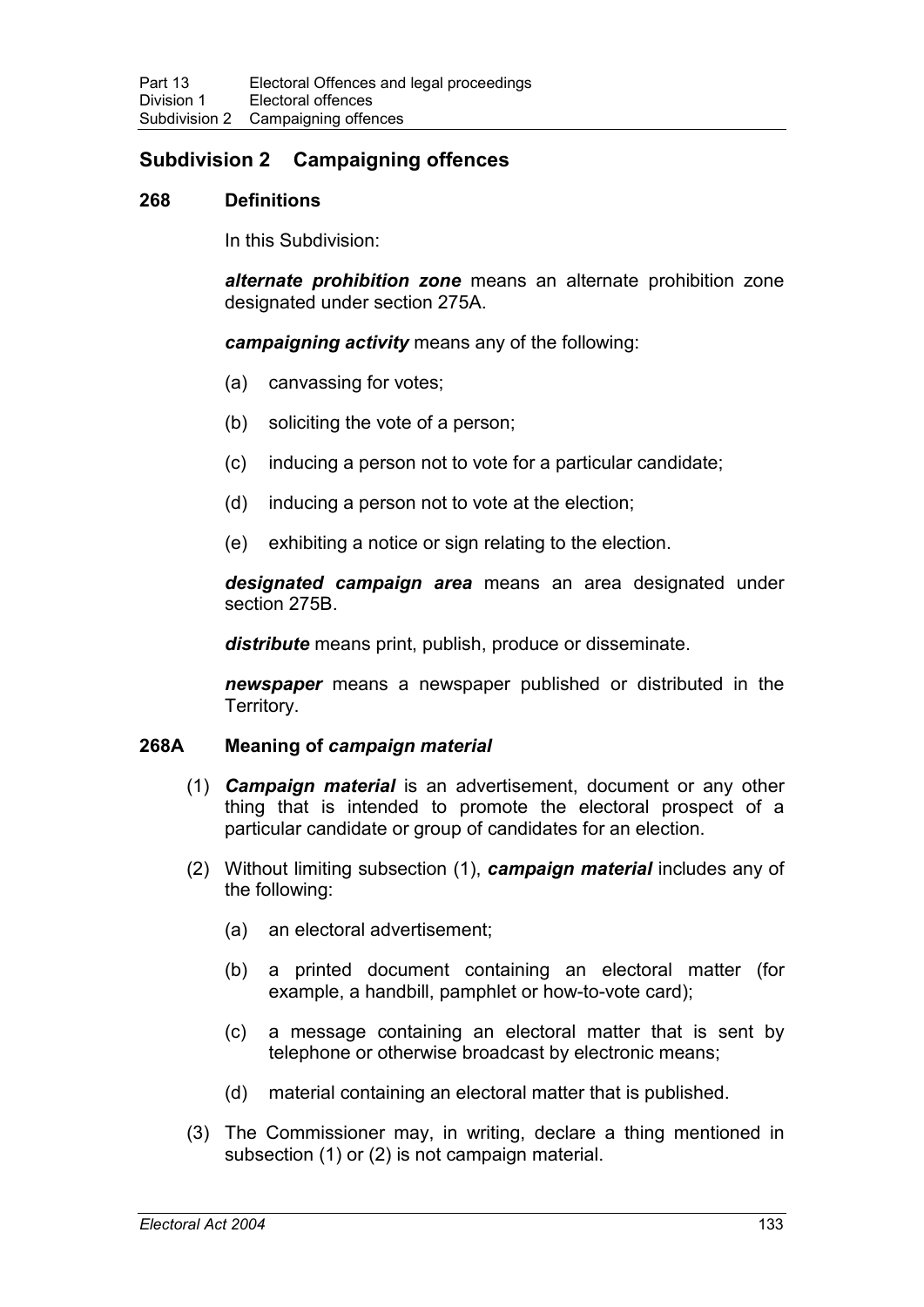## Subdivision 2 Campaigning offences

### 268 Definitions

In this Subdivision:

***alternate prohibition zone*** means an alternate prohibition zone designated under section 275A.

***campaigning activity*** means any of the following:

(a) canvassing for votes;

(b) soliciting the vote of a person;

(c) inducing a person not to vote for a particular candidate;

(d) inducing a person not to vote at the election;

(e) exhibiting a notice or sign relating to the election.

***designated campaign area*** means an area designated under section 275B.

***distribute*** means print, publish, produce or disseminate.

***newspaper*** means a newspaper published or distributed in the Territory.

### 268A Meaning of *campaign material*

(1) ***Campaign material*** is an advertisement, document or any other thing that is intended to promote the electoral prospect of a particular candidate or group of candidates for an election.

(2) Without limiting subsection (1), ***campaign material*** includes any of the following:

(a) an electoral advertisement;

(b) a printed document containing an electoral matter (for example, a handbill, pamphlet or how-to-vote card);

(c) a message containing an electoral matter that is sent by telephone or otherwise broadcast by electronic means;

(d) material containing an electoral matter that is published.

(3) The Commissioner may, in writing, declare a thing mentioned in subsection (1) or (2) is not campaign material.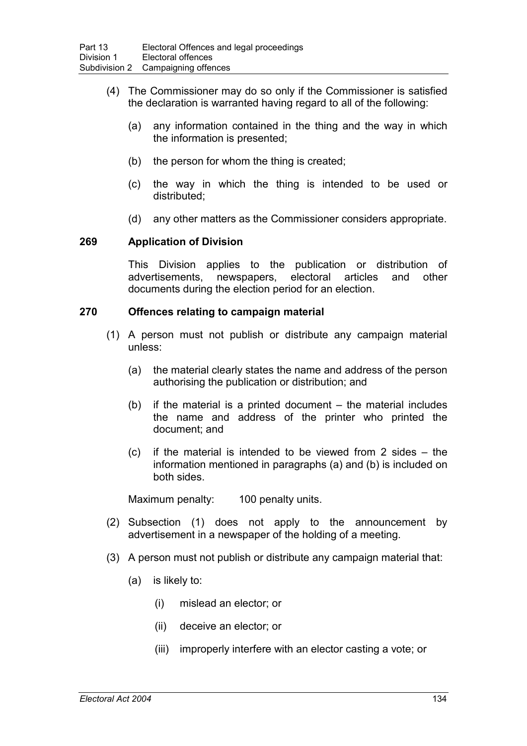(4) The Commissioner may do so only if the Commissioner is satisfied the declaration is warranted having regard to all of the following:

  (a) any information contained in the thing and the way in which the information is presented;

  (b) the person for whom the thing is created;

  (c) the way in which the thing is intended to be used or distributed;

  (d) any other matters as the Commissioner considers appropriate.

### 269 Application of Division

This Division applies to the publication or distribution of advertisements, newspapers, electoral articles and other documents during the election period for an election.

### 270 Offences relating to campaign material

(1) A person must not publish or distribute any campaign material unless:

  (a) the material clearly states the name and address of the person authorising the publication or distribution; and

  (b) if the material is a printed document – the material includes the name and address of the printer who printed the document; and

  (c) if the material is intended to be viewed from 2 sides – the information mentioned in paragraphs (a) and (b) is included on both sides.

Maximum penalty: 100 penalty units.

(2) Subsection (1) does not apply to the announcement by advertisement in a newspaper of the holding of a meeting.

(3) A person must not publish or distribute any campaign material that:

  (a) is likely to:

    (i) mislead an elector; or

    (ii) deceive an elector; or

    (iii) improperly interfere with an elector casting a vote; or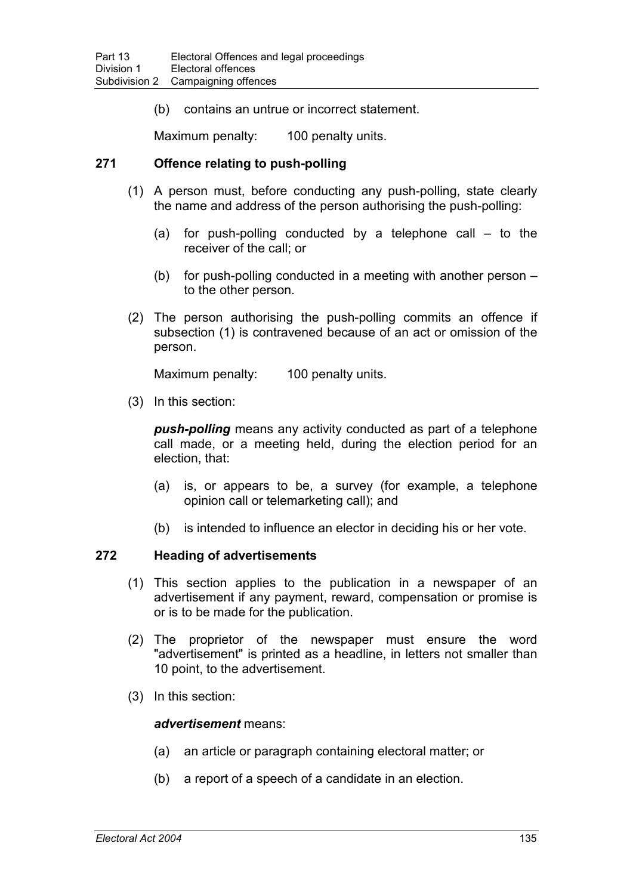(b) contains an untrue or incorrect statement.

Maximum penalty: 100 penalty units.

### 271 Offence relating to push-polling

(1) A person must, before conducting any push-polling, state clearly the name and address of the person authorising the push-polling:

(a) for push-polling conducted by a telephone call – to the receiver of the call; or

(b) for push-polling conducted in a meeting with another person – to the other person.

(2) The person authorising the push-polling commits an offence if subsection (1) is contravened because of an act or omission of the person.

Maximum penalty: 100 penalty units.

(3) In this section:

***push-polling*** means any activity conducted as part of a telephone call made, or a meeting held, during the election period for an election, that:

(a) is, or appears to be, a survey (for example, a telephone opinion call or telemarketing call); and

(b) is intended to influence an elector in deciding his or her vote.

### 272 Heading of advertisements

(1) This section applies to the publication in a newspaper of an advertisement if any payment, reward, compensation or promise is or is to be made for the publication.

(2) The proprietor of the newspaper must ensure the word "advertisement" is printed as a headline, in letters not smaller than 10 point, to the advertisement.

(3) In this section:

***advertisement*** means:

(a) an article or paragraph containing electoral matter; or

(b) a report of a speech of a candidate in an election.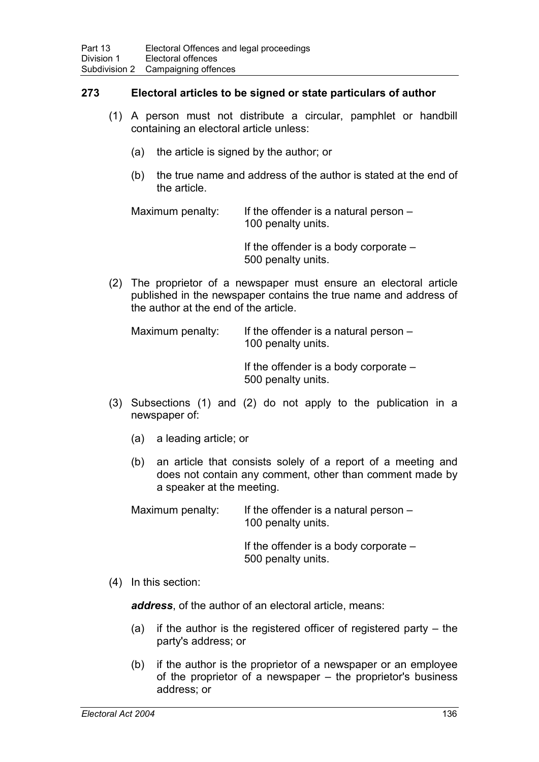### 273 Electoral articles to be signed or state particulars of author

(1) A person must not distribute a circular, pamphlet or handbill containing an electoral article unless:

(a) the article is signed by the author; or

(b) the true name and address of the author is stated at the end of the article.

Maximum penalty: If the offender is a natural person – 100 penalty units.

If the offender is a body corporate – 500 penalty units.

(2) The proprietor of a newspaper must ensure an electoral article published in the newspaper contains the true name and address of the author at the end of the article.

Maximum penalty: If the offender is a natural person – 100 penalty units.

If the offender is a body corporate – 500 penalty units.

(3) Subsections (1) and (2) do not apply to the publication in a newspaper of:

(a) a leading article; or

(b) an article that consists solely of a report of a meeting and does not contain any comment, other than comment made by a speaker at the meeting.

Maximum penalty: If the offender is a natural person – 100 penalty units.

If the offender is a body corporate – 500 penalty units.

(4) In this section:

***address***, of the author of an electoral article, means:

(a) if the author is the registered officer of registered party – the party's address; or

(b) if the author is the proprietor of a newspaper or an employee of the proprietor of a newspaper – the proprietor's business address; or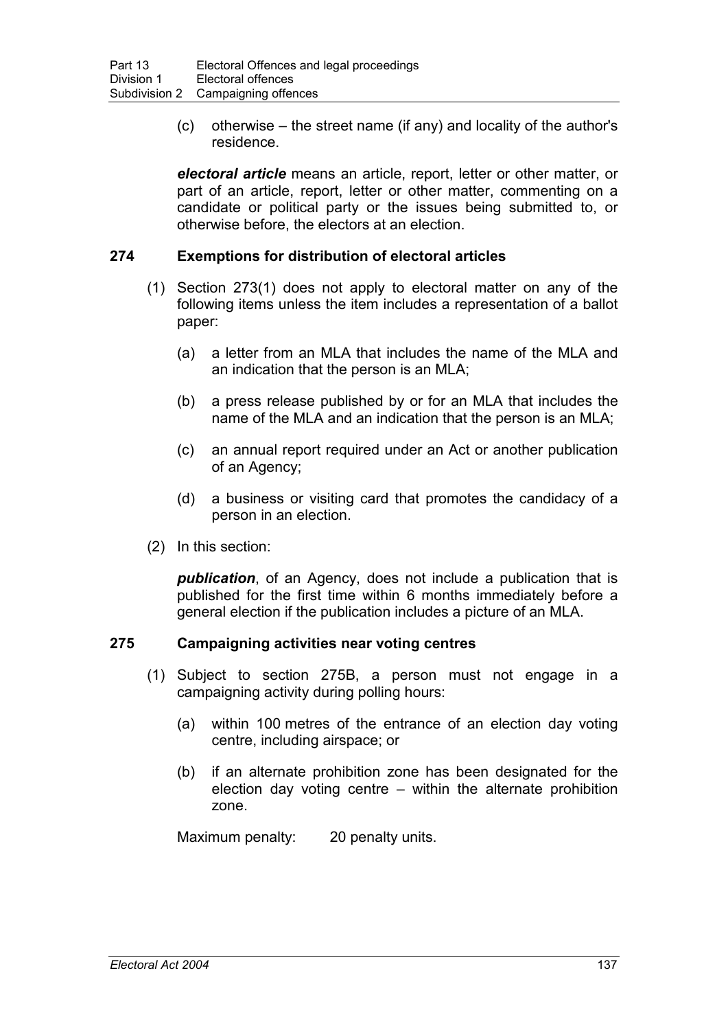(c) otherwise – the street name (if any) and locality of the author's residence.

***electoral article*** means an article, report, letter or other matter, or part of an article, report, letter or other matter, commenting on a candidate or political party or the issues being submitted to, or otherwise before, the electors at an election.

### 274 Exemptions for distribution of electoral articles

(1) Section 273(1) does not apply to electoral matter on any of the following items unless the item includes a representation of a ballot paper:

(a) a letter from an MLA that includes the name of the MLA and an indication that the person is an MLA;

(b) a press release published by or for an MLA that includes the name of the MLA and an indication that the person is an MLA;

(c) an annual report required under an Act or another publication of an Agency;

(d) a business or visiting card that promotes the candidacy of a person in an election.

(2) In this section:

***publication***, of an Agency, does not include a publication that is published for the first time within 6 months immediately before a general election if the publication includes a picture of an MLA.

### 275 Campaigning activities near voting centres

(1) Subject to section 275B, a person must not engage in a campaigning activity during polling hours:

(a) within 100 metres of the entrance of an election day voting centre, including airspace; or

(b) if an alternate prohibition zone has been designated for the election day voting centre – within the alternate prohibition zone.

Maximum penalty: 20 penalty units.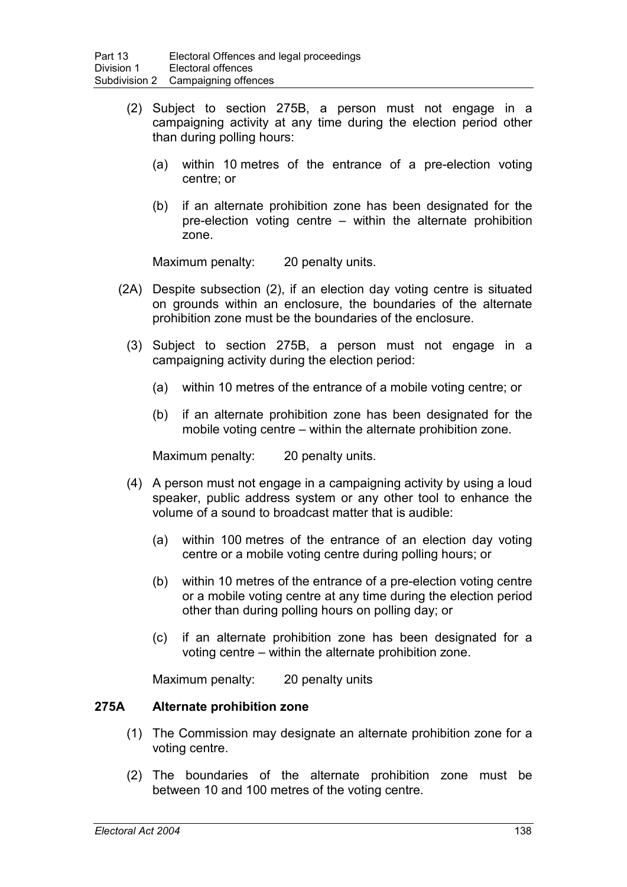(2) Subject to section 275B, a person must not engage in a campaigning activity at any time during the election period other than during polling hours:

(a) within 10 metres of the entrance of a pre-election voting centre; or

(b) if an alternate prohibition zone has been designated for the pre-election voting centre – within the alternate prohibition zone.

Maximum penalty: 20 penalty units.

(2A) Despite subsection (2), if an election day voting centre is situated on grounds within an enclosure, the boundaries of the alternate prohibition zone must be the boundaries of the enclosure.

(3) Subject to section 275B, a person must not engage in a campaigning activity during the election period:

(a) within 10 metres of the entrance of a mobile voting centre; or

(b) if an alternate prohibition zone has been designated for the mobile voting centre – within the alternate prohibition zone.

Maximum penalty: 20 penalty units.

(4) A person must not engage in a campaigning activity by using a loud speaker, public address system or any other tool to enhance the volume of a sound to broadcast matter that is audible:

(a) within 100 metres of the entrance of an election day voting centre or a mobile voting centre during polling hours; or

(b) within 10 metres of the entrance of a pre-election voting centre or a mobile voting centre at any time during the election period other than during polling hours on polling day; or

(c) if an alternate prohibition zone has been designated for a voting centre – within the alternate prohibition zone.

Maximum penalty: 20 penalty units

### 275A Alternate prohibition zone

(1) The Commission may designate an alternate prohibition zone for a voting centre.

(2) The boundaries of the alternate prohibition zone must be between 10 and 100 metres of the voting centre.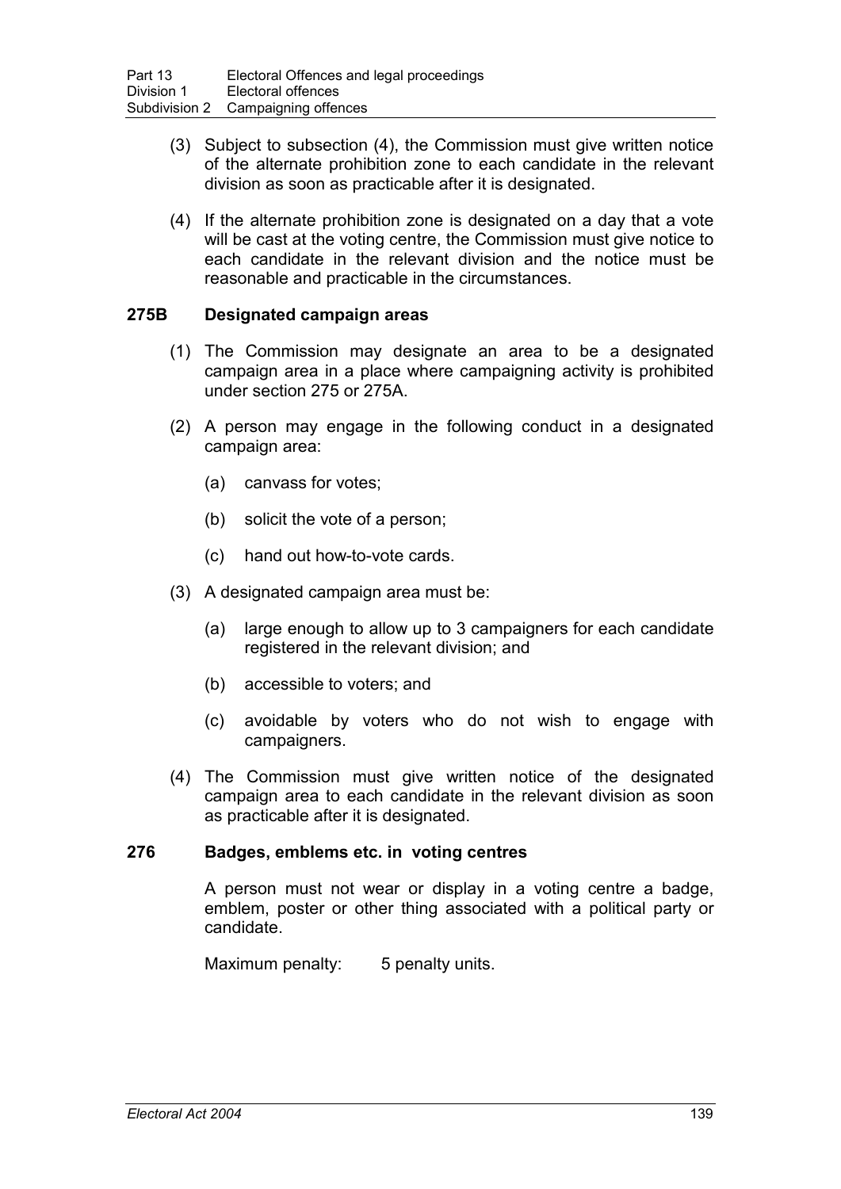(3) Subject to subsection (4), the Commission must give written notice of the alternate prohibition zone to each candidate in the relevant division as soon as practicable after it is designated.

(4) If the alternate prohibition zone is designated on a day that a vote will be cast at the voting centre, the Commission must give notice to each candidate in the relevant division and the notice must be reasonable and practicable in the circumstances.

### 275B Designated campaign areas

(1) The Commission may designate an area to be a designated campaign area in a place where campaigning activity is prohibited under section 275 or 275A.

(2) A person may engage in the following conduct in a designated campaign area:

(a) canvass for votes;

(b) solicit the vote of a person;

(c) hand out how-to-vote cards.

(3) A designated campaign area must be:

(a) large enough to allow up to 3 campaigners for each candidate registered in the relevant division; and

(b) accessible to voters; and

(c) avoidable by voters who do not wish to engage with campaigners.

(4) The Commission must give written notice of the designated campaign area to each candidate in the relevant division as soon as practicable after it is designated.

### 276 Badges, emblems etc. in voting centres

A person must not wear or display in a voting centre a badge, emblem, poster or other thing associated with a political party or candidate.

Maximum penalty: 5 penalty units.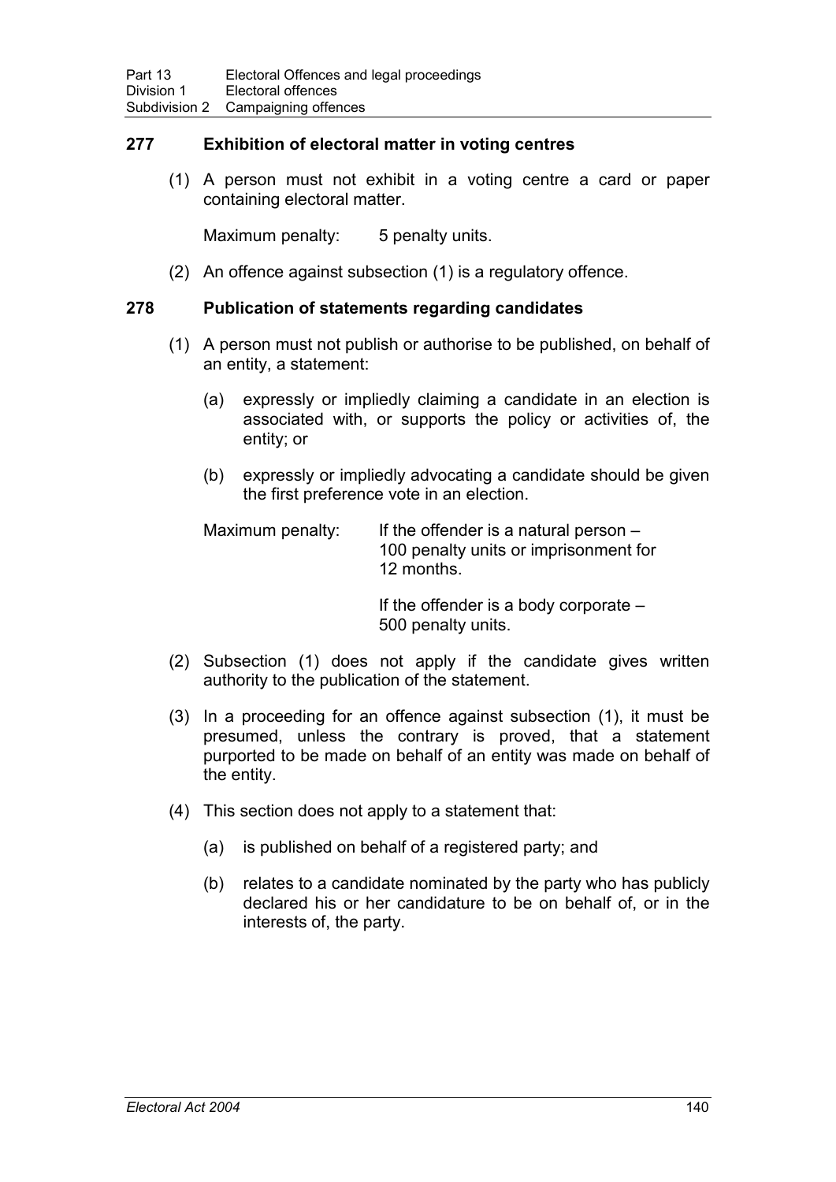### 277 Exhibition of electoral matter in voting centres

(1) A person must not exhibit in a voting centre a card or paper containing electoral matter.

Maximum penalty: 5 penalty units.

(2) An offence against subsection (1) is a regulatory offence.

### 278 Publication of statements regarding candidates

(1) A person must not publish or authorise to be published, on behalf of an entity, a statement:

(a) expressly or impliedly claiming a candidate in an election is associated with, or supports the policy or activities of, the entity; or

(b) expressly or impliedly advocating a candidate should be given the first preference vote in an election.

Maximum penalty: If the offender is a natural person – 100 penalty units or imprisonment for 12 months.

If the offender is a body corporate – 500 penalty units.

(2) Subsection (1) does not apply if the candidate gives written authority to the publication of the statement.

(3) In a proceeding for an offence against subsection (1), it must be presumed, unless the contrary is proved, that a statement purported to be made on behalf of an entity was made on behalf of the entity.

(4) This section does not apply to a statement that:

(a) is published on behalf of a registered party; and

(b) relates to a candidate nominated by the party who has publicly declared his or her candidature to be on behalf of, or in the interests of, the party.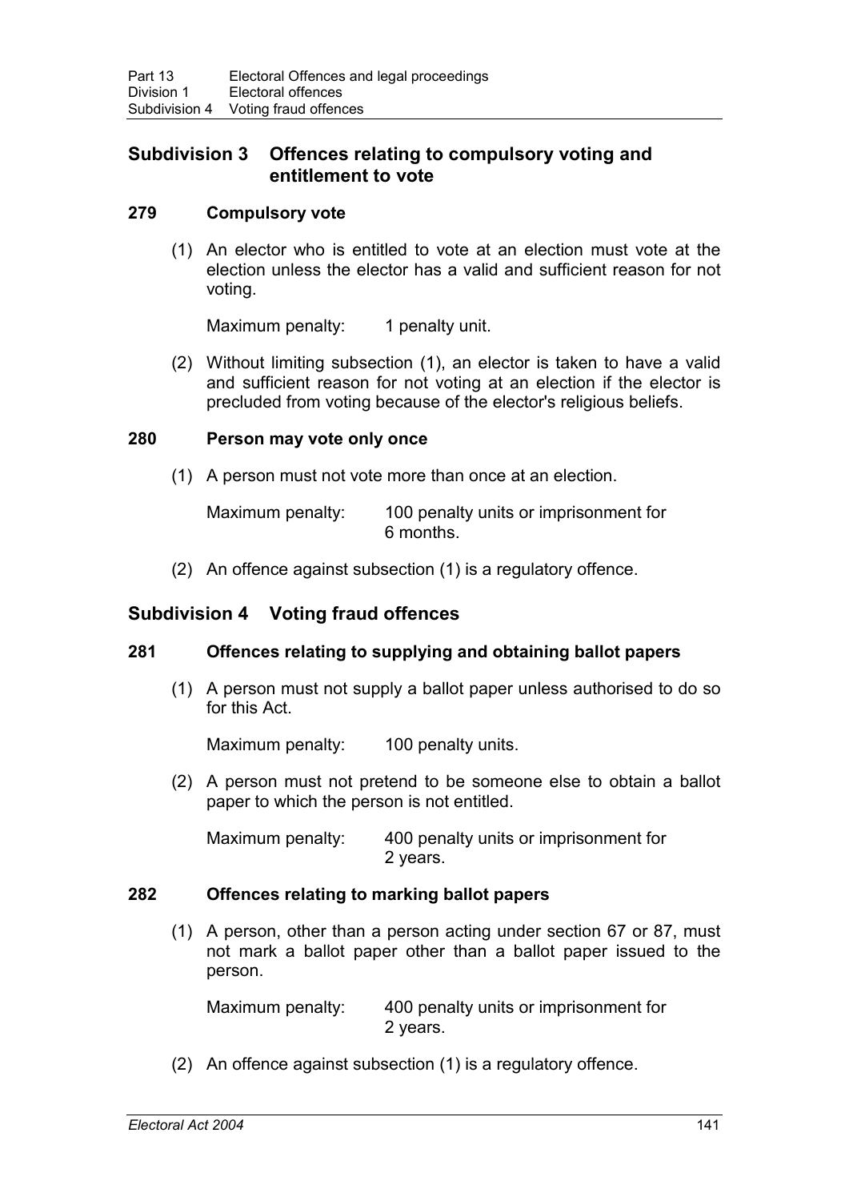## Subdivision 3 Offences relating to compulsory voting and entitlement to vote

### 279 Compulsory vote

(1) An elector who is entitled to vote at an election must vote at the election unless the elector has a valid and sufficient reason for not voting.

Maximum penalty: 1 penalty unit.

(2) Without limiting subsection (1), an elector is taken to have a valid and sufficient reason for not voting at an election if the elector is precluded from voting because of the elector's religious beliefs.

### 280 Person may vote only once

(1) A person must not vote more than once at an election.

Maximum penalty: 100 penalty units or imprisonment for 6 months.

(2) An offence against subsection (1) is a regulatory offence.

## Subdivision 4 Voting fraud offences

### 281 Offences relating to supplying and obtaining ballot papers

(1) A person must not supply a ballot paper unless authorised to do so for this Act.

Maximum penalty: 100 penalty units.

(2) A person must not pretend to be someone else to obtain a ballot paper to which the person is not entitled.

Maximum penalty: 400 penalty units or imprisonment for 2 years.

### 282 Offences relating to marking ballot papers

(1) A person, other than a person acting under section 67 or 87, must not mark a ballot paper other than a ballot paper issued to the person.

Maximum penalty: 400 penalty units or imprisonment for 2 years.

(2) An offence against subsection (1) is a regulatory offence.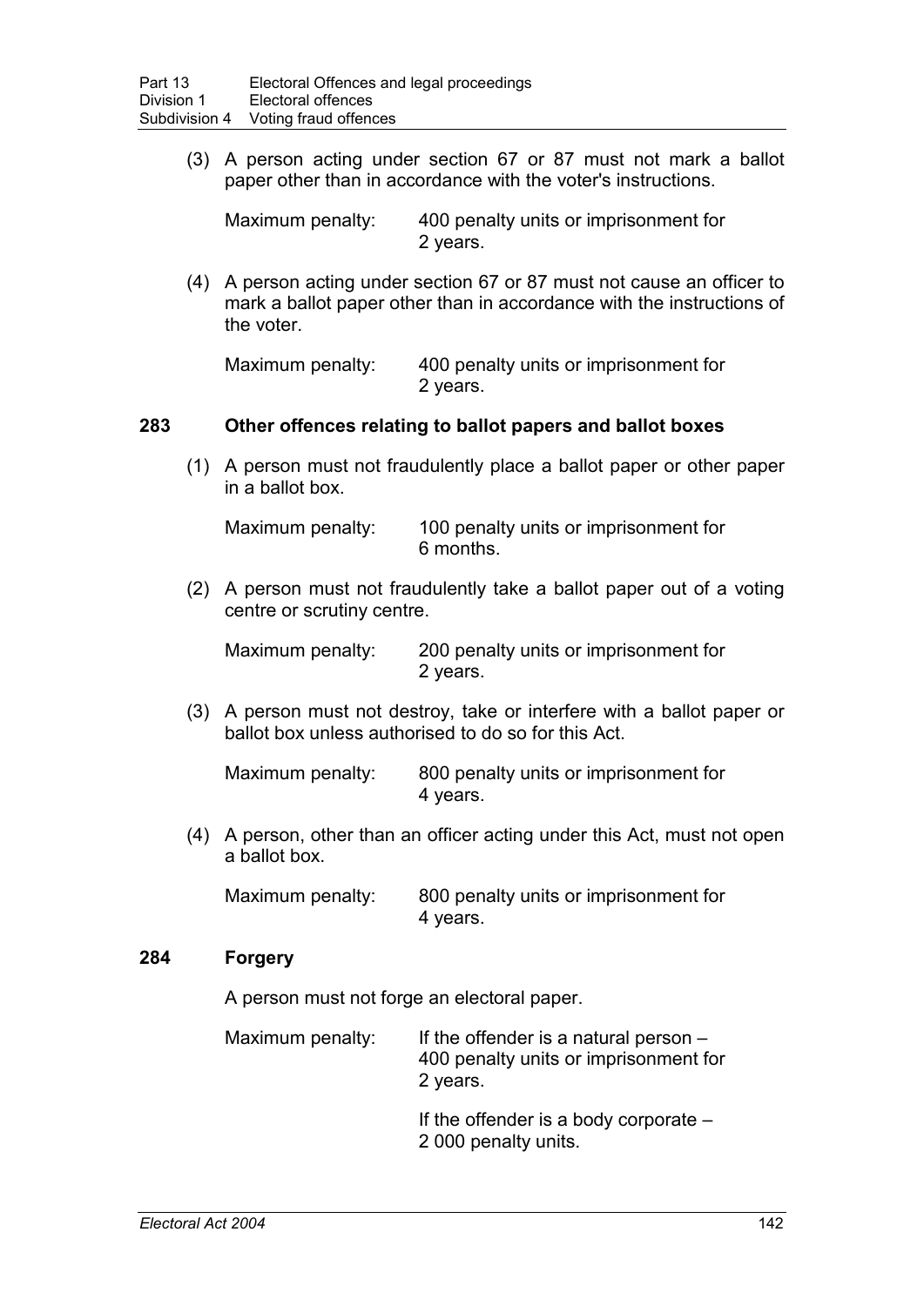(3) A person acting under section 67 or 87 must not mark a ballot paper other than in accordance with the voter's instructions.

Maximum penalty: 400 penalty units or imprisonment for 2 years.

(4) A person acting under section 67 or 87 must not cause an officer to mark a ballot paper other than in accordance with the instructions of the voter.

Maximum penalty: 400 penalty units or imprisonment for 2 years.

### 283 Other offences relating to ballot papers and ballot boxes

(1) A person must not fraudulently place a ballot paper or other paper in a ballot box.

Maximum penalty: 100 penalty units or imprisonment for 6 months.

(2) A person must not fraudulently take a ballot paper out of a voting centre or scrutiny centre.

Maximum penalty: 200 penalty units or imprisonment for 2 years.

(3) A person must not destroy, take or interfere with a ballot paper or ballot box unless authorised to do so for this Act.

Maximum penalty: 800 penalty units or imprisonment for 4 years.

(4) A person, other than an officer acting under this Act, must not open a ballot box.

Maximum penalty: 800 penalty units or imprisonment for 4 years.

### 284 Forgery

A person must not forge an electoral paper.

Maximum penalty: If the offender is a natural person – 400 penalty units or imprisonment for 2 years.

If the offender is a body corporate – 2 000 penalty units.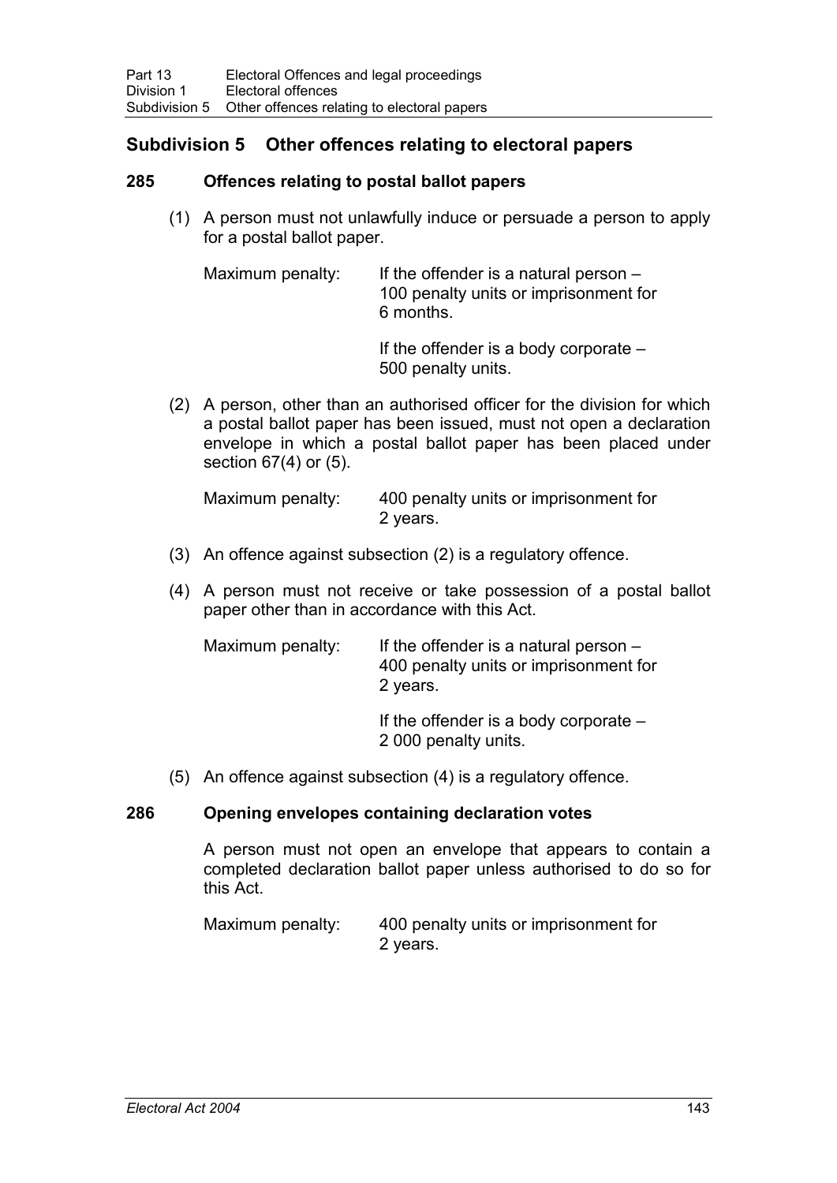## Subdivision 5 Other offences relating to electoral papers

### 285 Offences relating to postal ballot papers

(1) A person must not unlawfully induce or persuade a person to apply for a postal ballot paper.

Maximum penalty: If the offender is a natural person – 100 penalty units or imprisonment for 6 months.

If the offender is a body corporate – 500 penalty units.

(2) A person, other than an authorised officer for the division for which a postal ballot paper has been issued, must not open a declaration envelope in which a postal ballot paper has been placed under section 67(4) or (5).

Maximum penalty: 400 penalty units or imprisonment for 2 years.

(3) An offence against subsection (2) is a regulatory offence.

(4) A person must not receive or take possession of a postal ballot paper other than in accordance with this Act.

Maximum penalty: If the offender is a natural person – 400 penalty units or imprisonment for 2 years.

If the offender is a body corporate – 2 000 penalty units.

(5) An offence against subsection (4) is a regulatory offence.

### 286 Opening envelopes containing declaration votes

A person must not open an envelope that appears to contain a completed declaration ballot paper unless authorised to do so for this Act.

Maximum penalty: 400 penalty units or imprisonment for 2 years.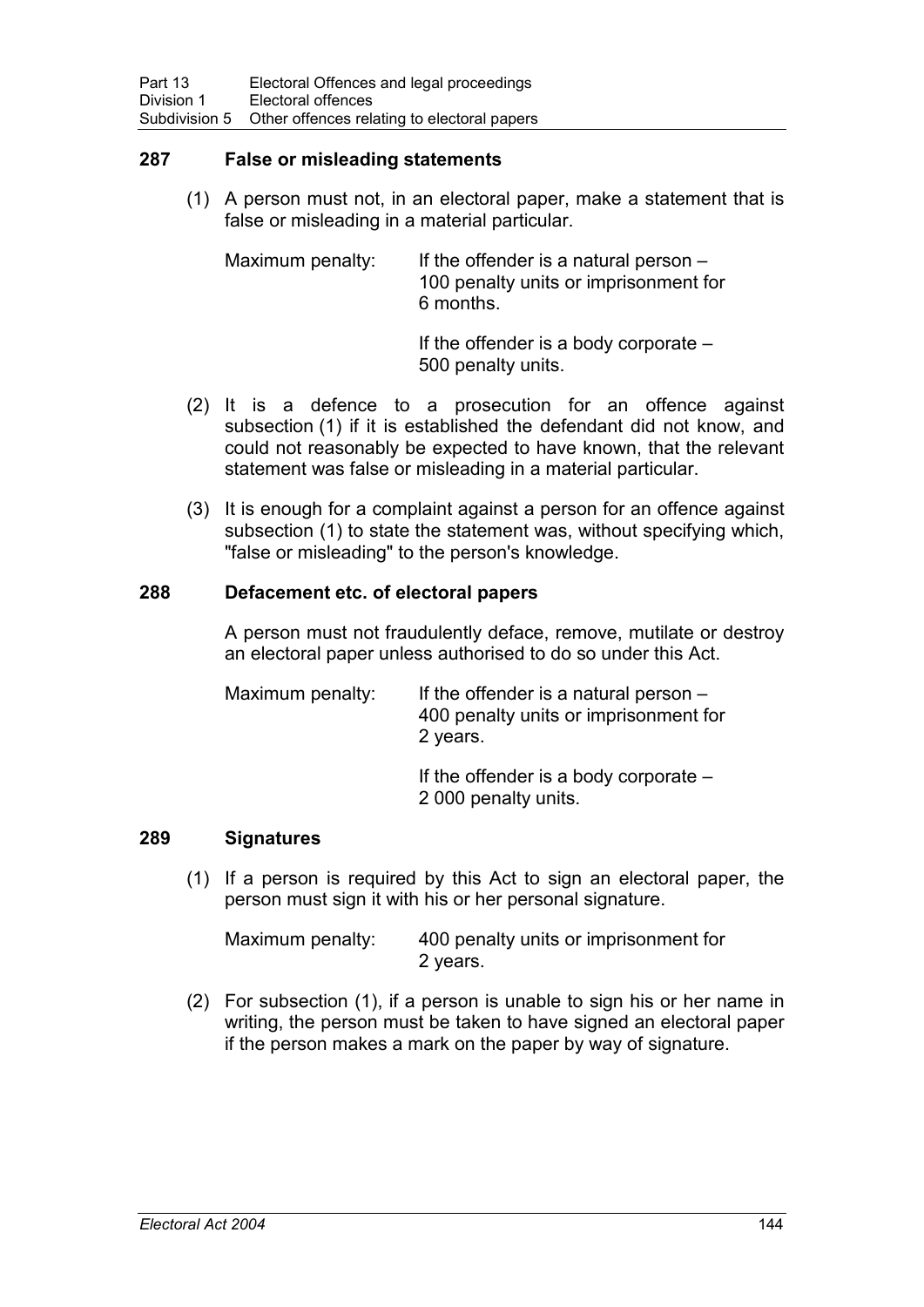### 287 False or misleading statements

(1) A person must not, in an electoral paper, make a statement that is false or misleading in a material particular.

Maximum penalty: If the offender is a natural person – 100 penalty units or imprisonment for 6 months.

If the offender is a body corporate – 500 penalty units.

(2) It is a defence to a prosecution for an offence against subsection (1) if it is established the defendant did not know, and could not reasonably be expected to have known, that the relevant statement was false or misleading in a material particular.

(3) It is enough for a complaint against a person for an offence against subsection (1) to state the statement was, without specifying which, "false or misleading" to the person's knowledge.

### 288 Defacement etc. of electoral papers

A person must not fraudulently deface, remove, mutilate or destroy an electoral paper unless authorised to do so under this Act.

Maximum penalty: If the offender is a natural person – 400 penalty units or imprisonment for 2 years.

If the offender is a body corporate – 2 000 penalty units.

### 289 Signatures

(1) If a person is required by this Act to sign an electoral paper, the person must sign it with his or her personal signature.

Maximum penalty: 400 penalty units or imprisonment for 2 years.

(2) For subsection (1), if a person is unable to sign his or her name in writing, the person must be taken to have signed an electoral paper if the person makes a mark on the paper by way of signature.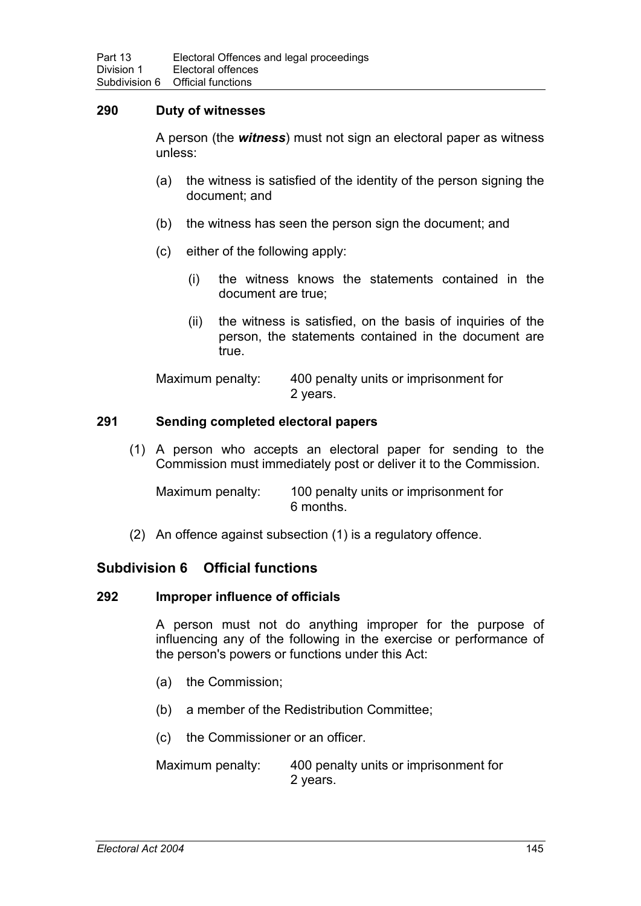### 290 Duty of witnesses

A person (the ***witness***) must not sign an electoral paper as witness unless:

(a) the witness is satisfied of the identity of the person signing the document; and

(b) the witness has seen the person sign the document; and

(c) either of the following apply:

(i) the witness knows the statements contained in the document are true;

(ii) the witness is satisfied, on the basis of inquiries of the person, the statements contained in the document are true.

Maximum penalty: 400 penalty units or imprisonment for 2 years.

### 291 Sending completed electoral papers

(1) A person who accepts an electoral paper for sending to the Commission must immediately post or deliver it to the Commission.

Maximum penalty: 100 penalty units or imprisonment for 6 months.

(2) An offence against subsection (1) is a regulatory offence.

## Subdivision 6 Official functions

### 292 Improper influence of officials

A person must not do anything improper for the purpose of influencing any of the following in the exercise or performance of the person's powers or functions under this Act:

(a) the Commission;

(b) a member of the Redistribution Committee;

(c) the Commissioner or an officer.

Maximum penalty: 400 penalty units or imprisonment for 2 years.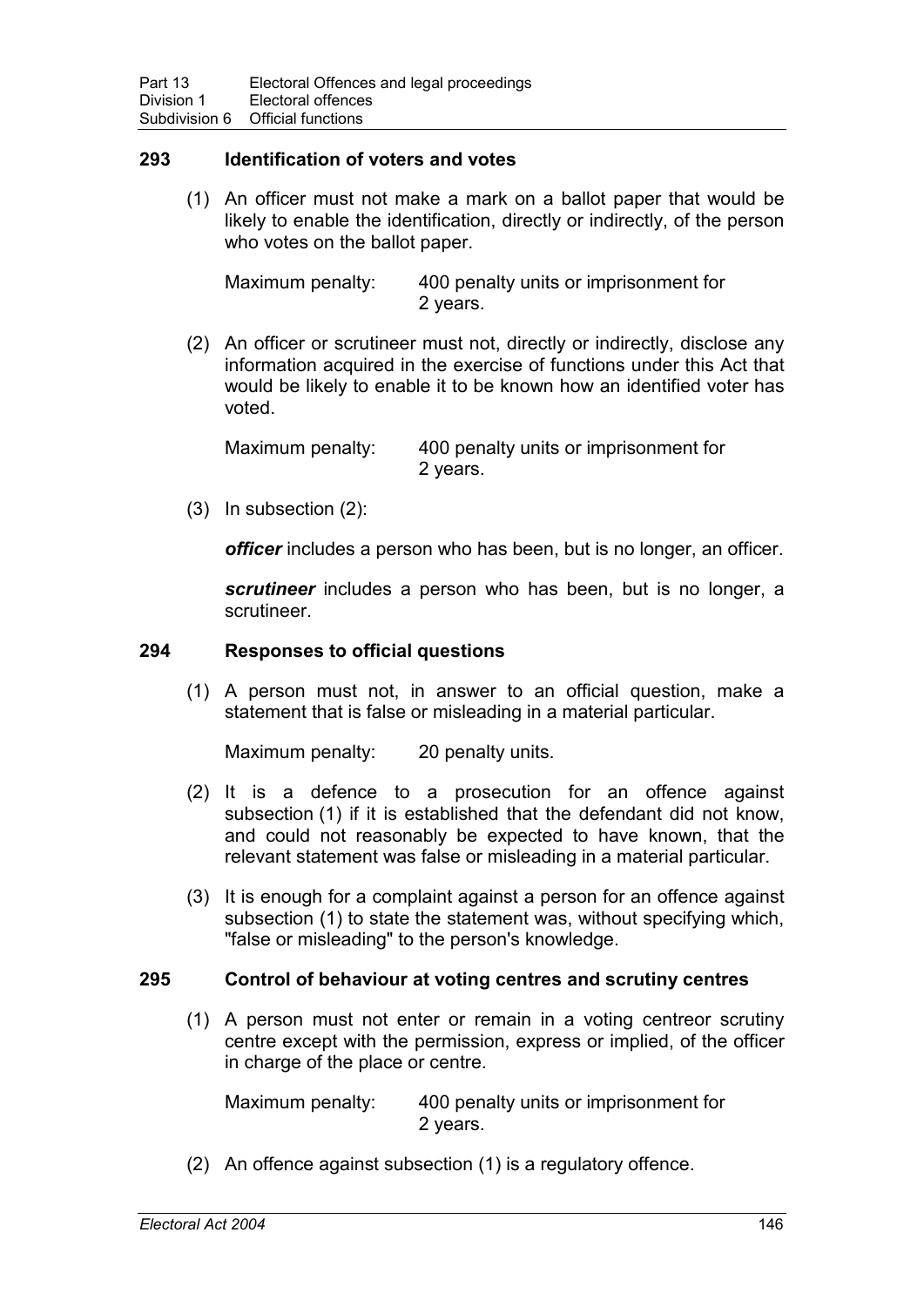### 293 Identification of voters and votes

(1) An officer must not make a mark on a ballot paper that would be likely to enable the identification, directly or indirectly, of the person who votes on the ballot paper.

Maximum penalty: 400 penalty units or imprisonment for 2 years.

(2) An officer or scrutineer must not, directly or indirectly, disclose any information acquired in the exercise of functions under this Act that would be likely to enable it to be known how an identified voter has voted.

Maximum penalty: 400 penalty units or imprisonment for 2 years.

(3) In subsection (2):

***officer*** includes a person who has been, but is no longer, an officer.

***scrutineer*** includes a person who has been, but is no longer, a scrutineer.

### 294 Responses to official questions

(1) A person must not, in answer to an official question, make a statement that is false or misleading in a material particular.

Maximum penalty: 20 penalty units.

(2) It is a defence to a prosecution for an offence against subsection (1) if it is established that the defendant did not know, and could not reasonably be expected to have known, that the relevant statement was false or misleading in a material particular.

(3) It is enough for a complaint against a person for an offence against subsection (1) to state the statement was, without specifying which, "false or misleading" to the person's knowledge.

### 295 Control of behaviour at voting centres and scrutiny centres

(1) A person must not enter or remain in a voting centreor scrutiny centre except with the permission, express or implied, of the officer in charge of the place or centre.

Maximum penalty: 400 penalty units or imprisonment for 2 years.

(2) An offence against subsection (1) is a regulatory offence.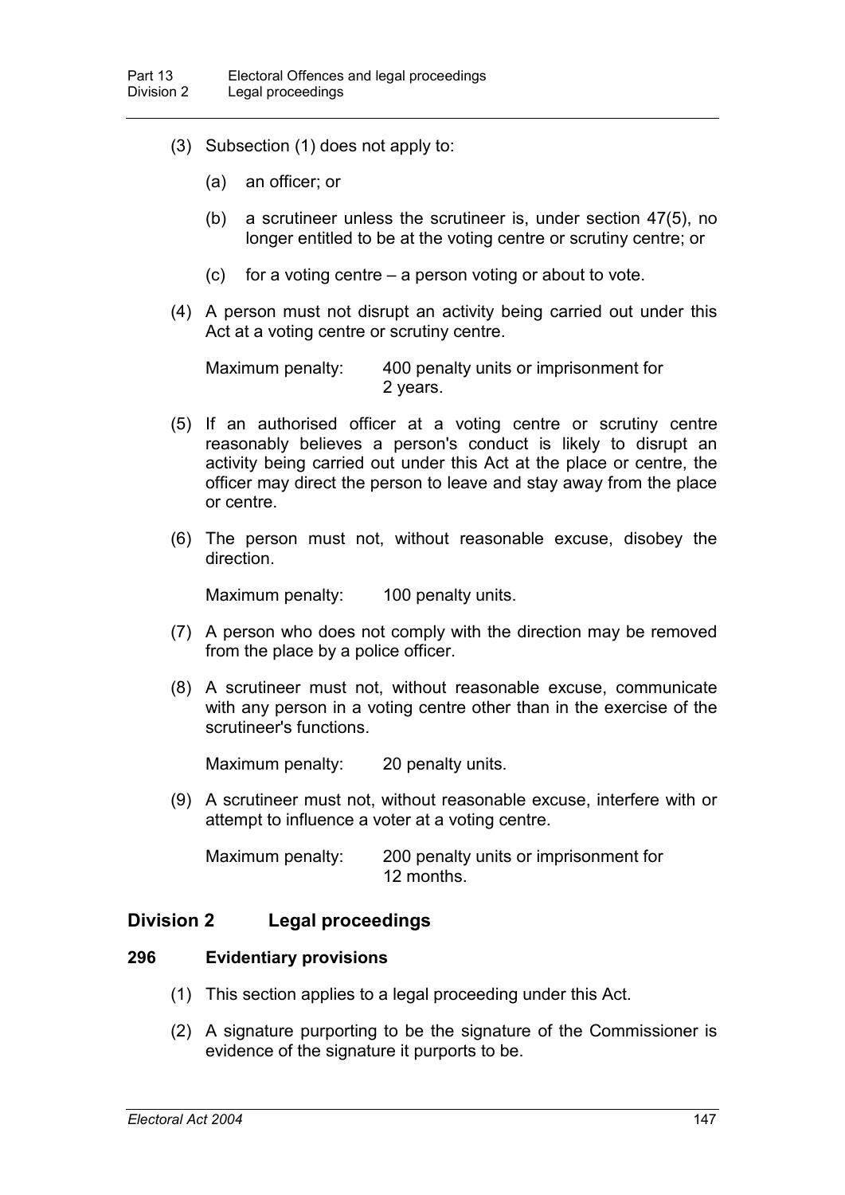(3) Subsection (1) does not apply to:

(a) an officer; or

(b) a scrutineer unless the scrutineer is, under section 47(5), no longer entitled to be at the voting centre or scrutiny centre; or

(c) for a voting centre – a person voting or about to vote.

(4) A person must not disrupt an activity being carried out under this Act at a voting centre or scrutiny centre.

Maximum penalty: 400 penalty units or imprisonment for 2 years.

(5) If an authorised officer at a voting centre or scrutiny centre reasonably believes a person's conduct is likely to disrupt an activity being carried out under this Act at the place or centre, the officer may direct the person to leave and stay away from the place or centre.

(6) The person must not, without reasonable excuse, disobey the direction.

Maximum penalty: 100 penalty units.

(7) A person who does not comply with the direction may be removed from the place by a police officer.

(8) A scrutineer must not, without reasonable excuse, communicate with any person in a voting centre other than in the exercise of the scrutineer's functions.

Maximum penalty: 20 penalty units.

(9) A scrutineer must not, without reasonable excuse, interfere with or attempt to influence a voter at a voting centre.

Maximum penalty: 200 penalty units or imprisonment for 12 months.

## Division 2 Legal proceedings

### 296 Evidentiary provisions

(1) This section applies to a legal proceeding under this Act.

(2) A signature purporting to be the signature of the Commissioner is evidence of the signature it purports to be.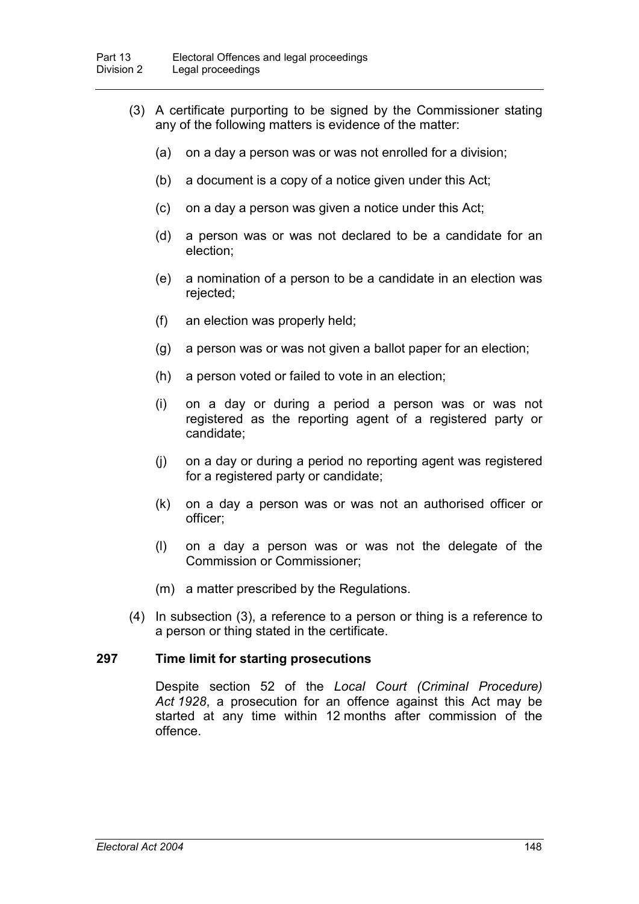(3) A certificate purporting to be signed by the Commissioner stating any of the following matters is evidence of the matter:

(a) on a day a person was or was not enrolled for a division;

(b) a document is a copy of a notice given under this Act;

(c) on a day a person was given a notice under this Act;

(d) a person was or was not declared to be a candidate for an election;

(e) a nomination of a person to be a candidate in an election was rejected;

(f) an election was properly held;

(g) a person was or was not given a ballot paper for an election;

(h) a person voted or failed to vote in an election;

(i) on a day or during a period a person was or was not registered as the reporting agent of a registered party or candidate;

(j) on a day or during a period no reporting agent was registered for a registered party or candidate;

(k) on a day a person was or was not an authorised officer or officer;

(l) on a day a person was or was not the delegate of the Commission or Commissioner;

(m) a matter prescribed by the Regulations.

(4) In subsection (3), a reference to a person or thing is a reference to a person or thing stated in the certificate.

### 297 Time limit for starting prosecutions

Despite section 52 of the *Local Court (Criminal Procedure) Act 1928*, a prosecution for an offence against this Act may be started at any time within 12 months after commission of the offence.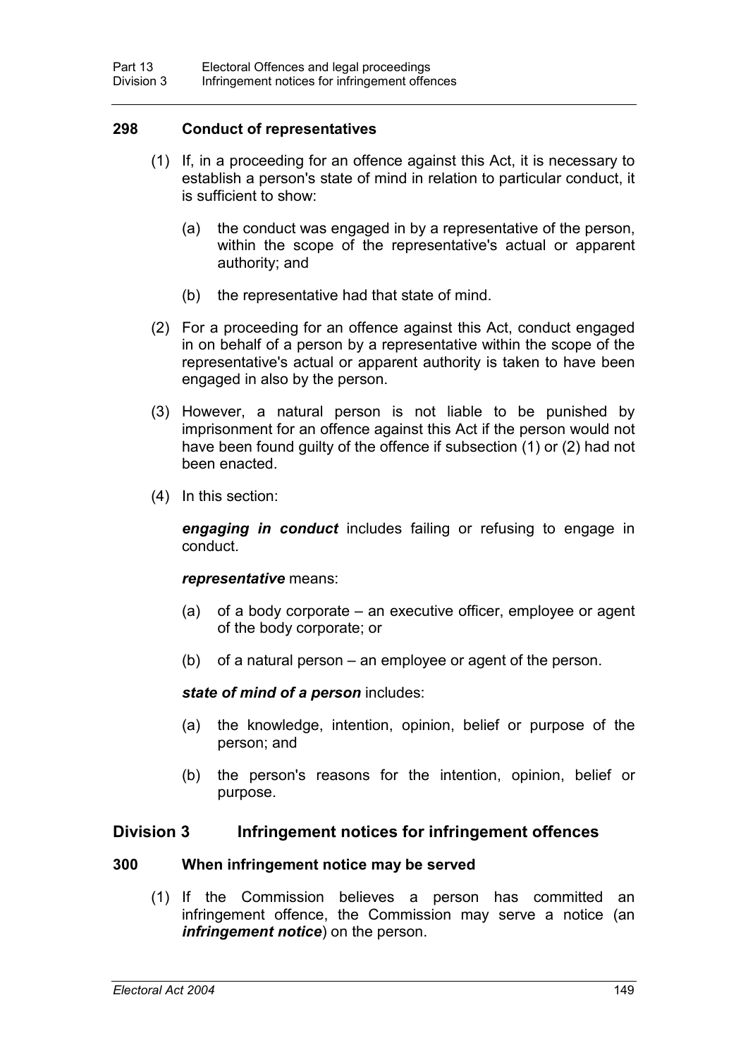### 298 Conduct of representatives

(1) If, in a proceeding for an offence against this Act, it is necessary to establish a person's state of mind in relation to particular conduct, it is sufficient to show:

(a) the conduct was engaged in by a representative of the person, within the scope of the representative's actual or apparent authority; and

(b) the representative had that state of mind.

(2) For a proceeding for an offence against this Act, conduct engaged in on behalf of a person by a representative within the scope of the representative's actual or apparent authority is taken to have been engaged in also by the person.

(3) However, a natural person is not liable to be punished by imprisonment for an offence against this Act if the person would not have been found guilty of the offence if subsection (1) or (2) had not been enacted.

(4) In this section:

***engaging in conduct*** includes failing or refusing to engage in conduct.

***representative*** means:

(a) of a body corporate – an executive officer, employee or agent of the body corporate; or

(b) of a natural person – an employee or agent of the person.

***state of mind of a person*** includes:

(a) the knowledge, intention, opinion, belief or purpose of the person; and

(b) the person's reasons for the intention, opinion, belief or purpose.

## Division 3 Infringement notices for infringement offences

### 300 When infringement notice may be served

(1) If the Commission believes a person has committed an infringement offence, the Commission may serve a notice (an ***infringement notice***) on the person.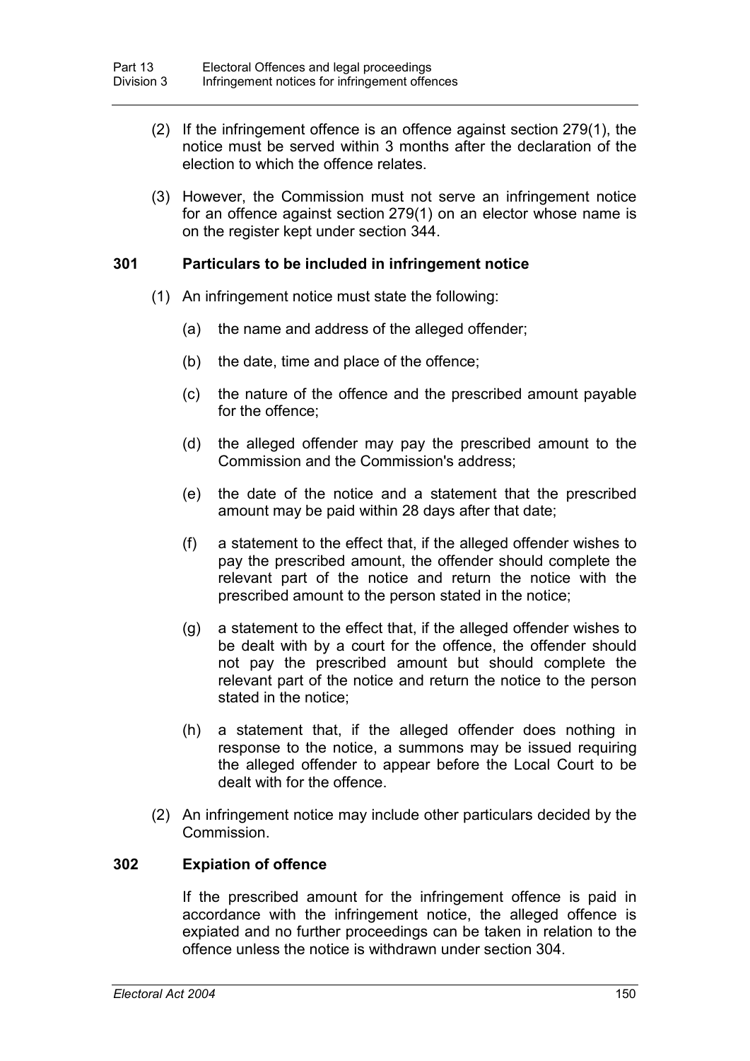(2) If the infringement offence is an offence against section 279(1), the notice must be served within 3 months after the declaration of the election to which the offence relates.

(3) However, the Commission must not serve an infringement notice for an offence against section 279(1) on an elector whose name is on the register kept under section 344.

### 301 Particulars to be included in infringement notice

(1) An infringement notice must state the following:

(a) the name and address of the alleged offender;

(b) the date, time and place of the offence;

(c) the nature of the offence and the prescribed amount payable for the offence;

(d) the alleged offender may pay the prescribed amount to the Commission and the Commission's address;

(e) the date of the notice and a statement that the prescribed amount may be paid within 28 days after that date;

(f) a statement to the effect that, if the alleged offender wishes to pay the prescribed amount, the offender should complete the relevant part of the notice and return the notice with the prescribed amount to the person stated in the notice;

(g) a statement to the effect that, if the alleged offender wishes to be dealt with by a court for the offence, the offender should not pay the prescribed amount but should complete the relevant part of the notice and return the notice to the person stated in the notice;

(h) a statement that, if the alleged offender does nothing in response to the notice, a summons may be issued requiring the alleged offender to appear before the Local Court to be dealt with for the offence.

(2) An infringement notice may include other particulars decided by the Commission.

### 302 Expiation of offence

If the prescribed amount for the infringement offence is paid in accordance with the infringement notice, the alleged offence is expiated and no further proceedings can be taken in relation to the offence unless the notice is withdrawn under section 304.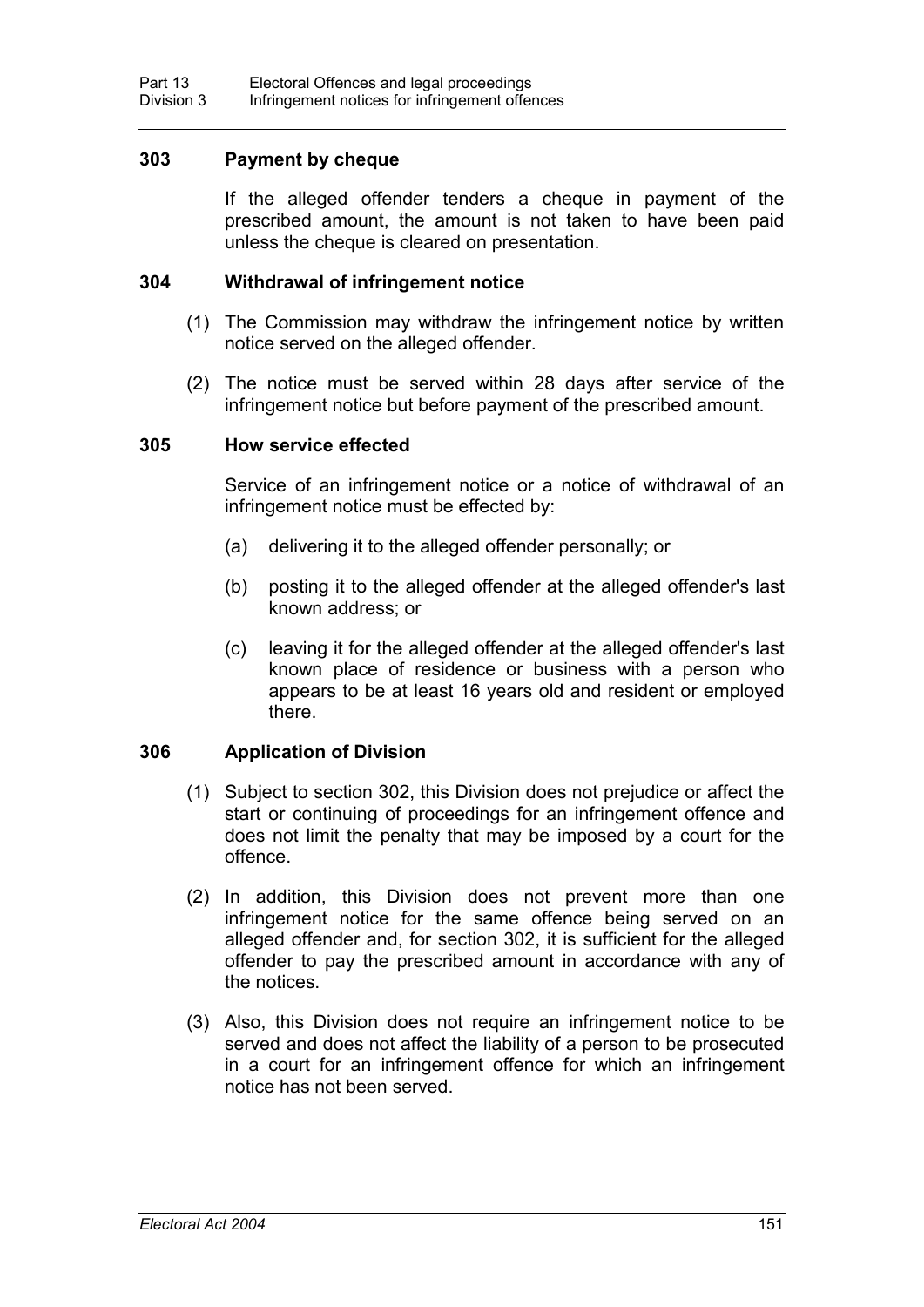### 303 Payment by cheque

If the alleged offender tenders a cheque in payment of the prescribed amount, the amount is not taken to have been paid unless the cheque is cleared on presentation.

### 304 Withdrawal of infringement notice

(1) The Commission may withdraw the infringement notice by written notice served on the alleged offender.

(2) The notice must be served within 28 days after service of the infringement notice but before payment of the prescribed amount.

### 305 How service effected

Service of an infringement notice or a notice of withdrawal of an infringement notice must be effected by:

(a) delivering it to the alleged offender personally; or

(b) posting it to the alleged offender at the alleged offender's last known address; or

(c) leaving it for the alleged offender at the alleged offender's last known place of residence or business with a person who appears to be at least 16 years old and resident or employed there.

### 306 Application of Division

(1) Subject to section 302, this Division does not prejudice or affect the start or continuing of proceedings for an infringement offence and does not limit the penalty that may be imposed by a court for the offence.

(2) In addition, this Division does not prevent more than one infringement notice for the same offence being served on an alleged offender and, for section 302, it is sufficient for the alleged offender to pay the prescribed amount in accordance with any of the notices.

(3) Also, this Division does not require an infringement notice to be served and does not affect the liability of a person to be prosecuted in a court for an infringement offence for which an infringement notice has not been served.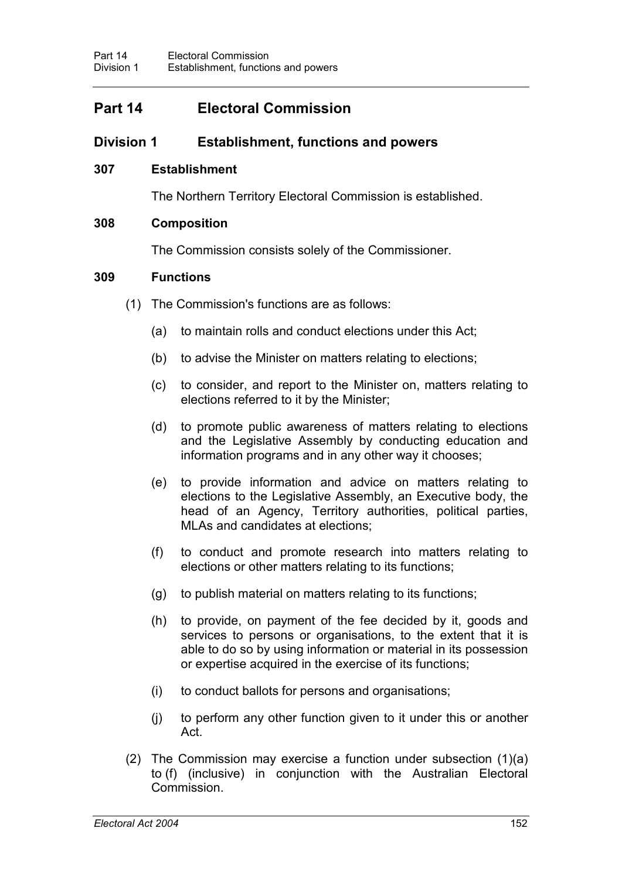# Part 14 Electoral Commission

## Division 1 Establishment, functions and powers

### 307 Establishment

The Northern Territory Electoral Commission is established.

### 308 Composition

The Commission consists solely of the Commissioner.

### 309 Functions

(1) The Commission's functions are as follows:

(a) to maintain rolls and conduct elections under this Act;

(b) to advise the Minister on matters relating to elections;

(c) to consider, and report to the Minister on, matters relating to elections referred to it by the Minister;

(d) to promote public awareness of matters relating to elections and the Legislative Assembly by conducting education and information programs and in any other way it chooses;

(e) to provide information and advice on matters relating to elections to the Legislative Assembly, an Executive body, the head of an Agency, Territory authorities, political parties, MLAs and candidates at elections;

(f) to conduct and promote research into matters relating to elections or other matters relating to its functions;

(g) to publish material on matters relating to its functions;

(h) to provide, on payment of the fee decided by it, goods and services to persons or organisations, to the extent that it is able to do so by using information or material in its possession or expertise acquired in the exercise of its functions;

(i) to conduct ballots for persons and organisations;

(j) to perform any other function given to it under this or another Act.

(2) The Commission may exercise a function under subsection (1)(a) to (f) (inclusive) in conjunction with the Australian Electoral Commission.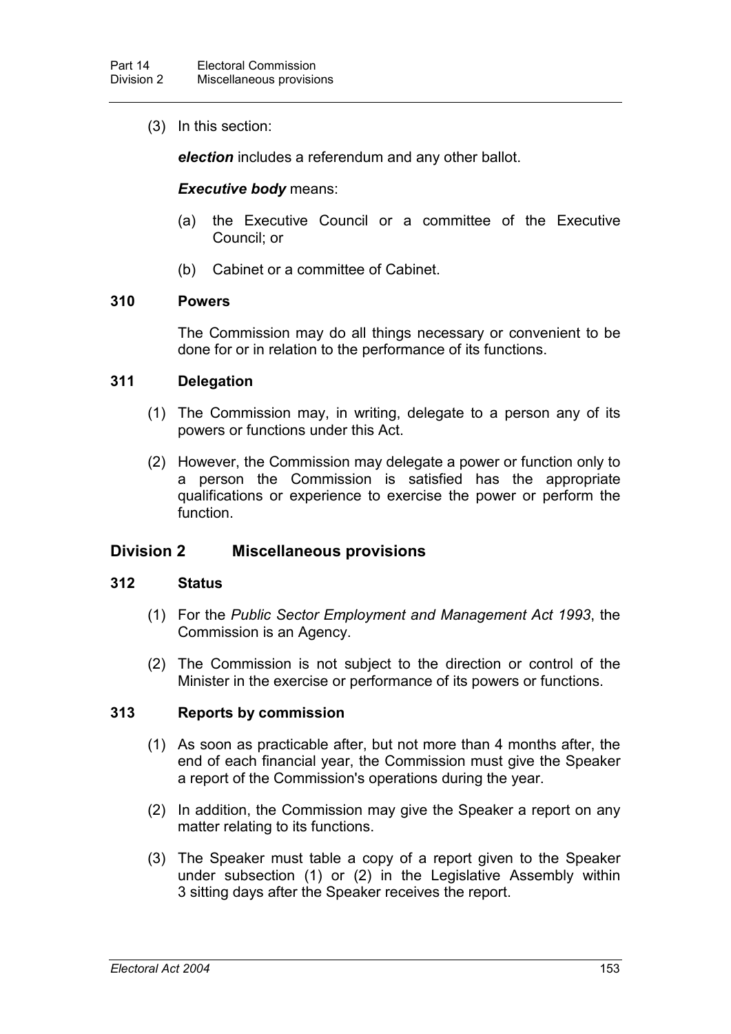(3) In this section:

***election*** includes a referendum and any other ballot.

***Executive body*** means:

(a) the Executive Council or a committee of the Executive Council; or

(b) Cabinet or a committee of Cabinet.

### 310 Powers

The Commission may do all things necessary or convenient to be done for or in relation to the performance of its functions.

### 311 Delegation

(1) The Commission may, in writing, delegate to a person any of its powers or functions under this Act.

(2) However, the Commission may delegate a power or function only to a person the Commission is satisfied has the appropriate qualifications or experience to exercise the power or perform the function.

## Division 2 Miscellaneous provisions

### 312 Status

(1) For the *Public Sector Employment and Management Act 1993*, the Commission is an Agency.

(2) The Commission is not subject to the direction or control of the Minister in the exercise or performance of its powers or functions.

### 313 Reports by commission

(1) As soon as practicable after, but not more than 4 months after, the end of each financial year, the Commission must give the Speaker a report of the Commission's operations during the year.

(2) In addition, the Commission may give the Speaker a report on any matter relating to its functions.

(3) The Speaker must table a copy of a report given to the Speaker under subsection (1) or (2) in the Legislative Assembly within 3 sitting days after the Speaker receives the report.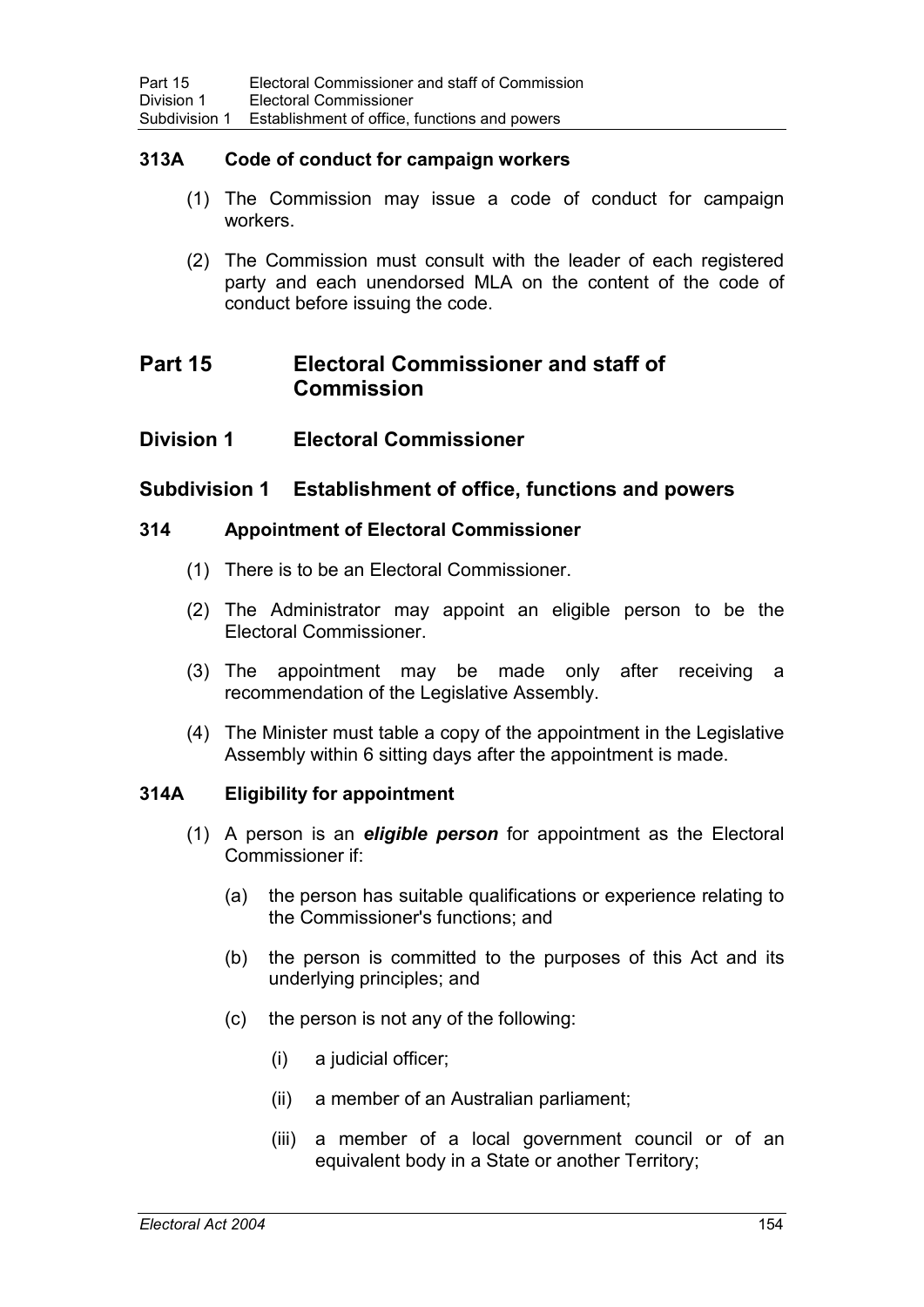### 313A Code of conduct for campaign workers

(1) The Commission may issue a code of conduct for campaign workers.

(2) The Commission must consult with the leader of each registered party and each unendorsed MLA on the content of the code of conduct before issuing the code.

# Part 15 Electoral Commissioner and staff of Commission

## Division 1 Electoral Commissioner

## Subdivision 1 Establishment of office, functions and powers

### 314 Appointment of Electoral Commissioner

(1) There is to be an Electoral Commissioner.

(2) The Administrator may appoint an eligible person to be the Electoral Commissioner.

(3) The appointment may be made only after receiving a recommendation of the Legislative Assembly.

(4) The Minister must table a copy of the appointment in the Legislative Assembly within 6 sitting days after the appointment is made.

### 314A Eligibility for appointment

(1) A person is an ***eligible person*** for appointment as the Electoral Commissioner if:

(a) the person has suitable qualifications or experience relating to the Commissioner's functions; and

(b) the person is committed to the purposes of this Act and its underlying principles; and

(c) the person is not any of the following:

(i) a judicial officer;

(ii) a member of an Australian parliament;

(iii) a member of a local government council or of an equivalent body in a State or another Territory;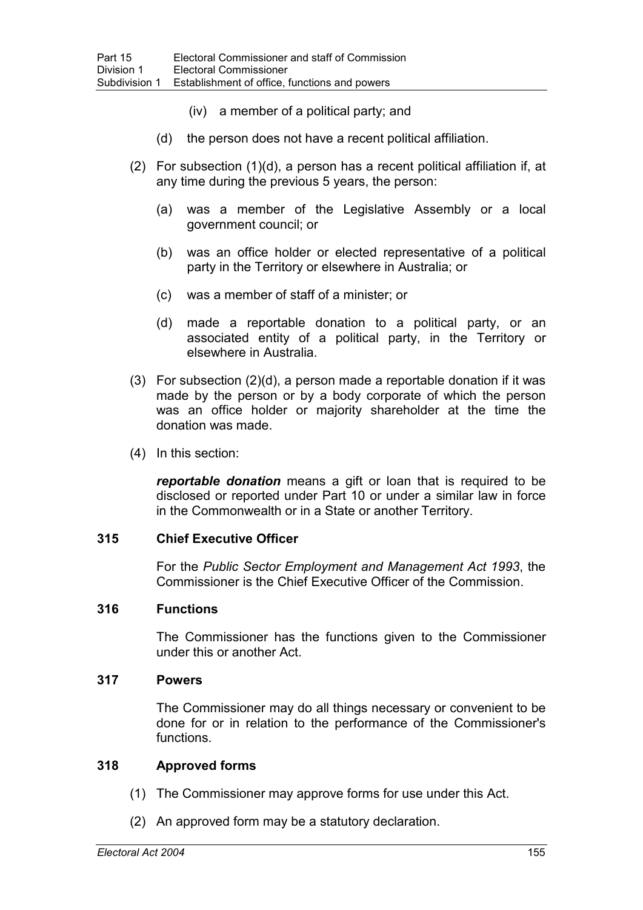(iv) a member of a political party; and

(d) the person does not have a recent political affiliation.

(2) For subsection (1)(d), a person has a recent political affiliation if, at any time during the previous 5 years, the person:

(a) was a member of the Legislative Assembly or a local government council; or

(b) was an office holder or elected representative of a political party in the Territory or elsewhere in Australia; or

(c) was a member of staff of a minister; or

(d) made a reportable donation to a political party, or an associated entity of a political party, in the Territory or elsewhere in Australia.

(3) For subsection (2)(d), a person made a reportable donation if it was made by the person or by a body corporate of which the person was an office holder or majority shareholder at the time the donation was made.

(4) In this section:

***reportable donation*** means a gift or loan that is required to be disclosed or reported under Part 10 or under a similar law in force in the Commonwealth or in a State or another Territory.

### 315 Chief Executive Officer

For the *Public Sector Employment and Management Act 1993*, the Commissioner is the Chief Executive Officer of the Commission.

### 316 Functions

The Commissioner has the functions given to the Commissioner under this or another Act.

### 317 Powers

The Commissioner may do all things necessary or convenient to be done for or in relation to the performance of the Commissioner's functions.

### 318 Approved forms

(1) The Commissioner may approve forms for use under this Act.

(2) An approved form may be a statutory declaration.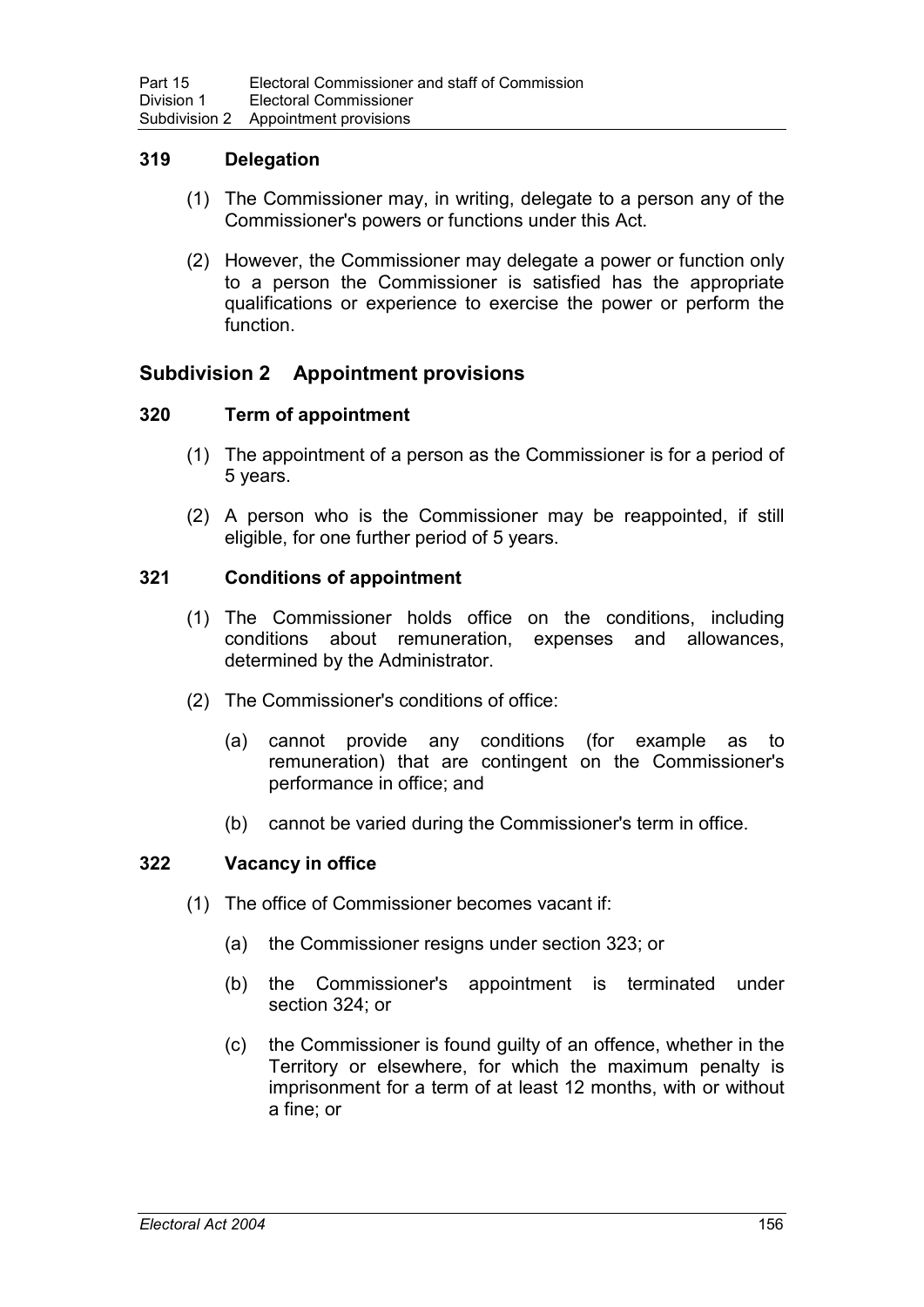### 319 Delegation

(1) The Commissioner may, in writing, delegate to a person any of the Commissioner's powers or functions under this Act.

(2) However, the Commissioner may delegate a power or function only to a person the Commissioner is satisfied has the appropriate qualifications or experience to exercise the power or perform the function.

## Subdivision 2 Appointment provisions

### 320 Term of appointment

(1) The appointment of a person as the Commissioner is for a period of 5 years.

(2) A person who is the Commissioner may be reappointed, if still eligible, for one further period of 5 years.

### 321 Conditions of appointment

(1) The Commissioner holds office on the conditions, including conditions about remuneration, expenses and allowances, determined by the Administrator.

(2) The Commissioner's conditions of office:

(a) cannot provide any conditions (for example as to remuneration) that are contingent on the Commissioner's performance in office; and

(b) cannot be varied during the Commissioner's term in office.

### 322 Vacancy in office

(1) The office of Commissioner becomes vacant if:

(a) the Commissioner resigns under section 323; or

(b) the Commissioner's appointment is terminated under section 324; or

(c) the Commissioner is found guilty of an offence, whether in the Territory or elsewhere, for which the maximum penalty is imprisonment for a term of at least 12 months, with or without a fine; or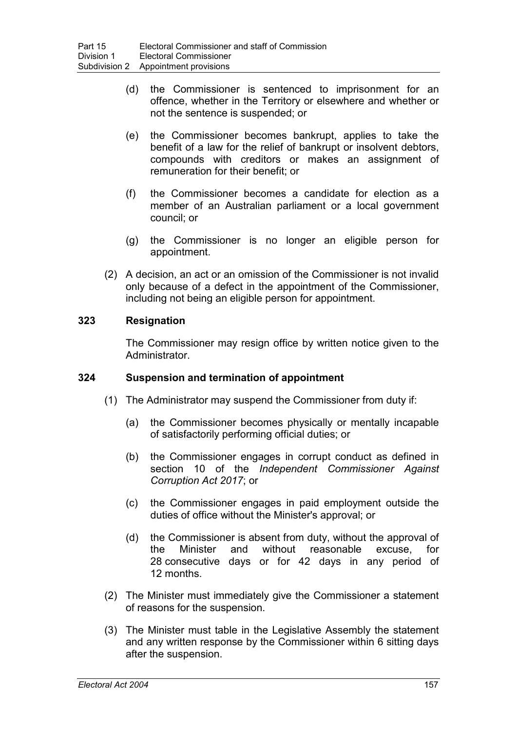(d) the Commissioner is sentenced to imprisonment for an offence, whether in the Territory or elsewhere and whether or not the sentence is suspended; or

(e) the Commissioner becomes bankrupt, applies to take the benefit of a law for the relief of bankrupt or insolvent debtors, compounds with creditors or makes an assignment of remuneration for their benefit; or

(f) the Commissioner becomes a candidate for election as a member of an Australian parliament or a local government council; or

(g) the Commissioner is no longer an eligible person for appointment.

(2) A decision, an act or an omission of the Commissioner is not invalid only because of a defect in the appointment of the Commissioner, including not being an eligible person for appointment.

### 323 Resignation

The Commissioner may resign office by written notice given to the Administrator.

### 324 Suspension and termination of appointment

(1) The Administrator may suspend the Commissioner from duty if:

(a) the Commissioner becomes physically or mentally incapable of satisfactorily performing official duties; or

(b) the Commissioner engages in corrupt conduct as defined in section 10 of the *Independent Commissioner Against Corruption Act 2017*; or

(c) the Commissioner engages in paid employment outside the duties of office without the Minister's approval; or

(d) the Commissioner is absent from duty, without the approval of the Minister and without reasonable excuse, for 28 consecutive days or for 42 days in any period of 12 months.

(2) The Minister must immediately give the Commissioner a statement of reasons for the suspension.

(3) The Minister must table in the Legislative Assembly the statement and any written response by the Commissioner within 6 sitting days after the suspension.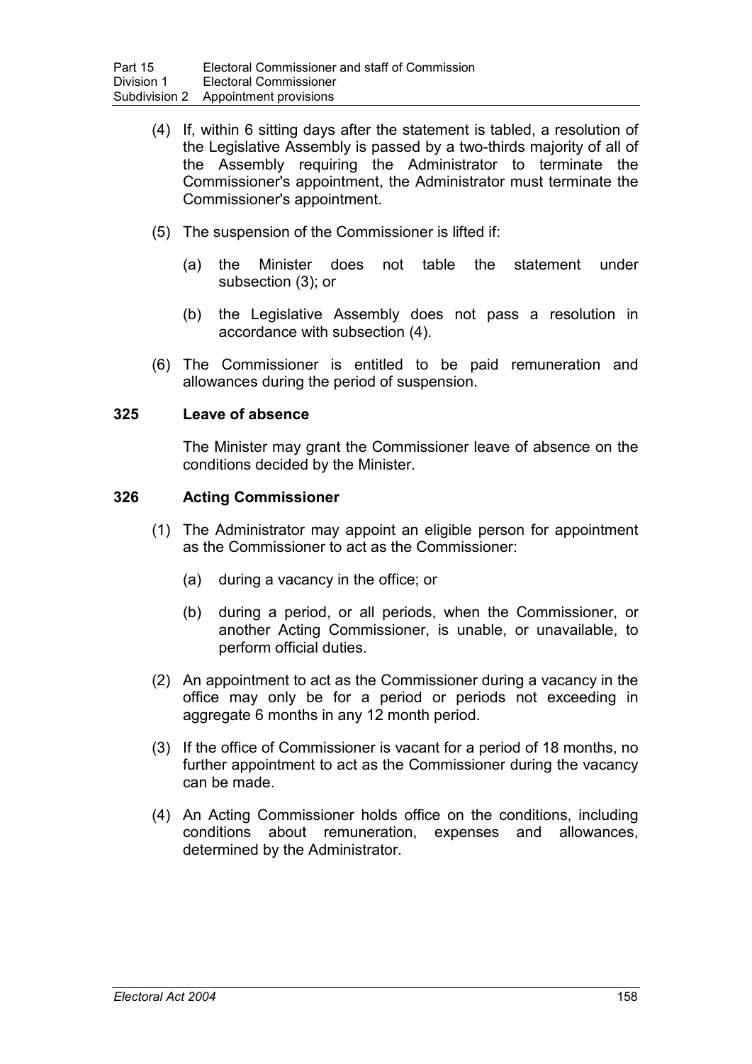(4) If, within 6 sitting days after the statement is tabled, a resolution of the Legislative Assembly is passed by a two-thirds majority of all of the Assembly requiring the Administrator to terminate the Commissioner's appointment, the Administrator must terminate the Commissioner's appointment.

(5) The suspension of the Commissioner is lifted if:

(a) the Minister does not table the statement under subsection (3); or

(b) the Legislative Assembly does not pass a resolution in accordance with subsection (4).

(6) The Commissioner is entitled to be paid remuneration and allowances during the period of suspension.

### 325 Leave of absence

The Minister may grant the Commissioner leave of absence on the conditions decided by the Minister.

### 326 Acting Commissioner

(1) The Administrator may appoint an eligible person for appointment as the Commissioner to act as the Commissioner:

(a) during a vacancy in the office; or

(b) during a period, or all periods, when the Commissioner, or another Acting Commissioner, is unable, or unavailable, to perform official duties.

(2) An appointment to act as the Commissioner during a vacancy in the office may only be for a period or periods not exceeding in aggregate 6 months in any 12 month period.

(3) If the office of Commissioner is vacant for a period of 18 months, no further appointment to act as the Commissioner during the vacancy can be made.

(4) An Acting Commissioner holds office on the conditions, including conditions about remuneration, expenses and allowances, determined by the Administrator.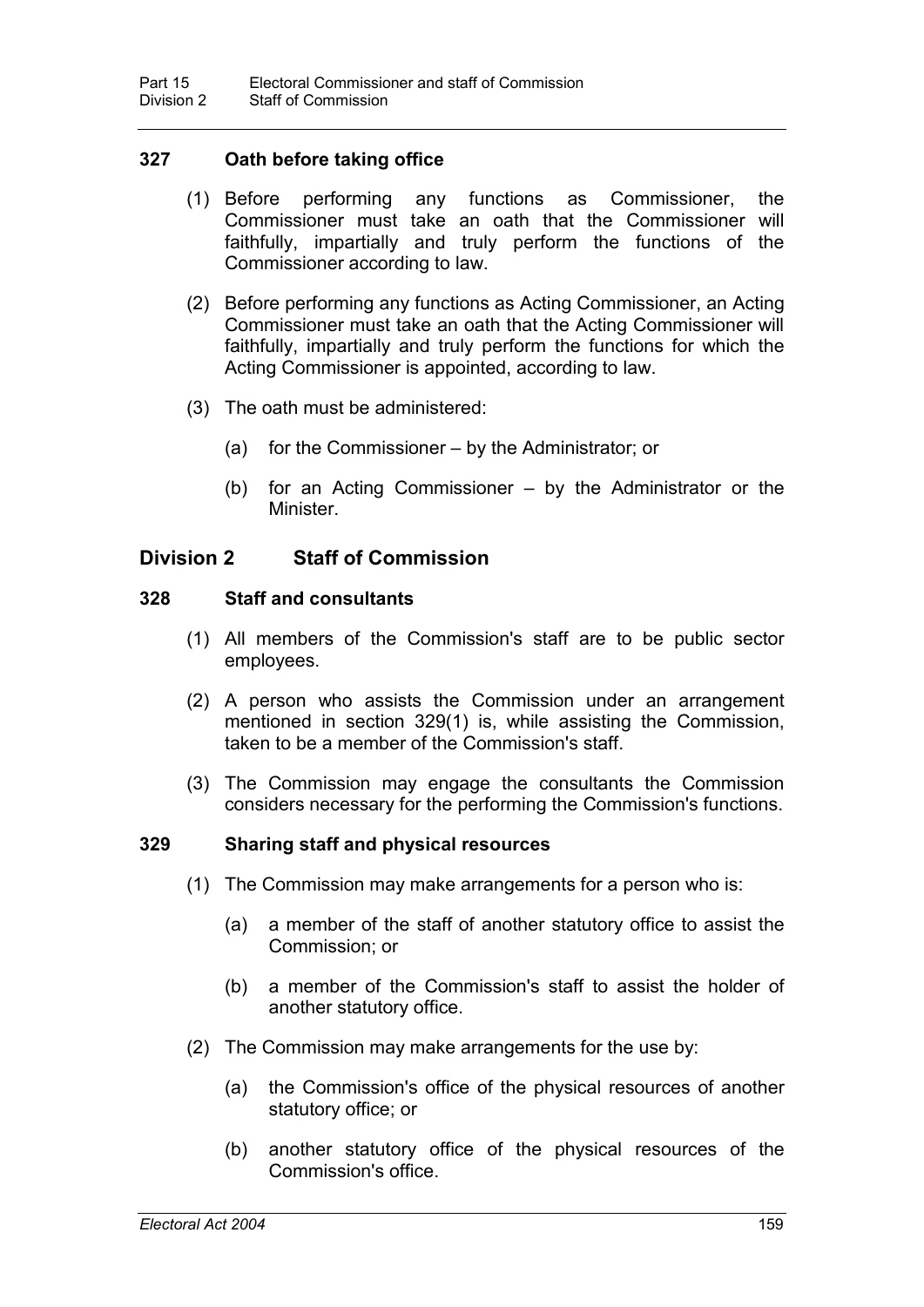### 327 Oath before taking office

(1) Before performing any functions as Commissioner, the Commissioner must take an oath that the Commissioner will faithfully, impartially and truly perform the functions of the Commissioner according to law.

(2) Before performing any functions as Acting Commissioner, an Acting Commissioner must take an oath that the Acting Commissioner will faithfully, impartially and truly perform the functions for which the Acting Commissioner is appointed, according to law.

(3) The oath must be administered:

(a) for the Commissioner – by the Administrator; or

(b) for an Acting Commissioner – by the Administrator or the Minister.

## Division 2 Staff of Commission

### 328 Staff and consultants

(1) All members of the Commission's staff are to be public sector employees.

(2) A person who assists the Commission under an arrangement mentioned in section 329(1) is, while assisting the Commission, taken to be a member of the Commission's staff.

(3) The Commission may engage the consultants the Commission considers necessary for the performing the Commission's functions.

### 329 Sharing staff and physical resources

(1) The Commission may make arrangements for a person who is:

(a) a member of the staff of another statutory office to assist the Commission; or

(b) a member of the Commission's staff to assist the holder of another statutory office.

(2) The Commission may make arrangements for the use by:

(a) the Commission's office of the physical resources of another statutory office; or

(b) another statutory office of the physical resources of the Commission's office.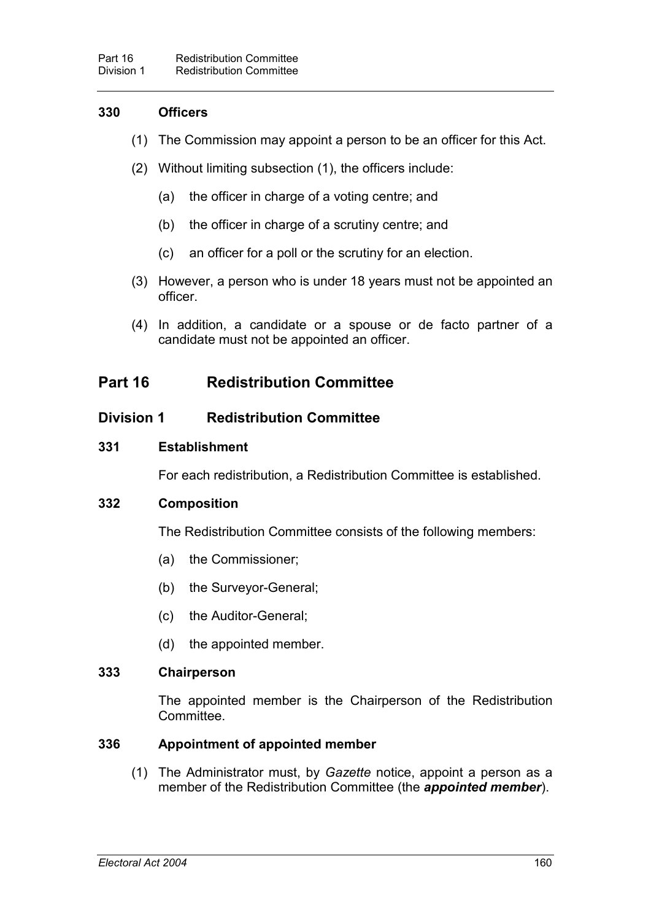### 330 Officers

(1) The Commission may appoint a person to be an officer for this Act.

(2) Without limiting subsection (1), the officers include:

(a) the officer in charge of a voting centre; and

(b) the officer in charge of a scrutiny centre; and

(c) an officer for a poll or the scrutiny for an election.

(3) However, a person who is under 18 years must not be appointed an officer.

(4) In addition, a candidate or a spouse or de facto partner of a candidate must not be appointed an officer.

# Part 16 Redistribution Committee

## Division 1 Redistribution Committee

### 331 Establishment

For each redistribution, a Redistribution Committee is established.

### 332 Composition

The Redistribution Committee consists of the following members:

(a) the Commissioner;

(b) the Surveyor-General;

(c) the Auditor-General;

(d) the appointed member.

### 333 Chairperson

The appointed member is the Chairperson of the Redistribution Committee.

### 336 Appointment of appointed member

(1) The Administrator must, by *Gazette* notice, appoint a person as a member of the Redistribution Committee (the ***appointed member***).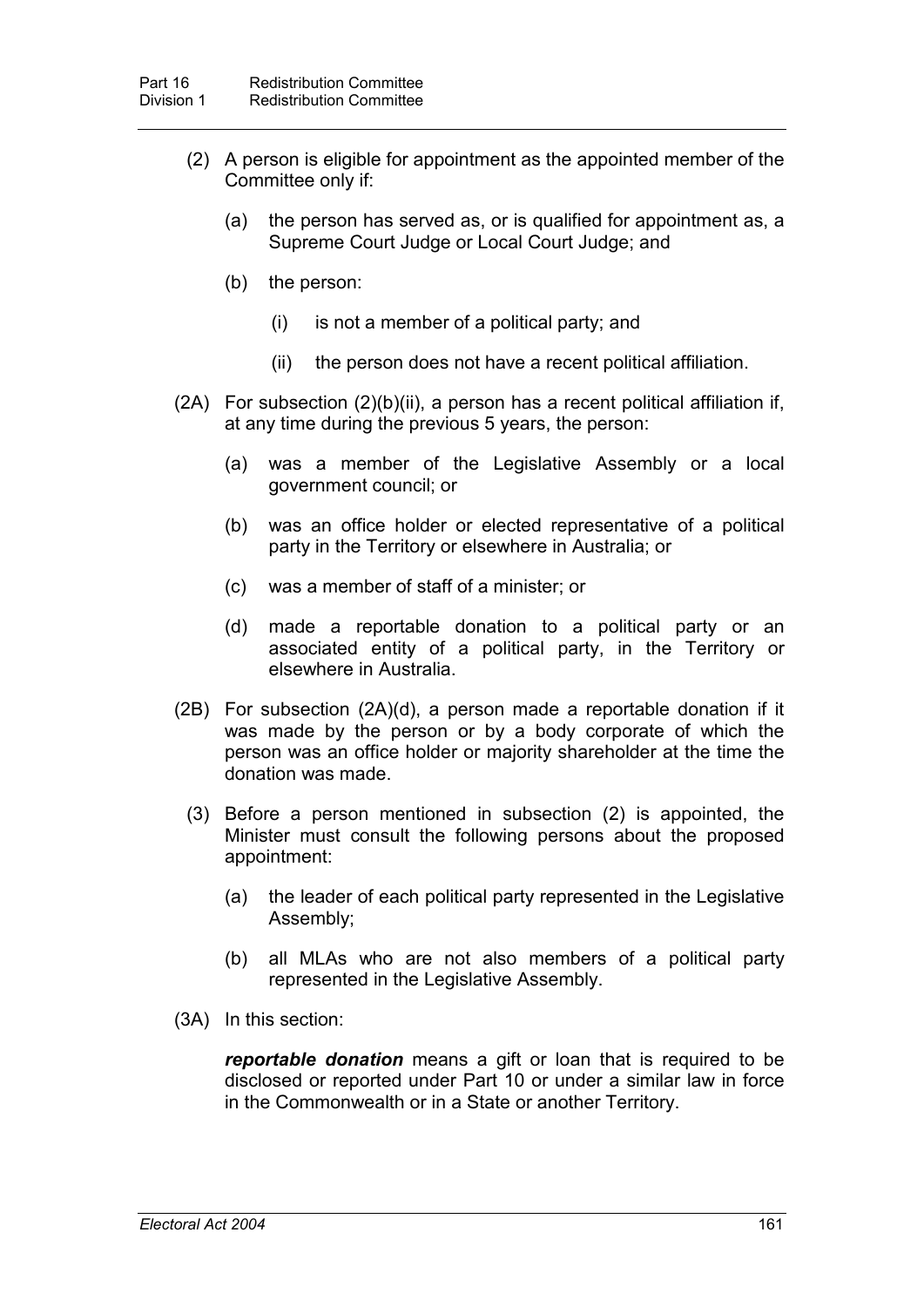(2) A person is eligible for appointment as the appointed member of the Committee only if:

(a) the person has served as, or is qualified for appointment as, a Supreme Court Judge or Local Court Judge; and

(b) the person:

(i) is not a member of a political party; and

(ii) the person does not have a recent political affiliation.

(2A) For subsection (2)(b)(ii), a person has a recent political affiliation if, at any time during the previous 5 years, the person:

(a) was a member of the Legislative Assembly or a local government council; or

(b) was an office holder or elected representative of a political party in the Territory or elsewhere in Australia; or

(c) was a member of staff of a minister; or

(d) made a reportable donation to a political party or an associated entity of a political party, in the Territory or elsewhere in Australia.

(2B) For subsection (2A)(d), a person made a reportable donation if it was made by the person or by a body corporate of which the person was an office holder or majority shareholder at the time the donation was made.

(3) Before a person mentioned in subsection (2) is appointed, the Minister must consult the following persons about the proposed appointment:

(a) the leader of each political party represented in the Legislative Assembly;

(b) all MLAs who are not also members of a political party represented in the Legislative Assembly.

(3A) In this section:

***reportable donation*** means a gift or loan that is required to be disclosed or reported under Part 10 or under a similar law in force in the Commonwealth or in a State or another Territory.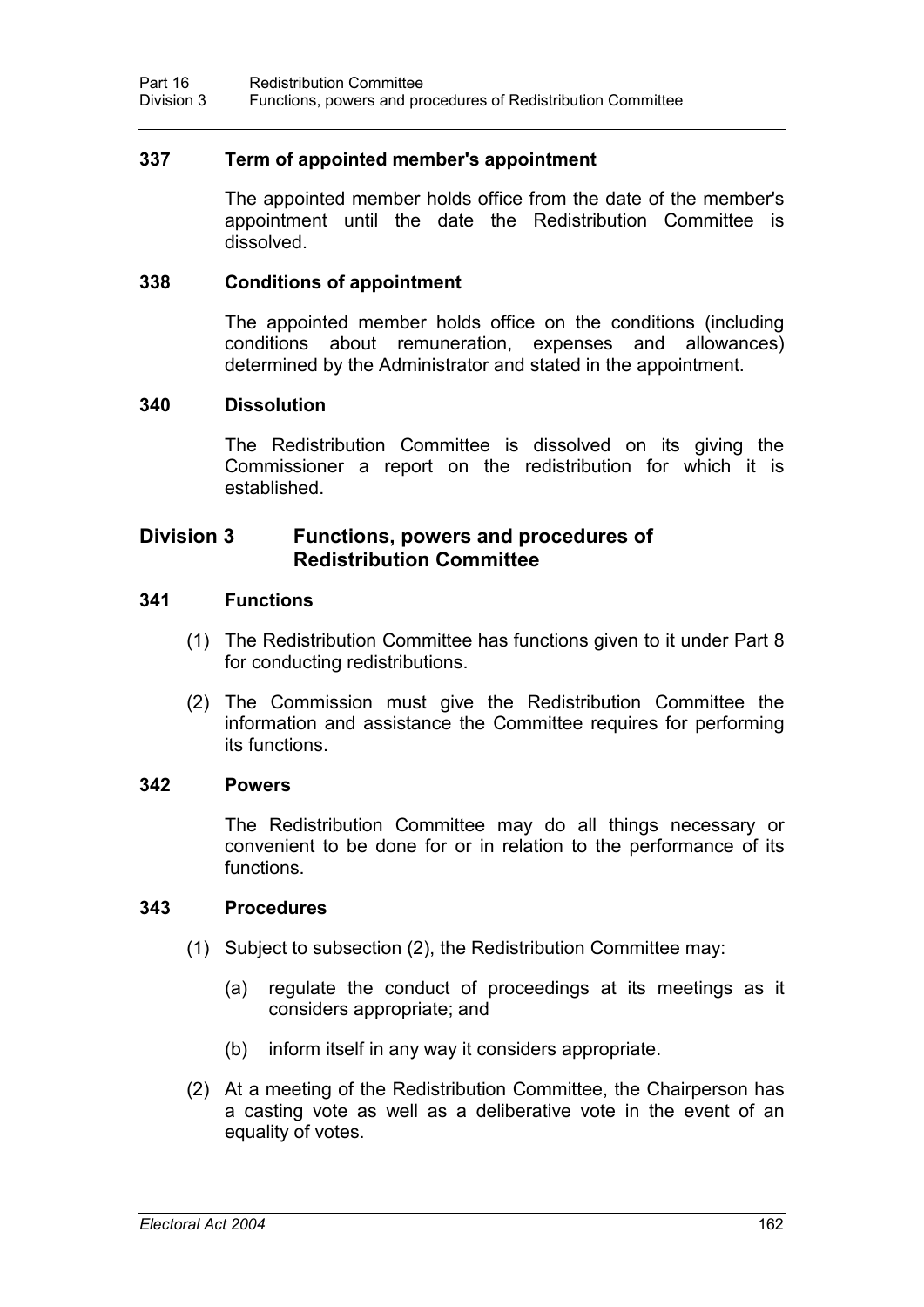### 337 Term of appointed member's appointment

The appointed member holds office from the date of the member's appointment until the date the Redistribution Committee is dissolved.

### 338 Conditions of appointment

The appointed member holds office on the conditions (including conditions about remuneration, expenses and allowances) determined by the Administrator and stated in the appointment.

### 340 Dissolution

The Redistribution Committee is dissolved on its giving the Commissioner a report on the redistribution for which it is established.

## Division 3 Functions, powers and procedures of Redistribution Committee

### 341 Functions

(1) The Redistribution Committee has functions given to it under Part 8 for conducting redistributions.

(2) The Commission must give the Redistribution Committee the information and assistance the Committee requires for performing its functions.

### 342 Powers

The Redistribution Committee may do all things necessary or convenient to be done for or in relation to the performance of its functions.

### 343 Procedures

(1) Subject to subsection (2), the Redistribution Committee may:

(a) regulate the conduct of proceedings at its meetings as it considers appropriate; and

(b) inform itself in any way it considers appropriate.

(2) At a meeting of the Redistribution Committee, the Chairperson has a casting vote as well as a deliberative vote in the event of an equality of votes.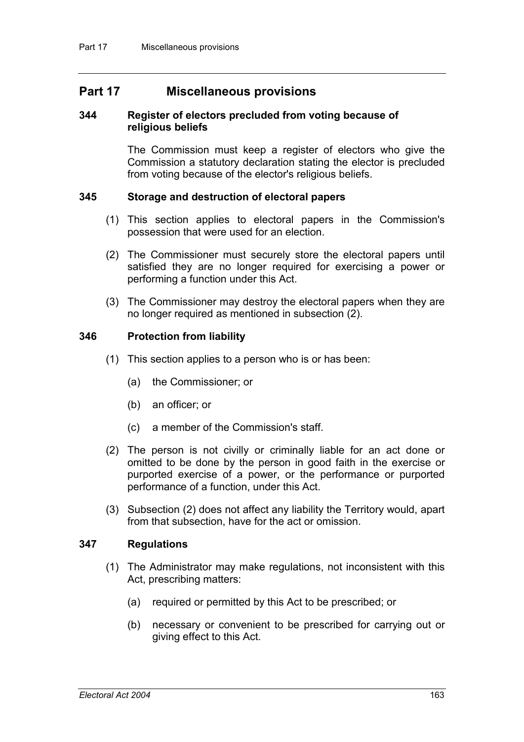# Part 17 Miscellaneous provisions

### 344 Register of electors precluded from voting because of religious beliefs

The Commission must keep a register of electors who give the Commission a statutory declaration stating the elector is precluded from voting because of the elector's religious beliefs.

### 345 Storage and destruction of electoral papers

(1) This section applies to electoral papers in the Commission's possession that were used for an election.

(2) The Commissioner must securely store the electoral papers until satisfied they are no longer required for exercising a power or performing a function under this Act.

(3) The Commissioner may destroy the electoral papers when they are no longer required as mentioned in subsection (2).

### 346 Protection from liability

(1) This section applies to a person who is or has been:

(a) the Commissioner; or

(b) an officer; or

(c) a member of the Commission's staff.

(2) The person is not civilly or criminally liable for an act done or omitted to be done by the person in good faith in the exercise or purported exercise of a power, or the performance or purported performance of a function, under this Act.

(3) Subsection (2) does not affect any liability the Territory would, apart from that subsection, have for the act or omission.

### 347 Regulations

(1) The Administrator may make regulations, not inconsistent with this Act, prescribing matters:

(a) required or permitted by this Act to be prescribed; or

(b) necessary or convenient to be prescribed for carrying out or giving effect to this Act.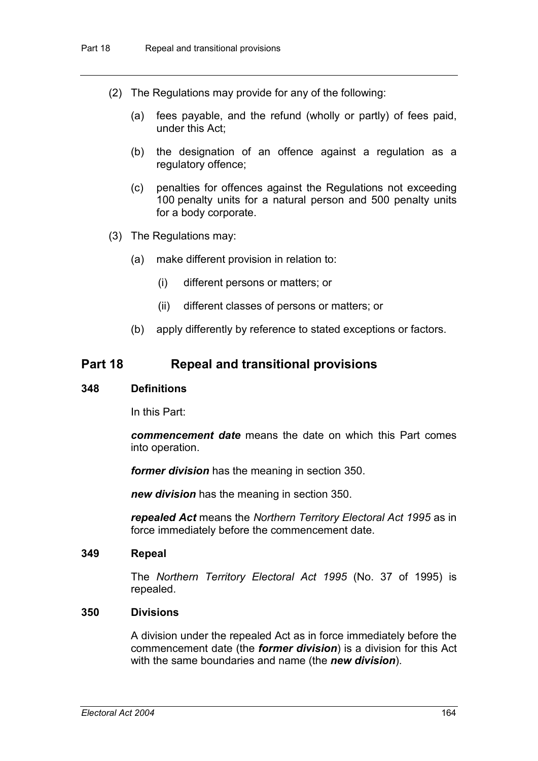(2) The Regulations may provide for any of the following:

(a) fees payable, and the refund (wholly or partly) of fees paid, under this Act;

(b) the designation of an offence against a regulation as a regulatory offence;

(c) penalties for offences against the Regulations not exceeding 100 penalty units for a natural person and 500 penalty units for a body corporate.

(3) The Regulations may:

(a) make different provision in relation to:

(i) different persons or matters; or

(ii) different classes of persons or matters; or

(b) apply differently by reference to stated exceptions or factors.

## Part 18 Repeal and transitional provisions

### 348 Definitions

In this Part:

***commencement date*** means the date on which this Part comes into operation.

***former division*** has the meaning in section 350.

***new division*** has the meaning in section 350.

***repealed Act*** means the *Northern Territory Electoral Act 1995* as in force immediately before the commencement date.

### 349 Repeal

The *Northern Territory Electoral Act 1995* (No. 37 of 1995) is repealed.

### 350 Divisions

A division under the repealed Act as in force immediately before the commencement date (the ***former division***) is a division for this Act with the same boundaries and name (the ***new division***).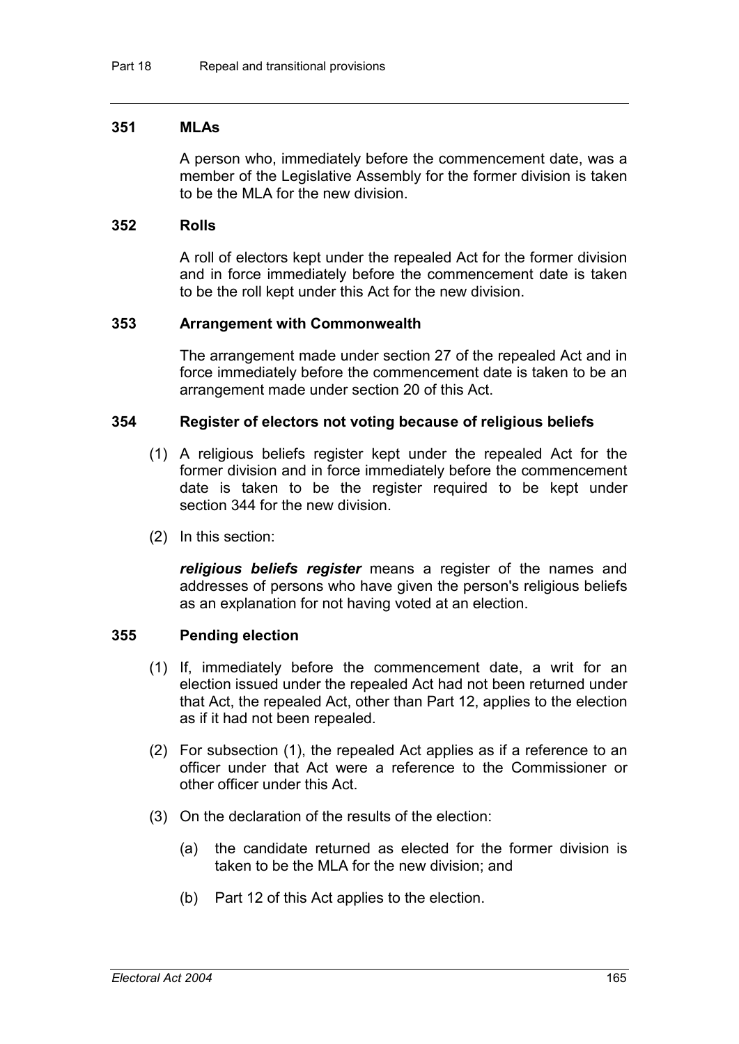### 351 MLAs

A person who, immediately before the commencement date, was a member of the Legislative Assembly for the former division is taken to be the MLA for the new division.

### 352 Rolls

A roll of electors kept under the repealed Act for the former division and in force immediately before the commencement date is taken to be the roll kept under this Act for the new division.

### 353 Arrangement with Commonwealth

The arrangement made under section 27 of the repealed Act and in force immediately before the commencement date is taken to be an arrangement made under section 20 of this Act.

### 354 Register of electors not voting because of religious beliefs

(1) A religious beliefs register kept under the repealed Act for the former division and in force immediately before the commencement date is taken to be the register required to be kept under section 344 for the new division.

(2) In this section:

***religious beliefs register*** means a register of the names and addresses of persons who have given the person's religious beliefs as an explanation for not having voted at an election.

### 355 Pending election

(1) If, immediately before the commencement date, a writ for an election issued under the repealed Act had not been returned under that Act, the repealed Act, other than Part 12, applies to the election as if it had not been repealed.

(2) For subsection (1), the repealed Act applies as if a reference to an officer under that Act were a reference to the Commissioner or other officer under this Act.

(3) On the declaration of the results of the election:

(a) the candidate returned as elected for the former division is taken to be the MLA for the new division; and

(b) Part 12 of this Act applies to the election.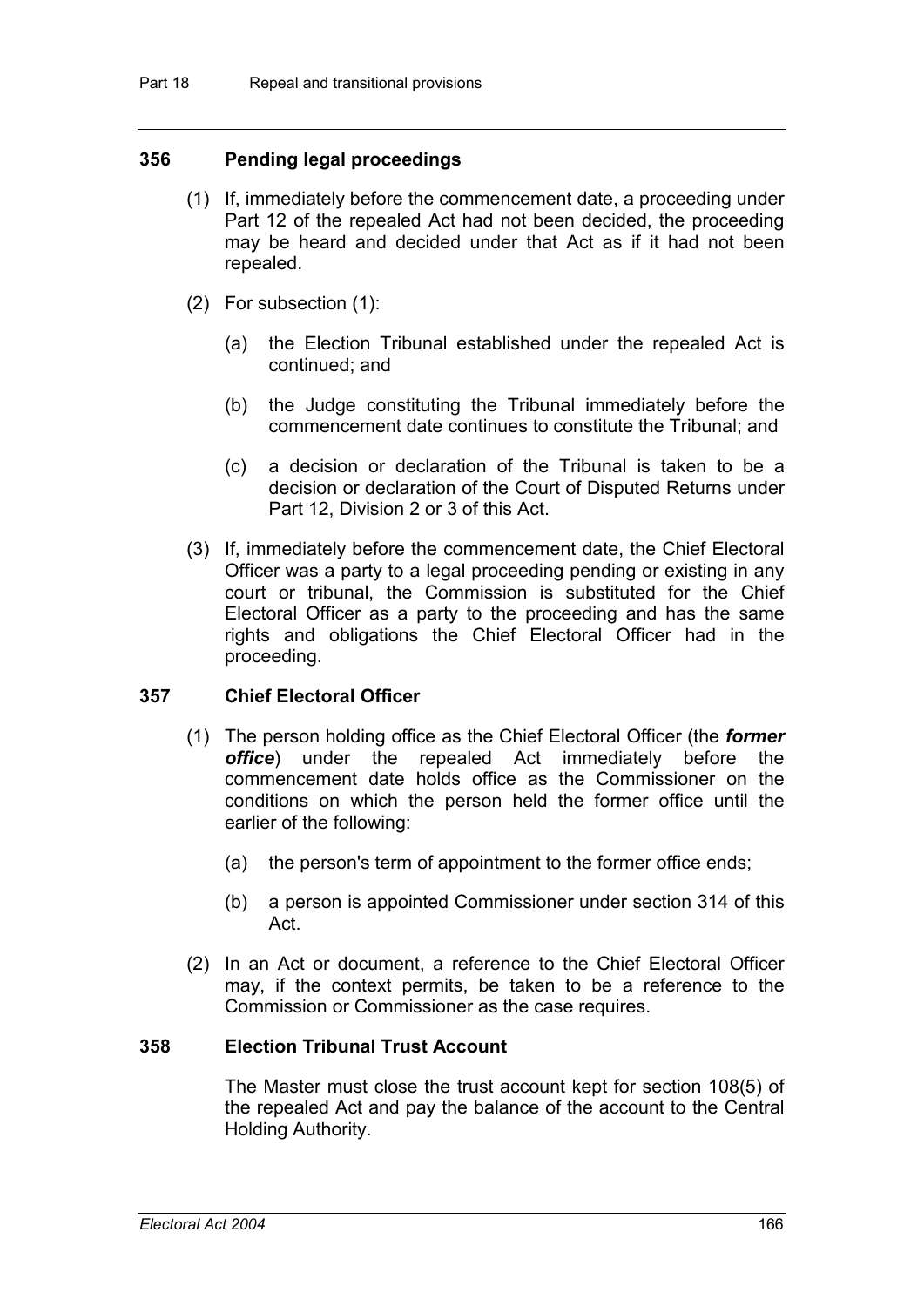### 356 Pending legal proceedings

(1) If, immediately before the commencement date, a proceeding under Part 12 of the repealed Act had not been decided, the proceeding may be heard and decided under that Act as if it had not been repealed.

(2) For subsection (1):

(a) the Election Tribunal established under the repealed Act is continued; and

(b) the Judge constituting the Tribunal immediately before the commencement date continues to constitute the Tribunal; and

(c) a decision or declaration of the Tribunal is taken to be a decision or declaration of the Court of Disputed Returns under Part 12, Division 2 or 3 of this Act.

(3) If, immediately before the commencement date, the Chief Electoral Officer was a party to a legal proceeding pending or existing in any court or tribunal, the Commission is substituted for the Chief Electoral Officer as a party to the proceeding and has the same rights and obligations the Chief Electoral Officer had in the proceeding.

### 357 Chief Electoral Officer

(1) The person holding office as the Chief Electoral Officer (the ***former office***) under the repealed Act immediately before the commencement date holds office as the Commissioner on the conditions on which the person held the former office until the earlier of the following:

(a) the person's term of appointment to the former office ends;

(b) a person is appointed Commissioner under section 314 of this Act.

(2) In an Act or document, a reference to the Chief Electoral Officer may, if the context permits, be taken to be a reference to the Commission or Commissioner as the case requires.

### 358 Election Tribunal Trust Account

The Master must close the trust account kept for section 108(5) of the repealed Act and pay the balance of the account to the Central Holding Authority.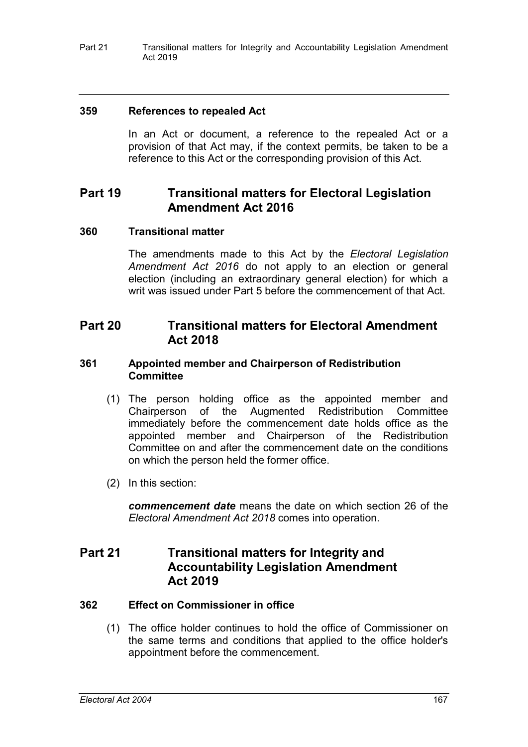### 359 References to repealed Act

In an Act or document, a reference to the repealed Act or a provision of that Act may, if the context permits, be taken to be a reference to this Act or the corresponding provision of this Act.

## Part 19 Transitional matters for Electoral Legislation Amendment Act 2016

### 360 Transitional matter

The amendments made to this Act by the *Electoral Legislation Amendment Act 2016* do not apply to an election or general election (including an extraordinary general election) for which a writ was issued under Part 5 before the commencement of that Act.

## Part 20 Transitional matters for Electoral Amendment Act 2018

### 361 Appointed member and Chairperson of Redistribution Committee

(1) The person holding office as the appointed member and Chairperson of the Augmented Redistribution Committee immediately before the commencement date holds office as the appointed member and Chairperson of the Redistribution Committee on and after the commencement date on the conditions on which the person held the former office.

(2) In this section:

***commencement date*** means the date on which section 26 of the *Electoral Amendment Act 2018* comes into operation.

## Part 21 Transitional matters for Integrity and Accountability Legislation Amendment Act 2019

### 362 Effect on Commissioner in office

(1) The office holder continues to hold the office of Commissioner on the same terms and conditions that applied to the office holder's appointment before the commencement.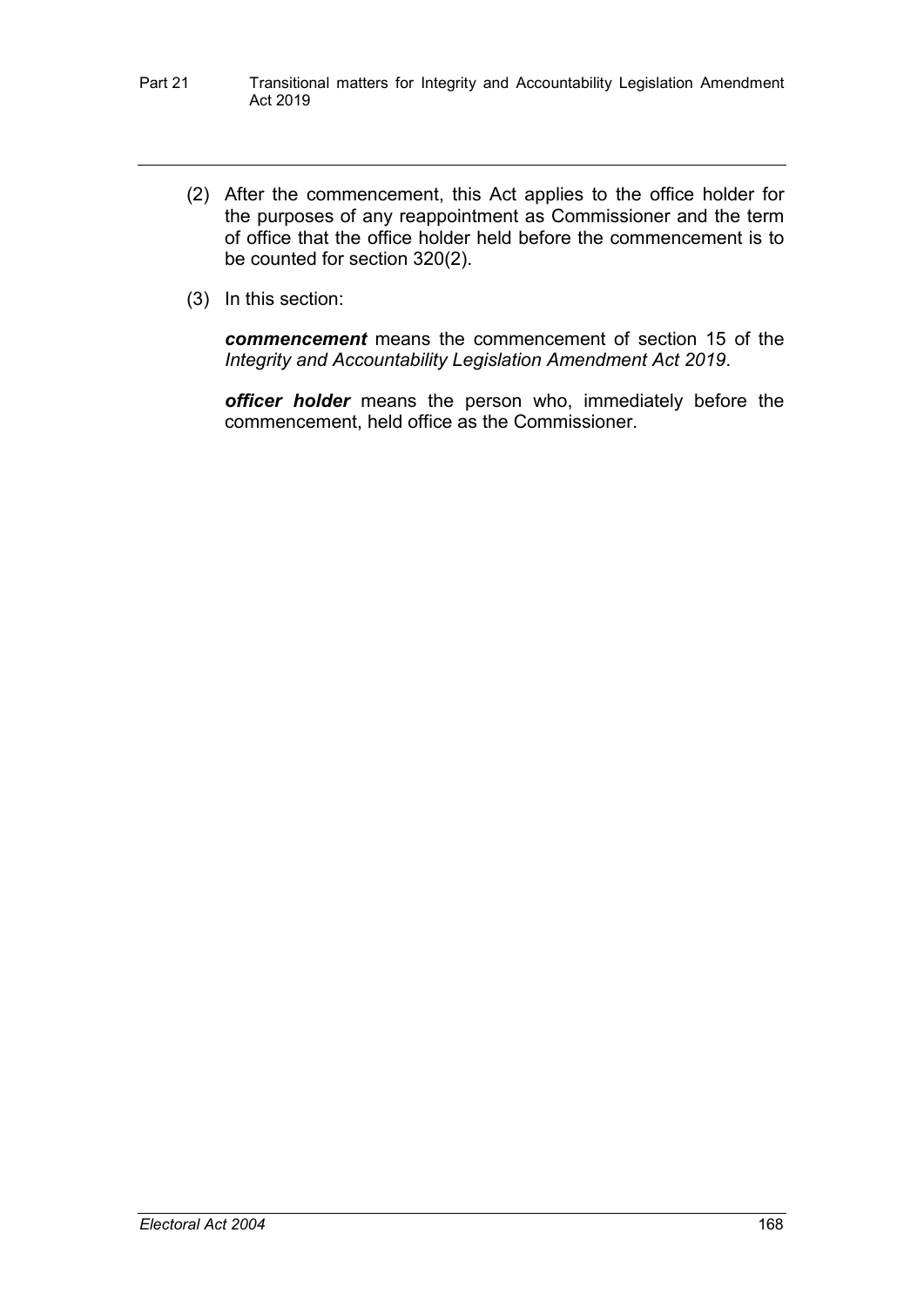(2) After the commencement, this Act applies to the office holder for the purposes of any reappointment as Commissioner and the term of office that the office holder held before the commencement is to be counted for section 320(2).

(3) In this section:

***commencement*** means the commencement of section 15 of the *Integrity and Accountability Legislation Amendment Act 2019*.

***officer holder*** means the person who, immediately before the commencement, held office as the Commissioner.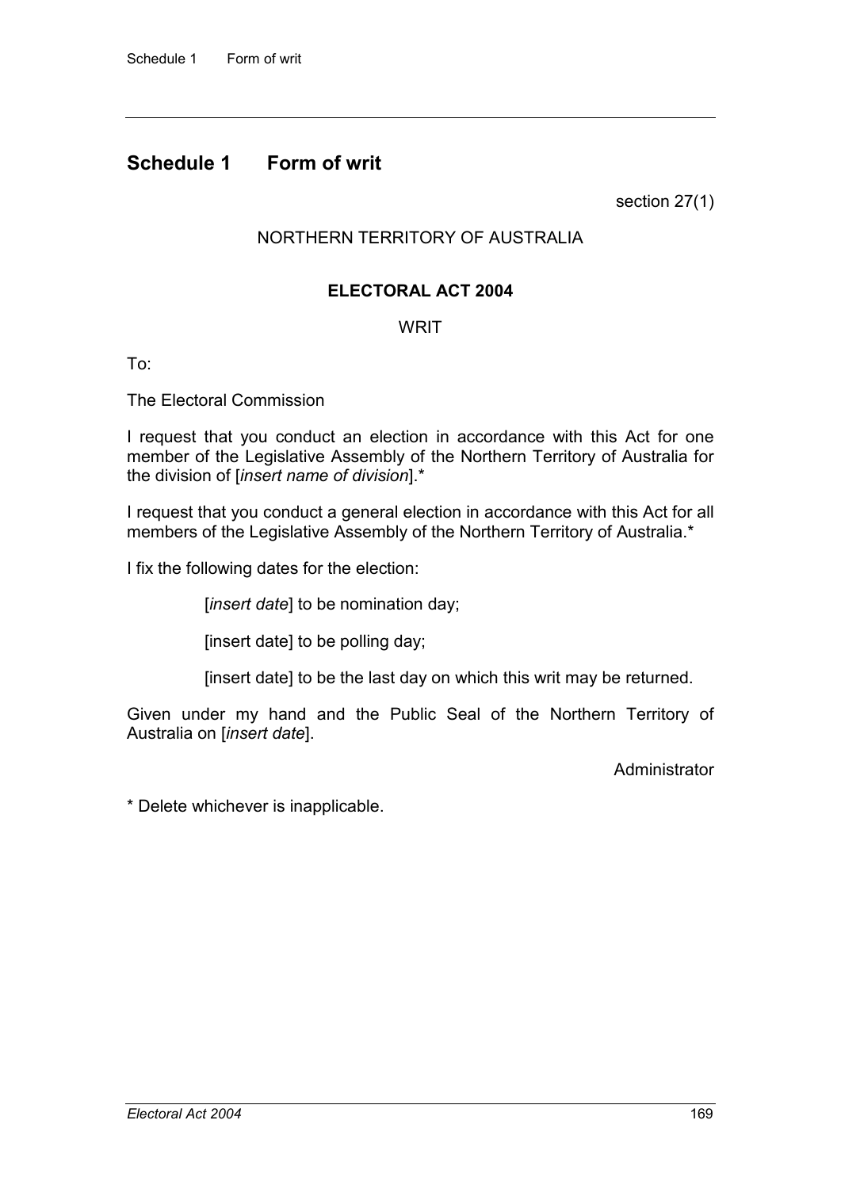# Schedule 1 Form of writ

section 27(1)

NORTHERN TERRITORY OF AUSTRALIA

**ELECTORAL ACT 2004**

WRIT

To:

The Electoral Commission

I request that you conduct an election in accordance with this Act for one member of the Legislative Assembly of the Northern Territory of Australia for the division of [*insert name of division*].*

I request that you conduct a general election in accordance with this Act for all members of the Legislative Assembly of the Northern Territory of Australia.*

I fix the following dates for the election:

[*insert date*] to be nomination day;

[insert date] to be polling day;

[insert date] to be the last day on which this writ may be returned.

Given under my hand and the Public Seal of the Northern Territory of Australia on [*insert date*].

Administrator

* Delete whichever is inapplicable.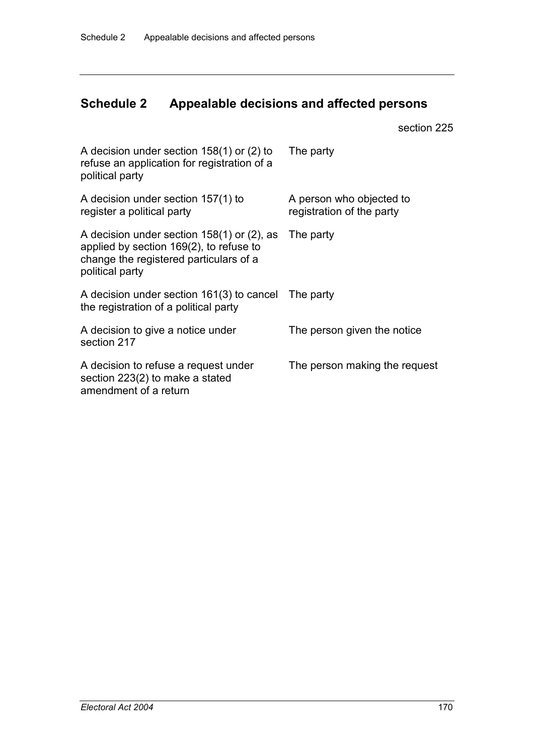# Schedule 2 Appealable decisions and affected persons

section 225

| | |
|---|---|
| A decision under section 158(1) or (2) to refuse an application for registration of a political party | The party |
| A decision under section 157(1) to register a political party | A person who objected to registration of the party |
| A decision under section 158(1) or (2), as applied by section 169(2), to refuse to change the registered particulars of a political party | The party |
| A decision under section 161(3) to cancel the registration of a political party | The party |
| A decision to give a notice under section 217 | The person given the notice |
| A decision to refuse a request under section 223(2) to make a stated amendment of a return | The person making the request |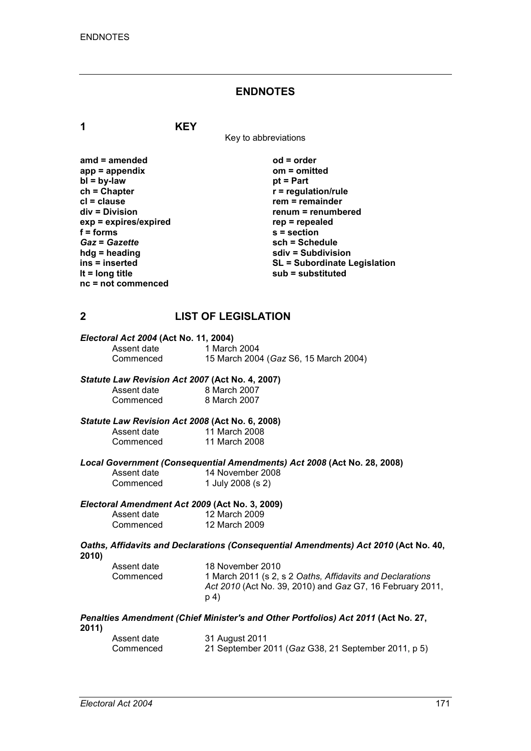## ENDNOTES

### 1 KEY

Key to abbreviations

| | |
|---|---|
| **amd = amended** | **od = order** |
| **app = appendix** | **om = omitted** |
| **bl = by-law** | **pt = Part** |
| **ch = Chapter** | **r = regulation/rule** |
| **cl = clause** | **rem = remainder** |
| **div = Division** | **renum = renumbered** |
| **exp = expires/expired** | **rep = repealed** |
| **f = forms** | **s = section** |
| ***Gaz* = *Gazette*** | **sch = Schedule** |
| **hdg = heading** | **sdiv = Subdivision** |
| **ins = inserted** | **SL = Subordinate Legislation** |
| **lt = long title** | **sub = substituted** |
| **nc = not commenced** | |

### 2 LIST OF LEGISLATION

***Electoral Act 2004* (Act No. 11, 2004)**

| | |
|---|---|
| Assent date | 1 March 2004 |
| Commenced | 15 March 2004 (*Gaz* S6, 15 March 2004) |

***Statute Law Revision Act 2007* (Act No. 4, 2007)**

| | |
|---|---|
| Assent date | 8 March 2007 |
| Commenced | 8 March 2007 |

***Statute Law Revision Act 2008* (Act No. 6, 2008)**

| | |
|---|---|
| Assent date | 11 March 2008 |
| Commenced | 11 March 2008 |

***Local Government (Consequential Amendments) Act 2008* (Act No. 28, 2008)**

| | |
|---|---|
| Assent date | 14 November 2008 |
| Commenced | 1 July 2008 (s 2) |

***Electoral Amendment Act 2009* (Act No. 3, 2009)**

| | |
|---|---|
| Assent date | 12 March 2009 |
| Commenced | 12 March 2009 |

***Oaths, Affidavits and Declarations (Consequential Amendments) Act 2010* (Act No. 40, 2010)**

| | |
|---|---|
| Assent date | 18 November 2010 |
| Commenced | 1 March 2011 (s 2, s 2 *Oaths, Affidavits and Declarations Act 2010* (Act No. 39, 2010) and *Gaz* G7, 16 February 2011, p 4) |

***Penalties Amendment (Chief Minister's and Other Portfolios) Act 2011* (Act No. 27, 2011)**

| | |
|---|---|
| Assent date | 31 August 2011 |
| Commenced | 21 September 2011 (*Gaz* G38, 21 September 2011, p 5) |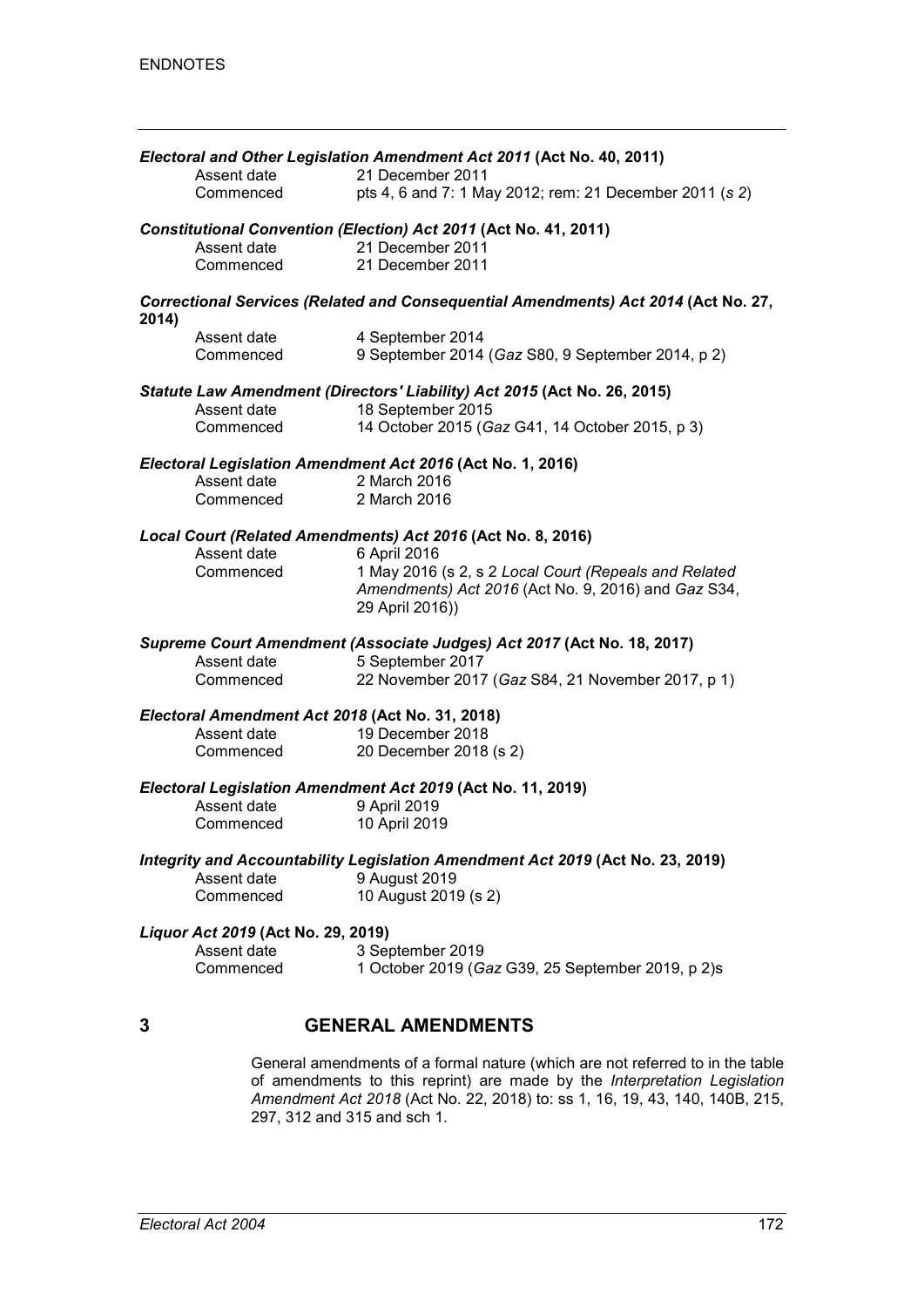***Electoral and Other Legislation Amendment Act 2011* (Act No. 40, 2011)**

Assent date 21 December 2011
Commenced pts 4, 6 and 7: 1 May 2012; rem: 21 December 2011 (*s 2*)

***Constitutional Convention (Election) Act 2011* (Act No. 41, 2011)**

Assent date 21 December 2011
Commenced 21 December 2011

***Correctional Services (Related and Consequential Amendments) Act 2014* (Act No. 27, 2014)**

Assent date 4 September 2014
Commenced 9 September 2014 (*Gaz* S80, 9 September 2014, p 2)

***Statute Law Amendment (Directors' Liability) Act 2015* (Act No. 26, 2015)**

Assent date 18 September 2015
Commenced 14 October 2015 (*Gaz* G41, 14 October 2015, p 3)

***Electoral Legislation Amendment Act 2016* (Act No. 1, 2016)**

Assent date 2 March 2016
Commenced 2 March 2016

***Local Court (Related Amendments) Act 2016* (Act No. 8, 2016)**

Assent date 6 April 2016
Commenced 1 May 2016 (s 2, s 2 *Local Court (Repeals and Related Amendments) Act 2016* (Act No. 9, 2016) and *Gaz* S34, 29 April 2016))

***Supreme Court Amendment (Associate Judges) Act 2017* (Act No. 18, 2017)**

Assent date 5 September 2017
Commenced 22 November 2017 (*Gaz* S84, 21 November 2017, p 1)

***Electoral Amendment Act 2018* (Act No. 31, 2018)**

Assent date 19 December 2018
Commenced 20 December 2018 (s 2)

***Electoral Legislation Amendment Act 2019* (Act No. 11, 2019)**

Assent date 9 April 2019
Commenced 10 April 2019

***Integrity and Accountability Legislation Amendment Act 2019* (Act No. 23, 2019)**

Assent date 9 August 2019
Commenced 10 August 2019 (s 2)

***Liquor Act 2019* (Act No. 29, 2019)**

Assent date 3 September 2019
Commenced 1 October 2019 (*Gaz* G39, 25 September 2019, p 2)s

## 3 GENERAL AMENDMENTS

General amendments of a formal nature (which are not referred to in the table of amendments to this reprint) are made by the *Interpretation Legislation Amendment Act 2018* (Act No. 22, 2018) to: ss 1, 16, 19, 43, 140, 140B, 215, 297, 312 and 315 and sch 1.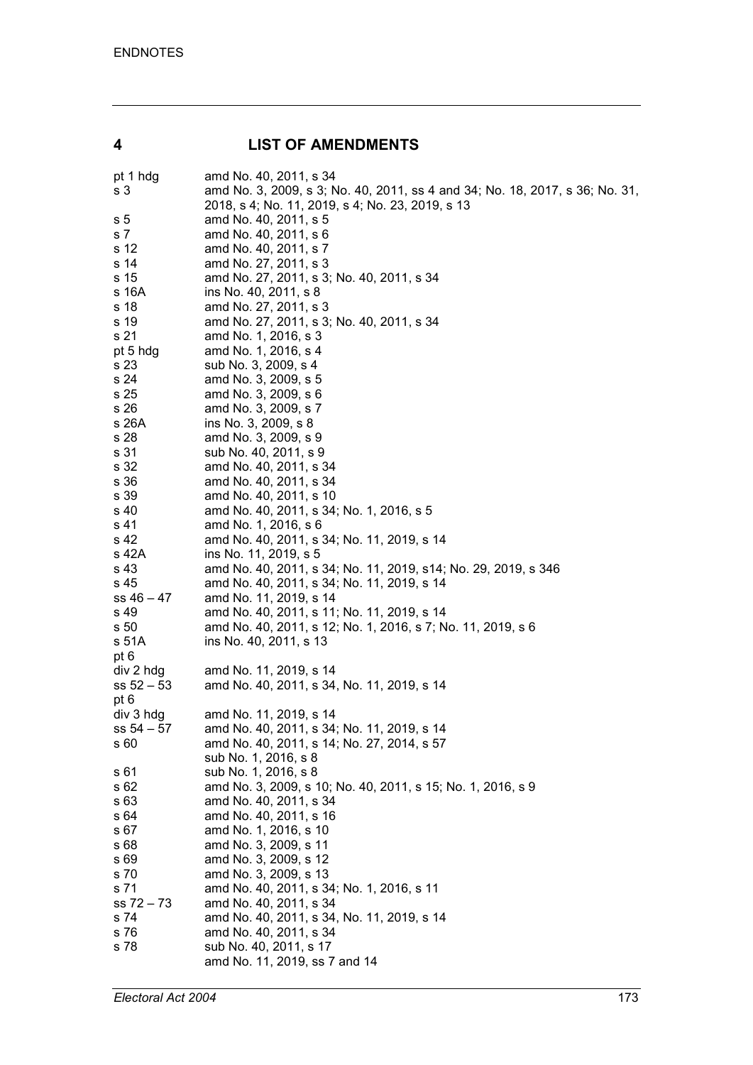## 4 LIST OF AMENDMENTS

| | |
|---|---|
| pt 1 hdg | amd No. 40, 2011, s 34 |
| s 3 | amd No. 3, 2009, s 3; No. 40, 2011, ss 4 and 34; No. 18, 2017, s 36; No. 31, 2018, s 4; No. 11, 2019, s 4; No. 23, 2019, s 13 |
| s 5 | amd No. 40, 2011, s 5 |
| s 7 | amd No. 40, 2011, s 6 |
| s 12 | amd No. 40, 2011, s 7 |
| s 14 | amd No. 27, 2011, s 3 |
| s 15 | amd No. 27, 2011, s 3; No. 40, 2011, s 34 |
| s 16A | ins No. 40, 2011, s 8 |
| s 18 | amd No. 27, 2011, s 3 |
| s 19 | amd No. 27, 2011, s 3; No. 40, 2011, s 34 |
| s 21 | amd No. 1, 2016, s 3 |
| pt 5 hdg | amd No. 1, 2016, s 4 |
| s 23 | sub No. 3, 2009, s 4 |
| s 24 | amd No. 3, 2009, s 5 |
| s 25 | amd No. 3, 2009, s 6 |
| s 26 | amd No. 3, 2009, s 7 |
| s 26A | ins No. 3, 2009, s 8 |
| s 28 | amd No. 3, 2009, s 9 |
| s 31 | sub No. 40, 2011, s 9 |
| s 32 | amd No. 40, 2011, s 34 |
| s 36 | amd No. 40, 2011, s 34 |
| s 39 | amd No. 40, 2011, s 10 |
| s 40 | amd No. 40, 2011, s 34; No. 1, 2016, s 5 |
| s 41 | amd No. 1, 2016, s 6 |
| s 42 | amd No. 40, 2011, s 34; No. 11, 2019, s 14 |
| s 42A | ins No. 11, 2019, s 5 |
| s 43 | amd No. 40, 2011, s 34; No. 11, 2019, s14; No. 29, 2019, s 346 |
| s 45 | amd No. 40, 2011, s 34; No. 11, 2019, s 14 |
| ss 46 – 47 | amd No. 11, 2019, s 14 |
| s 49 | amd No. 40, 2011, s 11; No. 11, 2019, s 14 |
| s 50 | amd No. 40, 2011, s 12; No. 1, 2016, s 7; No. 11, 2019, s 6 |
| s 51A | ins No. 40, 2011, s 13 |
| pt 6 div 2 hdg | amd No. 11, 2019, s 14 |
| ss 52 – 53 | amd No. 40, 2011, s 34, No. 11, 2019, s 14 |
| pt 6 div 3 hdg | amd No. 11, 2019, s 14 |
| ss 54 – 57 | amd No. 40, 2011, s 34; No. 11, 2019, s 14 |
| s 60 | amd No. 40, 2011, s 14; No. 27, 2014, s 57<br>sub No. 1, 2016, s 8 |
| s 61 | sub No. 1, 2016, s 8 |
| s 62 | amd No. 3, 2009, s 10; No. 40, 2011, s 15; No. 1, 2016, s 9 |
| s 63 | amd No. 40, 2011, s 34 |
| s 64 | amd No. 40, 2011, s 16 |
| s 67 | amd No. 1, 2016, s 10 |
| s 68 | amd No. 3, 2009, s 11 |
| s 69 | amd No. 3, 2009, s 12 |
| s 70 | amd No. 3, 2009, s 13 |
| s 71 | amd No. 40, 2011, s 34; No. 1, 2016, s 11 |
| ss 72 – 73 | amd No. 40, 2011, s 34 |
| s 74 | amd No. 40, 2011, s 34, No. 11, 2019, s 14 |
| s 76 | amd No. 40, 2011, s 34 |
| s 78 | sub No. 40, 2011, s 17<br>amd No. 11, 2019, ss 7 and 14 |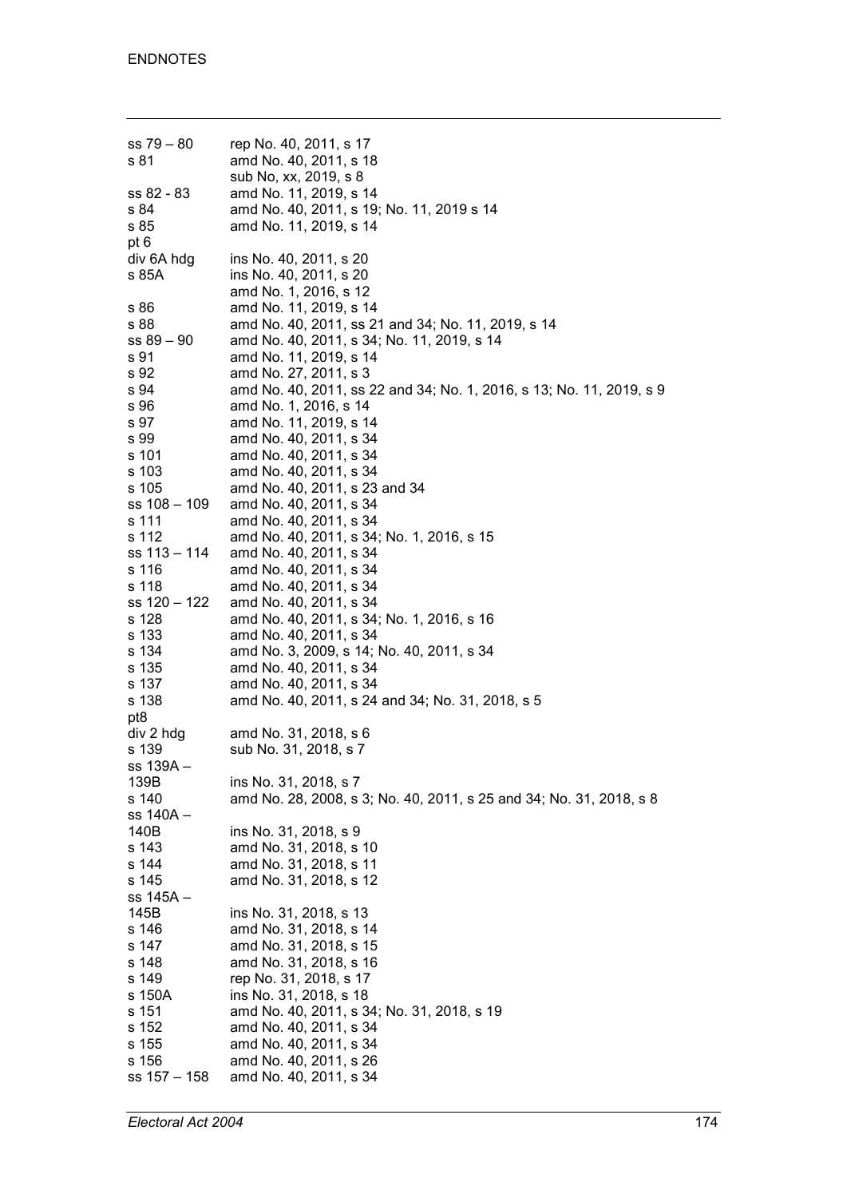| | |
|---|---|
| ss 79 – 80 | rep No. 40, 2011, s 17 |
| s 81 | amd No. 40, 2011, s 18 |
| | sub No, xx, 2019, s 8 |
| ss 82 - 83 | amd No. 11, 2019, s 14 |
| s 84 | amd No. 40, 2011, s 19; No. 11, 2019 s 14 |
| s 85 | amd No. 11, 2019, s 14 |
| pt 6 | |
| div 6A hdg | ins No. 40, 2011, s 20 |
| s 85A | ins No. 40, 2011, s 20 |
| | amd No. 1, 2016, s 12 |
| s 86 | amd No. 11, 2019, s 14 |
| s 88 | amd No. 40, 2011, ss 21 and 34; No. 11, 2019, s 14 |
| ss 89 – 90 | amd No. 40, 2011, s 34; No. 11, 2019, s 14 |
| s 91 | amd No. 11, 2019, s 14 |
| s 92 | amd No. 27, 2011, s 3 |
| s 94 | amd No. 40, 2011, ss 22 and 34; No. 1, 2016, s 13; No. 11, 2019, s 9 |
| s 96 | amd No. 1, 2016, s 14 |
| s 97 | amd No. 11, 2019, s 14 |
| s 99 | amd No. 40, 2011, s 34 |
| s 101 | amd No. 40, 2011, s 34 |
| s 103 | amd No. 40, 2011, s 34 |
| s 105 | amd No. 40, 2011, s 23 and 34 |
| ss 108 – 109 | amd No. 40, 2011, s 34 |
| s 111 | amd No. 40, 2011, s 34 |
| s 112 | amd No. 40, 2011, s 34; No. 1, 2016, s 15 |
| ss 113 – 114 | amd No. 40, 2011, s 34 |
| s 116 | amd No. 40, 2011, s 34 |
| s 118 | amd No. 40, 2011, s 34 |
| ss 120 – 122 | amd No. 40, 2011, s 34 |
| s 128 | amd No. 40, 2011, s 34; No. 1, 2016, s 16 |
| s 133 | amd No. 40, 2011, s 34 |
| s 134 | amd No. 3, 2009, s 14; No. 40, 2011, s 34 |
| s 135 | amd No. 40, 2011, s 34 |
| s 137 | amd No. 40, 2011, s 34 |
| s 138 | amd No. 40, 2011, s 24 and 34; No. 31, 2018, s 5 |
| pt8 | |
| div 2 hdg | amd No. 31, 2018, s 6 |
| s 139 | sub No. 31, 2018, s 7 |
| ss 139A – 139B | ins No. 31, 2018, s 7 |
| s 140 | amd No. 28, 2008, s 3; No. 40, 2011, s 25 and 34; No. 31, 2018, s 8 |
| ss 140A – 140B | ins No. 31, 2018, s 9 |
| s 143 | amd No. 31, 2018, s 10 |
| s 144 | amd No. 31, 2018, s 11 |
| s 145 | amd No. 31, 2018, s 12 |
| ss 145A – 145B | ins No. 31, 2018, s 13 |
| s 146 | amd No. 31, 2018, s 14 |
| s 147 | amd No. 31, 2018, s 15 |
| s 148 | amd No. 31, 2018, s 16 |
| s 149 | rep No. 31, 2018, s 17 |
| s 150A | ins No. 31, 2018, s 18 |
| s 151 | amd No. 40, 2011, s 34; No. 31, 2018, s 19 |
| s 152 | amd No. 40, 2011, s 34 |
| s 155 | amd No. 40, 2011, s 34 |
| s 156 | amd No. 40, 2011, s 26 |
| ss 157 – 158 | amd No. 40, 2011, s 34 |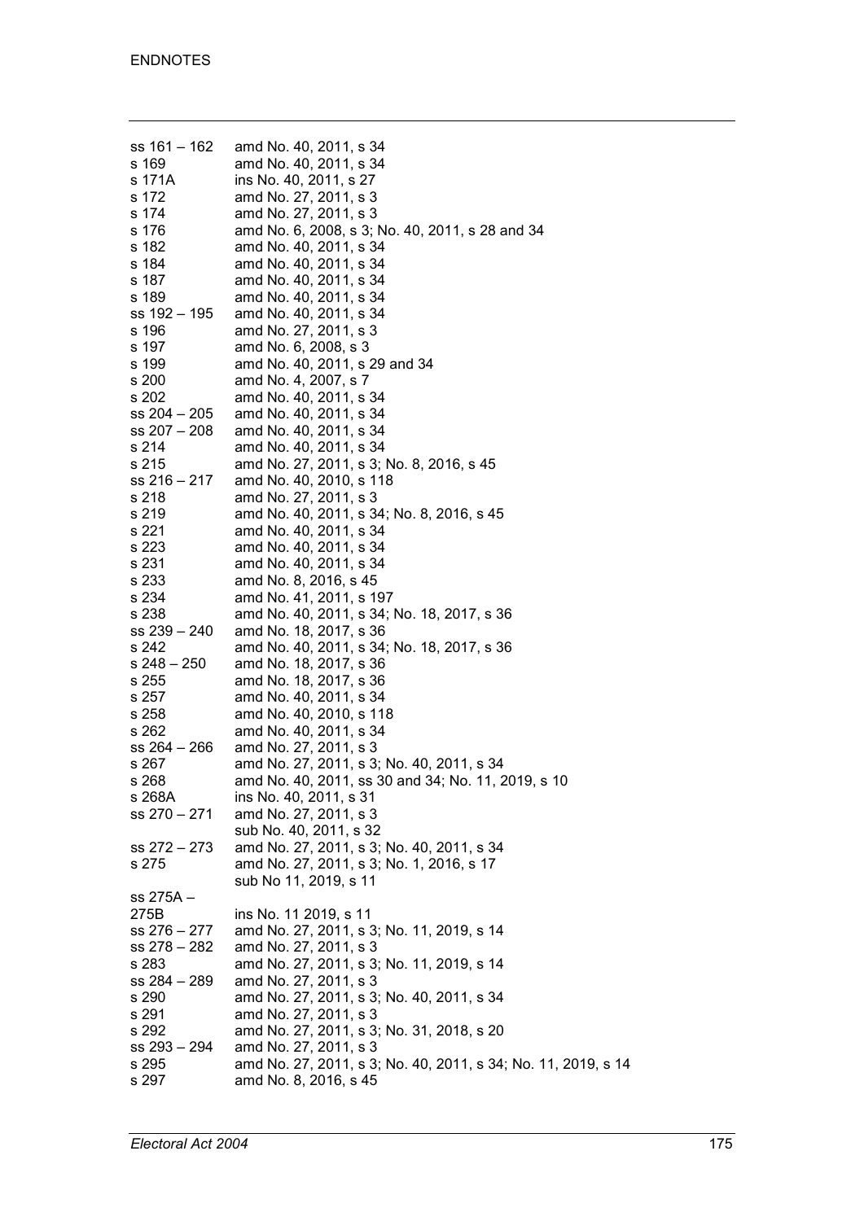| | |
|---|---|
| ss 161 – 162 | amd No. 40, 2011, s 34 |
| s 169 | amd No. 40, 2011, s 34 |
| s 171A | ins No. 40, 2011, s 27 |
| s 172 | amd No. 27, 2011, s 3 |
| s 174 | amd No. 27, 2011, s 3 |
| s 176 | amd No. 6, 2008, s 3; No. 40, 2011, s 28 and 34 |
| s 182 | amd No. 40, 2011, s 34 |
| s 184 | amd No. 40, 2011, s 34 |
| s 187 | amd No. 40, 2011, s 34 |
| s 189 | amd No. 40, 2011, s 34 |
| ss 192 – 195 | amd No. 40, 2011, s 34 |
| s 196 | amd No. 27, 2011, s 3 |
| s 197 | amd No. 6, 2008, s 3 |
| s 199 | amd No. 40, 2011, s 29 and 34 |
| s 200 | amd No. 4, 2007, s 7 |
| s 202 | amd No. 40, 2011, s 34 |
| ss 204 – 205 | amd No. 40, 2011, s 34 |
| ss 207 – 208 | amd No. 40, 2011, s 34 |
| s 214 | amd No. 40, 2011, s 34 |
| s 215 | amd No. 27, 2011, s 3; No. 8, 2016, s 45 |
| ss 216 – 217 | amd No. 40, 2010, s 118 |
| s 218 | amd No. 27, 2011, s 3 |
| s 219 | amd No. 40, 2011, s 34; No. 8, 2016, s 45 |
| s 221 | amd No. 40, 2011, s 34 |
| s 223 | amd No. 40, 2011, s 34 |
| s 231 | amd No. 40, 2011, s 34 |
| s 233 | amd No. 8, 2016, s 45 |
| s 234 | amd No. 41, 2011, s 197 |
| s 238 | amd No. 40, 2011, s 34; No. 18, 2017, s 36 |
| ss 239 – 240 | amd No. 18, 2017, s 36 |
| s 242 | amd No. 40, 2011, s 34; No. 18, 2017, s 36 |
| s 248 – 250 | amd No. 18, 2017, s 36 |
| s 255 | amd No. 18, 2017, s 36 |
| s 257 | amd No. 40, 2011, s 34 |
| s 258 | amd No. 40, 2010, s 118 |
| s 262 | amd No. 40, 2011, s 34 |
| ss 264 – 266 | amd No. 27, 2011, s 3 |
| s 267 | amd No. 27, 2011, s 3; No. 40, 2011, s 34 |
| s 268 | amd No. 40, 2011, ss 30 and 34; No. 11, 2019, s 10 |
| s 268A | ins No. 40, 2011, s 31 |
| ss 270 – 271 | amd No. 27, 2011, s 3<br>sub No. 40, 2011, s 32 |
| ss 272 – 273 | amd No. 27, 2011, s 3; No. 40, 2011, s 34 |
| s 275 | amd No. 27, 2011, s 3; No. 1, 2016, s 17<br>sub No 11, 2019, s 11 |
| ss 275A – 275B | ins No. 11 2019, s 11 |
| ss 276 – 277 | amd No. 27, 2011, s 3; No. 11, 2019, s 14 |
| ss 278 – 282 | amd No. 27, 2011, s 3 |
| s 283 | amd No. 27, 2011, s 3; No. 11, 2019, s 14 |
| ss 284 – 289 | amd No. 27, 2011, s 3 |
| s 290 | amd No. 27, 2011, s 3; No. 40, 2011, s 34 |
| s 291 | amd No. 27, 2011, s 3 |
| s 292 | amd No. 27, 2011, s 3; No. 31, 2018, s 20 |
| ss 293 – 294 | amd No. 27, 2011, s 3 |
| s 295 | amd No. 27, 2011, s 3; No. 40, 2011, s 34; No. 11, 2019, s 14 |
| s 297 | amd No. 8, 2016, s 45 |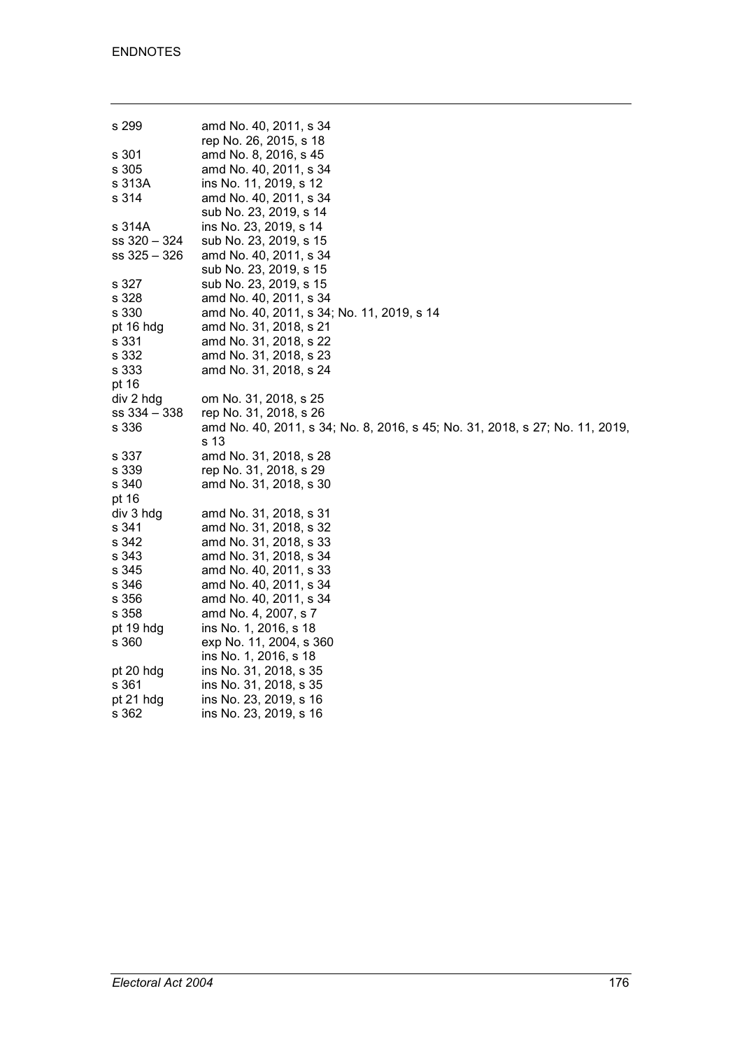| | |
|---|---|
| s 299 | amd No. 40, 2011, s 34 |
| | rep No. 26, 2015, s 18 |
| s 301 | amd No. 8, 2016, s 45 |
| s 305 | amd No. 40, 2011, s 34 |
| s 313A | ins No. 11, 2019, s 12 |
| s 314 | amd No. 40, 2011, s 34 |
| | sub No. 23, 2019, s 14 |
| s 314A | ins No. 23, 2019, s 14 |
| ss 320 – 324 | sub No. 23, 2019, s 15 |
| ss 325 – 326 | amd No. 40, 2011, s 34 |
| | sub No. 23, 2019, s 15 |
| s 327 | sub No. 23, 2019, s 15 |
| s 328 | amd No. 40, 2011, s 34 |
| s 330 | amd No. 40, 2011, s 34; No. 11, 2019, s 14 |
| pt 16 hdg | amd No. 31, 2018, s 21 |
| s 331 | amd No. 31, 2018, s 22 |
| s 332 | amd No. 31, 2018, s 23 |
| s 333 | amd No. 31, 2018, s 24 |
| pt 16 div 2 hdg | om No. 31, 2018, s 25 |
| ss 334 – 338 | rep No. 31, 2018, s 26 |
| s 336 | amd No. 40, 2011, s 34; No. 8, 2016, s 45; No. 31, 2018, s 27; No. 11, 2019, s 13 |
| s 337 | amd No. 31, 2018, s 28 |
| s 339 | rep No. 31, 2018, s 29 |
| s 340 | amd No. 31, 2018, s 30 |
| pt 16 div 3 hdg | amd No. 31, 2018, s 31 |
| s 341 | amd No. 31, 2018, s 32 |
| s 342 | amd No. 31, 2018, s 33 |
| s 343 | amd No. 31, 2018, s 34 |
| s 345 | amd No. 40, 2011, s 33 |
| s 346 | amd No. 40, 2011, s 34 |
| s 356 | amd No. 40, 2011, s 34 |
| s 358 | amd No. 4, 2007, s 7 |
| pt 19 hdg | ins No. 1, 2016, s 18 |
| s 360 | exp No. 11, 2004, s 360 |
| | ins No. 1, 2016, s 18 |
| pt 20 hdg | ins No. 31, 2018, s 35 |
| s 361 | ins No. 31, 2018, s 35 |
| pt 21 hdg | ins No. 23, 2019, s 16 |
| s 362 | ins No. 23, 2019, s 16 |